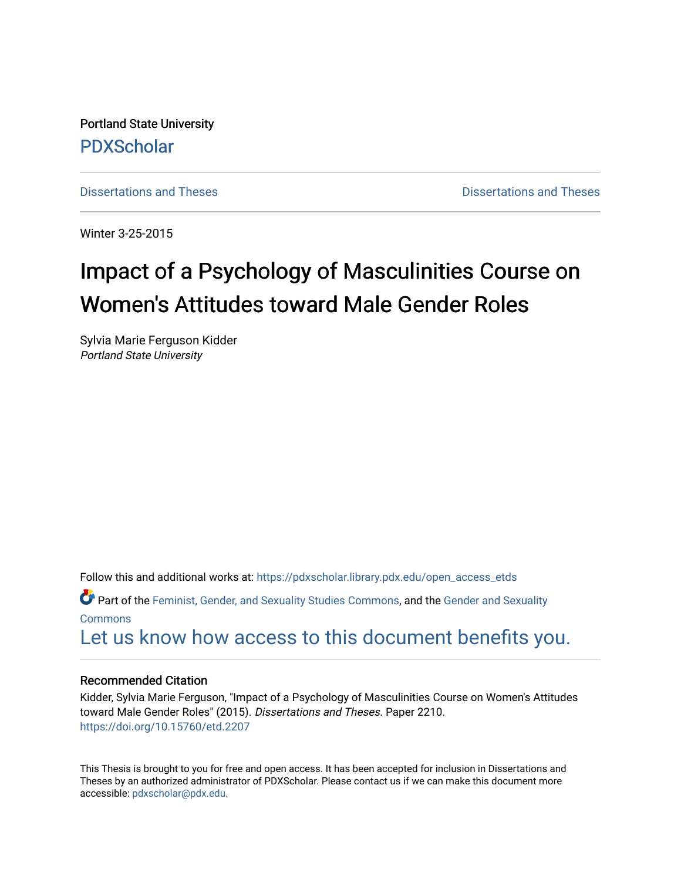Portland State University

PDXScholar

Dissertations and Theses | Dissertations and Theses

Winter 3-25-2015

# Impact of a Psychology of Masculinities Course on Women's Attitudes toward Male Gender Roles

Sylvia Marie Ferguson Kidder
*Portland State University*

Follow this and additional works at: https://pdxscholar.library.pdx.edu/open_access_etds

Part of the Feminist, Gender, and Sexuality Studies Commons, and the Gender and Sexuality Commons

Let us know how access to this document benefits you.

### Recommended Citation

Kidder, Sylvia Marie Ferguson, "Impact of a Psychology of Masculinities Course on Women's Attitudes toward Male Gender Roles" (2015). *Dissertations and Theses.* Paper 2210.
https://doi.org/10.15760/etd.2207

This Thesis is brought to you for free and open access. It has been accepted for inclusion in Dissertations and Theses by an authorized administrator of PDXScholar. Please contact us if we can make this document more accessible: pdxscholar@pdx.edu.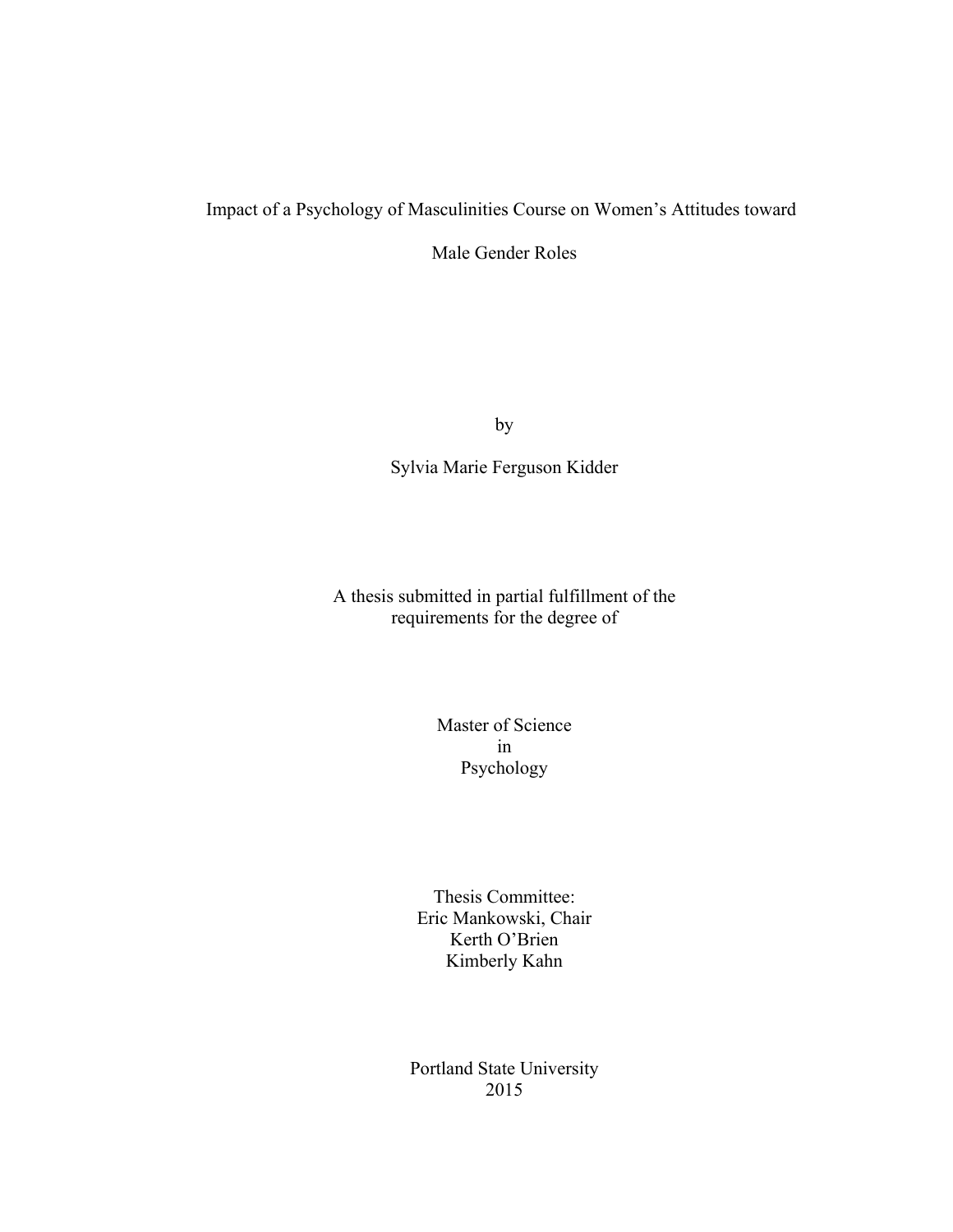# Impact of a Psychology of Masculinities Course on Women's Attitudes toward Male Gender Roles

by

Sylvia Marie Ferguson Kidder

A thesis submitted in partial fulfillment of the requirements for the degree of

Master of Science
in
Psychology

Thesis Committee:
Eric Mankowski, Chair
Kerth O'Brien
Kimberly Kahn

Portland State University
2015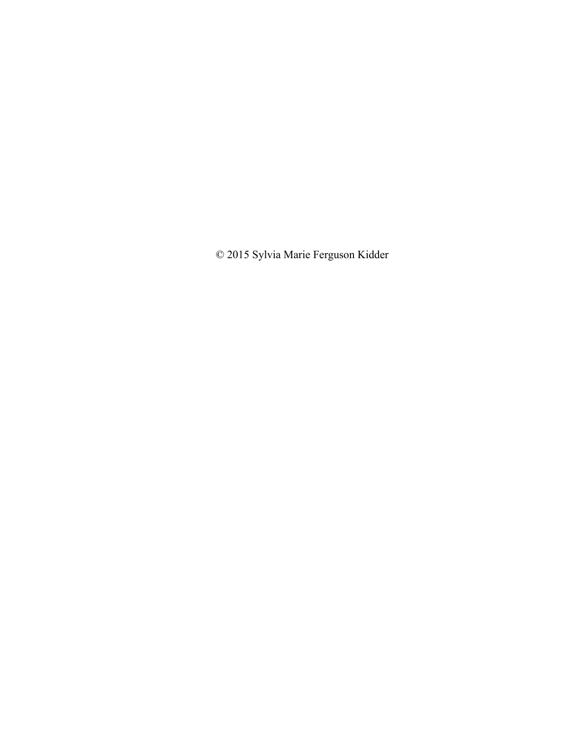© 2015 Sylvia Marie Ferguson Kidder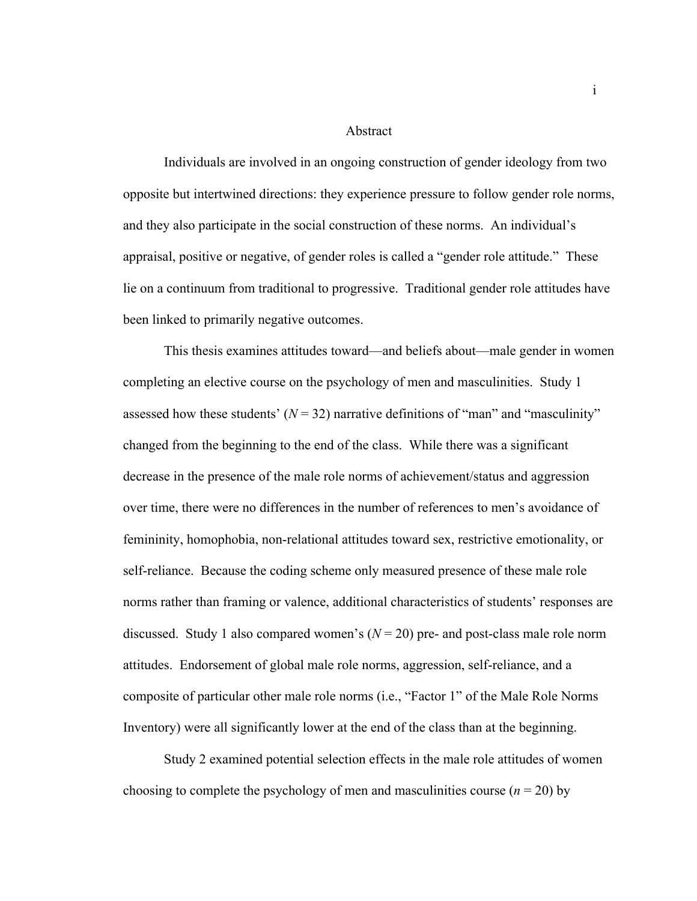# Abstract

Individuals are involved in an ongoing construction of gender ideology from two opposite but intertwined directions: they experience pressure to follow gender role norms, and they also participate in the social construction of these norms. An individual's appraisal, positive or negative, of gender roles is called a "gender role attitude." These lie on a continuum from traditional to progressive. Traditional gender role attitudes have been linked to primarily negative outcomes.

This thesis examines attitudes toward—and beliefs about—male gender in women completing an elective course on the psychology of men and masculinities. Study 1 assessed how these students' ($N = 32$) narrative definitions of "man" and "masculinity" changed from the beginning to the end of the class. While there was a significant decrease in the presence of the male role norms of achievement/status and aggression over time, there were no differences in the number of references to men's avoidance of femininity, homophobia, non-relational attitudes toward sex, restrictive emotionality, or self-reliance. Because the coding scheme only measured presence of these male role norms rather than framing or valence, additional characteristics of students' responses are discussed. Study 1 also compared women's ($N = 20$) pre- and post-class male role norm attitudes. Endorsement of global male role norms, aggression, self-reliance, and a composite of particular other male role norms (i.e., "Factor 1" of the Male Role Norms Inventory) were all significantly lower at the end of the class than at the beginning.

Study 2 examined potential selection effects in the male role attitudes of women choosing to complete the psychology of men and masculinities course ($n = 20$) by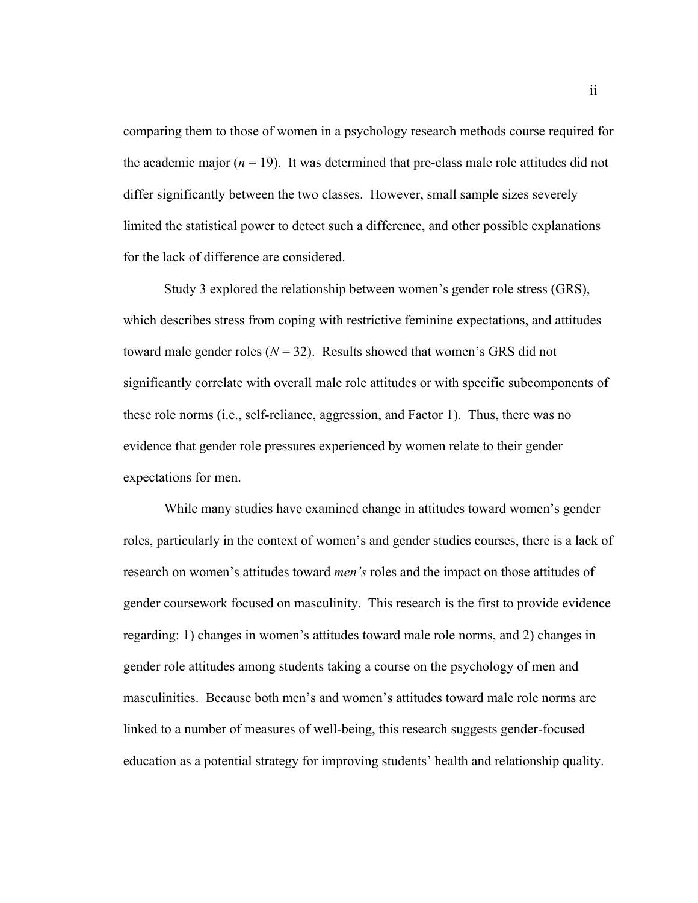comparing them to those of women in a psychology research methods course required for the academic major ($n$ = 19). It was determined that pre-class male role attitudes did not differ significantly between the two classes. However, small sample sizes severely limited the statistical power to detect such a difference, and other possible explanations for the lack of difference are considered.

Study 3 explored the relationship between women's gender role stress (GRS), which describes stress from coping with restrictive feminine expectations, and attitudes toward male gender roles ($N$ = 32). Results showed that women's GRS did not significantly correlate with overall male role attitudes or with specific subcomponents of these role norms (i.e., self-reliance, aggression, and Factor 1). Thus, there was no evidence that gender role pressures experienced by women relate to their gender expectations for men.

While many studies have examined change in attitudes toward women's gender roles, particularly in the context of women's and gender studies courses, there is a lack of research on women's attitudes toward *men's* roles and the impact on those attitudes of gender coursework focused on masculinity. This research is the first to provide evidence regarding: 1) changes in women's attitudes toward male role norms, and 2) changes in gender role attitudes among students taking a course on the psychology of men and masculinities. Because both men's and women's attitudes toward male role norms are linked to a number of measures of well-being, this research suggests gender-focused education as a potential strategy for improving students' health and relationship quality.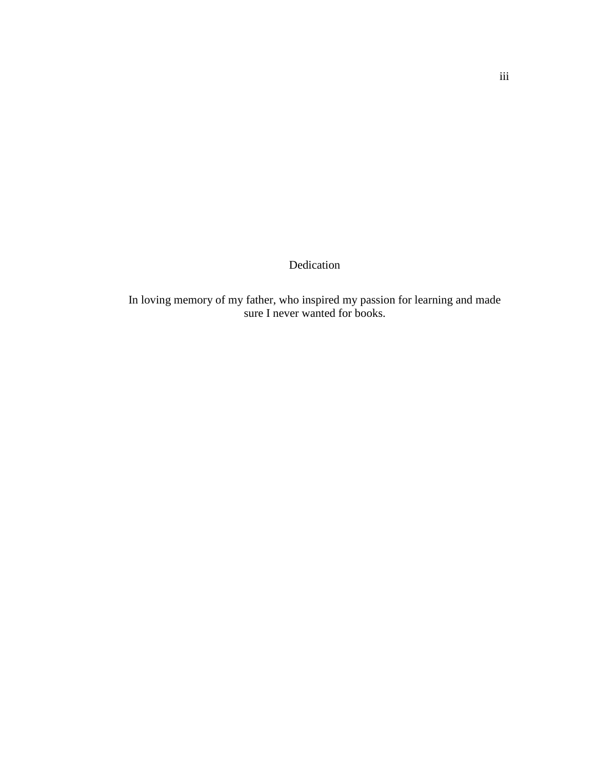# Dedication

In loving memory of my father, who inspired my passion for learning and made sure I never wanted for books.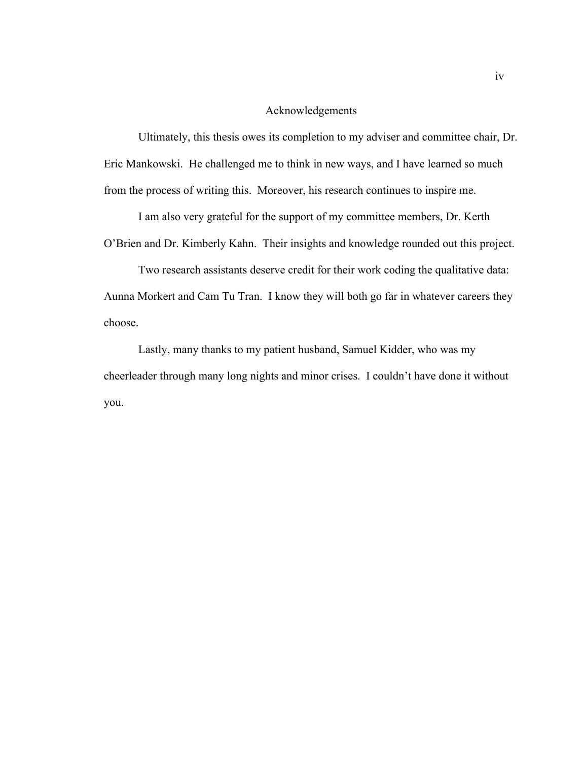# Acknowledgements

Ultimately, this thesis owes its completion to my adviser and committee chair, Dr. Eric Mankowski. He challenged me to think in new ways, and I have learned so much from the process of writing this. Moreover, his research continues to inspire me.

I am also very grateful for the support of my committee members, Dr. Kerth O'Brien and Dr. Kimberly Kahn. Their insights and knowledge rounded out this project.

Two research assistants deserve credit for their work coding the qualitative data: Aunna Morkert and Cam Tu Tran. I know they will both go far in whatever careers they choose.

Lastly, many thanks to my patient husband, Samuel Kidder, who was my cheerleader through many long nights and minor crises. I couldn't have done it without you.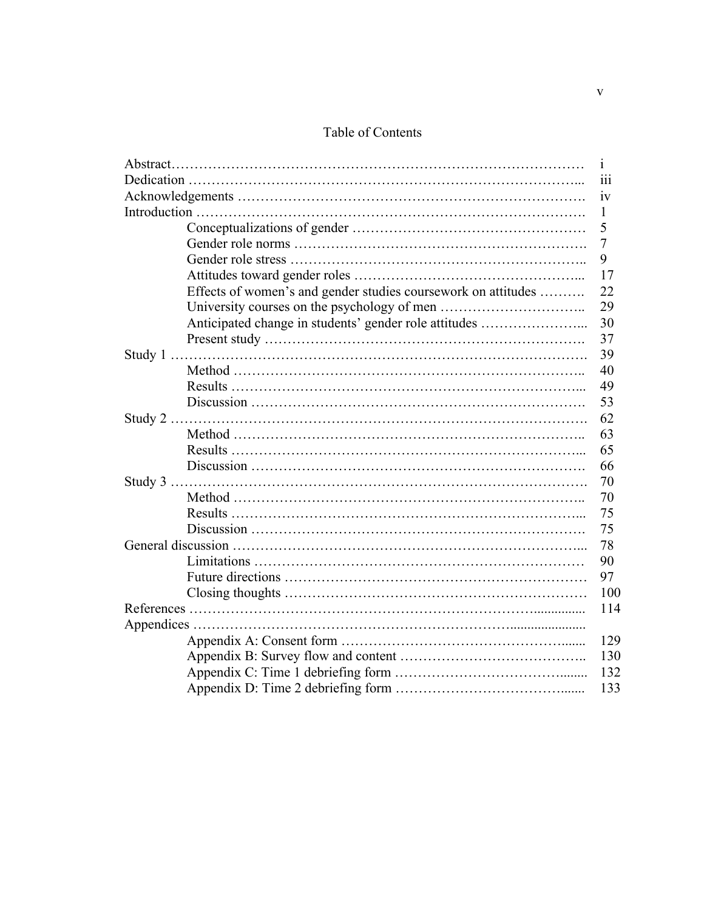# Table of Contents

| | |
|---|---|
| Abstract | i |
| Dedication | iii |
| Acknowledgements | iv |
| Introduction | 1 |
| Conceptualizations of gender | 5 |
| Gender role norms | 7 |
| Gender role stress | 9 |
| Attitudes toward gender roles | 17 |
| Effects of women's and gender studies coursework on attitudes | 22 |
| University courses on the psychology of men | 29 |
| Anticipated change in students' gender role attitudes | 30 |
| Present study | 37 |
| Study 1 | 39 |
| Method | 40 |
| Results | 49 |
| Discussion | 53 |
| Study 2 | 62 |
| Method | 63 |
| Results | 65 |
| Discussion | 66 |
| Study 3 | 70 |
| Method | 70 |
| Results | 75 |
| Discussion | 75 |
| General discussion | 78 |
| Limitations | 90 |
| Future directions | 97 |
| Closing thoughts | 100 |
| References | 114 |
| Appendices | |
| Appendix A: Consent form | 129 |
| Appendix B: Survey flow and content | 130 |
| Appendix C: Time 1 debriefing form | 132 |
| Appendix D: Time 2 debriefing form | 133 |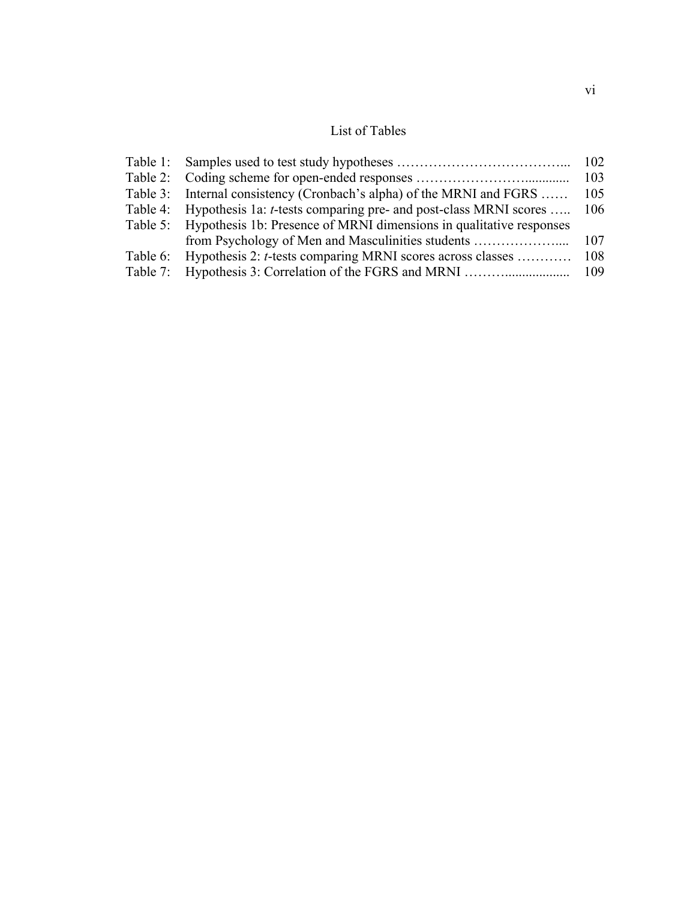# List of Tables

| | | |
|---|---|---|
| Table 1: | Samples used to test study hypotheses | 102 |
| Table 2: | Coding scheme for open-ended responses | 103 |
| Table 3: | Internal consistency (Cronbach's alpha) of the MRNI and FGRS | 105 |
| Table 4: | Hypothesis 1a: *t*-tests comparing pre- and post-class MRNI scores | 106 |
| Table 5: | Hypothesis 1b: Presence of MRNI dimensions in qualitative responses from Psychology of Men and Masculinities students | 107 |
| Table 6: | Hypothesis 2: *t*-tests comparing MRNI scores across classes | 108 |
| Table 7: | Hypothesis 3: Correlation of the FGRS and MRNI | 109 |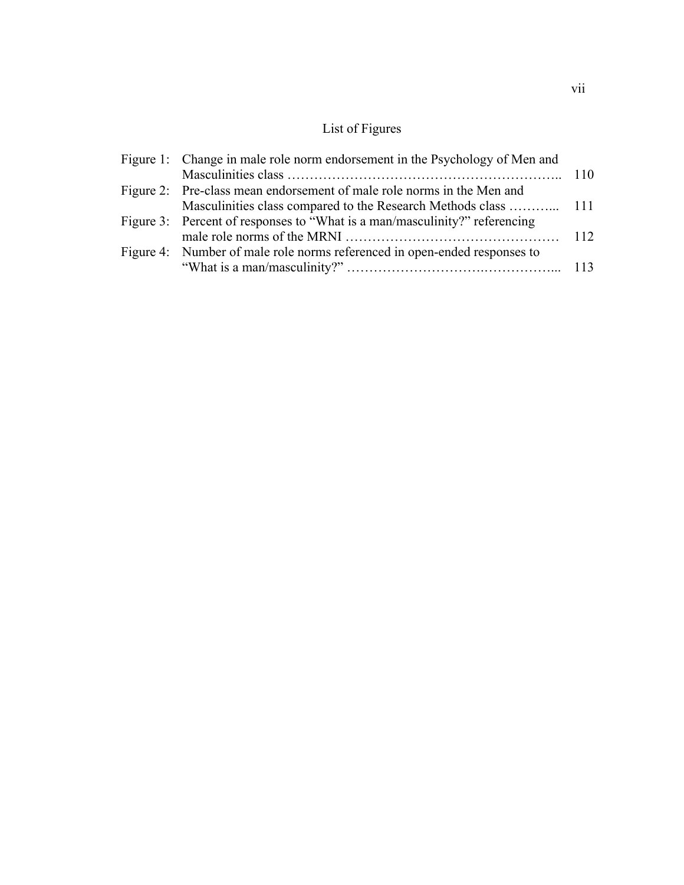# List of Figures

| | | |
|---|---|---|
| Figure 1: | Change in male role norm endorsement in the Psychology of Men and Masculinities class | 110 |
| Figure 2: | Pre-class mean endorsement of male role norms in the Men and Masculinities class compared to the Research Methods class | 111 |
| Figure 3: | Percent of responses to "What is a man/masculinity?" referencing male role norms of the MRNI | 112 |
| Figure 4: | Number of male role norms referenced in open-ended responses to "What is a man/masculinity?" | 113 |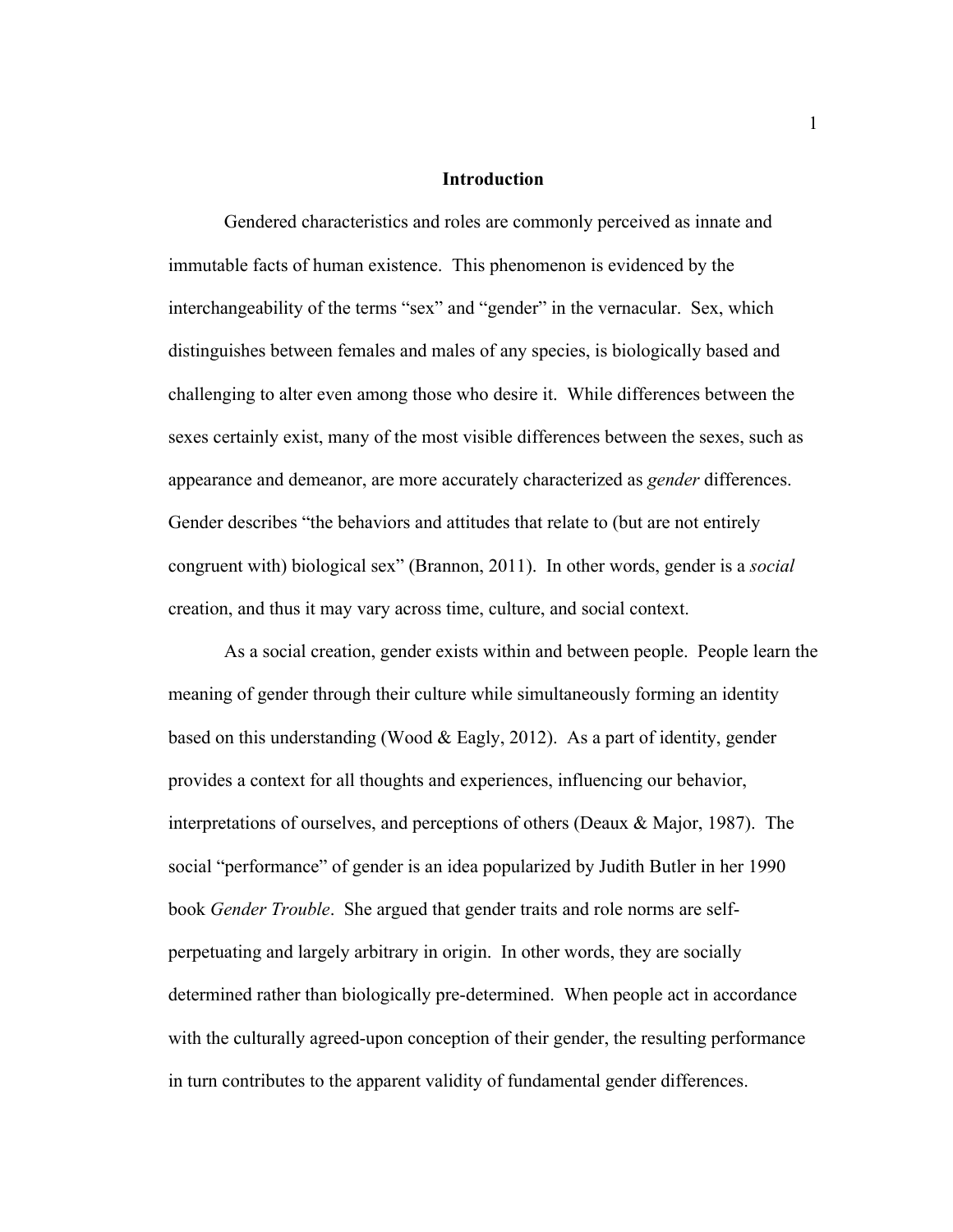## Introduction

Gendered characteristics and roles are commonly perceived as innate and immutable facts of human existence. This phenomenon is evidenced by the interchangeability of the terms "sex" and "gender" in the vernacular. Sex, which distinguishes between females and males of any species, is biologically based and challenging to alter even among those who desire it. While differences between the sexes certainly exist, many of the most visible differences between the sexes, such as appearance and demeanor, are more accurately characterized as *gender* differences. Gender describes "the behaviors and attitudes that relate to (but are not entirely congruent with) biological sex" (Brannon, 2011). In other words, gender is a *social* creation, and thus it may vary across time, culture, and social context.

As a social creation, gender exists within and between people. People learn the meaning of gender through their culture while simultaneously forming an identity based on this understanding (Wood & Eagly, 2012). As a part of identity, gender provides a context for all thoughts and experiences, influencing our behavior, interpretations of ourselves, and perceptions of others (Deaux & Major, 1987). The social "performance" of gender is an idea popularized by Judith Butler in her 1990 book *Gender Trouble*. She argued that gender traits and role norms are self-perpetuating and largely arbitrary in origin. In other words, they are socially determined rather than biologically pre-determined. When people act in accordance with the culturally agreed-upon conception of their gender, the resulting performance in turn contributes to the apparent validity of fundamental gender differences.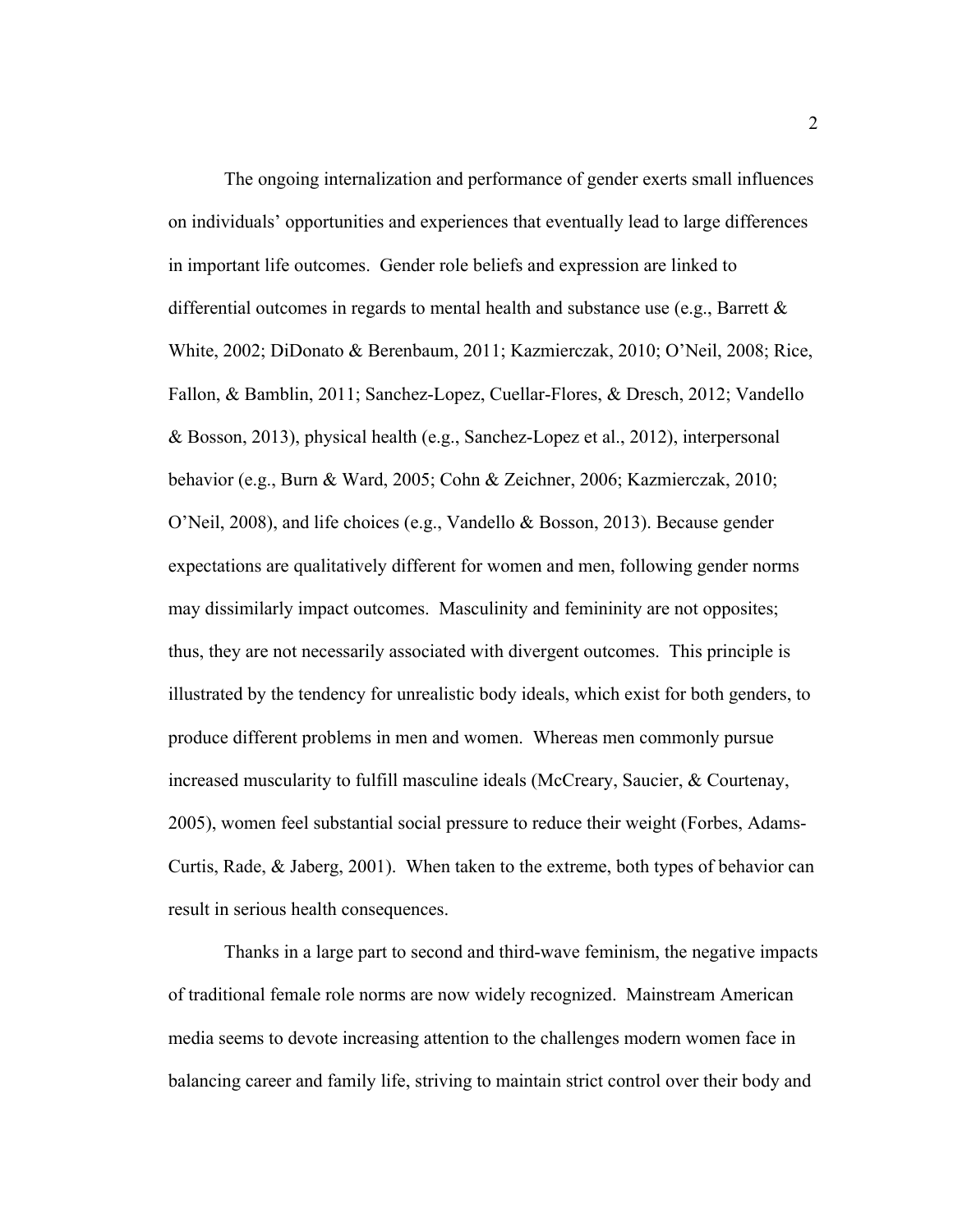The ongoing internalization and performance of gender exerts small influences on individuals' opportunities and experiences that eventually lead to large differences in important life outcomes. Gender role beliefs and expression are linked to differential outcomes in regards to mental health and substance use (e.g., Barrett & White, 2002; DiDonato & Berenbaum, 2011; Kazmierczak, 2010; O'Neil, 2008; Rice, Fallon, & Bamblin, 2011; Sanchez-Lopez, Cuellar-Flores, & Dresch, 2012; Vandello & Bosson, 2013), physical health (e.g., Sanchez-Lopez et al., 2012), interpersonal behavior (e.g., Burn & Ward, 2005; Cohn & Zeichner, 2006; Kazmierczak, 2010; O'Neil, 2008), and life choices (e.g., Vandello & Bosson, 2013). Because gender expectations are qualitatively different for women and men, following gender norms may dissimilarly impact outcomes. Masculinity and femininity are not opposites; thus, they are not necessarily associated with divergent outcomes. This principle is illustrated by the tendency for unrealistic body ideals, which exist for both genders, to produce different problems in men and women. Whereas men commonly pursue increased muscularity to fulfill masculine ideals (McCreary, Saucier, & Courtenay, 2005), women feel substantial social pressure to reduce their weight (Forbes, Adams-Curtis, Rade, & Jaberg, 2001). When taken to the extreme, both types of behavior can result in serious health consequences.

Thanks in a large part to second and third-wave feminism, the negative impacts of traditional female role norms are now widely recognized. Mainstream American media seems to devote increasing attention to the challenges modern women face in balancing career and family life, striving to maintain strict control over their body and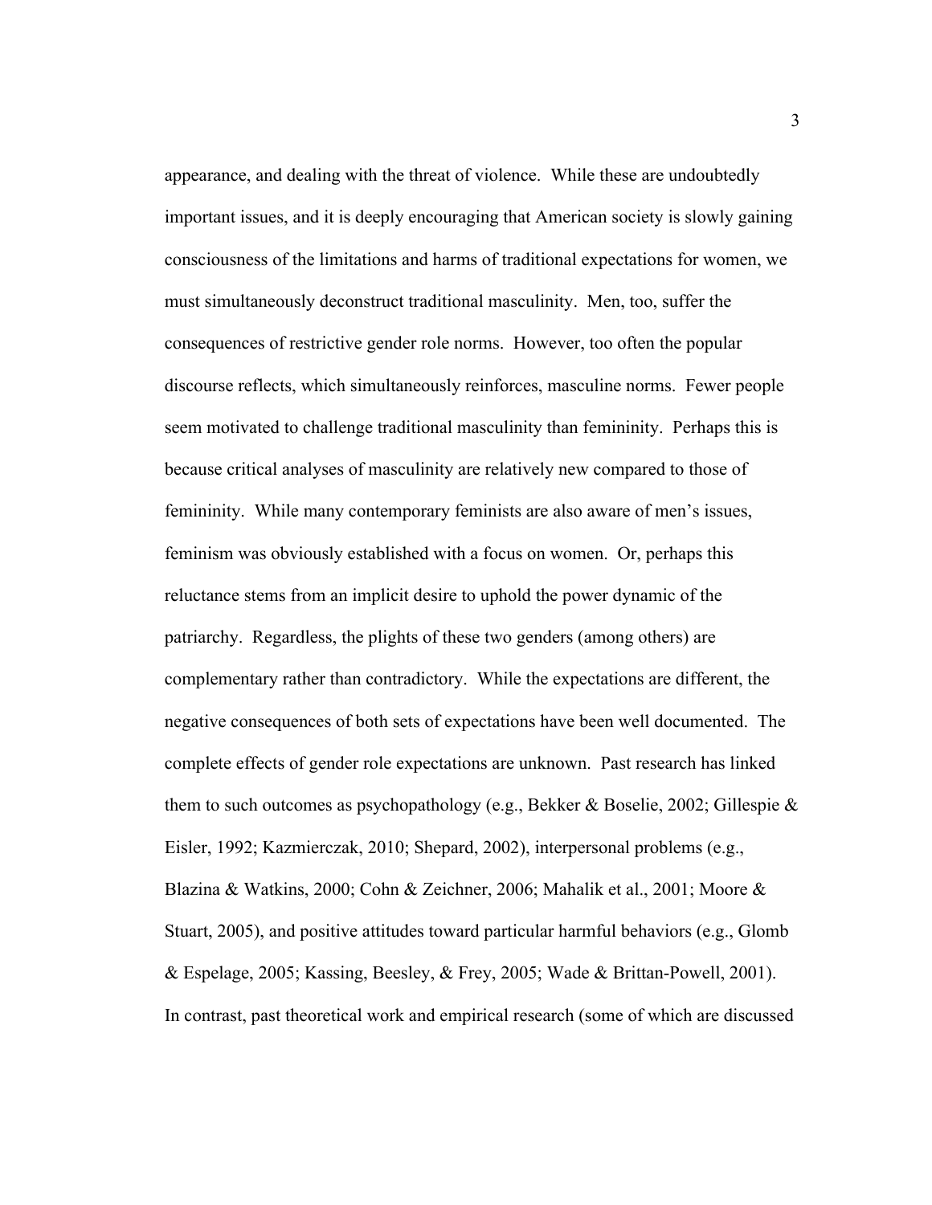appearance, and dealing with the threat of violence. While these are undoubtedly important issues, and it is deeply encouraging that American society is slowly gaining consciousness of the limitations and harms of traditional expectations for women, we must simultaneously deconstruct traditional masculinity. Men, too, suffer the consequences of restrictive gender role norms. However, too often the popular discourse reflects, which simultaneously reinforces, masculine norms. Fewer people seem motivated to challenge traditional masculinity than femininity. Perhaps this is because critical analyses of masculinity are relatively new compared to those of femininity. While many contemporary feminists are also aware of men's issues, feminism was obviously established with a focus on women. Or, perhaps this reluctance stems from an implicit desire to uphold the power dynamic of the patriarchy. Regardless, the plights of these two genders (among others) are complementary rather than contradictory. While the expectations are different, the negative consequences of both sets of expectations have been well documented. The complete effects of gender role expectations are unknown. Past research has linked them to such outcomes as psychopathology (e.g., Bekker & Boselie, 2002; Gillespie & Eisler, 1992; Kazmierczak, 2010; Shepard, 2002), interpersonal problems (e.g., Blazina & Watkins, 2000; Cohn & Zeichner, 2006; Mahalik et al., 2001; Moore & Stuart, 2005), and positive attitudes toward particular harmful behaviors (e.g., Glomb & Espelage, 2005; Kassing, Beesley, & Frey, 2005; Wade & Brittan-Powell, 2001). In contrast, past theoretical work and empirical research (some of which are discussed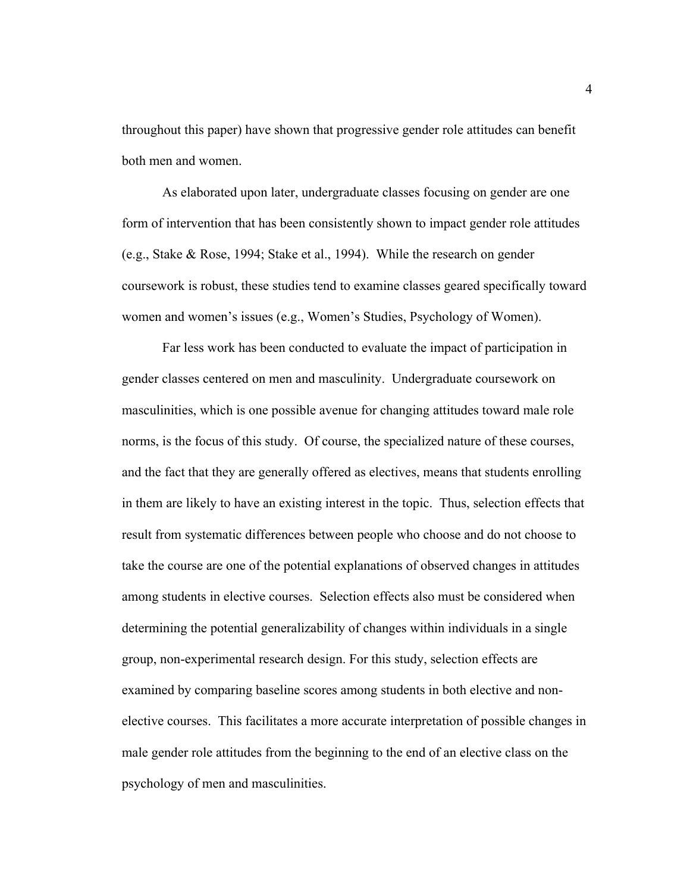throughout this paper) have shown that progressive gender role attitudes can benefit both men and women.

As elaborated upon later, undergraduate classes focusing on gender are one form of intervention that has been consistently shown to impact gender role attitudes (e.g., Stake & Rose, 1994; Stake et al., 1994). While the research on gender coursework is robust, these studies tend to examine classes geared specifically toward women and women's issues (e.g., Women's Studies, Psychology of Women).

Far less work has been conducted to evaluate the impact of participation in gender classes centered on men and masculinity. Undergraduate coursework on masculinities, which is one possible avenue for changing attitudes toward male role norms, is the focus of this study. Of course, the specialized nature of these courses, and the fact that they are generally offered as electives, means that students enrolling in them are likely to have an existing interest in the topic. Thus, selection effects that result from systematic differences between people who choose and do not choose to take the course are one of the potential explanations of observed changes in attitudes among students in elective courses. Selection effects also must be considered when determining the potential generalizability of changes within individuals in a single group, non-experimental research design. For this study, selection effects are examined by comparing baseline scores among students in both elective and non-elective courses. This facilitates a more accurate interpretation of possible changes in male gender role attitudes from the beginning to the end of an elective class on the psychology of men and masculinities.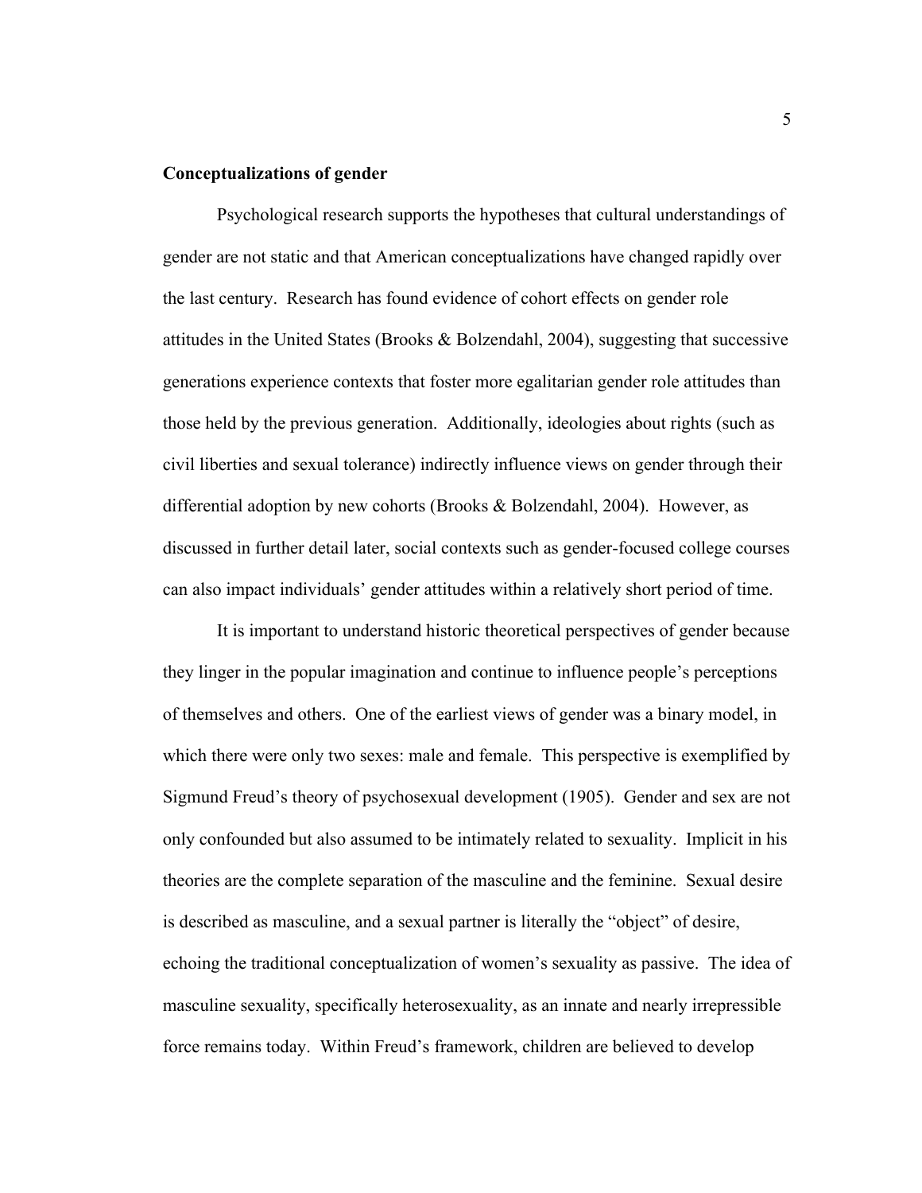**Conceptualizations of gender**

Psychological research supports the hypotheses that cultural understandings of gender are not static and that American conceptualizations have changed rapidly over the last century. Research has found evidence of cohort effects on gender role attitudes in the United States (Brooks & Bolzendahl, 2004), suggesting that successive generations experience contexts that foster more egalitarian gender role attitudes than those held by the previous generation. Additionally, ideologies about rights (such as civil liberties and sexual tolerance) indirectly influence views on gender through their differential adoption by new cohorts (Brooks & Bolzendahl, 2004). However, as discussed in further detail later, social contexts such as gender-focused college courses can also impact individuals' gender attitudes within a relatively short period of time.

It is important to understand historic theoretical perspectives of gender because they linger in the popular imagination and continue to influence people's perceptions of themselves and others. One of the earliest views of gender was a binary model, in which there were only two sexes: male and female. This perspective is exemplified by Sigmund Freud's theory of psychosexual development (1905). Gender and sex are not only confounded but also assumed to be intimately related to sexuality. Implicit in his theories are the complete separation of the masculine and the feminine. Sexual desire is described as masculine, and a sexual partner is literally the "object" of desire, echoing the traditional conceptualization of women's sexuality as passive. The idea of masculine sexuality, specifically heterosexuality, as an innate and nearly irrepressible force remains today. Within Freud's framework, children are believed to develop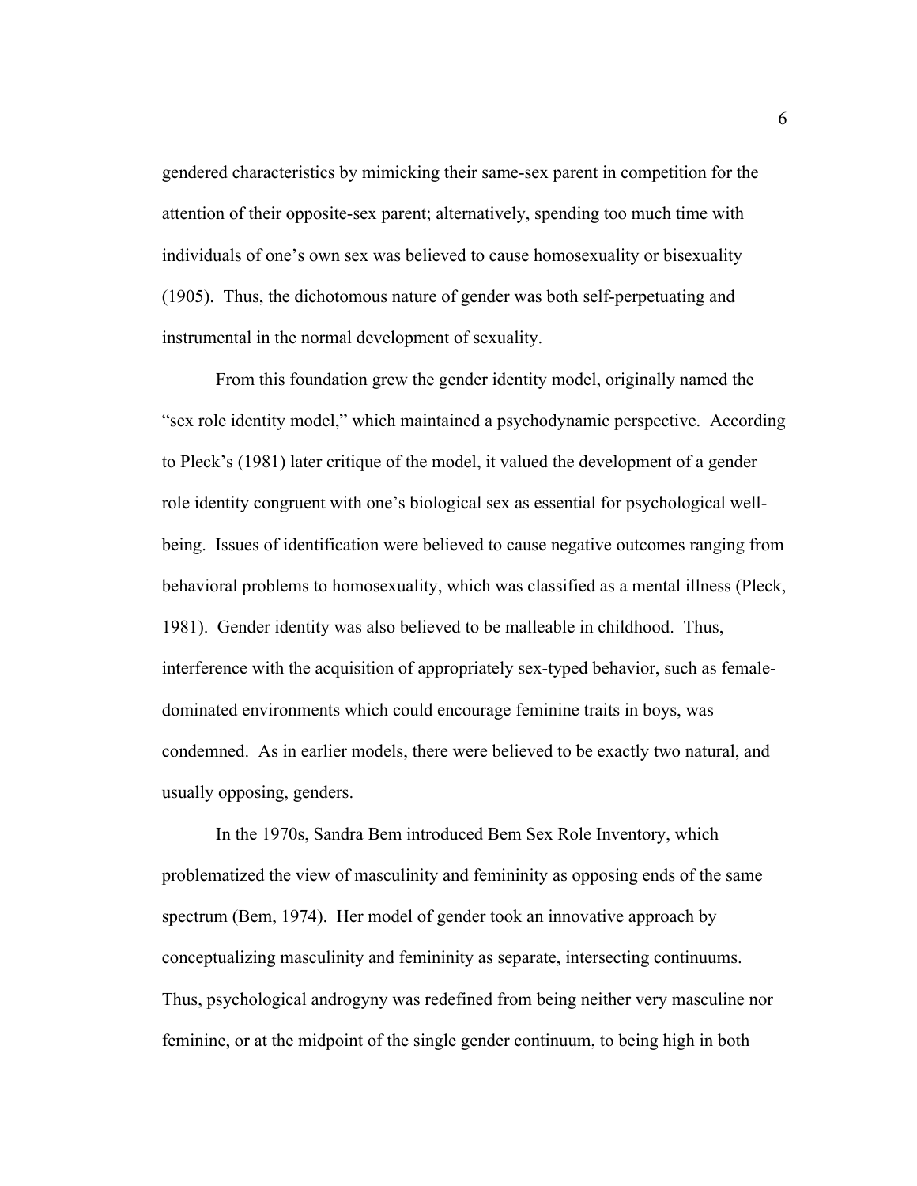gendered characteristics by mimicking their same-sex parent in competition for the attention of their opposite-sex parent; alternatively, spending too much time with individuals of one's own sex was believed to cause homosexuality or bisexuality (1905). Thus, the dichotomous nature of gender was both self-perpetuating and instrumental in the normal development of sexuality.

From this foundation grew the gender identity model, originally named the "sex role identity model," which maintained a psychodynamic perspective. According to Pleck's (1981) later critique of the model, it valued the development of a gender role identity congruent with one's biological sex as essential for psychological well-being. Issues of identification were believed to cause negative outcomes ranging from behavioral problems to homosexuality, which was classified as a mental illness (Pleck, 1981). Gender identity was also believed to be malleable in childhood. Thus, interference with the acquisition of appropriately sex-typed behavior, such as female-dominated environments which could encourage feminine traits in boys, was condemned. As in earlier models, there were believed to be exactly two natural, and usually opposing, genders.

In the 1970s, Sandra Bem introduced Bem Sex Role Inventory, which problematized the view of masculinity and femininity as opposing ends of the same spectrum (Bem, 1974). Her model of gender took an innovative approach by conceptualizing masculinity and femininity as separate, intersecting continuums. Thus, psychological androgyny was redefined from being neither very masculine nor feminine, or at the midpoint of the single gender continuum, to being high in both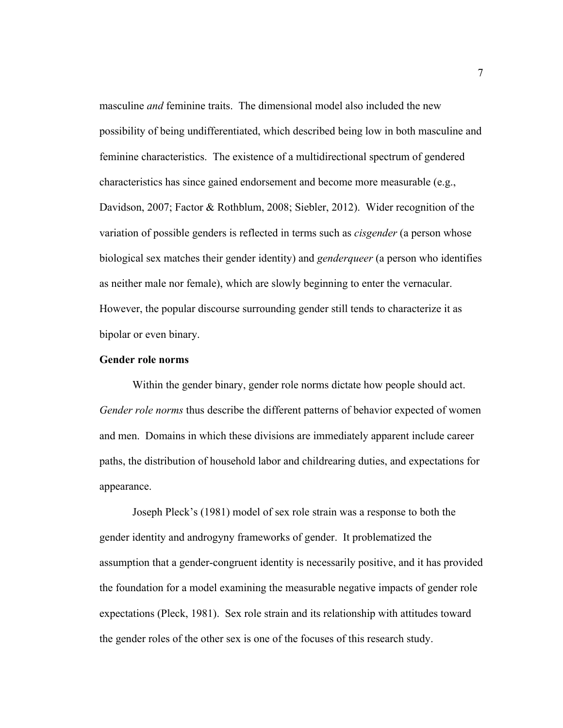masculine *and* feminine traits. The dimensional model also included the new possibility of being undifferentiated, which described being low in both masculine and feminine characteristics. The existence of a multidirectional spectrum of gendered characteristics has since gained endorsement and become more measurable (e.g., Davidson, 2007; Factor & Rothblum, 2008; Siebler, 2012). Wider recognition of the variation of possible genders is reflected in terms such as *cisgender* (a person whose biological sex matches their gender identity) and *genderqueer* (a person who identifies as neither male nor female), which are slowly beginning to enter the vernacular. However, the popular discourse surrounding gender still tends to characterize it as bipolar or even binary.

**Gender role norms**

Within the gender binary, gender role norms dictate how people should act. *Gender role norms* thus describe the different patterns of behavior expected of women and men. Domains in which these divisions are immediately apparent include career paths, the distribution of household labor and childrearing duties, and expectations for appearance.

Joseph Pleck's (1981) model of sex role strain was a response to both the gender identity and androgyny frameworks of gender. It problematized the assumption that a gender-congruent identity is necessarily positive, and it has provided the foundation for a model examining the measurable negative impacts of gender role expectations (Pleck, 1981). Sex role strain and its relationship with attitudes toward the gender roles of the other sex is one of the focuses of this research study.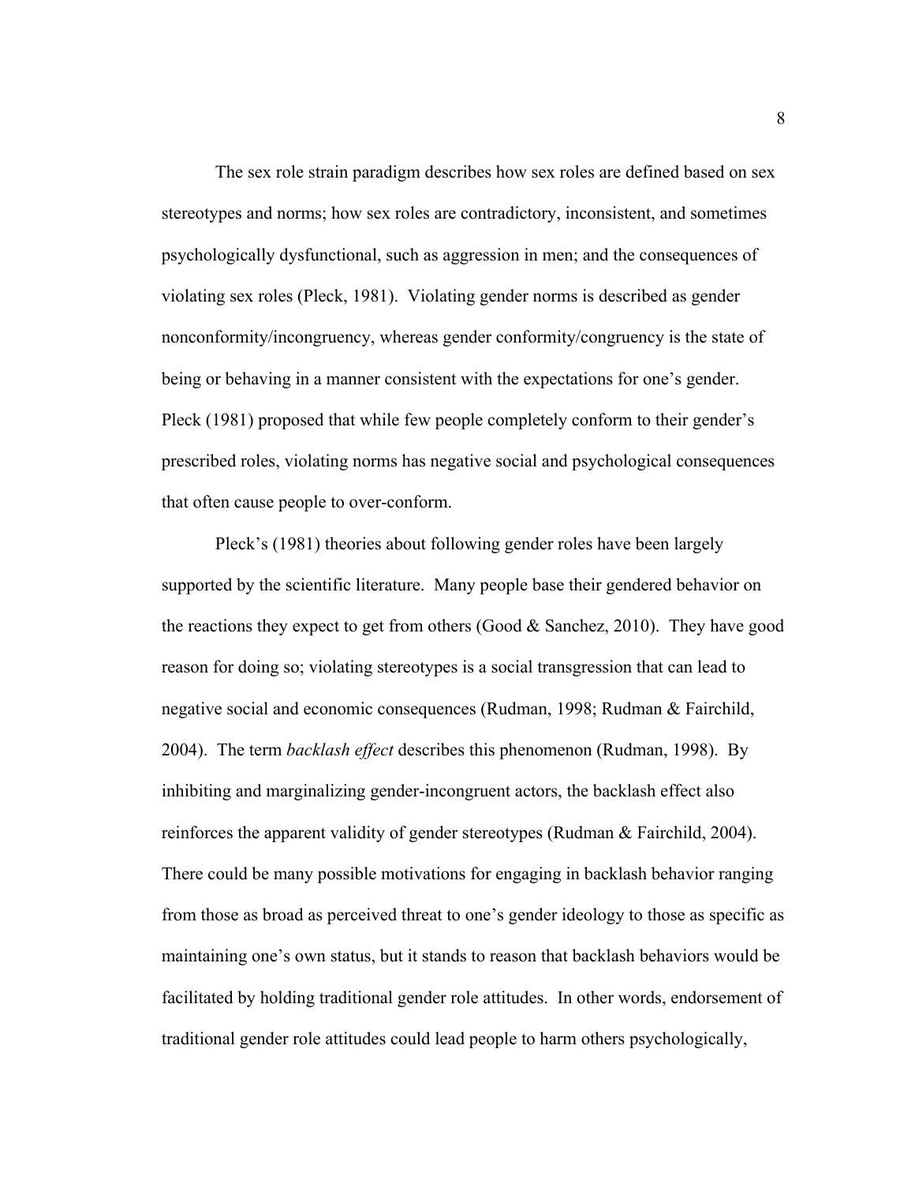The sex role strain paradigm describes how sex roles are defined based on sex stereotypes and norms; how sex roles are contradictory, inconsistent, and sometimes psychologically dysfunctional, such as aggression in men; and the consequences of violating sex roles (Pleck, 1981). Violating gender norms is described as gender nonconformity/incongruency, whereas gender conformity/congruency is the state of being or behaving in a manner consistent with the expectations for one's gender. Pleck (1981) proposed that while few people completely conform to their gender's prescribed roles, violating norms has negative social and psychological consequences that often cause people to over-conform.

Pleck's (1981) theories about following gender roles have been largely supported by the scientific literature. Many people base their gendered behavior on the reactions they expect to get from others (Good & Sanchez, 2010). They have good reason for doing so; violating stereotypes is a social transgression that can lead to negative social and economic consequences (Rudman, 1998; Rudman & Fairchild, 2004). The term *backlash effect* describes this phenomenon (Rudman, 1998). By inhibiting and marginalizing gender-incongruent actors, the backlash effect also reinforces the apparent validity of gender stereotypes (Rudman & Fairchild, 2004). There could be many possible motivations for engaging in backlash behavior ranging from those as broad as perceived threat to one's gender ideology to those as specific as maintaining one's own status, but it stands to reason that backlash behaviors would be facilitated by holding traditional gender role attitudes. In other words, endorsement of traditional gender role attitudes could lead people to harm others psychologically,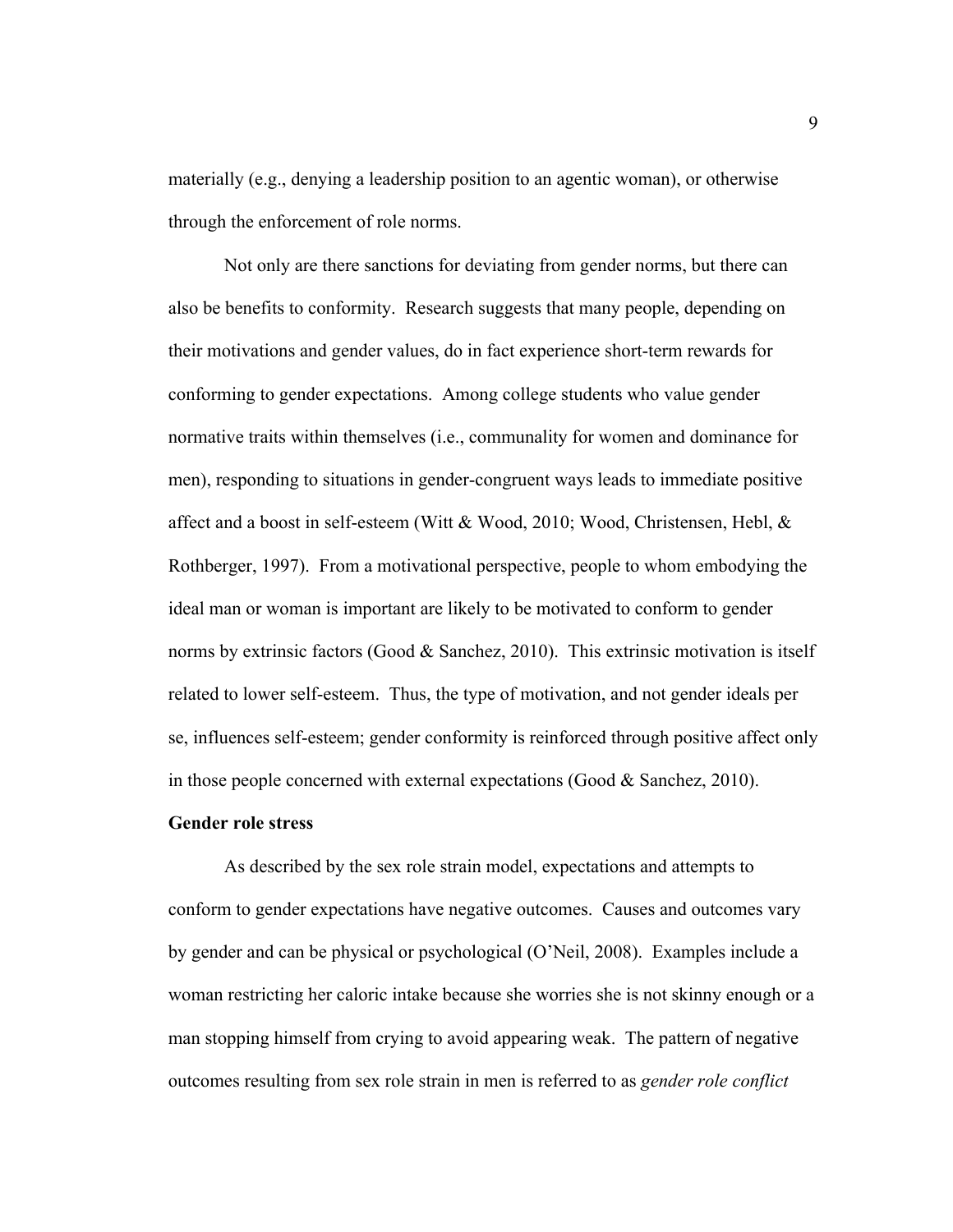materially (e.g., denying a leadership position to an agentic woman), or otherwise through the enforcement of role norms.

Not only are there sanctions for deviating from gender norms, but there can also be benefits to conformity. Research suggests that many people, depending on their motivations and gender values, do in fact experience short-term rewards for conforming to gender expectations. Among college students who value gender normative traits within themselves (i.e., communality for women and dominance for men), responding to situations in gender-congruent ways leads to immediate positive affect and a boost in self-esteem (Witt & Wood, 2010; Wood, Christensen, Hebl, & Rothberger, 1997). From a motivational perspective, people to whom embodying the ideal man or woman is important are likely to be motivated to conform to gender norms by extrinsic factors (Good & Sanchez, 2010). This extrinsic motivation is itself related to lower self-esteem. Thus, the type of motivation, and not gender ideals per se, influences self-esteem; gender conformity is reinforced through positive affect only in those people concerned with external expectations (Good & Sanchez, 2010).

**Gender role stress**

As described by the sex role strain model, expectations and attempts to conform to gender expectations have negative outcomes. Causes and outcomes vary by gender and can be physical or psychological (O'Neil, 2008). Examples include a woman restricting her caloric intake because she worries she is not skinny enough or a man stopping himself from crying to avoid appearing weak. The pattern of negative outcomes resulting from sex role strain in men is referred to as *gender role conflict*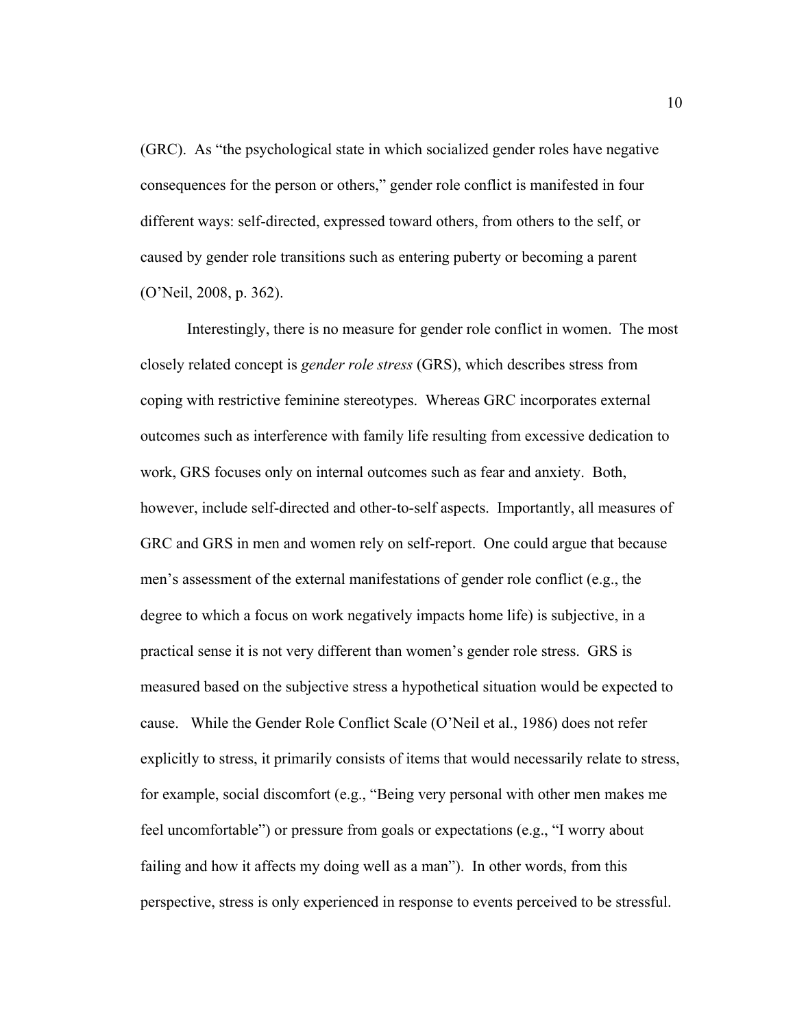(GRC). As "the psychological state in which socialized gender roles have negative consequences for the person or others," gender role conflict is manifested in four different ways: self-directed, expressed toward others, from others to the self, or caused by gender role transitions such as entering puberty or becoming a parent (O'Neil, 2008, p. 362).

Interestingly, there is no measure for gender role conflict in women. The most closely related concept is *gender role stress* (GRS), which describes stress from coping with restrictive feminine stereotypes. Whereas GRC incorporates external outcomes such as interference with family life resulting from excessive dedication to work, GRS focuses only on internal outcomes such as fear and anxiety. Both, however, include self-directed and other-to-self aspects. Importantly, all measures of GRC and GRS in men and women rely on self-report. One could argue that because men's assessment of the external manifestations of gender role conflict (e.g., the degree to which a focus on work negatively impacts home life) is subjective, in a practical sense it is not very different than women's gender role stress. GRS is measured based on the subjective stress a hypothetical situation would be expected to cause. While the Gender Role Conflict Scale (O'Neil et al., 1986) does not refer explicitly to stress, it primarily consists of items that would necessarily relate to stress, for example, social discomfort (e.g., "Being very personal with other men makes me feel uncomfortable") or pressure from goals or expectations (e.g., "I worry about failing and how it affects my doing well as a man"). In other words, from this perspective, stress is only experienced in response to events perceived to be stressful.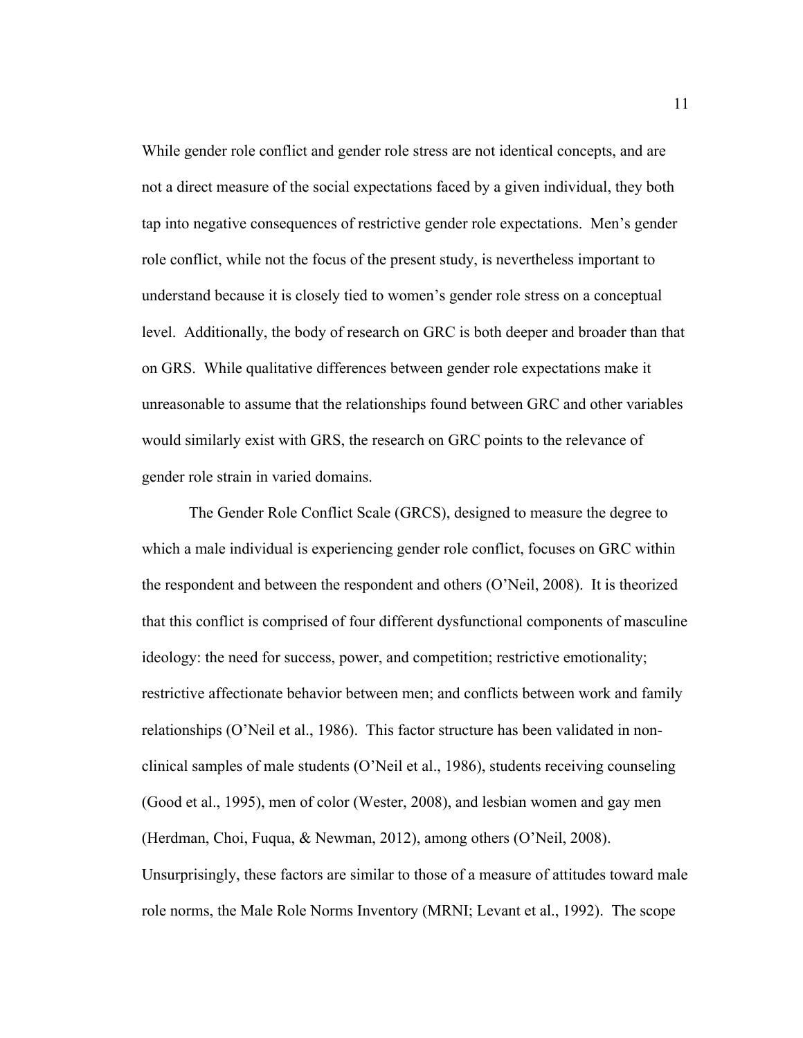While gender role conflict and gender role stress are not identical concepts, and are not a direct measure of the social expectations faced by a given individual, they both tap into negative consequences of restrictive gender role expectations. Men's gender role conflict, while not the focus of the present study, is nevertheless important to understand because it is closely tied to women's gender role stress on a conceptual level. Additionally, the body of research on GRC is both deeper and broader than that on GRS. While qualitative differences between gender role expectations make it unreasonable to assume that the relationships found between GRC and other variables would similarly exist with GRS, the research on GRC points to the relevance of gender role strain in varied domains.

The Gender Role Conflict Scale (GRCS), designed to measure the degree to which a male individual is experiencing gender role conflict, focuses on GRC within the respondent and between the respondent and others (O'Neil, 2008). It is theorized that this conflict is comprised of four different dysfunctional components of masculine ideology: the need for success, power, and competition; restrictive emotionality; restrictive affectionate behavior between men; and conflicts between work and family relationships (O'Neil et al., 1986). This factor structure has been validated in non-clinical samples of male students (O'Neil et al., 1986), students receiving counseling (Good et al., 1995), men of color (Wester, 2008), and lesbian women and gay men (Herdman, Choi, Fuqua, & Newman, 2012), among others (O'Neil, 2008). Unsurprisingly, these factors are similar to those of a measure of attitudes toward male role norms, the Male Role Norms Inventory (MRNI; Levant et al., 1992). The scope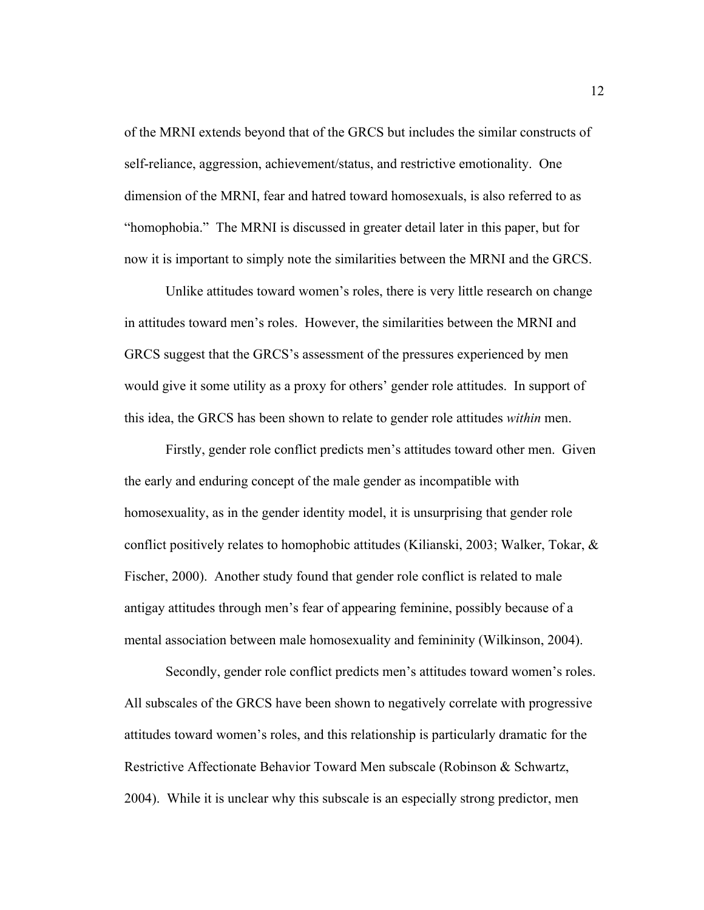of the MRNI extends beyond that of the GRCS but includes the similar constructs of self-reliance, aggression, achievement/status, and restrictive emotionality. One dimension of the MRNI, fear and hatred toward homosexuals, is also referred to as "homophobia." The MRNI is discussed in greater detail later in this paper, but for now it is important to simply note the similarities between the MRNI and the GRCS.

Unlike attitudes toward women's roles, there is very little research on change in attitudes toward men's roles. However, the similarities between the MRNI and GRCS suggest that the GRCS's assessment of the pressures experienced by men would give it some utility as a proxy for others' gender role attitudes. In support of this idea, the GRCS has been shown to relate to gender role attitudes *within* men.

Firstly, gender role conflict predicts men's attitudes toward other men. Given the early and enduring concept of the male gender as incompatible with homosexuality, as in the gender identity model, it is unsurprising that gender role conflict positively relates to homophobic attitudes (Kilianski, 2003; Walker, Tokar, & Fischer, 2000). Another study found that gender role conflict is related to male antigay attitudes through men's fear of appearing feminine, possibly because of a mental association between male homosexuality and femininity (Wilkinson, 2004).

Secondly, gender role conflict predicts men's attitudes toward women's roles. All subscales of the GRCS have been shown to negatively correlate with progressive attitudes toward women's roles, and this relationship is particularly dramatic for the Restrictive Affectionate Behavior Toward Men subscale (Robinson & Schwartz, 2004). While it is unclear why this subscale is an especially strong predictor, men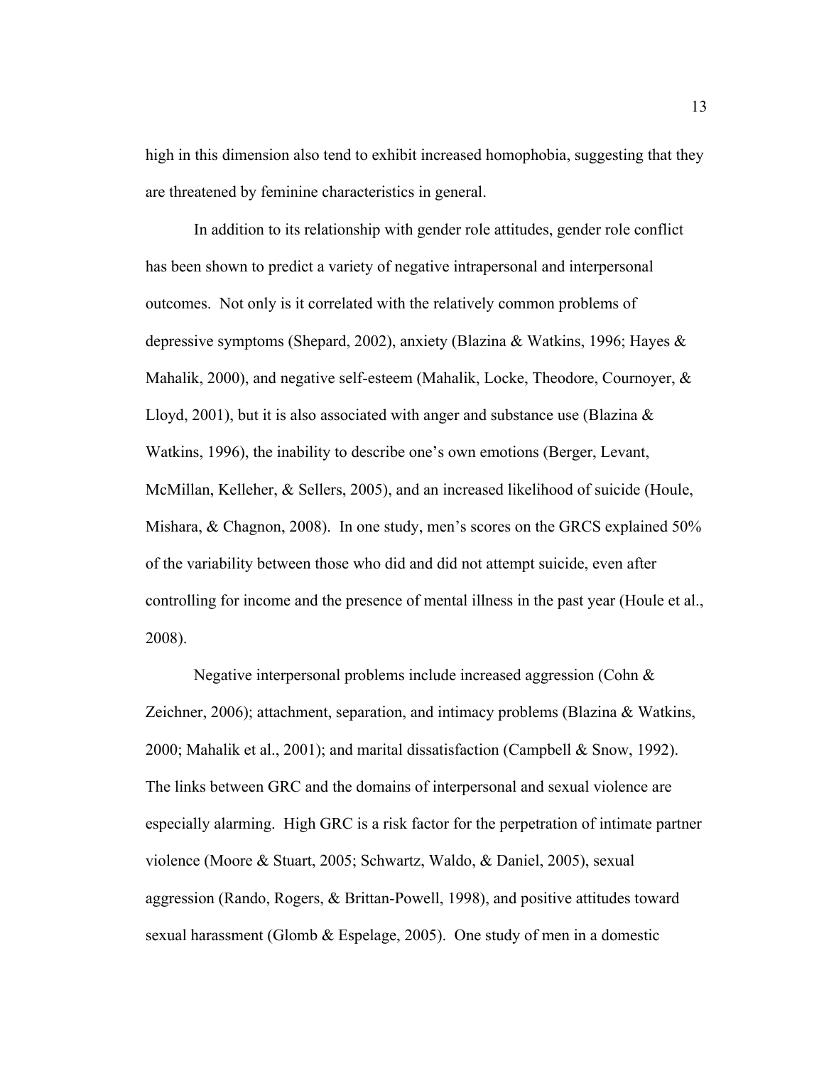high in this dimension also tend to exhibit increased homophobia, suggesting that they are threatened by feminine characteristics in general.

In addition to its relationship with gender role attitudes, gender role conflict has been shown to predict a variety of negative intrapersonal and interpersonal outcomes. Not only is it correlated with the relatively common problems of depressive symptoms (Shepard, 2002), anxiety (Blazina & Watkins, 1996; Hayes & Mahalik, 2000), and negative self-esteem (Mahalik, Locke, Theodore, Cournoyer, & Lloyd, 2001), but it is also associated with anger and substance use (Blazina & Watkins, 1996), the inability to describe one's own emotions (Berger, Levant, McMillan, Kelleher, & Sellers, 2005), and an increased likelihood of suicide (Houle, Mishara, & Chagnon, 2008). In one study, men's scores on the GRCS explained 50% of the variability between those who did and did not attempt suicide, even after controlling for income and the presence of mental illness in the past year (Houle et al., 2008).

Negative interpersonal problems include increased aggression (Cohn & Zeichner, 2006); attachment, separation, and intimacy problems (Blazina & Watkins, 2000; Mahalik et al., 2001); and marital dissatisfaction (Campbell & Snow, 1992). The links between GRC and the domains of interpersonal and sexual violence are especially alarming. High GRC is a risk factor for the perpetration of intimate partner violence (Moore & Stuart, 2005; Schwartz, Waldo, & Daniel, 2005), sexual aggression (Rando, Rogers, & Brittan-Powell, 1998), and positive attitudes toward sexual harassment (Glomb & Espelage, 2005). One study of men in a domestic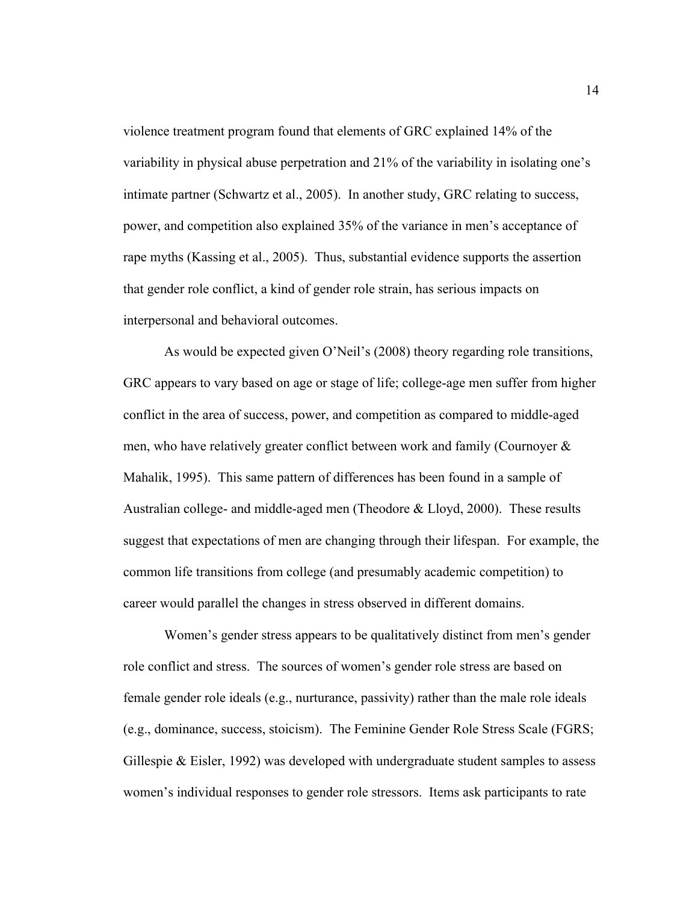violence treatment program found that elements of GRC explained 14% of the variability in physical abuse perpetration and 21% of the variability in isolating one's intimate partner (Schwartz et al., 2005). In another study, GRC relating to success, power, and competition also explained 35% of the variance in men's acceptance of rape myths (Kassing et al., 2005). Thus, substantial evidence supports the assertion that gender role conflict, a kind of gender role strain, has serious impacts on interpersonal and behavioral outcomes.

As would be expected given O'Neil's (2008) theory regarding role transitions, GRC appears to vary based on age or stage of life; college-age men suffer from higher conflict in the area of success, power, and competition as compared to middle-aged men, who have relatively greater conflict between work and family (Cournoyer & Mahalik, 1995). This same pattern of differences has been found in a sample of Australian college- and middle-aged men (Theodore & Lloyd, 2000). These results suggest that expectations of men are changing through their lifespan. For example, the common life transitions from college (and presumably academic competition) to career would parallel the changes in stress observed in different domains.

Women's gender stress appears to be qualitatively distinct from men's gender role conflict and stress. The sources of women's gender role stress are based on female gender role ideals (e.g., nurturance, passivity) rather than the male role ideals (e.g., dominance, success, stoicism). The Feminine Gender Role Stress Scale (FGRS; Gillespie & Eisler, 1992) was developed with undergraduate student samples to assess women's individual responses to gender role stressors. Items ask participants to rate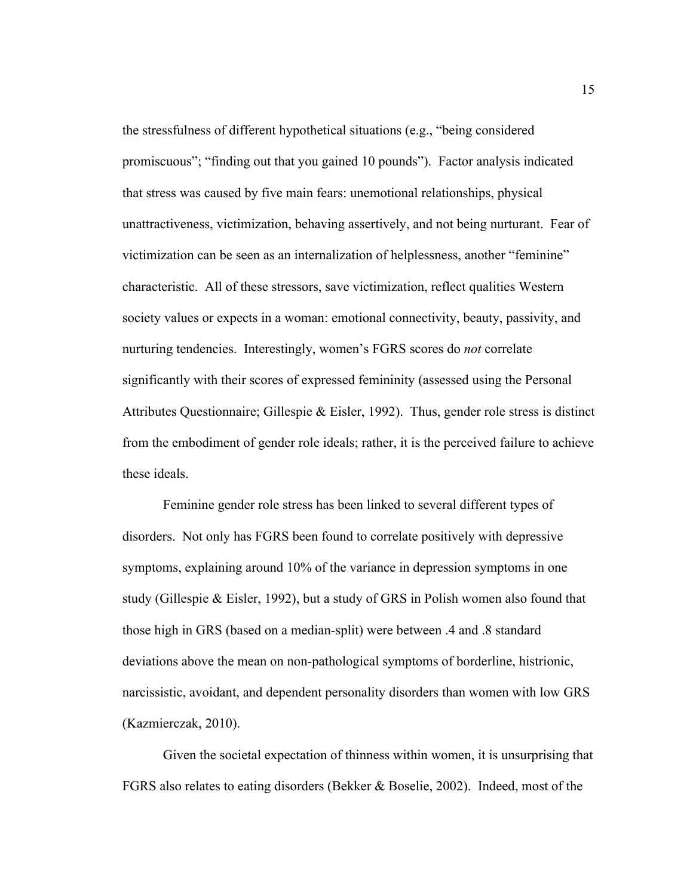the stressfulness of different hypothetical situations (e.g., "being considered promiscuous"; "finding out that you gained 10 pounds"). Factor analysis indicated that stress was caused by five main fears: unemotional relationships, physical unattractiveness, victimization, behaving assertively, and not being nurturant. Fear of victimization can be seen as an internalization of helplessness, another "feminine" characteristic. All of these stressors, save victimization, reflect qualities Western society values or expects in a woman: emotional connectivity, beauty, passivity, and nurturing tendencies. Interestingly, women's FGRS scores do *not* correlate significantly with their scores of expressed femininity (assessed using the Personal Attributes Questionnaire; Gillespie & Eisler, 1992). Thus, gender role stress is distinct from the embodiment of gender role ideals; rather, it is the perceived failure to achieve these ideals.

Feminine gender role stress has been linked to several different types of disorders. Not only has FGRS been found to correlate positively with depressive symptoms, explaining around 10% of the variance in depression symptoms in one study (Gillespie & Eisler, 1992), but a study of GRS in Polish women also found that those high in GRS (based on a median-split) were between .4 and .8 standard deviations above the mean on non-pathological symptoms of borderline, histrionic, narcissistic, avoidant, and dependent personality disorders than women with low GRS (Kazmierczak, 2010).

Given the societal expectation of thinness within women, it is unsurprising that FGRS also relates to eating disorders (Bekker & Boselie, 2002). Indeed, most of the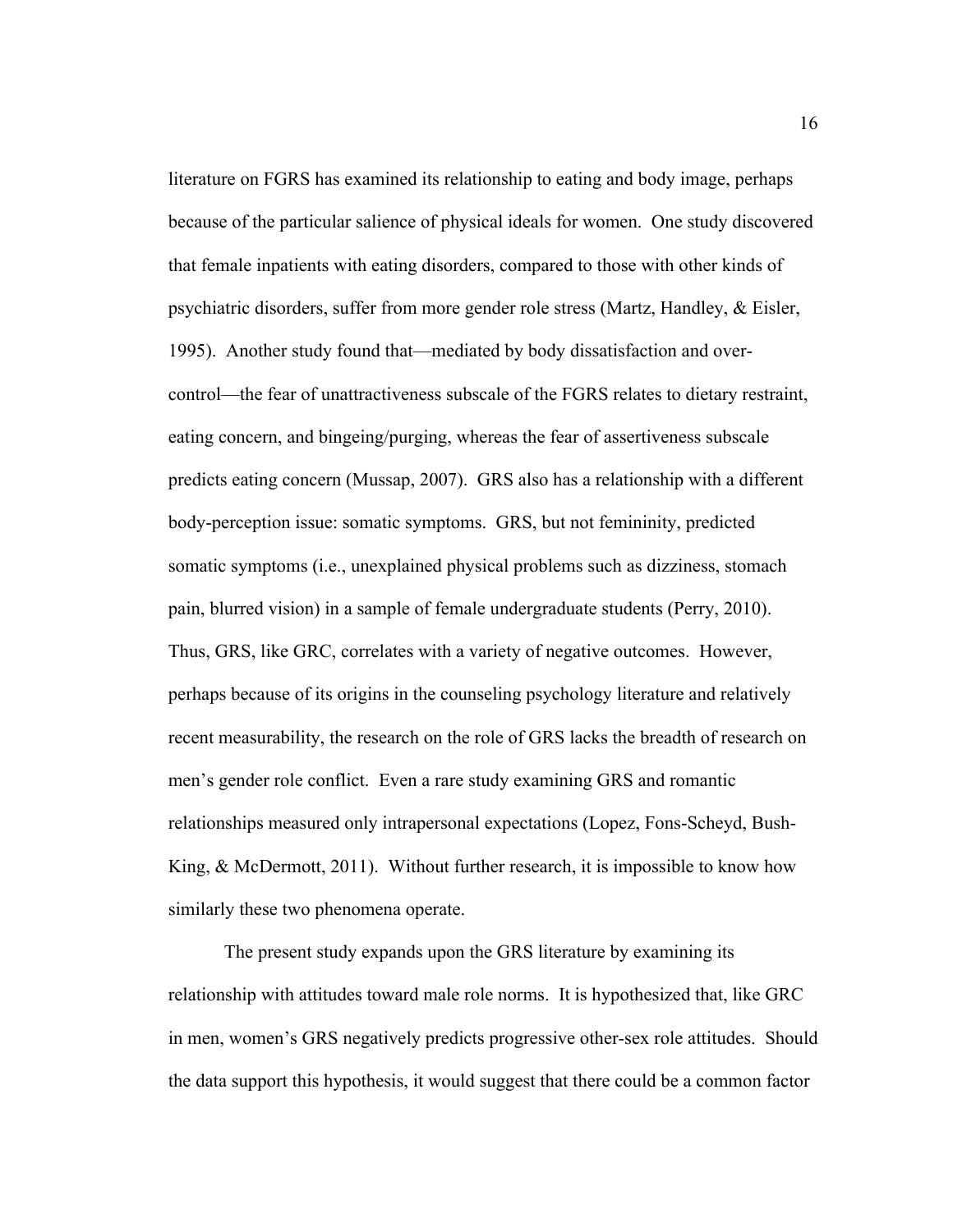literature on FGRS has examined its relationship to eating and body image, perhaps because of the particular salience of physical ideals for women. One study discovered that female inpatients with eating disorders, compared to those with other kinds of psychiatric disorders, suffer from more gender role stress (Martz, Handley, & Eisler, 1995). Another study found that—mediated by body dissatisfaction and over-control—the fear of unattractiveness subscale of the FGRS relates to dietary restraint, eating concern, and bingeing/purging, whereas the fear of assertiveness subscale predicts eating concern (Mussap, 2007). GRS also has a relationship with a different body-perception issue: somatic symptoms. GRS, but not femininity, predicted somatic symptoms (i.e., unexplained physical problems such as dizziness, stomach pain, blurred vision) in a sample of female undergraduate students (Perry, 2010). Thus, GRS, like GRC, correlates with a variety of negative outcomes. However, perhaps because of its origins in the counseling psychology literature and relatively recent measurability, the research on the role of GRS lacks the breadth of research on men's gender role conflict. Even a rare study examining GRS and romantic relationships measured only intrapersonal expectations (Lopez, Fons-Scheyd, Bush-King, & McDermott, 2011). Without further research, it is impossible to know how similarly these two phenomena operate.

The present study expands upon the GRS literature by examining its relationship with attitudes toward male role norms. It is hypothesized that, like GRC in men, women's GRS negatively predicts progressive other-sex role attitudes. Should the data support this hypothesis, it would suggest that there could be a common factor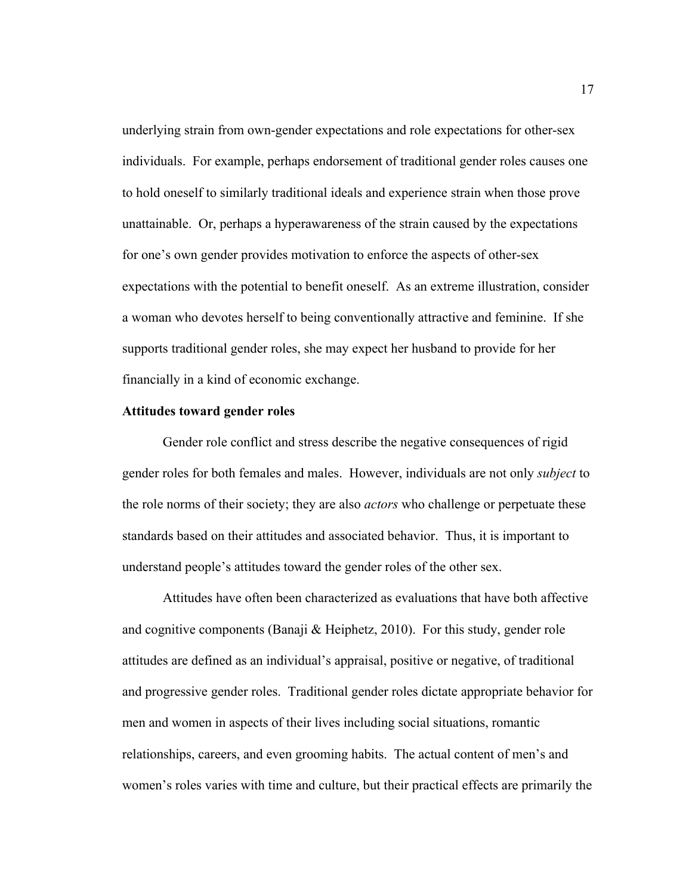underlying strain from own-gender expectations and role expectations for other-sex individuals. For example, perhaps endorsement of traditional gender roles causes one to hold oneself to similarly traditional ideals and experience strain when those prove unattainable. Or, perhaps a hyperawareness of the strain caused by the expectations for one's own gender provides motivation to enforce the aspects of other-sex expectations with the potential to benefit oneself. As an extreme illustration, consider a woman who devotes herself to being conventionally attractive and feminine. If she supports traditional gender roles, she may expect her husband to provide for her financially in a kind of economic exchange.

**Attitudes toward gender roles**

Gender role conflict and stress describe the negative consequences of rigid gender roles for both females and males. However, individuals are not only *subject* to the role norms of their society; they are also *actors* who challenge or perpetuate these standards based on their attitudes and associated behavior. Thus, it is important to understand people's attitudes toward the gender roles of the other sex.

Attitudes have often been characterized as evaluations that have both affective and cognitive components (Banaji & Heiphetz, 2010). For this study, gender role attitudes are defined as an individual's appraisal, positive or negative, of traditional and progressive gender roles. Traditional gender roles dictate appropriate behavior for men and women in aspects of their lives including social situations, romantic relationships, careers, and even grooming habits. The actual content of men's and women's roles varies with time and culture, but their practical effects are primarily the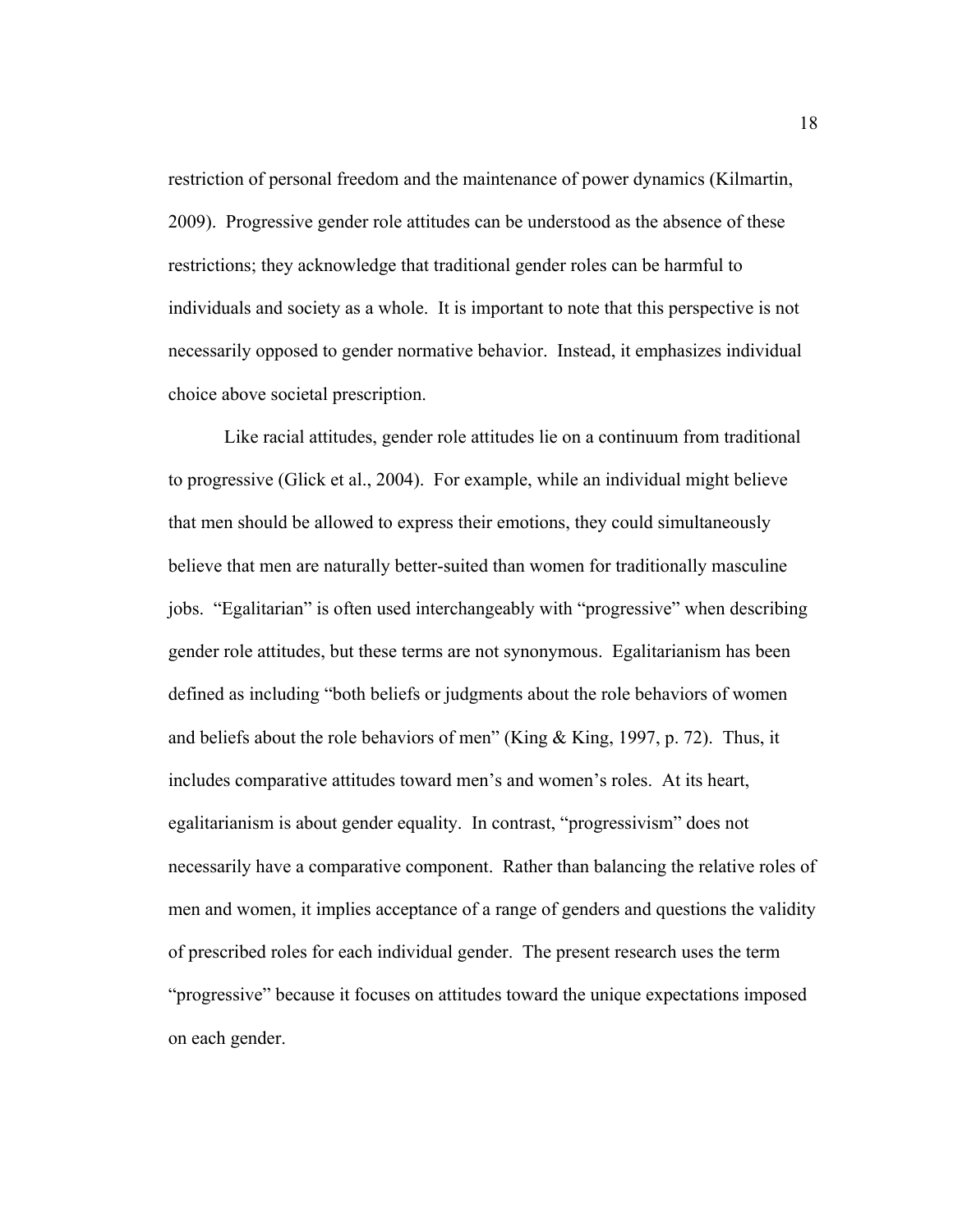restriction of personal freedom and the maintenance of power dynamics (Kilmartin, 2009). Progressive gender role attitudes can be understood as the absence of these restrictions; they acknowledge that traditional gender roles can be harmful to individuals and society as a whole. It is important to note that this perspective is not necessarily opposed to gender normative behavior. Instead, it emphasizes individual choice above societal prescription.

Like racial attitudes, gender role attitudes lie on a continuum from traditional to progressive (Glick et al., 2004). For example, while an individual might believe that men should be allowed to express their emotions, they could simultaneously believe that men are naturally better-suited than women for traditionally masculine jobs. "Egalitarian" is often used interchangeably with "progressive" when describing gender role attitudes, but these terms are not synonymous. Egalitarianism has been defined as including "both beliefs or judgments about the role behaviors of women and beliefs about the role behaviors of men" (King & King, 1997, p. 72). Thus, it includes comparative attitudes toward men's and women's roles. At its heart, egalitarianism is about gender equality. In contrast, "progressivism" does not necessarily have a comparative component. Rather than balancing the relative roles of men and women, it implies acceptance of a range of genders and questions the validity of prescribed roles for each individual gender. The present research uses the term "progressive" because it focuses on attitudes toward the unique expectations imposed on each gender.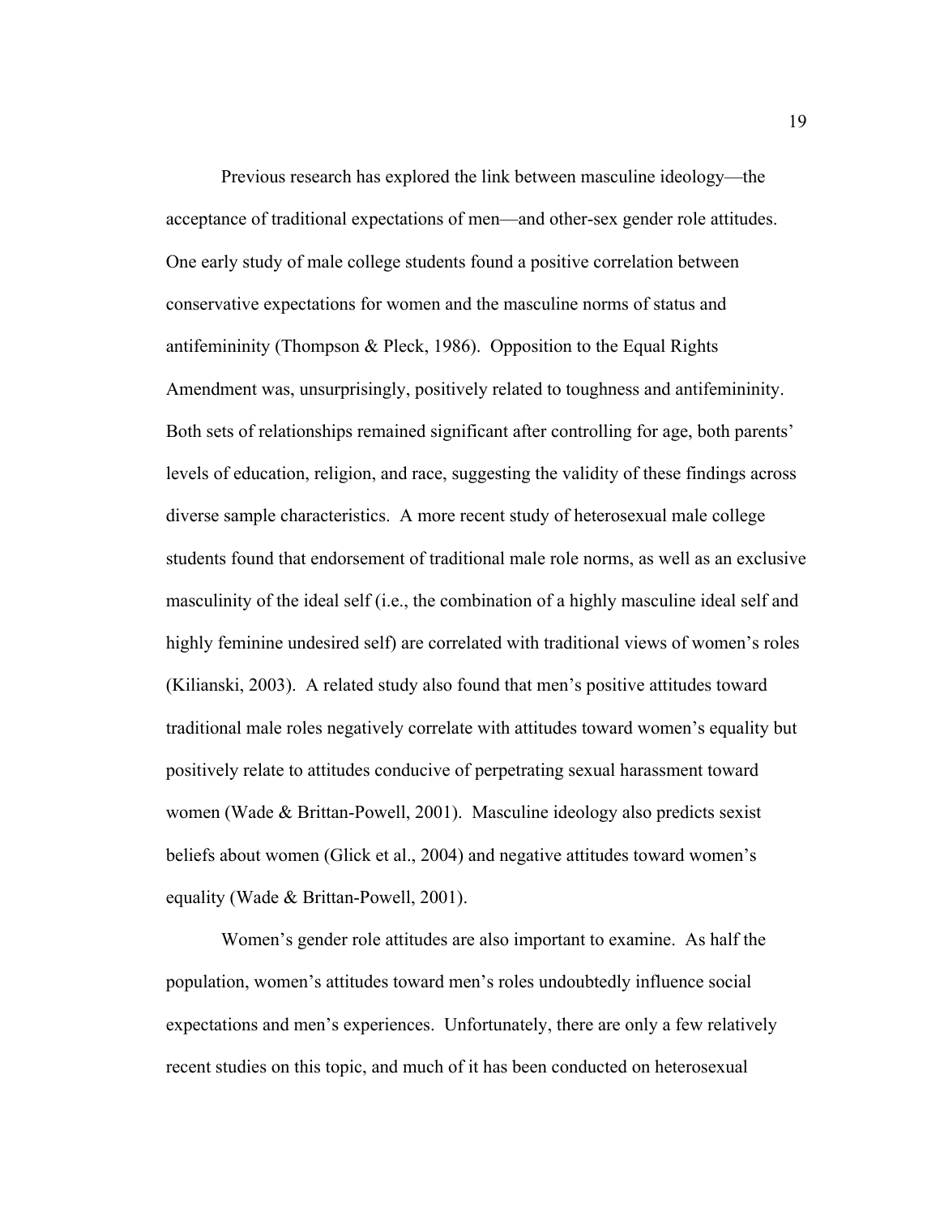Previous research has explored the link between masculine ideology—the acceptance of traditional expectations of men—and other-sex gender role attitudes. One early study of male college students found a positive correlation between conservative expectations for women and the masculine norms of status and antifemininity (Thompson & Pleck, 1986). Opposition to the Equal Rights Amendment was, unsurprisingly, positively related to toughness and antifemininity. Both sets of relationships remained significant after controlling for age, both parents' levels of education, religion, and race, suggesting the validity of these findings across diverse sample characteristics. A more recent study of heterosexual male college students found that endorsement of traditional male role norms, as well as an exclusive masculinity of the ideal self (i.e., the combination of a highly masculine ideal self and highly feminine undesired self) are correlated with traditional views of women's roles (Kilianski, 2003). A related study also found that men's positive attitudes toward traditional male roles negatively correlate with attitudes toward women's equality but positively relate to attitudes conducive of perpetrating sexual harassment toward women (Wade & Brittan-Powell, 2001). Masculine ideology also predicts sexist beliefs about women (Glick et al., 2004) and negative attitudes toward women's equality (Wade & Brittan-Powell, 2001).

Women's gender role attitudes are also important to examine. As half the population, women's attitudes toward men's roles undoubtedly influence social expectations and men's experiences. Unfortunately, there are only a few relatively recent studies on this topic, and much of it has been conducted on heterosexual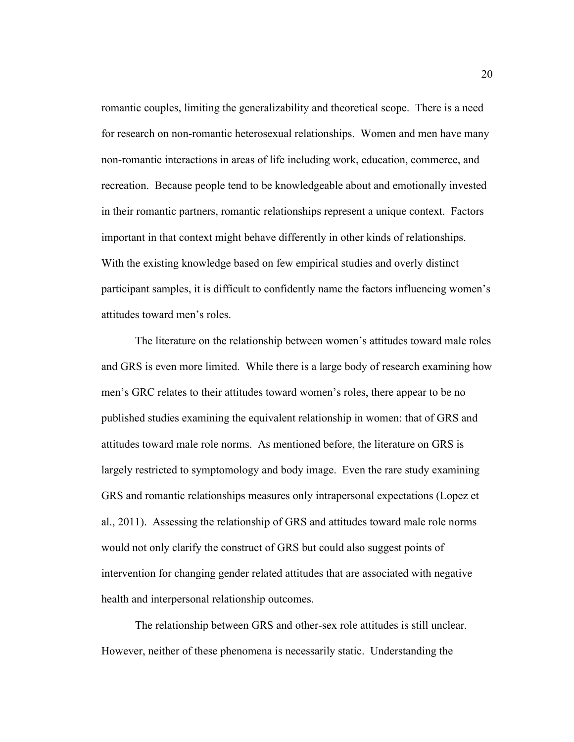romantic couples, limiting the generalizability and theoretical scope. There is a need for research on non-romantic heterosexual relationships. Women and men have many non-romantic interactions in areas of life including work, education, commerce, and recreation. Because people tend to be knowledgeable about and emotionally invested in their romantic partners, romantic relationships represent a unique context. Factors important in that context might behave differently in other kinds of relationships. With the existing knowledge based on few empirical studies and overly distinct participant samples, it is difficult to confidently name the factors influencing women's attitudes toward men's roles.

The literature on the relationship between women's attitudes toward male roles and GRS is even more limited. While there is a large body of research examining how men's GRC relates to their attitudes toward women's roles, there appear to be no published studies examining the equivalent relationship in women: that of GRS and attitudes toward male role norms. As mentioned before, the literature on GRS is largely restricted to symptomology and body image. Even the rare study examining GRS and romantic relationships measures only intrapersonal expectations (Lopez et al., 2011). Assessing the relationship of GRS and attitudes toward male role norms would not only clarify the construct of GRS but could also suggest points of intervention for changing gender related attitudes that are associated with negative health and interpersonal relationship outcomes.

The relationship between GRS and other-sex role attitudes is still unclear. However, neither of these phenomena is necessarily static. Understanding the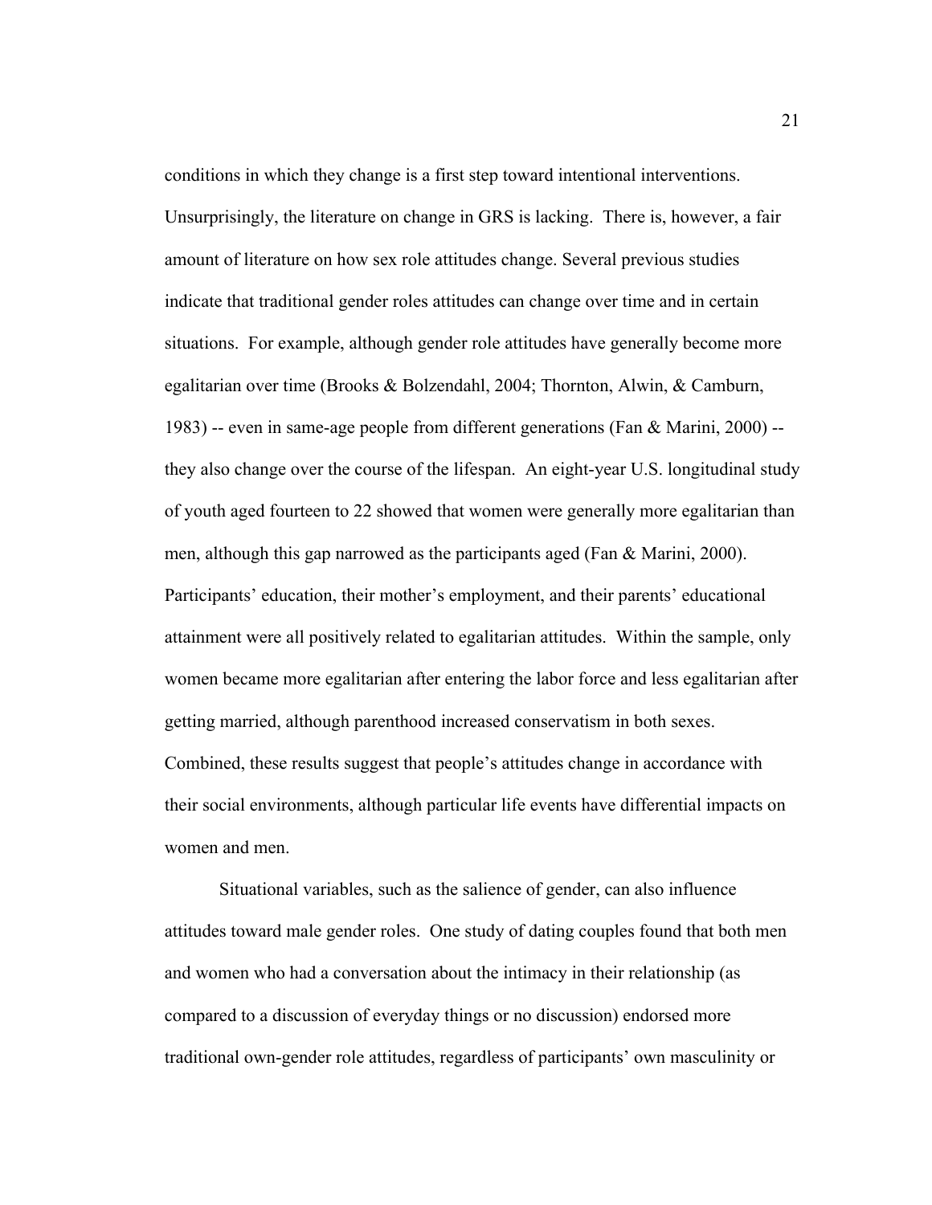conditions in which they change is a first step toward intentional interventions. Unsurprisingly, the literature on change in GRS is lacking. There is, however, a fair amount of literature on how sex role attitudes change. Several previous studies indicate that traditional gender roles attitudes can change over time and in certain situations. For example, although gender role attitudes have generally become more egalitarian over time (Brooks & Bolzendahl, 2004; Thornton, Alwin, & Camburn, 1983) -- even in same-age people from different generations (Fan & Marini, 2000) -- they also change over the course of the lifespan. An eight-year U.S. longitudinal study of youth aged fourteen to 22 showed that women were generally more egalitarian than men, although this gap narrowed as the participants aged (Fan & Marini, 2000). Participants' education, their mother's employment, and their parents' educational attainment were all positively related to egalitarian attitudes. Within the sample, only women became more egalitarian after entering the labor force and less egalitarian after getting married, although parenthood increased conservatism in both sexes. Combined, these results suggest that people's attitudes change in accordance with their social environments, although particular life events have differential impacts on women and men.

Situational variables, such as the salience of gender, can also influence attitudes toward male gender roles. One study of dating couples found that both men and women who had a conversation about the intimacy in their relationship (as compared to a discussion of everyday things or no discussion) endorsed more traditional own-gender role attitudes, regardless of participants' own masculinity or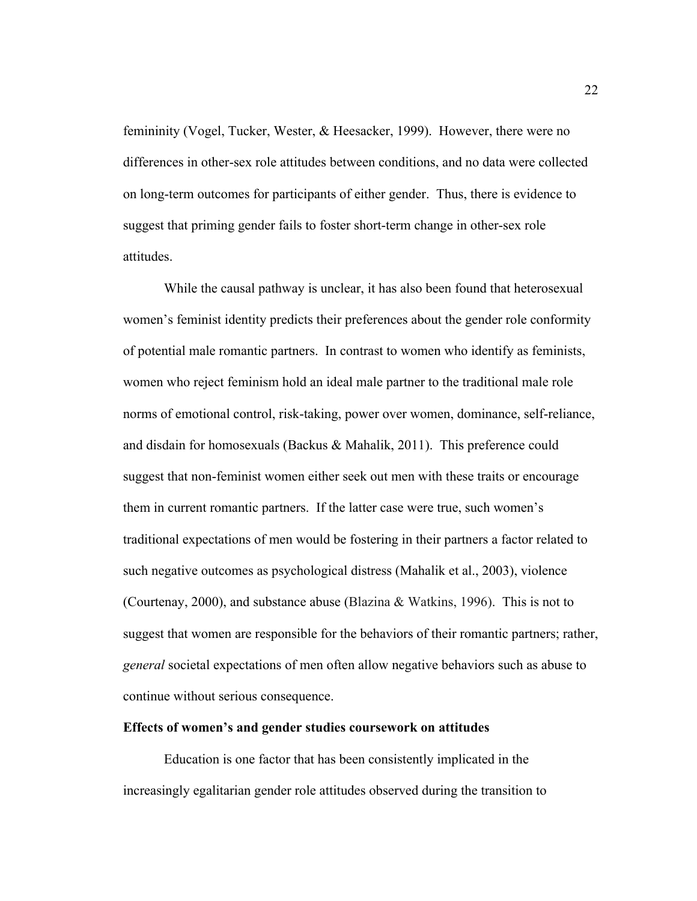femininity (Vogel, Tucker, Wester, & Heesacker, 1999). However, there were no differences in other-sex role attitudes between conditions, and no data were collected on long-term outcomes for participants of either gender. Thus, there is evidence to suggest that priming gender fails to foster short-term change in other-sex role attitudes.

While the causal pathway is unclear, it has also been found that heterosexual women's feminist identity predicts their preferences about the gender role conformity of potential male romantic partners. In contrast to women who identify as feminists, women who reject feminism hold an ideal male partner to the traditional male role norms of emotional control, risk-taking, power over women, dominance, self-reliance, and disdain for homosexuals (Backus & Mahalik, 2011). This preference could suggest that non-feminist women either seek out men with these traits or encourage them in current romantic partners. If the latter case were true, such women's traditional expectations of men would be fostering in their partners a factor related to such negative outcomes as psychological distress (Mahalik et al., 2003), violence (Courtenay, 2000), and substance abuse (Blazina & Watkins, 1996). This is not to suggest that women are responsible for the behaviors of their romantic partners; rather, *general* societal expectations of men often allow negative behaviors such as abuse to continue without serious consequence.

**Effects of women's and gender studies coursework on attitudes**

Education is one factor that has been consistently implicated in the increasingly egalitarian gender role attitudes observed during the transition to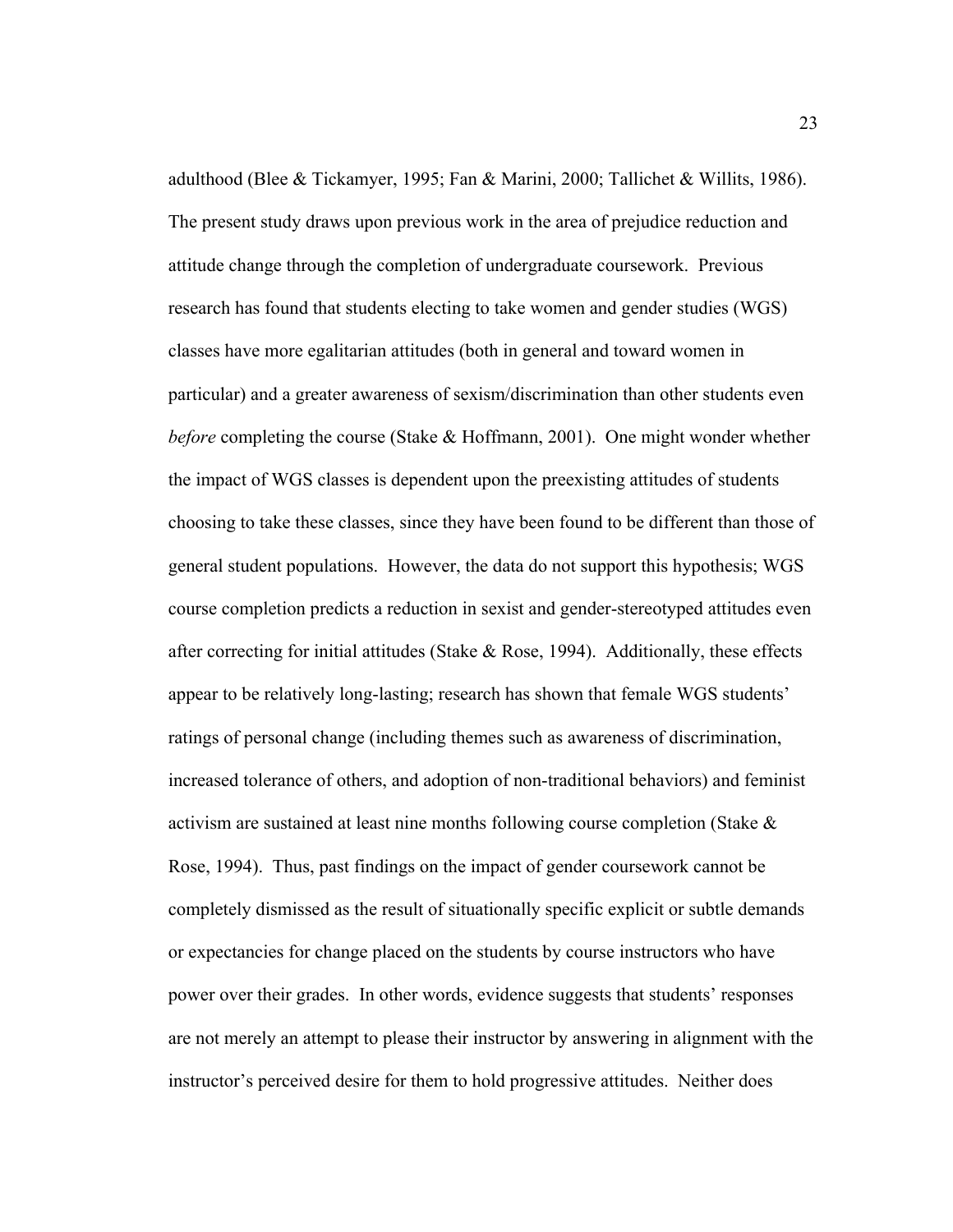adulthood (Blee & Tickamyer, 1995; Fan & Marini, 2000; Tallichet & Willits, 1986). The present study draws upon previous work in the area of prejudice reduction and attitude change through the completion of undergraduate coursework. Previous research has found that students electing to take women and gender studies (WGS) classes have more egalitarian attitudes (both in general and toward women in particular) and a greater awareness of sexism/discrimination than other students even *before* completing the course (Stake & Hoffmann, 2001). One might wonder whether the impact of WGS classes is dependent upon the preexisting attitudes of students choosing to take these classes, since they have been found to be different than those of general student populations. However, the data do not support this hypothesis; WGS course completion predicts a reduction in sexist and gender-stereotyped attitudes even after correcting for initial attitudes (Stake & Rose, 1994). Additionally, these effects appear to be relatively long-lasting; research has shown that female WGS students' ratings of personal change (including themes such as awareness of discrimination, increased tolerance of others, and adoption of non-traditional behaviors) and feminist activism are sustained at least nine months following course completion (Stake & Rose, 1994). Thus, past findings on the impact of gender coursework cannot be completely dismissed as the result of situationally specific explicit or subtle demands or expectancies for change placed on the students by course instructors who have power over their grades. In other words, evidence suggests that students' responses are not merely an attempt to please their instructor by answering in alignment with the instructor's perceived desire for them to hold progressive attitudes. Neither does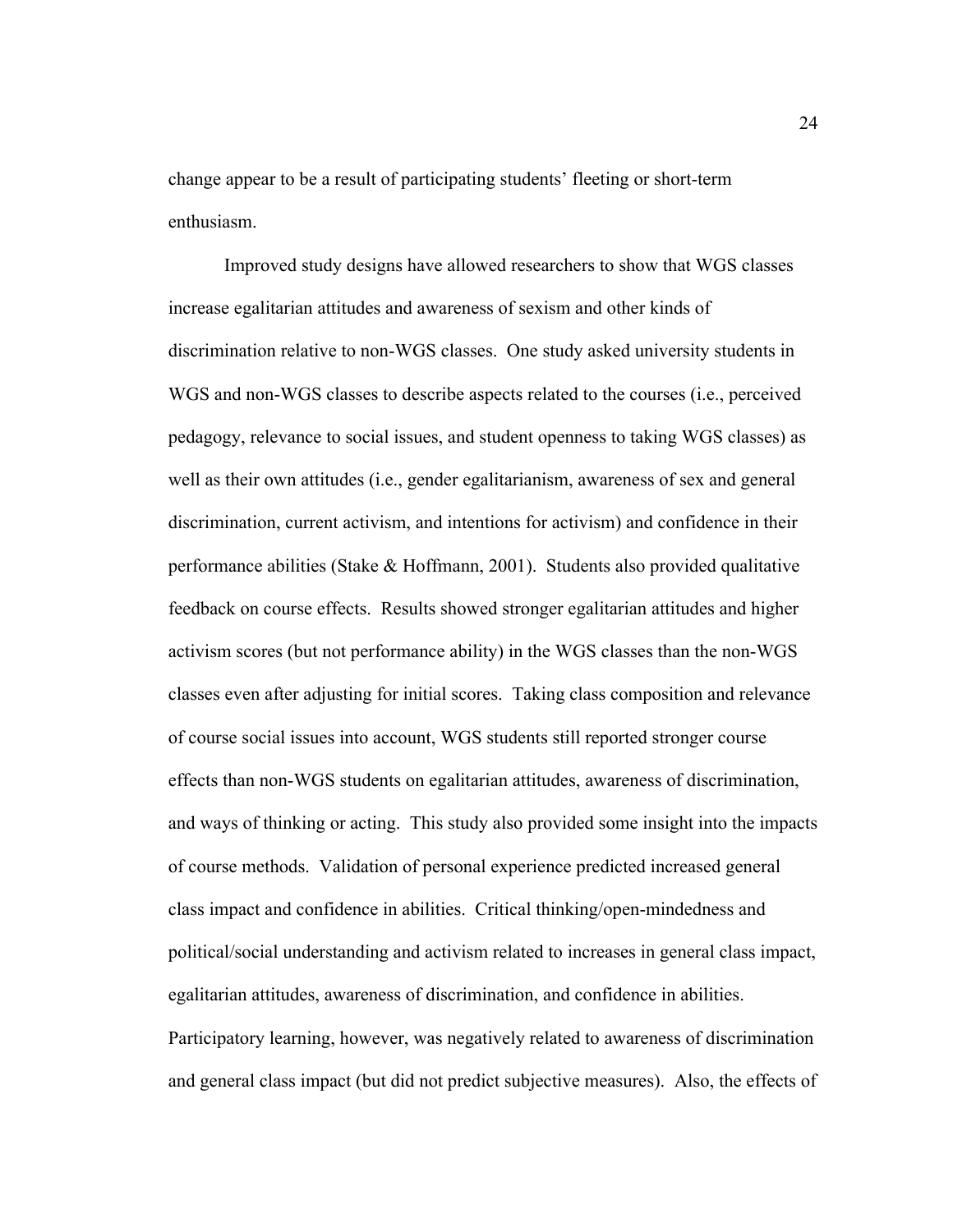change appear to be a result of participating students' fleeting or short-term enthusiasm.

Improved study designs have allowed researchers to show that WGS classes increase egalitarian attitudes and awareness of sexism and other kinds of discrimination relative to non-WGS classes. One study asked university students in WGS and non-WGS classes to describe aspects related to the courses (i.e., perceived pedagogy, relevance to social issues, and student openness to taking WGS classes) as well as their own attitudes (i.e., gender egalitarianism, awareness of sex and general discrimination, current activism, and intentions for activism) and confidence in their performance abilities (Stake & Hoffmann, 2001). Students also provided qualitative feedback on course effects. Results showed stronger egalitarian attitudes and higher activism scores (but not performance ability) in the WGS classes than the non-WGS classes even after adjusting for initial scores. Taking class composition and relevance of course social issues into account, WGS students still reported stronger course effects than non-WGS students on egalitarian attitudes, awareness of discrimination, and ways of thinking or acting. This study also provided some insight into the impacts of course methods. Validation of personal experience predicted increased general class impact and confidence in abilities. Critical thinking/open-mindedness and political/social understanding and activism related to increases in general class impact, egalitarian attitudes, awareness of discrimination, and confidence in abilities. Participatory learning, however, was negatively related to awareness of discrimination and general class impact (but did not predict subjective measures). Also, the effects of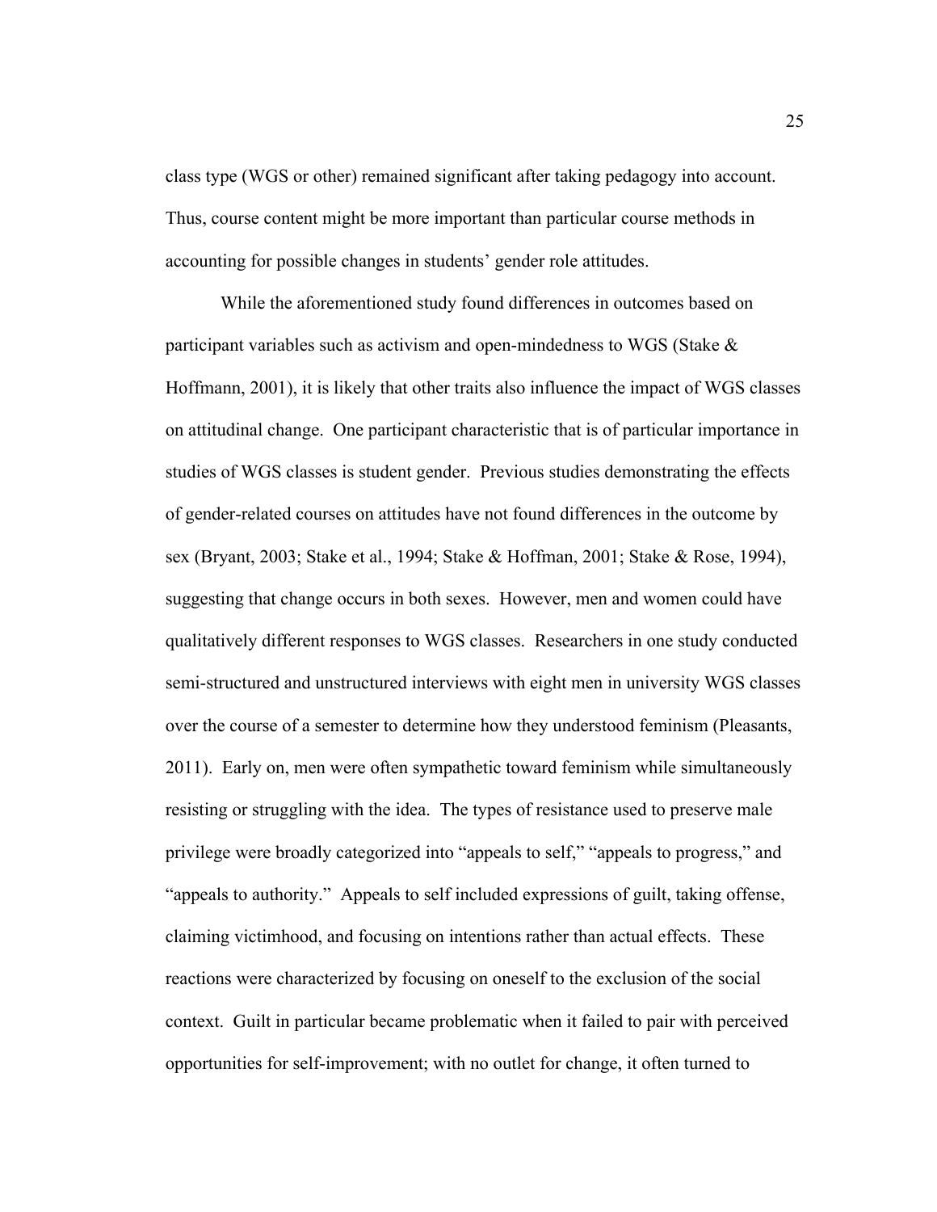class type (WGS or other) remained significant after taking pedagogy into account. Thus, course content might be more important than particular course methods in accounting for possible changes in students' gender role attitudes.

While the aforementioned study found differences in outcomes based on participant variables such as activism and open-mindedness to WGS (Stake & Hoffmann, 2001), it is likely that other traits also influence the impact of WGS classes on attitudinal change. One participant characteristic that is of particular importance in studies of WGS classes is student gender. Previous studies demonstrating the effects of gender-related courses on attitudes have not found differences in the outcome by sex (Bryant, 2003; Stake et al., 1994; Stake & Hoffman, 2001; Stake & Rose, 1994), suggesting that change occurs in both sexes. However, men and women could have qualitatively different responses to WGS classes. Researchers in one study conducted semi-structured and unstructured interviews with eight men in university WGS classes over the course of a semester to determine how they understood feminism (Pleasants, 2011). Early on, men were often sympathetic toward feminism while simultaneously resisting or struggling with the idea. The types of resistance used to preserve male privilege were broadly categorized into "appeals to self," "appeals to progress," and "appeals to authority." Appeals to self included expressions of guilt, taking offense, claiming victimhood, and focusing on intentions rather than actual effects. These reactions were characterized by focusing on oneself to the exclusion of the social context. Guilt in particular became problematic when it failed to pair with perceived opportunities for self-improvement; with no outlet for change, it often turned to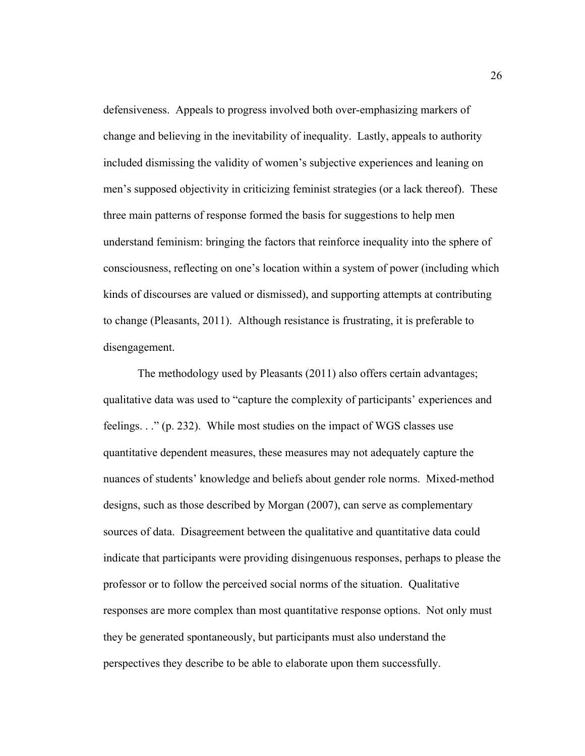defensiveness. Appeals to progress involved both over-emphasizing markers of change and believing in the inevitability of inequality. Lastly, appeals to authority included dismissing the validity of women's subjective experiences and leaning on men's supposed objectivity in criticizing feminist strategies (or a lack thereof). These three main patterns of response formed the basis for suggestions to help men understand feminism: bringing the factors that reinforce inequality into the sphere of consciousness, reflecting on one's location within a system of power (including which kinds of discourses are valued or dismissed), and supporting attempts at contributing to change (Pleasants, 2011). Although resistance is frustrating, it is preferable to disengagement.

The methodology used by Pleasants (2011) also offers certain advantages; qualitative data was used to "capture the complexity of participants' experiences and feelings. . ." (p. 232). While most studies on the impact of WGS classes use quantitative dependent measures, these measures may not adequately capture the nuances of students' knowledge and beliefs about gender role norms. Mixed-method designs, such as those described by Morgan (2007), can serve as complementary sources of data. Disagreement between the qualitative and quantitative data could indicate that participants were providing disingenuous responses, perhaps to please the professor or to follow the perceived social norms of the situation. Qualitative responses are more complex than most quantitative response options. Not only must they be generated spontaneously, but participants must also understand the perspectives they describe to be able to elaborate upon them successfully.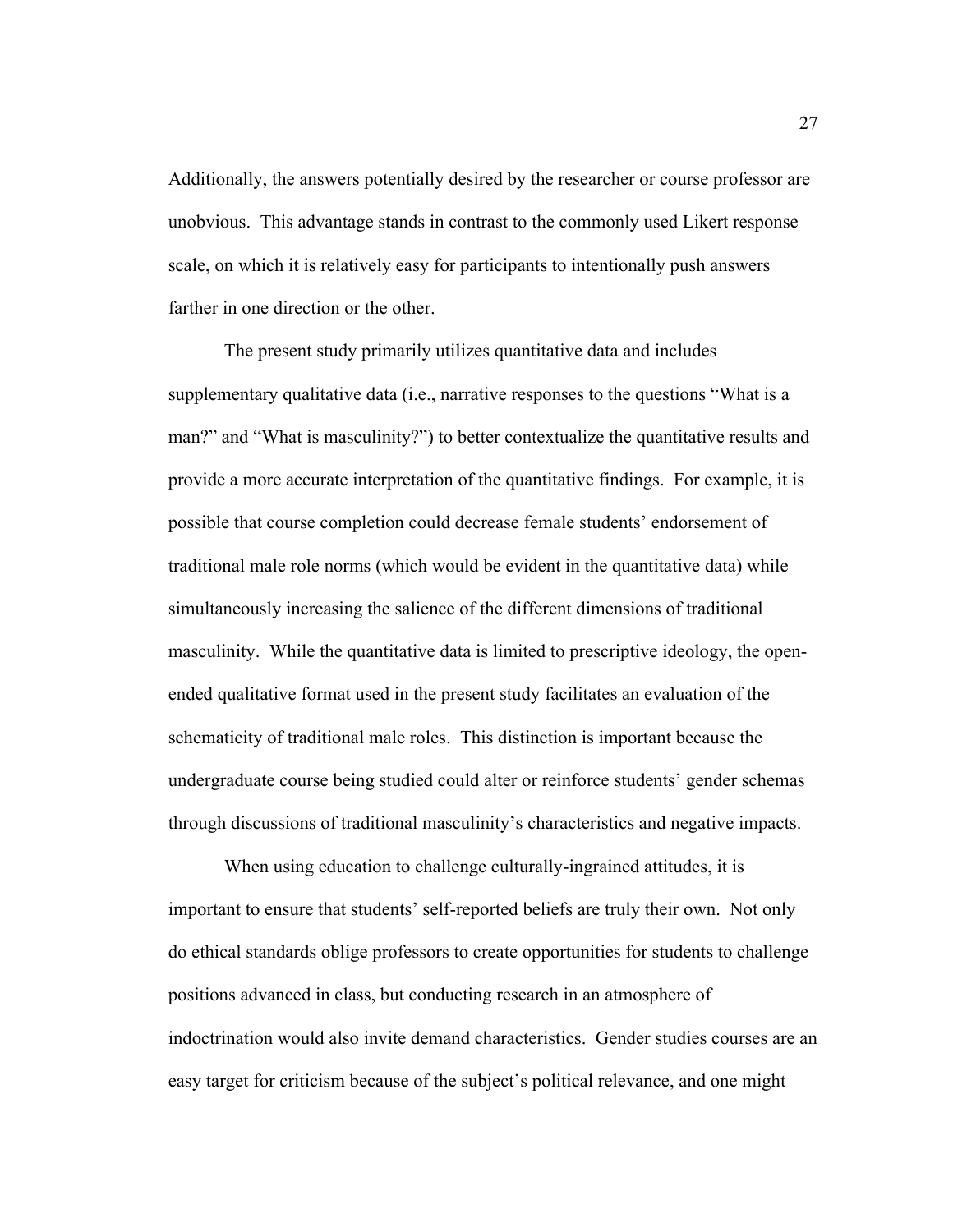Additionally, the answers potentially desired by the researcher or course professor are unobvious. This advantage stands in contrast to the commonly used Likert response scale, on which it is relatively easy for participants to intentionally push answers farther in one direction or the other.

The present study primarily utilizes quantitative data and includes supplementary qualitative data (i.e., narrative responses to the questions "What is a man?" and "What is masculinity?") to better contextualize the quantitative results and provide a more accurate interpretation of the quantitative findings. For example, it is possible that course completion could decrease female students' endorsement of traditional male role norms (which would be evident in the quantitative data) while simultaneously increasing the salience of the different dimensions of traditional masculinity. While the quantitative data is limited to prescriptive ideology, the open-ended qualitative format used in the present study facilitates an evaluation of the schematicity of traditional male roles. This distinction is important because the undergraduate course being studied could alter or reinforce students' gender schemas through discussions of traditional masculinity's characteristics and negative impacts.

When using education to challenge culturally-ingrained attitudes, it is important to ensure that students' self-reported beliefs are truly their own. Not only do ethical standards oblige professors to create opportunities for students to challenge positions advanced in class, but conducting research in an atmosphere of indoctrination would also invite demand characteristics. Gender studies courses are an easy target for criticism because of the subject's political relevance, and one might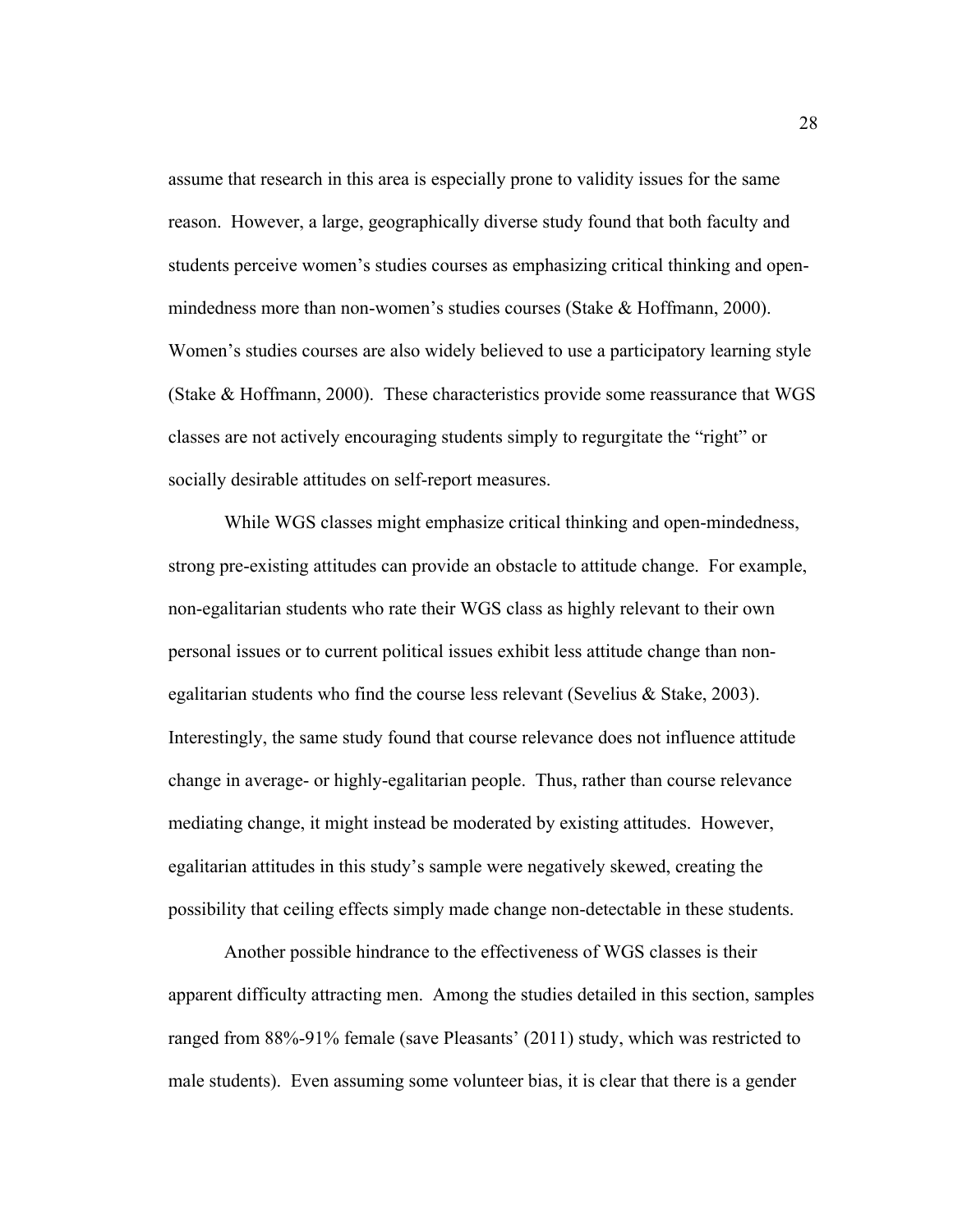assume that research in this area is especially prone to validity issues for the same reason. However, a large, geographically diverse study found that both faculty and students perceive women's studies courses as emphasizing critical thinking and open-mindedness more than non-women's studies courses (Stake & Hoffmann, 2000). Women's studies courses are also widely believed to use a participatory learning style (Stake & Hoffmann, 2000). These characteristics provide some reassurance that WGS classes are not actively encouraging students simply to regurgitate the "right" or socially desirable attitudes on self-report measures.

While WGS classes might emphasize critical thinking and open-mindedness, strong pre-existing attitudes can provide an obstacle to attitude change. For example, non-egalitarian students who rate their WGS class as highly relevant to their own personal issues or to current political issues exhibit less attitude change than non-egalitarian students who find the course less relevant (Sevelius & Stake, 2003). Interestingly, the same study found that course relevance does not influence attitude change in average- or highly-egalitarian people. Thus, rather than course relevance mediating change, it might instead be moderated by existing attitudes. However, egalitarian attitudes in this study's sample were negatively skewed, creating the possibility that ceiling effects simply made change non-detectable in these students.

Another possible hindrance to the effectiveness of WGS classes is their apparent difficulty attracting men. Among the studies detailed in this section, samples ranged from 88%-91% female (save Pleasants' (2011) study, which was restricted to male students). Even assuming some volunteer bias, it is clear that there is a gender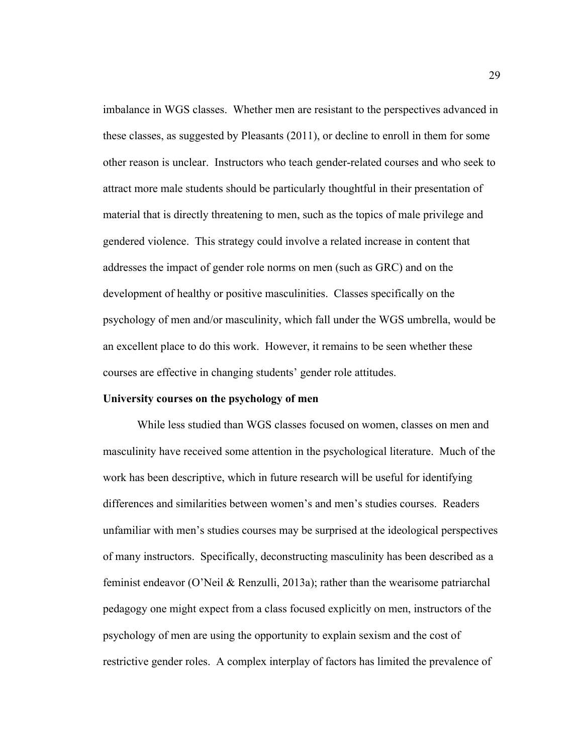imbalance in WGS classes. Whether men are resistant to the perspectives advanced in these classes, as suggested by Pleasants (2011), or decline to enroll in them for some other reason is unclear. Instructors who teach gender-related courses and who seek to attract more male students should be particularly thoughtful in their presentation of material that is directly threatening to men, such as the topics of male privilege and gendered violence. This strategy could involve a related increase in content that addresses the impact of gender role norms on men (such as GRC) and on the development of healthy or positive masculinities. Classes specifically on the psychology of men and/or masculinity, which fall under the WGS umbrella, would be an excellent place to do this work. However, it remains to be seen whether these courses are effective in changing students' gender role attitudes.

**University courses on the psychology of men**

While less studied than WGS classes focused on women, classes on men and masculinity have received some attention in the psychological literature. Much of the work has been descriptive, which in future research will be useful for identifying differences and similarities between women's and men's studies courses. Readers unfamiliar with men's studies courses may be surprised at the ideological perspectives of many instructors. Specifically, deconstructing masculinity has been described as a feminist endeavor (O'Neil & Renzulli, 2013a); rather than the wearisome patriarchal pedagogy one might expect from a class focused explicitly on men, instructors of the psychology of men are using the opportunity to explain sexism and the cost of restrictive gender roles. A complex interplay of factors has limited the prevalence of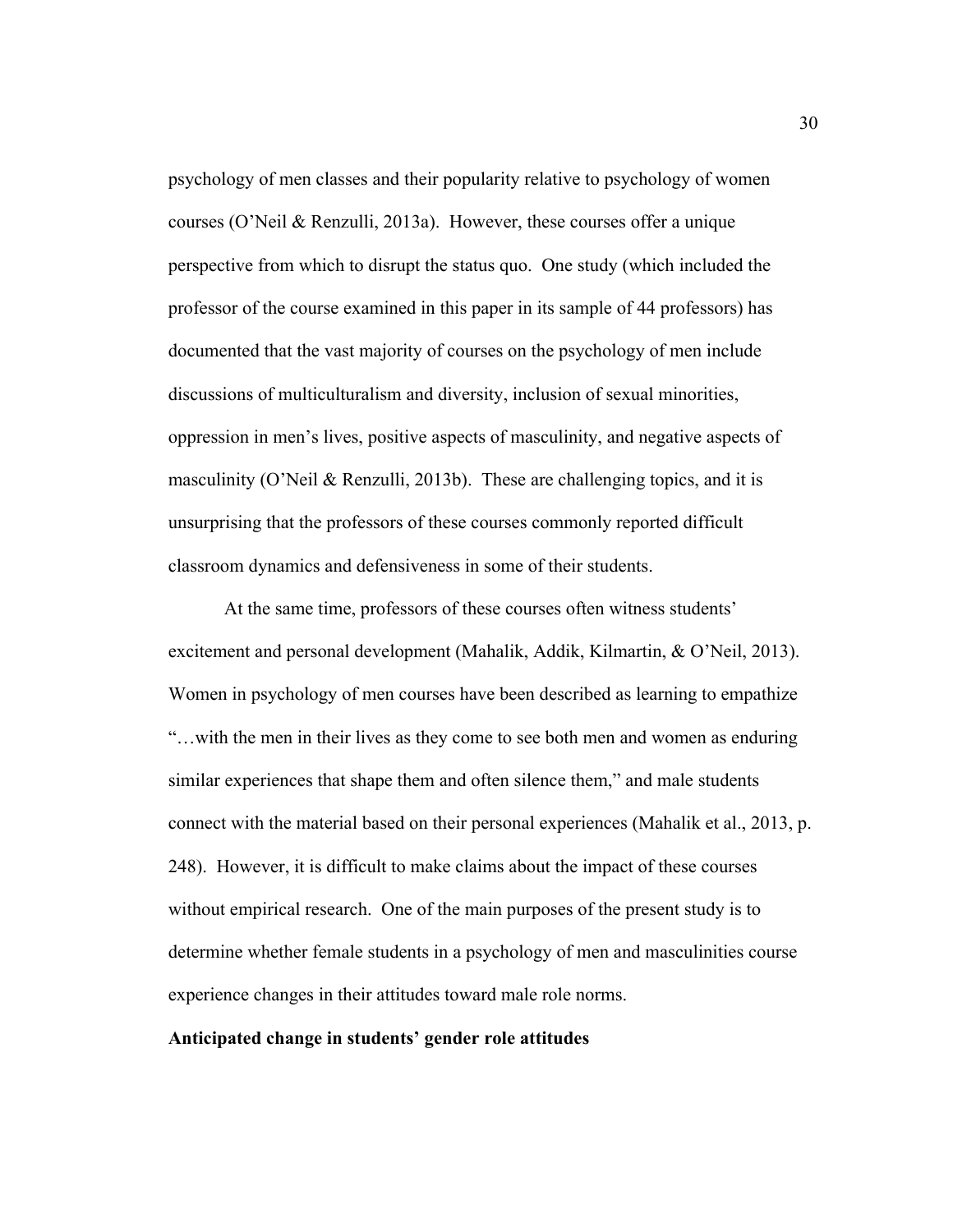psychology of men classes and their popularity relative to psychology of women courses (O'Neil & Renzulli, 2013a). However, these courses offer a unique perspective from which to disrupt the status quo. One study (which included the professor of the course examined in this paper in its sample of 44 professors) has documented that the vast majority of courses on the psychology of men include discussions of multiculturalism and diversity, inclusion of sexual minorities, oppression in men's lives, positive aspects of masculinity, and negative aspects of masculinity (O'Neil & Renzulli, 2013b). These are challenging topics, and it is unsurprising that the professors of these courses commonly reported difficult classroom dynamics and defensiveness in some of their students.

At the same time, professors of these courses often witness students' excitement and personal development (Mahalik, Addik, Kilmartin, & O'Neil, 2013). Women in psychology of men courses have been described as learning to empathize "…with the men in their lives as they come to see both men and women as enduring similar experiences that shape them and often silence them," and male students connect with the material based on their personal experiences (Mahalik et al., 2013, p. 248). However, it is difficult to make claims about the impact of these courses without empirical research. One of the main purposes of the present study is to determine whether female students in a psychology of men and masculinities course experience changes in their attitudes toward male role norms.

**Anticipated change in students' gender role attitudes**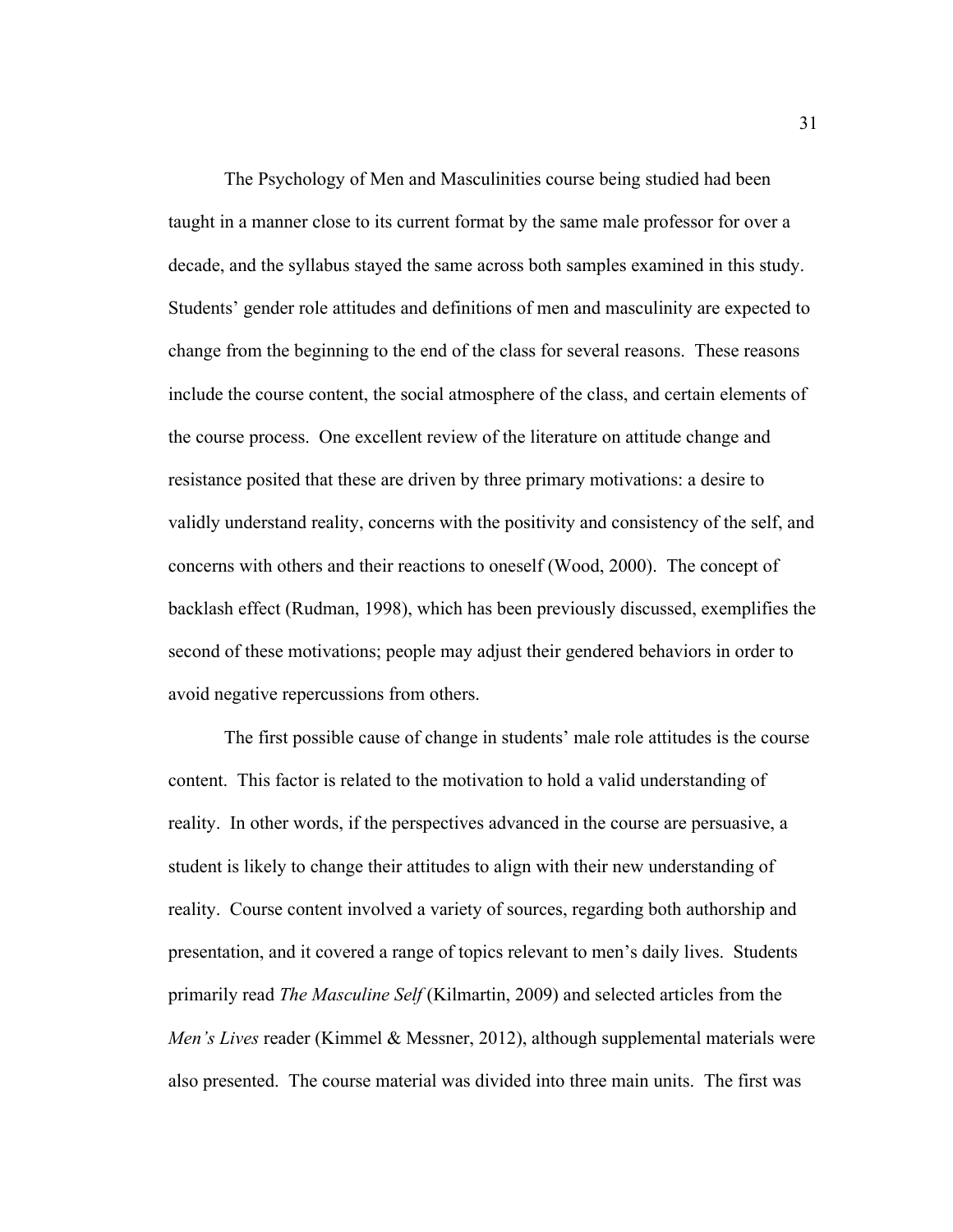The Psychology of Men and Masculinities course being studied had been taught in a manner close to its current format by the same male professor for over a decade, and the syllabus stayed the same across both samples examined in this study. Students' gender role attitudes and definitions of men and masculinity are expected to change from the beginning to the end of the class for several reasons. These reasons include the course content, the social atmosphere of the class, and certain elements of the course process. One excellent review of the literature on attitude change and resistance posited that these are driven by three primary motivations: a desire to validly understand reality, concerns with the positivity and consistency of the self, and concerns with others and their reactions to oneself (Wood, 2000). The concept of backlash effect (Rudman, 1998), which has been previously discussed, exemplifies the second of these motivations; people may adjust their gendered behaviors in order to avoid negative repercussions from others.

The first possible cause of change in students' male role attitudes is the course content. This factor is related to the motivation to hold a valid understanding of reality. In other words, if the perspectives advanced in the course are persuasive, a student is likely to change their attitudes to align with their new understanding of reality. Course content involved a variety of sources, regarding both authorship and presentation, and it covered a range of topics relevant to men's daily lives. Students primarily read *The Masculine Self* (Kilmartin, 2009) and selected articles from the *Men's Lives* reader (Kimmel & Messner, 2012), although supplemental materials were also presented. The course material was divided into three main units. The first was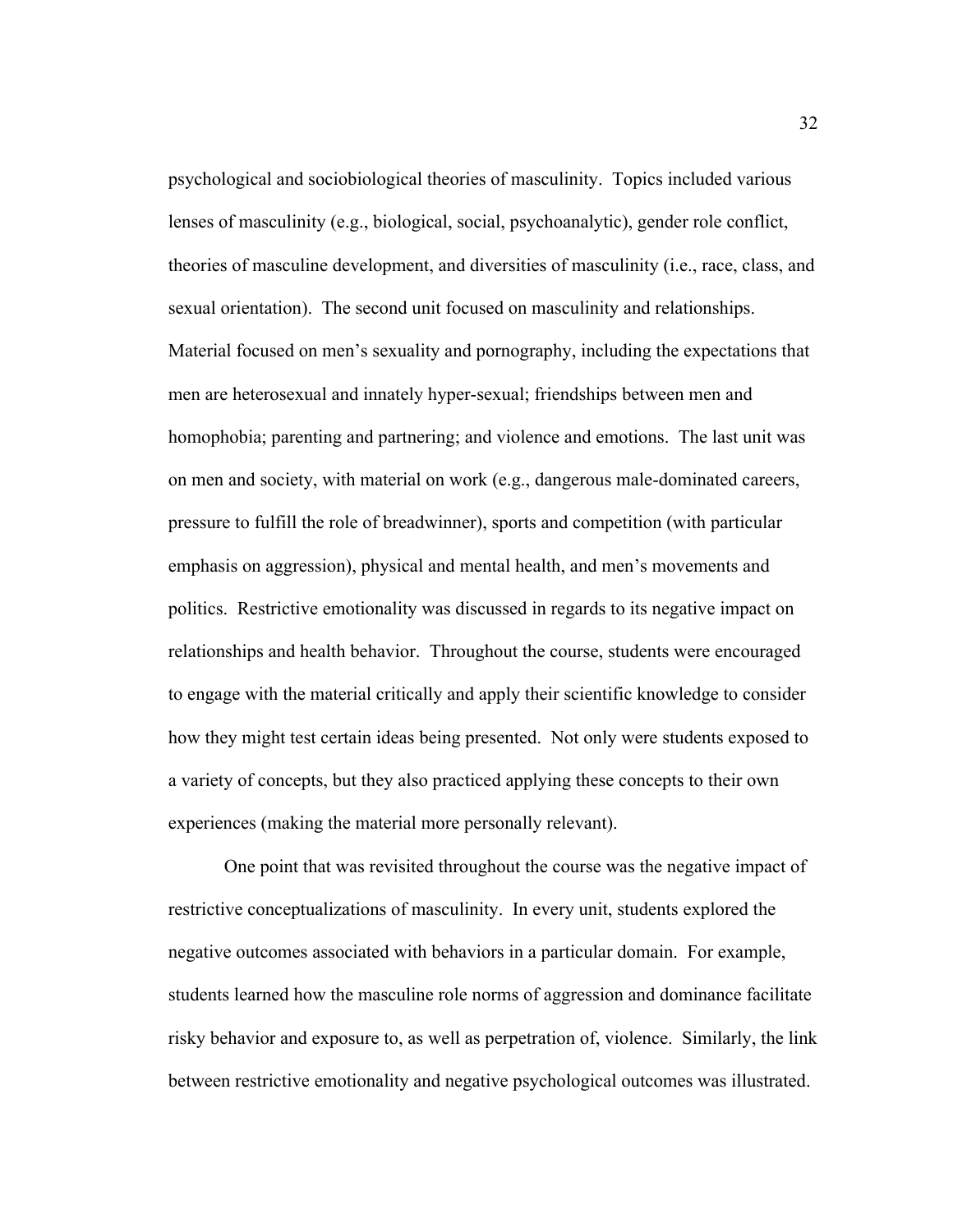psychological and sociobiological theories of masculinity. Topics included various lenses of masculinity (e.g., biological, social, psychoanalytic), gender role conflict, theories of masculine development, and diversities of masculinity (i.e., race, class, and sexual orientation). The second unit focused on masculinity and relationships. Material focused on men's sexuality and pornography, including the expectations that men are heterosexual and innately hyper-sexual; friendships between men and homophobia; parenting and partnering; and violence and emotions. The last unit was on men and society, with material on work (e.g., dangerous male-dominated careers, pressure to fulfill the role of breadwinner), sports and competition (with particular emphasis on aggression), physical and mental health, and men's movements and politics. Restrictive emotionality was discussed in regards to its negative impact on relationships and health behavior. Throughout the course, students were encouraged to engage with the material critically and apply their scientific knowledge to consider how they might test certain ideas being presented. Not only were students exposed to a variety of concepts, but they also practiced applying these concepts to their own experiences (making the material more personally relevant).

One point that was revisited throughout the course was the negative impact of restrictive conceptualizations of masculinity. In every unit, students explored the negative outcomes associated with behaviors in a particular domain. For example, students learned how the masculine role norms of aggression and dominance facilitate risky behavior and exposure to, as well as perpetration of, violence. Similarly, the link between restrictive emotionality and negative psychological outcomes was illustrated.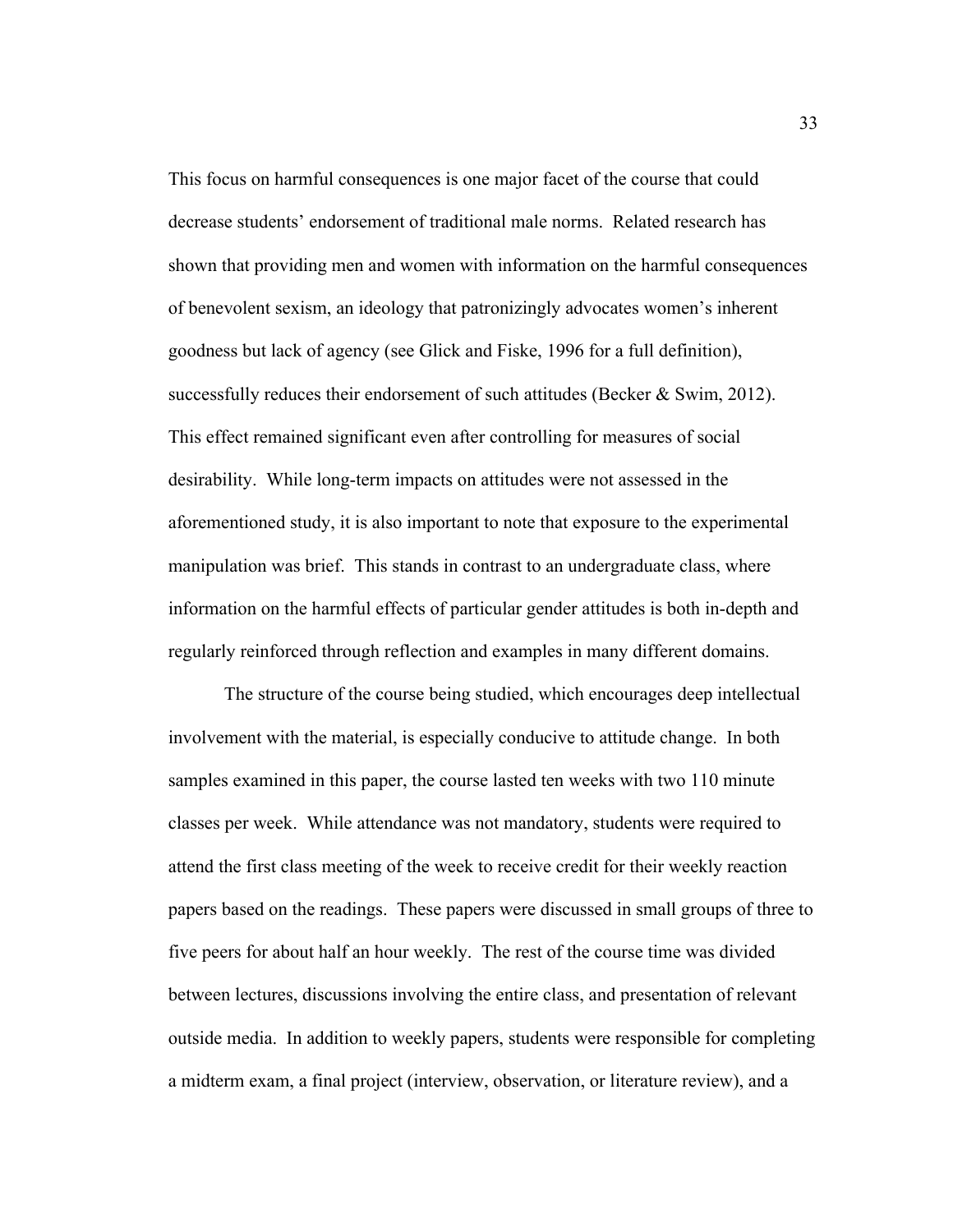This focus on harmful consequences is one major facet of the course that could decrease students' endorsement of traditional male norms. Related research has shown that providing men and women with information on the harmful consequences of benevolent sexism, an ideology that patronizingly advocates women's inherent goodness but lack of agency (see Glick and Fiske, 1996 for a full definition), successfully reduces their endorsement of such attitudes (Becker & Swim, 2012). This effect remained significant even after controlling for measures of social desirability. While long-term impacts on attitudes were not assessed in the aforementioned study, it is also important to note that exposure to the experimental manipulation was brief. This stands in contrast to an undergraduate class, where information on the harmful effects of particular gender attitudes is both in-depth and regularly reinforced through reflection and examples in many different domains.

The structure of the course being studied, which encourages deep intellectual involvement with the material, is especially conducive to attitude change. In both samples examined in this paper, the course lasted ten weeks with two 110 minute classes per week. While attendance was not mandatory, students were required to attend the first class meeting of the week to receive credit for their weekly reaction papers based on the readings. These papers were discussed in small groups of three to five peers for about half an hour weekly. The rest of the course time was divided between lectures, discussions involving the entire class, and presentation of relevant outside media. In addition to weekly papers, students were responsible for completing a midterm exam, a final project (interview, observation, or literature review), and a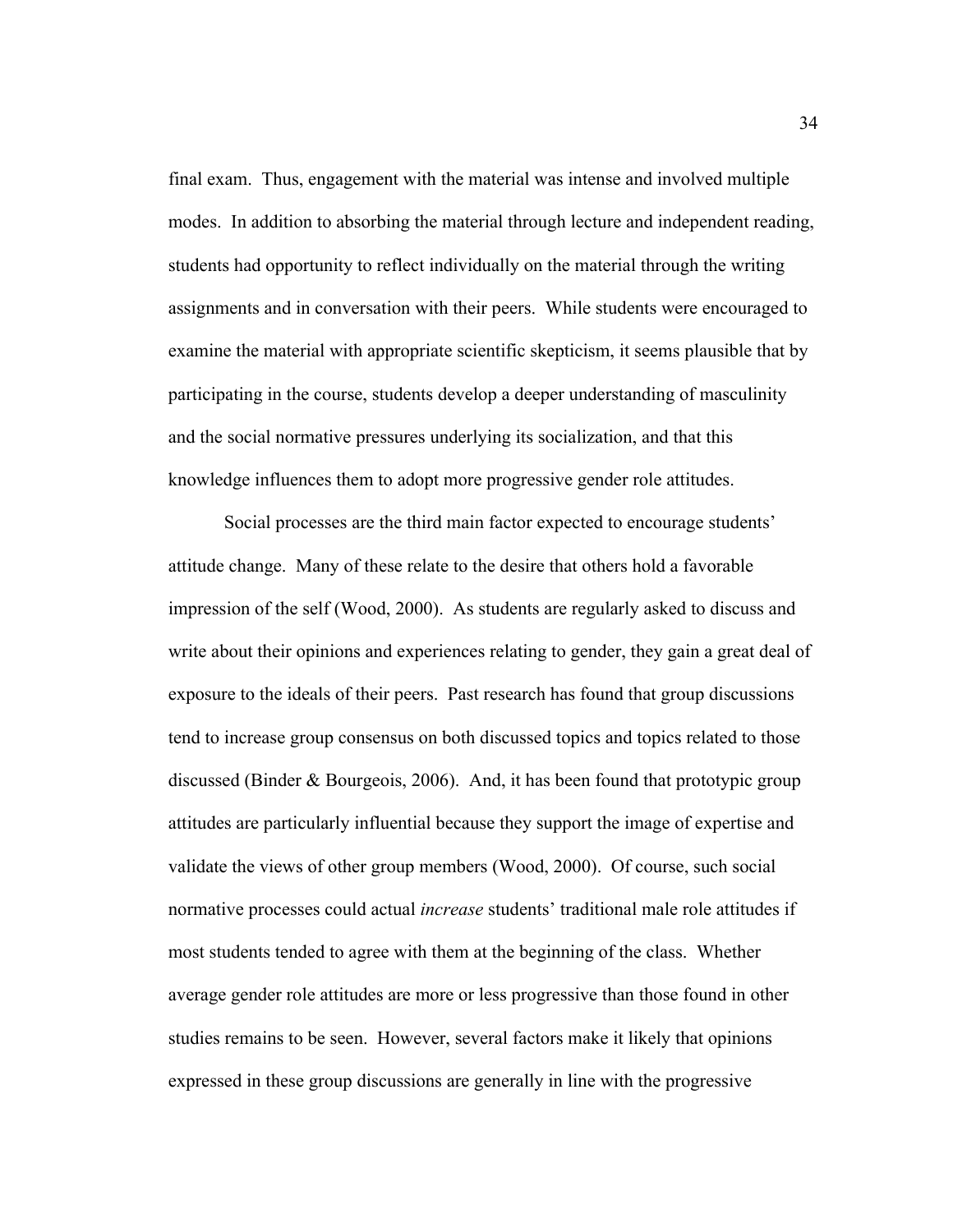final exam. Thus, engagement with the material was intense and involved multiple modes. In addition to absorbing the material through lecture and independent reading, students had opportunity to reflect individually on the material through the writing assignments and in conversation with their peers. While students were encouraged to examine the material with appropriate scientific skepticism, it seems plausible that by participating in the course, students develop a deeper understanding of masculinity and the social normative pressures underlying its socialization, and that this knowledge influences them to adopt more progressive gender role attitudes.

Social processes are the third main factor expected to encourage students' attitude change. Many of these relate to the desire that others hold a favorable impression of the self (Wood, 2000). As students are regularly asked to discuss and write about their opinions and experiences relating to gender, they gain a great deal of exposure to the ideals of their peers. Past research has found that group discussions tend to increase group consensus on both discussed topics and topics related to those discussed (Binder & Bourgeois, 2006). And, it has been found that prototypic group attitudes are particularly influential because they support the image of expertise and validate the views of other group members (Wood, 2000). Of course, such social normative processes could actual *increase* students' traditional male role attitudes if most students tended to agree with them at the beginning of the class. Whether average gender role attitudes are more or less progressive than those found in other studies remains to be seen. However, several factors make it likely that opinions expressed in these group discussions are generally in line with the progressive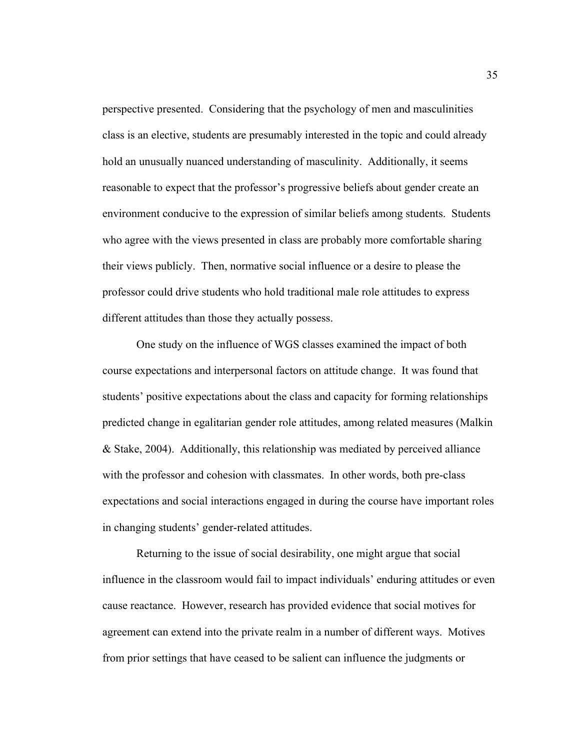perspective presented. Considering that the psychology of men and masculinities class is an elective, students are presumably interested in the topic and could already hold an unusually nuanced understanding of masculinity. Additionally, it seems reasonable to expect that the professor's progressive beliefs about gender create an environment conducive to the expression of similar beliefs among students. Students who agree with the views presented in class are probably more comfortable sharing their views publicly. Then, normative social influence or a desire to please the professor could drive students who hold traditional male role attitudes to express different attitudes than those they actually possess.

One study on the influence of WGS classes examined the impact of both course expectations and interpersonal factors on attitude change. It was found that students' positive expectations about the class and capacity for forming relationships predicted change in egalitarian gender role attitudes, among related measures (Malkin & Stake, 2004). Additionally, this relationship was mediated by perceived alliance with the professor and cohesion with classmates. In other words, both pre-class expectations and social interactions engaged in during the course have important roles in changing students' gender-related attitudes.

Returning to the issue of social desirability, one might argue that social influence in the classroom would fail to impact individuals' enduring attitudes or even cause reactance. However, research has provided evidence that social motives for agreement can extend into the private realm in a number of different ways. Motives from prior settings that have ceased to be salient can influence the judgments or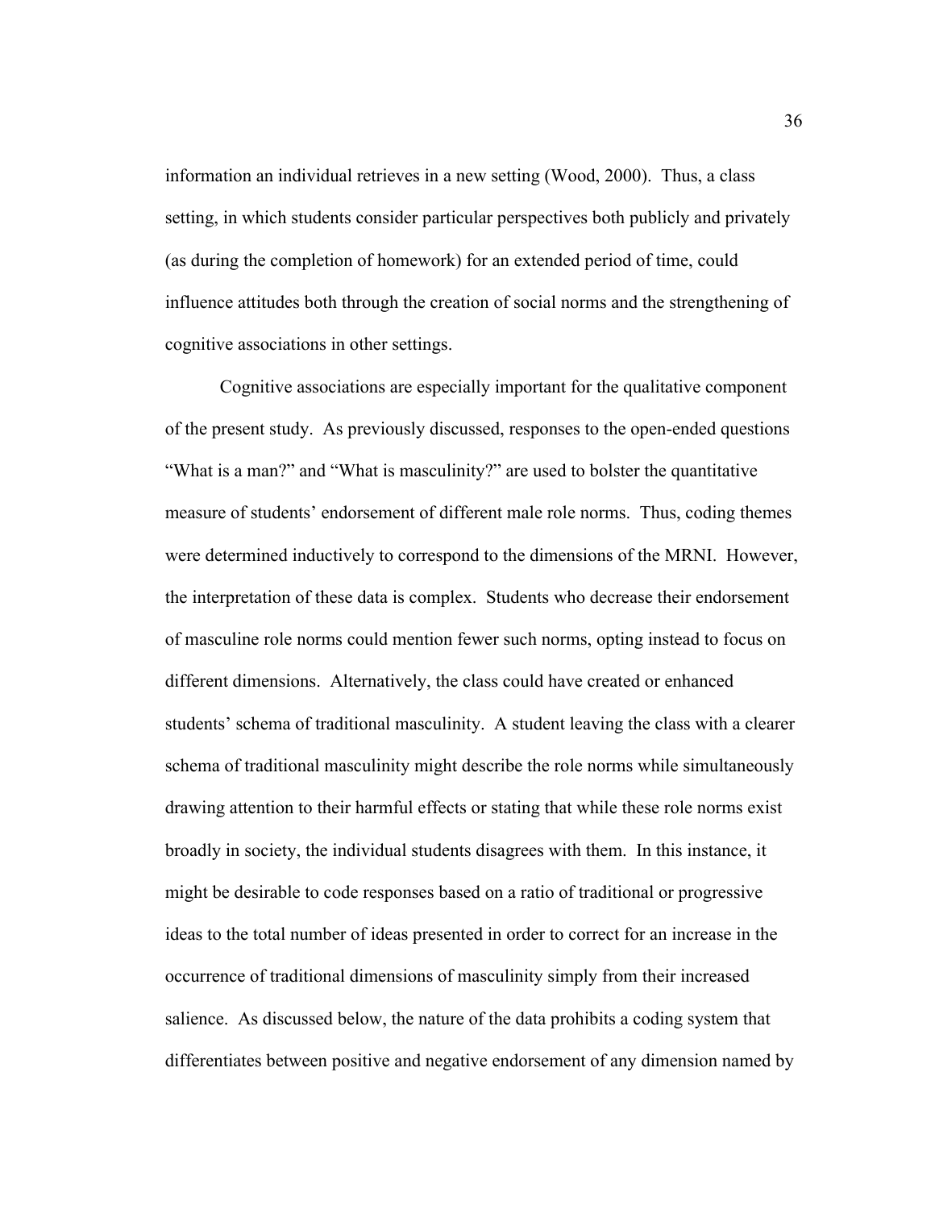information an individual retrieves in a new setting (Wood, 2000). Thus, a class setting, in which students consider particular perspectives both publicly and privately (as during the completion of homework) for an extended period of time, could influence attitudes both through the creation of social norms and the strengthening of cognitive associations in other settings.

Cognitive associations are especially important for the qualitative component of the present study. As previously discussed, responses to the open-ended questions "What is a man?" and "What is masculinity?" are used to bolster the quantitative measure of students' endorsement of different male role norms. Thus, coding themes were determined inductively to correspond to the dimensions of the MRNI. However, the interpretation of these data is complex. Students who decrease their endorsement of masculine role norms could mention fewer such norms, opting instead to focus on different dimensions. Alternatively, the class could have created or enhanced students' schema of traditional masculinity. A student leaving the class with a clearer schema of traditional masculinity might describe the role norms while simultaneously drawing attention to their harmful effects or stating that while these role norms exist broadly in society, the individual students disagrees with them. In this instance, it might be desirable to code responses based on a ratio of traditional or progressive ideas to the total number of ideas presented in order to correct for an increase in the occurrence of traditional dimensions of masculinity simply from their increased salience. As discussed below, the nature of the data prohibits a coding system that differentiates between positive and negative endorsement of any dimension named by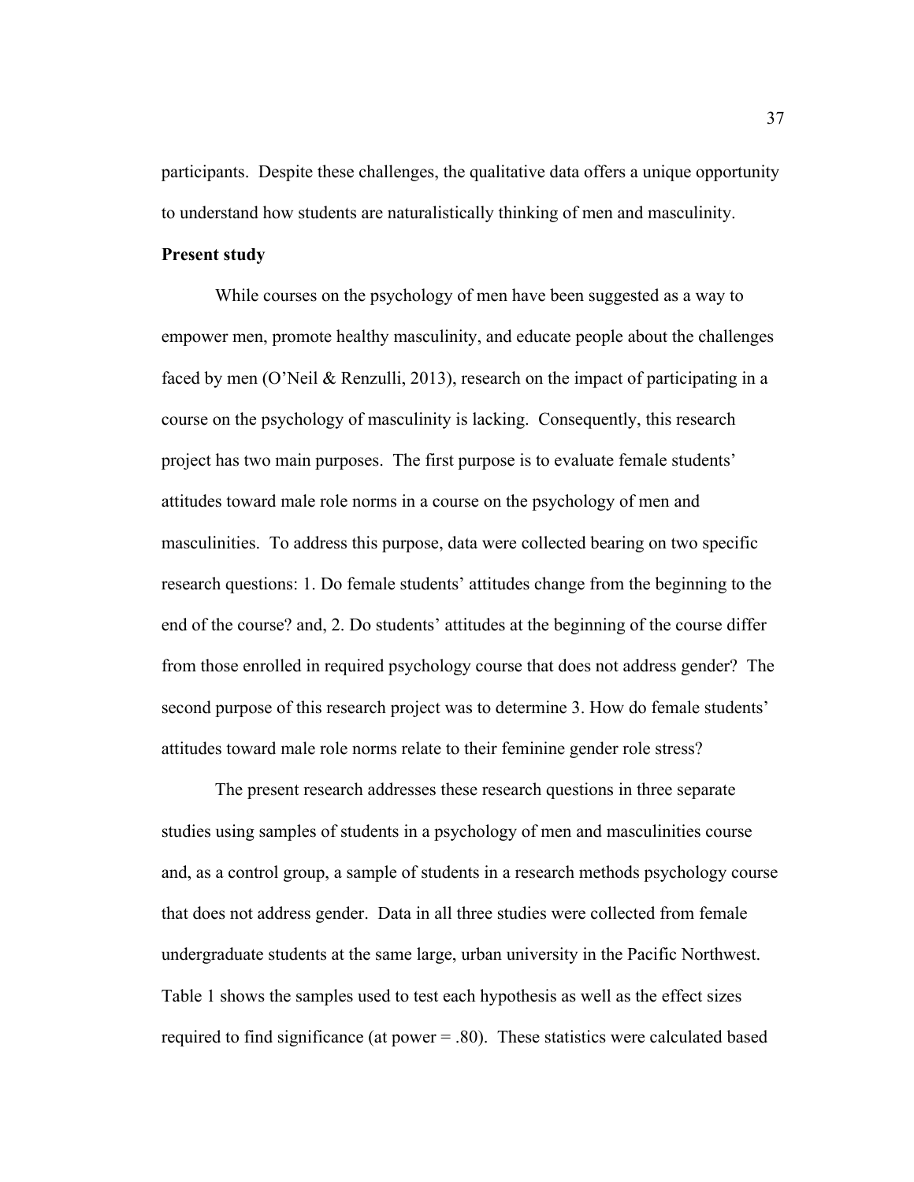participants.  Despite these challenges, the qualitative data offers a unique opportunity to understand how students are naturalistically thinking of men and masculinity.

**Present study**

While courses on the psychology of men have been suggested as a way to empower men, promote healthy masculinity, and educate people about the challenges faced by men (O'Neil & Renzulli, 2013), research on the impact of participating in a course on the psychology of masculinity is lacking.  Consequently, this research project has two main purposes.  The first purpose is to evaluate female students' attitudes toward male role norms in a course on the psychology of men and masculinities.  To address this purpose, data were collected bearing on two specific research questions: 1. Do female students' attitudes change from the beginning to the end of the course? and, 2. Do students' attitudes at the beginning of the course differ from those enrolled in required psychology course that does not address gender?  The second purpose of this research project was to determine 3. How do female students' attitudes toward male role norms relate to their feminine gender role stress?

The present research addresses these research questions in three separate studies using samples of students in a psychology of men and masculinities course and, as a control group, a sample of students in a research methods psychology course that does not address gender.  Data in all three studies were collected from female undergraduate students at the same large, urban university in the Pacific Northwest.  Table 1 shows the samples used to test each hypothesis as well as the effect sizes required to find significance (at power = .80).  These statistics were calculated based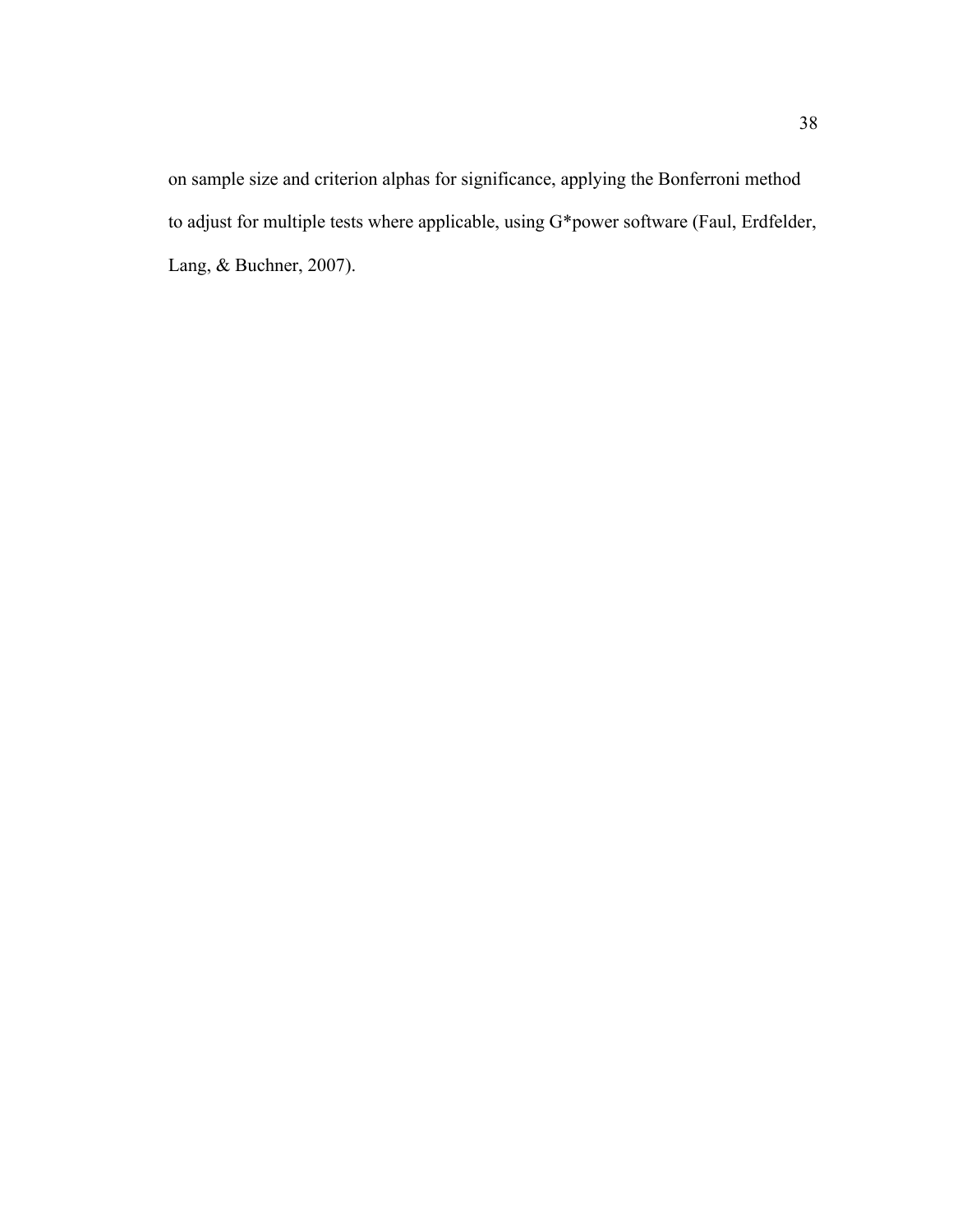on sample size and criterion alphas for significance, applying the Bonferroni method to adjust for multiple tests where applicable, using G*power software (Faul, Erdfelder, Lang, & Buchner, 2007).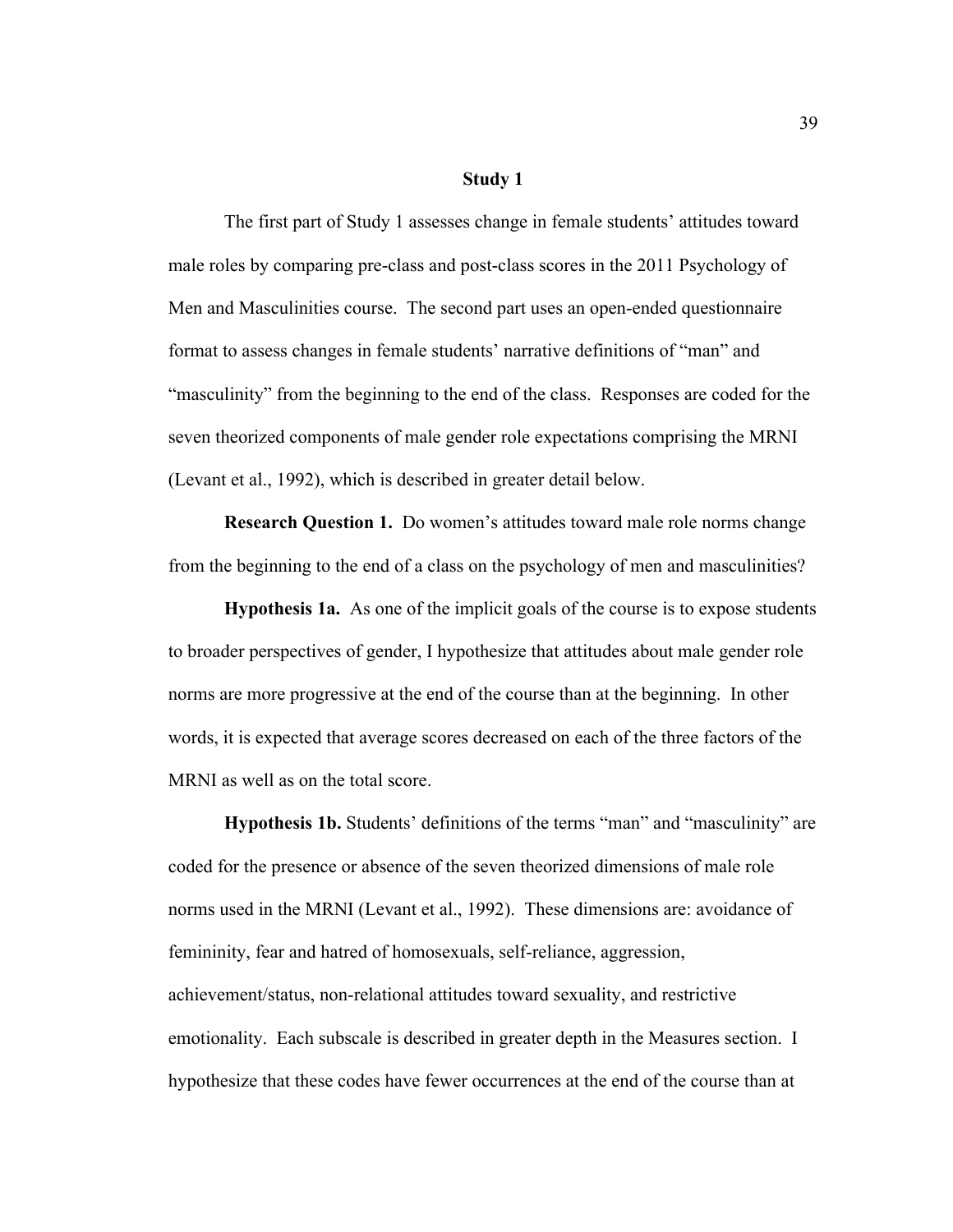## Study 1

The first part of Study 1 assesses change in female students' attitudes toward male roles by comparing pre-class and post-class scores in the 2011 Psychology of Men and Masculinities course. The second part uses an open-ended questionnaire format to assess changes in female students' narrative definitions of "man" and "masculinity" from the beginning to the end of the class. Responses are coded for the seven theorized components of male gender role expectations comprising the MRNI (Levant et al., 1992), which is described in greater detail below.

**Research Question 1.** Do women's attitudes toward male role norms change from the beginning to the end of a class on the psychology of men and masculinities?

**Hypothesis 1a.** As one of the implicit goals of the course is to expose students to broader perspectives of gender, I hypothesize that attitudes about male gender role norms are more progressive at the end of the course than at the beginning. In other words, it is expected that average scores decreased on each of the three factors of the MRNI as well as on the total score.

**Hypothesis 1b.** Students' definitions of the terms "man" and "masculinity" are coded for the presence or absence of the seven theorized dimensions of male role norms used in the MRNI (Levant et al., 1992). These dimensions are: avoidance of femininity, fear and hatred of homosexuals, self-reliance, aggression, achievement/status, non-relational attitudes toward sexuality, and restrictive emotionality. Each subscale is described in greater depth in the Measures section. I hypothesize that these codes have fewer occurrences at the end of the course than at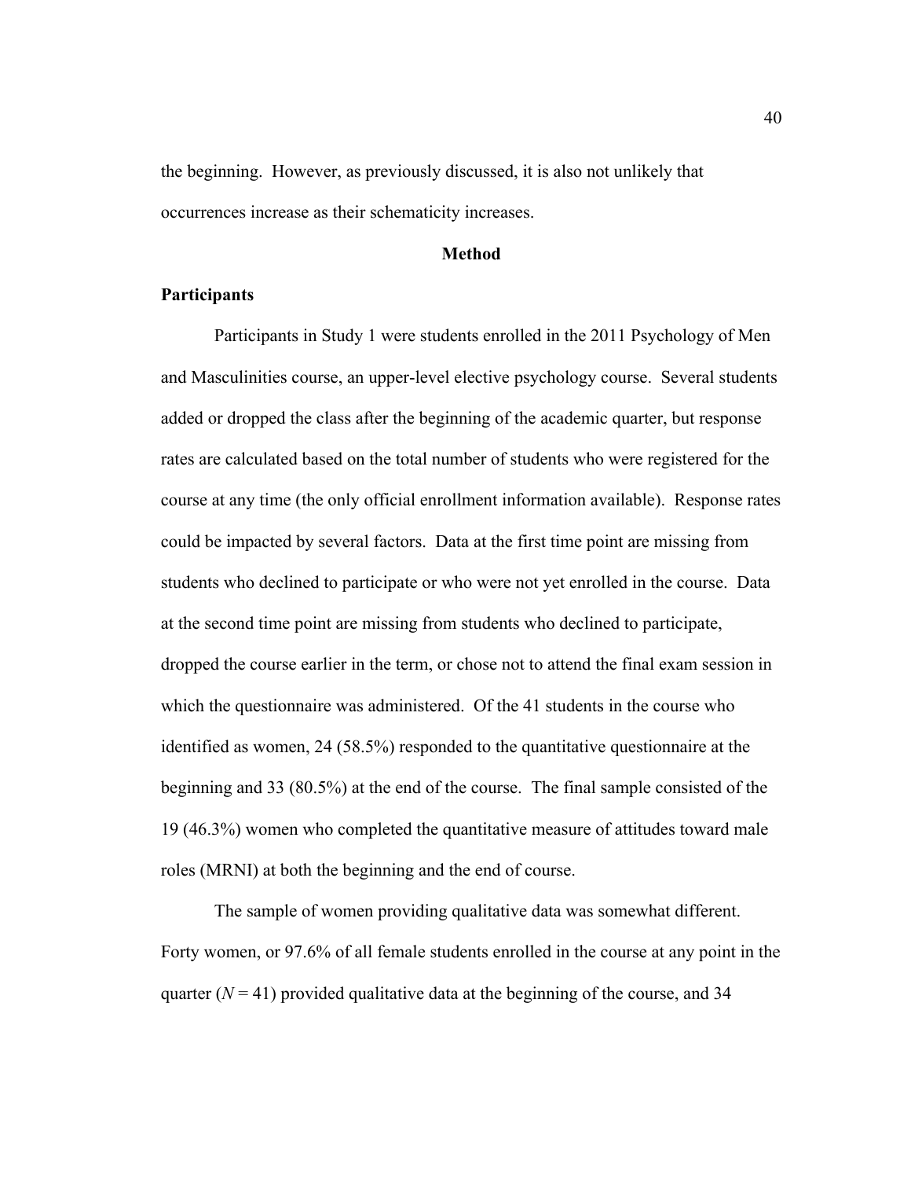the beginning. However, as previously discussed, it is also not unlikely that occurrences increase as their schematicity increases.

## Method

### Participants

Participants in Study 1 were students enrolled in the 2011 Psychology of Men and Masculinities course, an upper-level elective psychology course. Several students added or dropped the class after the beginning of the academic quarter, but response rates are calculated based on the total number of students who were registered for the course at any time (the only official enrollment information available). Response rates could be impacted by several factors. Data at the first time point are missing from students who declined to participate or who were not yet enrolled in the course. Data at the second time point are missing from students who declined to participate, dropped the course earlier in the term, or chose not to attend the final exam session in which the questionnaire was administered. Of the 41 students in the course who identified as women, 24 (58.5%) responded to the quantitative questionnaire at the beginning and 33 (80.5%) at the end of the course. The final sample consisted of the 19 (46.3%) women who completed the quantitative measure of attitudes toward male roles (MRNI) at both the beginning and the end of course.

The sample of women providing qualitative data was somewhat different. Forty women, or 97.6% of all female students enrolled in the course at any point in the quarter ($N = 41$) provided qualitative data at the beginning of the course, and 34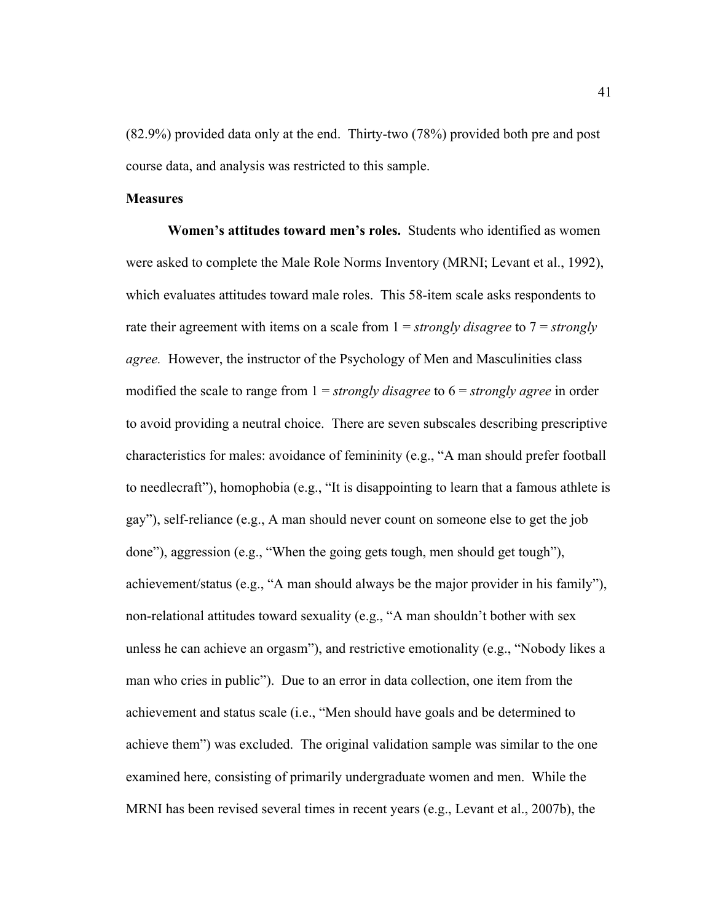(82.9%) provided data only at the end. Thirty-two (78%) provided both pre and post course data, and analysis was restricted to this sample.

**Measures**

**Women's attitudes toward men's roles.** Students who identified as women were asked to complete the Male Role Norms Inventory (MRNI; Levant et al., 1992), which evaluates attitudes toward male roles. This 58-item scale asks respondents to rate their agreement with items on a scale from 1 = *strongly disagree* to 7 = *strongly agree.* However, the instructor of the Psychology of Men and Masculinities class modified the scale to range from 1 = *strongly disagree* to 6 = *strongly agree* in order to avoid providing a neutral choice. There are seven subscales describing prescriptive characteristics for males: avoidance of femininity (e.g., "A man should prefer football to needlecraft"), homophobia (e.g., "It is disappointing to learn that a famous athlete is gay"), self-reliance (e.g., A man should never count on someone else to get the job done"), aggression (e.g., "When the going gets tough, men should get tough"), achievement/status (e.g., "A man should always be the major provider in his family"), non-relational attitudes toward sexuality (e.g., "A man shouldn't bother with sex unless he can achieve an orgasm"), and restrictive emotionality (e.g., "Nobody likes a man who cries in public"). Due to an error in data collection, one item from the achievement and status scale (i.e., "Men should have goals and be determined to achieve them") was excluded. The original validation sample was similar to the one examined here, consisting of primarily undergraduate women and men. While the MRNI has been revised several times in recent years (e.g., Levant et al., 2007b), the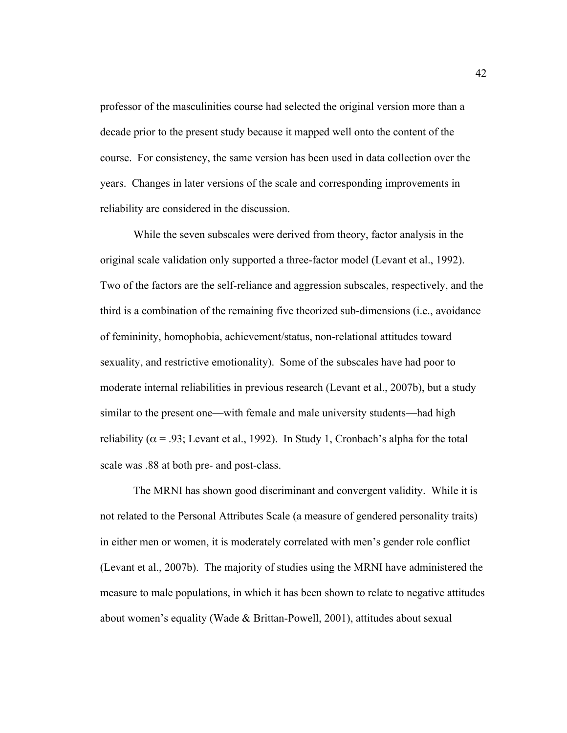professor of the masculinities course had selected the original version more than a decade prior to the present study because it mapped well onto the content of the course. For consistency, the same version has been used in data collection over the years. Changes in later versions of the scale and corresponding improvements in reliability are considered in the discussion.

While the seven subscales were derived from theory, factor analysis in the original scale validation only supported a three-factor model (Levant et al., 1992). Two of the factors are the self-reliance and aggression subscales, respectively, and the third is a combination of the remaining five theorized sub-dimensions (i.e., avoidance of femininity, homophobia, achievement/status, non-relational attitudes toward sexuality, and restrictive emotionality). Some of the subscales have had poor to moderate internal reliabilities in previous research (Levant et al., 2007b), but a study similar to the present one—with female and male university students—had high reliability ($\alpha = .93$; Levant et al., 1992). In Study 1, Cronbach's alpha for the total scale was .88 at both pre- and post-class.

The MRNI has shown good discriminant and convergent validity. While it is not related to the Personal Attributes Scale (a measure of gendered personality traits) in either men or women, it is moderately correlated with men's gender role conflict (Levant et al., 2007b). The majority of studies using the MRNI have administered the measure to male populations, in which it has been shown to relate to negative attitudes about women's equality (Wade & Brittan-Powell, 2001), attitudes about sexual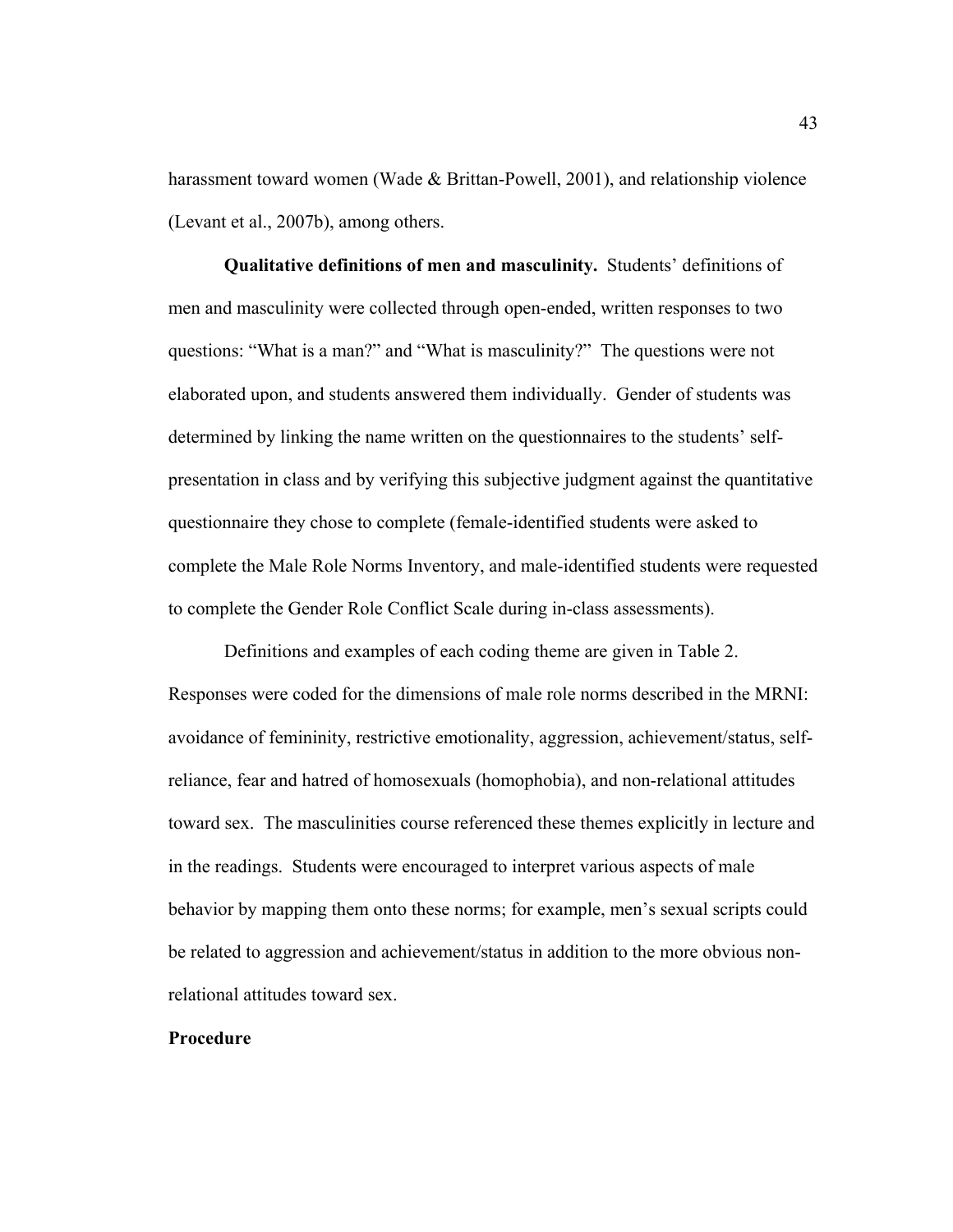harassment toward women (Wade & Brittan-Powell, 2001), and relationship violence (Levant et al., 2007b), among others.

**Qualitative definitions of men and masculinity.** Students' definitions of men and masculinity were collected through open-ended, written responses to two questions: "What is a man?" and "What is masculinity?" The questions were not elaborated upon, and students answered them individually. Gender of students was determined by linking the name written on the questionnaires to the students' self-presentation in class and by verifying this subjective judgment against the quantitative questionnaire they chose to complete (female-identified students were asked to complete the Male Role Norms Inventory, and male-identified students were requested to complete the Gender Role Conflict Scale during in-class assessments).

Definitions and examples of each coding theme are given in Table 2. Responses were coded for the dimensions of male role norms described in the MRNI: avoidance of femininity, restrictive emotionality, aggression, achievement/status, self-reliance, fear and hatred of homosexuals (homophobia), and non-relational attitudes toward sex. The masculinities course referenced these themes explicitly in lecture and in the readings. Students were encouraged to interpret various aspects of male behavior by mapping them onto these norms; for example, men's sexual scripts could be related to aggression and achievement/status in addition to the more obvious non-relational attitudes toward sex.

## Procedure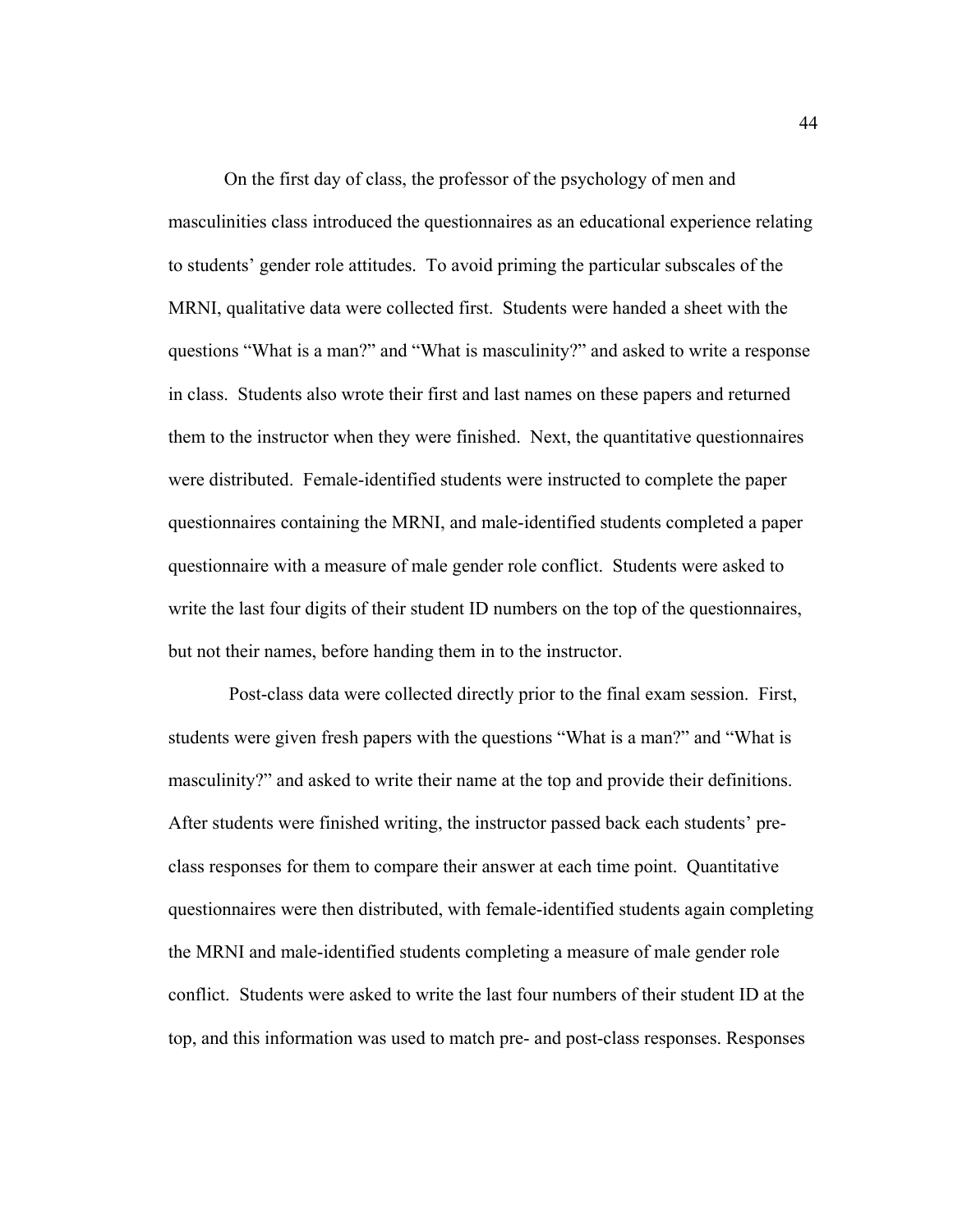On the first day of class, the professor of the psychology of men and masculinities class introduced the questionnaires as an educational experience relating to students' gender role attitudes. To avoid priming the particular subscales of the MRNI, qualitative data were collected first. Students were handed a sheet with the questions "What is a man?" and "What is masculinity?" and asked to write a response in class. Students also wrote their first and last names on these papers and returned them to the instructor when they were finished. Next, the quantitative questionnaires were distributed. Female-identified students were instructed to complete the paper questionnaires containing the MRNI, and male-identified students completed a paper questionnaire with a measure of male gender role conflict. Students were asked to write the last four digits of their student ID numbers on the top of the questionnaires, but not their names, before handing them in to the instructor.

Post-class data were collected directly prior to the final exam session. First, students were given fresh papers with the questions "What is a man?" and "What is masculinity?" and asked to write their name at the top and provide their definitions. After students were finished writing, the instructor passed back each students' pre-class responses for them to compare their answer at each time point. Quantitative questionnaires were then distributed, with female-identified students again completing the MRNI and male-identified students completing a measure of male gender role conflict. Students were asked to write the last four numbers of their student ID at the top, and this information was used to match pre- and post-class responses. Responses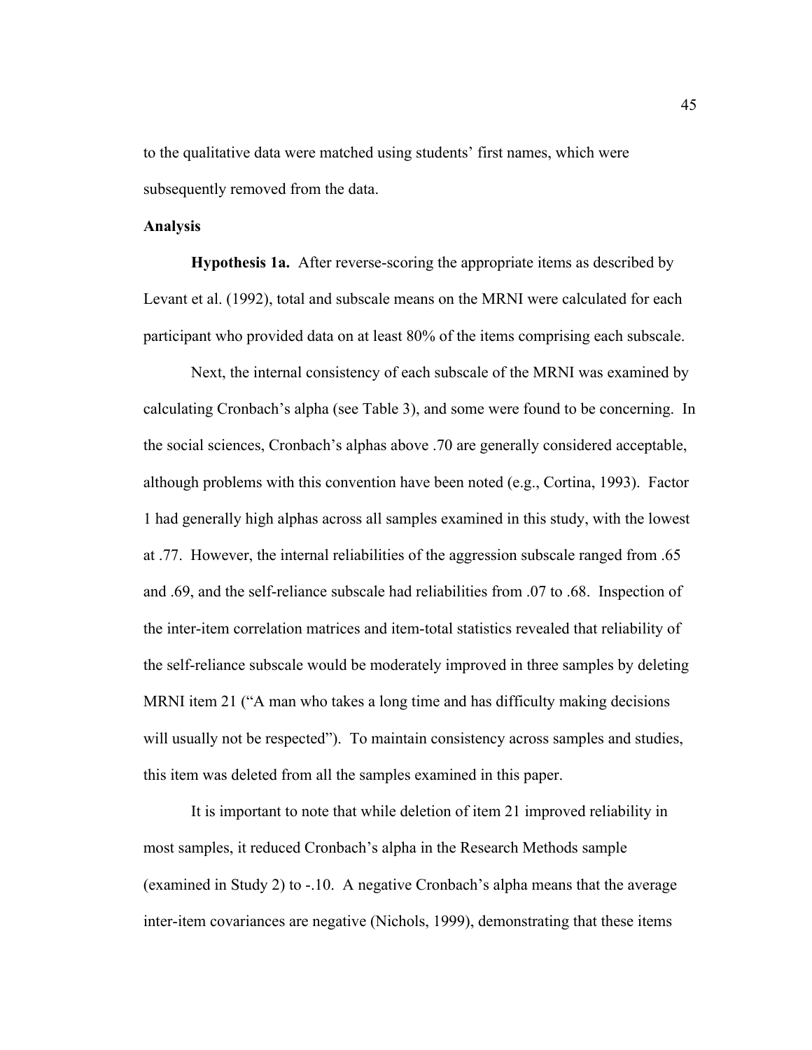to the qualitative data were matched using students' first names, which were subsequently removed from the data.

**Analysis**

**Hypothesis 1a.** After reverse-scoring the appropriate items as described by Levant et al. (1992), total and subscale means on the MRNI were calculated for each participant who provided data on at least 80% of the items comprising each subscale.

Next, the internal consistency of each subscale of the MRNI was examined by calculating Cronbach's alpha (see Table 3), and some were found to be concerning. In the social sciences, Cronbach's alphas above .70 are generally considered acceptable, although problems with this convention have been noted (e.g., Cortina, 1993). Factor 1 had generally high alphas across all samples examined in this study, with the lowest at .77. However, the internal reliabilities of the aggression subscale ranged from .65 and .69, and the self-reliance subscale had reliabilities from .07 to .68. Inspection of the inter-item correlation matrices and item-total statistics revealed that reliability of the self-reliance subscale would be moderately improved in three samples by deleting MRNI item 21 ("A man who takes a long time and has difficulty making decisions will usually not be respected"). To maintain consistency across samples and studies, this item was deleted from all the samples examined in this paper.

It is important to note that while deletion of item 21 improved reliability in most samples, it reduced Cronbach's alpha in the Research Methods sample (examined in Study 2) to -.10. A negative Cronbach's alpha means that the average inter-item covariances are negative (Nichols, 1999), demonstrating that these items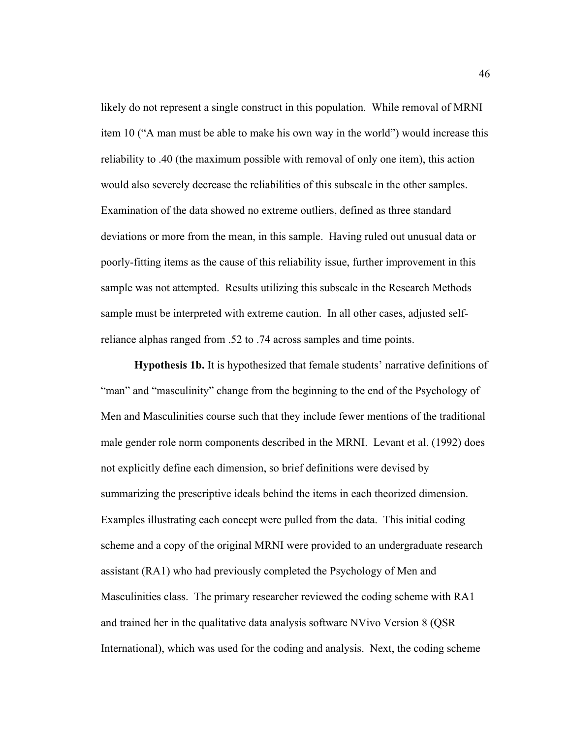likely do not represent a single construct in this population. While removal of MRNI item 10 ("A man must be able to make his own way in the world") would increase this reliability to .40 (the maximum possible with removal of only one item), this action would also severely decrease the reliabilities of this subscale in the other samples. Examination of the data showed no extreme outliers, defined as three standard deviations or more from the mean, in this sample. Having ruled out unusual data or poorly-fitting items as the cause of this reliability issue, further improvement in this sample was not attempted. Results utilizing this subscale in the Research Methods sample must be interpreted with extreme caution. In all other cases, adjusted self-reliance alphas ranged from .52 to .74 across samples and time points.

**Hypothesis 1b.** It is hypothesized that female students' narrative definitions of "man" and "masculinity" change from the beginning to the end of the Psychology of Men and Masculinities course such that they include fewer mentions of the traditional male gender role norm components described in the MRNI. Levant et al. (1992) does not explicitly define each dimension, so brief definitions were devised by summarizing the prescriptive ideals behind the items in each theorized dimension. Examples illustrating each concept were pulled from the data. This initial coding scheme and a copy of the original MRNI were provided to an undergraduate research assistant (RA1) who had previously completed the Psychology of Men and Masculinities class. The primary researcher reviewed the coding scheme with RA1 and trained her in the qualitative data analysis software NVivo Version 8 (QSR International), which was used for the coding and analysis. Next, the coding scheme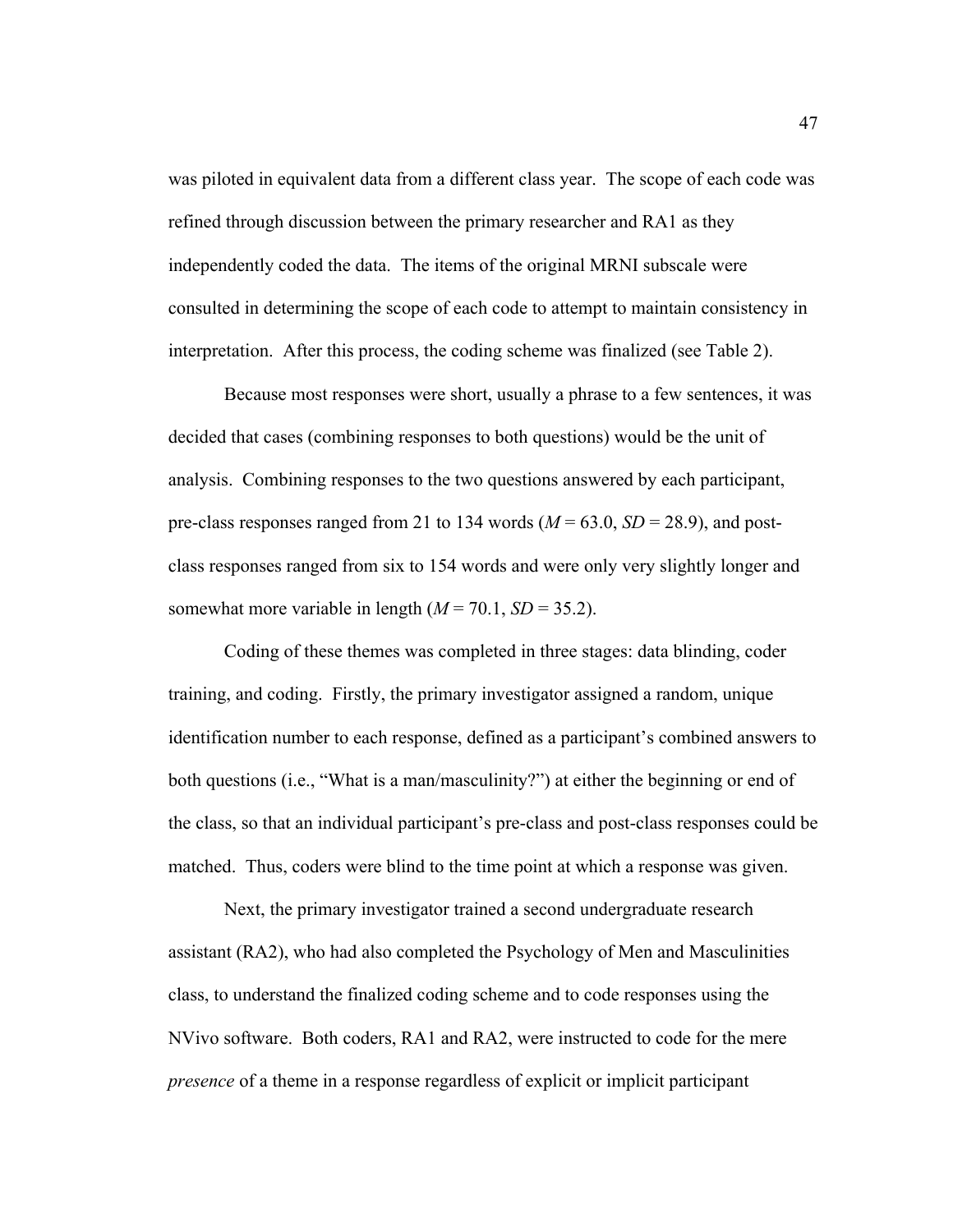was piloted in equivalent data from a different class year. The scope of each code was refined through discussion between the primary researcher and RA1 as they independently coded the data. The items of the original MRNI subscale were consulted in determining the scope of each code to attempt to maintain consistency in interpretation. After this process, the coding scheme was finalized (see Table 2).

Because most responses were short, usually a phrase to a few sentences, it was decided that cases (combining responses to both questions) would be the unit of analysis. Combining responses to the two questions answered by each participant, pre-class responses ranged from 21 to 134 words ($M$ = 63.0, $SD$ = 28.9), and post-class responses ranged from six to 154 words and were only very slightly longer and somewhat more variable in length ($M$ = 70.1, $SD$ = 35.2).

Coding of these themes was completed in three stages: data blinding, coder training, and coding. Firstly, the primary investigator assigned a random, unique identification number to each response, defined as a participant's combined answers to both questions (i.e., "What is a man/masculinity?") at either the beginning or end of the class, so that an individual participant's pre-class and post-class responses could be matched. Thus, coders were blind to the time point at which a response was given.

Next, the primary investigator trained a second undergraduate research assistant (RA2), who had also completed the Psychology of Men and Masculinities class, to understand the finalized coding scheme and to code responses using the NVivo software. Both coders, RA1 and RA2, were instructed to code for the mere *presence* of a theme in a response regardless of explicit or implicit participant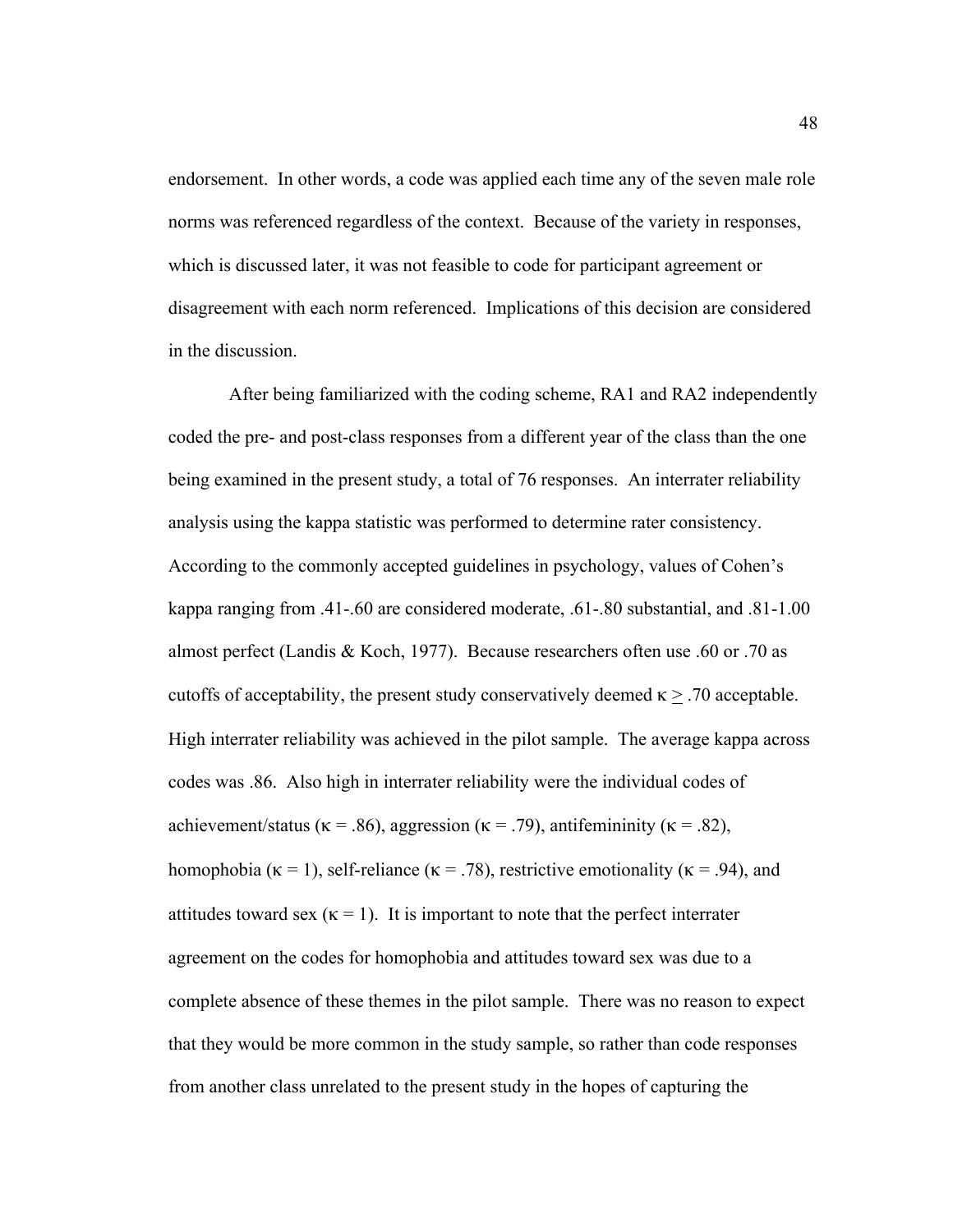endorsement. In other words, a code was applied each time any of the seven male role norms was referenced regardless of the context. Because of the variety in responses, which is discussed later, it was not feasible to code for participant agreement or disagreement with each norm referenced. Implications of this decision are considered in the discussion.

After being familiarized with the coding scheme, RA1 and RA2 independently coded the pre- and post-class responses from a different year of the class than the one being examined in the present study, a total of 76 responses. An interrater reliability analysis using the kappa statistic was performed to determine rater consistency. According to the commonly accepted guidelines in psychology, values of Cohen's kappa ranging from .41-.60 are considered moderate, .61-.80 substantial, and .81-1.00 almost perfect (Landis & Koch, 1977). Because researchers often use .60 or .70 as cutoffs of acceptability, the present study conservatively deemed $\kappa \geq .70$ acceptable. High interrater reliability was achieved in the pilot sample. The average kappa across codes was .86. Also high in interrater reliability were the individual codes of achievement/status ($\kappa = .86$), aggression ($\kappa = .79$), antifemininity ($\kappa = .82$), homophobia ($\kappa = 1$), self-reliance ($\kappa = .78$), restrictive emotionality ($\kappa = .94$), and attitudes toward sex ($\kappa = 1$). It is important to note that the perfect interrater agreement on the codes for homophobia and attitudes toward sex was due to a complete absence of these themes in the pilot sample. There was no reason to expect that they would be more common in the study sample, so rather than code responses from another class unrelated to the present study in the hopes of capturing the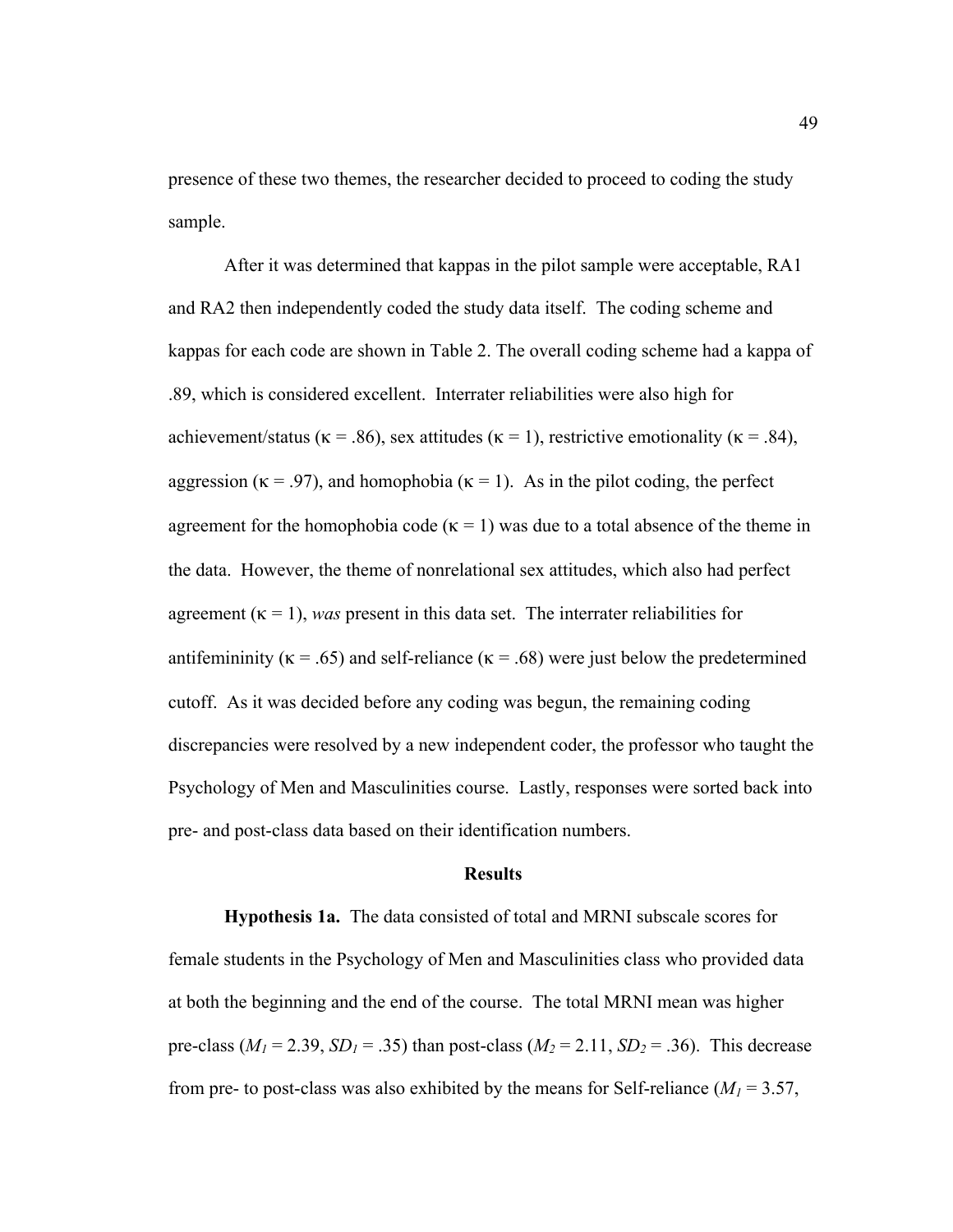presence of these two themes, the researcher decided to proceed to coding the study sample.

After it was determined that kappas in the pilot sample were acceptable, RA1 and RA2 then independently coded the study data itself. The coding scheme and kappas for each code are shown in Table 2. The overall coding scheme had a kappa of .89, which is considered excellent. Interrater reliabilities were also high for achievement/status ($\kappa$ = .86), sex attitudes ($\kappa$ = 1), restrictive emotionality ($\kappa$ = .84), aggression ($\kappa$ = .97), and homophobia ($\kappa$ = 1). As in the pilot coding, the perfect agreement for the homophobia code ($\kappa$ = 1) was due to a total absence of the theme in the data. However, the theme of nonrelational sex attitudes, which also had perfect agreement ($\kappa$ = 1), *was* present in this data set. The interrater reliabilities for antifemininity ($\kappa$ = .65) and self-reliance ($\kappa$ = .68) were just below the predetermined cutoff. As it was decided before any coding was begun, the remaining coding discrepancies were resolved by a new independent coder, the professor who taught the Psychology of Men and Masculinities course. Lastly, responses were sorted back into pre- and post-class data based on their identification numbers.

## Results

**Hypothesis 1a.** The data consisted of total and MRNI subscale scores for female students in the Psychology of Men and Masculinities class who provided data at both the beginning and the end of the course. The total MRNI mean was higher pre-class ($M_1$ = 2.39, $SD_1$ = .35) than post-class ($M_2$ = 2.11, $SD_2$ = .36). This decrease from pre- to post-class was also exhibited by the means for Self-reliance ($M_1$ = 3.57,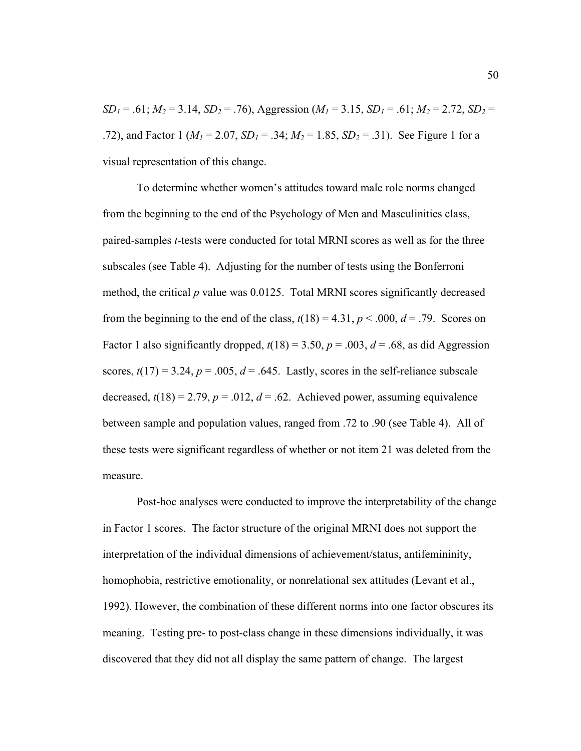$SD_1 = .61$; $M_2 = 3.14$, $SD_2 = .76$), Aggression ($M_1 = 3.15$, $SD_1 = .61$; $M_2 = 2.72$, $SD_2 = .72$), and Factor 1 ($M_1 = 2.07$, $SD_1 = .34$; $M_2 = 1.85$, $SD_2 = .31$). See Figure 1 for a visual representation of this change.

To determine whether women's attitudes toward male role norms changed from the beginning to the end of the Psychology of Men and Masculinities class, paired-samples *t*-tests were conducted for total MRNI scores as well as for the three subscales (see Table 4). Adjusting for the number of tests using the Bonferroni method, the critical *p* value was 0.0125. Total MRNI scores significantly decreased from the beginning to the end of the class, $t(18) = 4.31$, $p < .000$, $d = .79$. Scores on Factor 1 also significantly dropped, $t(18) = 3.50$, $p = .003$, $d = .68$, as did Aggression scores, $t(17) = 3.24$, $p = .005$, $d = .645$. Lastly, scores in the self-reliance subscale decreased, $t(18) = 2.79$, $p = .012$, $d = .62$. Achieved power, assuming equivalence between sample and population values, ranged from .72 to .90 (see Table 4). All of these tests were significant regardless of whether or not item 21 was deleted from the measure.

Post-hoc analyses were conducted to improve the interpretability of the change in Factor 1 scores. The factor structure of the original MRNI does not support the interpretation of the individual dimensions of achievement/status, antifemininity, homophobia, restrictive emotionality, or nonrelational sex attitudes (Levant et al., 1992). However, the combination of these different norms into one factor obscures its meaning. Testing pre- to post-class change in these dimensions individually, it was discovered that they did not all display the same pattern of change. The largest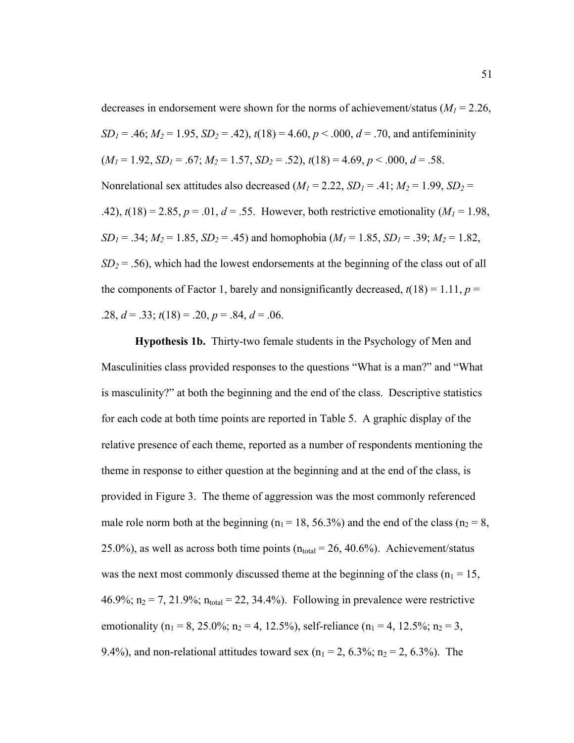decreases in endorsement were shown for the norms of achievement/status ($M_1$ = 2.26, $SD_1$ = .46; $M_2$ = 1.95, $SD_2$ = .42), $t(18)$ = 4.60, $p$ < .000, $d$ = .70, and antifemininity ($M_1$ = 1.92, $SD_1$ = .67; $M_2$ = 1.57, $SD_2$ = .52), $t(18)$ = 4.69, $p$ < .000, $d$ = .58. Nonrelational sex attitudes also decreased ($M_1$ = 2.22, $SD_1$ = .41; $M_2$ = 1.99, $SD_2$ = .42), $t(18)$ = 2.85, $p$ = .01, $d$ = .55. However, both restrictive emotionality ($M_1$ = 1.98, $SD_1$ = .34; $M_2$ = 1.85, $SD_2$ = .45) and homophobia ($M_1$ = 1.85, $SD_1$ = .39; $M_2$ = 1.82, $SD_2$ = .56), which had the lowest endorsements at the beginning of the class out of all the components of Factor 1, barely and nonsignificantly decreased, $t(18)$ = 1.11, $p$ = .28, $d$ = .33; $t(18)$ = .20, $p$ = .84, $d$ = .06.

**Hypothesis 1b.** Thirty-two female students in the Psychology of Men and Masculinities class provided responses to the questions "What is a man?" and "What is masculinity?" at both the beginning and the end of the class. Descriptive statistics for each code at both time points are reported in Table 5. A graphic display of the relative presence of each theme, reported as a number of respondents mentioning the theme in response to either question at the beginning and at the end of the class, is provided in Figure 3. The theme of aggression was the most commonly referenced male role norm both at the beginning ($n_1$ = 18, 56.3%) and the end of the class ($n_2$ = 8, 25.0%), as well as across both time points ($n_{total}$ = 26, 40.6%). Achievement/status was the next most commonly discussed theme at the beginning of the class ($n_1$ = 15, 46.9%; $n_2$ = 7, 21.9%; $n_{total}$ = 22, 34.4%). Following in prevalence were restrictive emotionality ($n_1$ = 8, 25.0%; $n_2$ = 4, 12.5%), self-reliance ($n_1$ = 4, 12.5%; $n_2$ = 3, 9.4%), and non-relational attitudes toward sex ($n_1$ = 2, 6.3%; $n_2$ = 2, 6.3%). The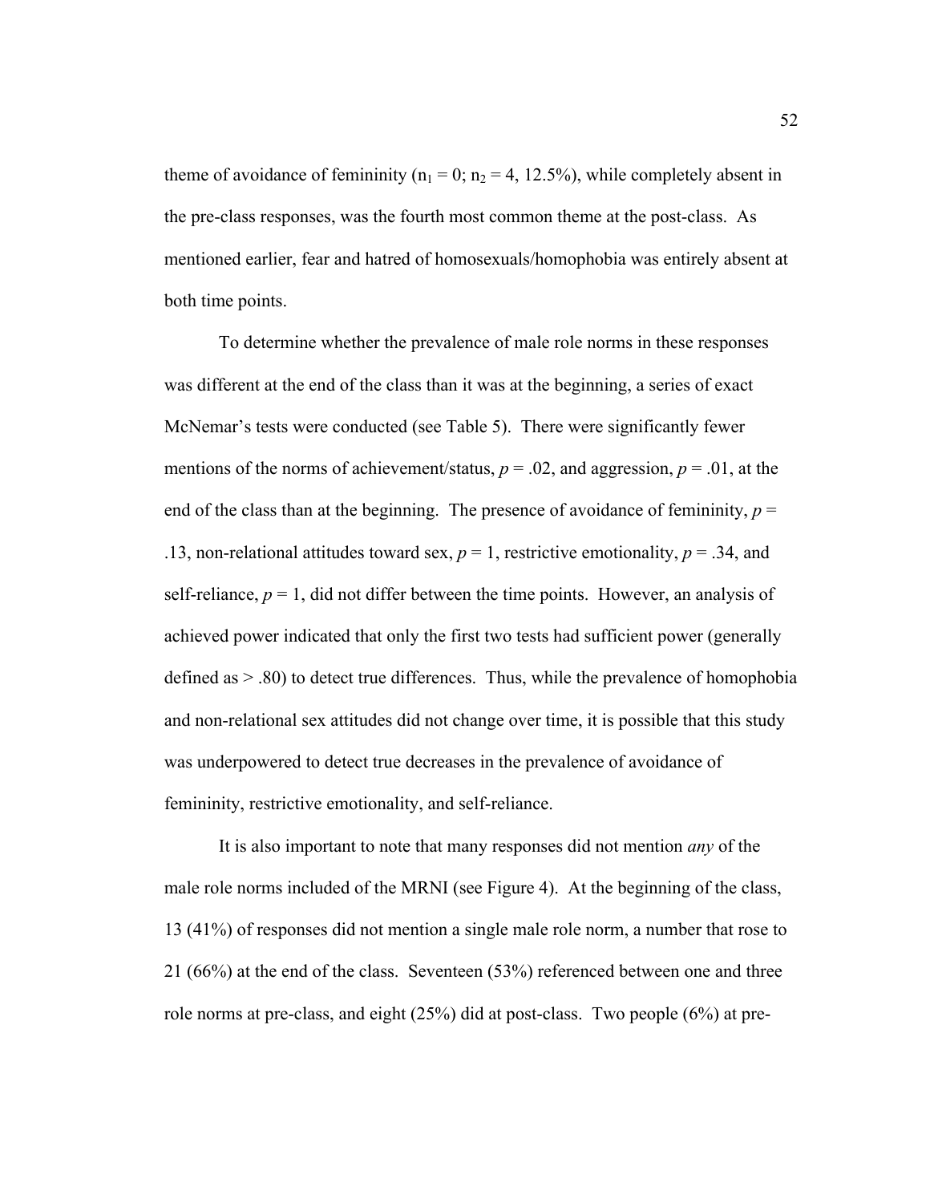theme of avoidance of femininity ($n_1 = 0$; $n_2 = 4$, 12.5%), while completely absent in the pre-class responses, was the fourth most common theme at the post-class. As mentioned earlier, fear and hatred of homosexuals/homophobia was entirely absent at both time points.

To determine whether the prevalence of male role norms in these responses was different at the end of the class than it was at the beginning, a series of exact McNemar's tests were conducted (see Table 5). There were significantly fewer mentions of the norms of achievement/status, $p = .02$, and aggression, $p = .01$, at the end of the class than at the beginning. The presence of avoidance of femininity, $p = .13$, non-relational attitudes toward sex, $p = 1$, restrictive emotionality, $p = .34$, and self-reliance, $p = 1$, did not differ between the time points. However, an analysis of achieved power indicated that only the first two tests had sufficient power (generally defined as $> .80$) to detect true differences. Thus, while the prevalence of homophobia and non-relational sex attitudes did not change over time, it is possible that this study was underpowered to detect true decreases in the prevalence of avoidance of femininity, restrictive emotionality, and self-reliance.

It is also important to note that many responses did not mention *any* of the male role norms included of the MRNI (see Figure 4). At the beginning of the class, 13 (41%) of responses did not mention a single male role norm, a number that rose to 21 (66%) at the end of the class. Seventeen (53%) referenced between one and three role norms at pre-class, and eight (25%) did at post-class. Two people (6%) at pre-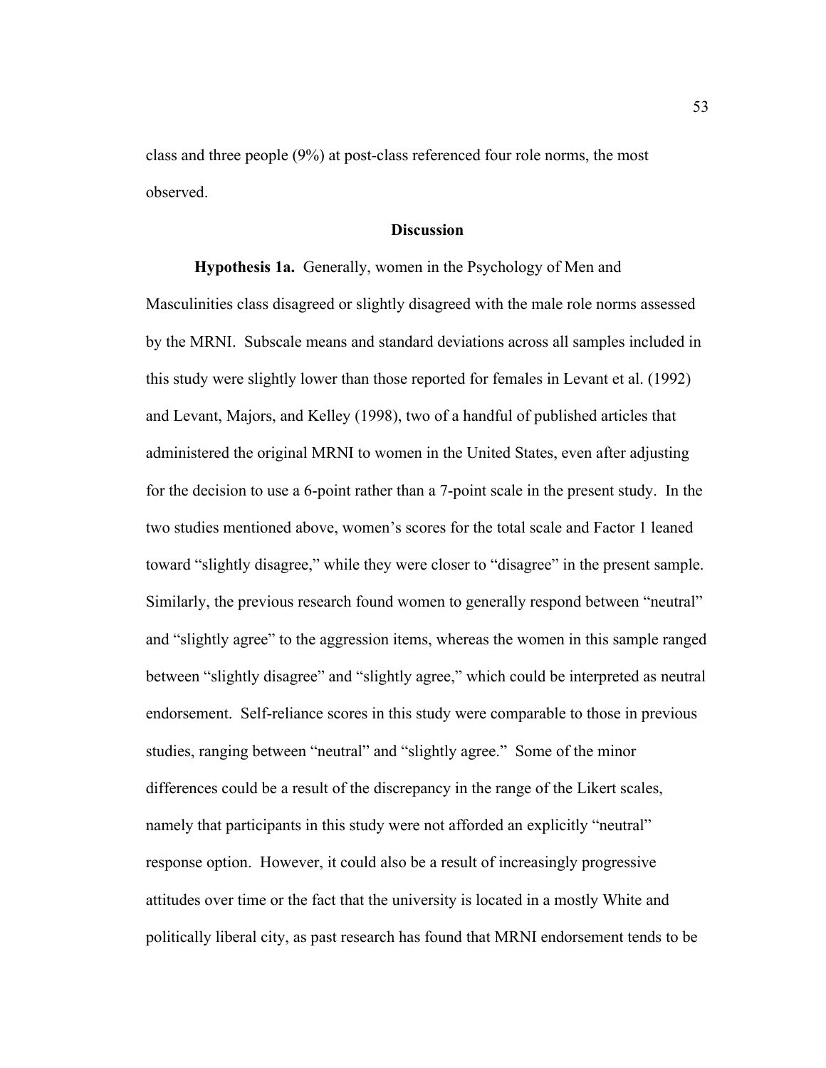class and three people (9%) at post-class referenced four role norms, the most observed.

## Discussion

**Hypothesis 1a.** Generally, women in the Psychology of Men and Masculinities class disagreed or slightly disagreed with the male role norms assessed by the MRNI. Subscale means and standard deviations across all samples included in this study were slightly lower than those reported for females in Levant et al. (1992) and Levant, Majors, and Kelley (1998), two of a handful of published articles that administered the original MRNI to women in the United States, even after adjusting for the decision to use a 6-point rather than a 7-point scale in the present study. In the two studies mentioned above, women's scores for the total scale and Factor 1 leaned toward "slightly disagree," while they were closer to "disagree" in the present sample. Similarly, the previous research found women to generally respond between "neutral" and "slightly agree" to the aggression items, whereas the women in this sample ranged between "slightly disagree" and "slightly agree," which could be interpreted as neutral endorsement. Self-reliance scores in this study were comparable to those in previous studies, ranging between "neutral" and "slightly agree." Some of the minor differences could be a result of the discrepancy in the range of the Likert scales, namely that participants in this study were not afforded an explicitly "neutral" response option. However, it could also be a result of increasingly progressive attitudes over time or the fact that the university is located in a mostly White and politically liberal city, as past research has found that MRNI endorsement tends to be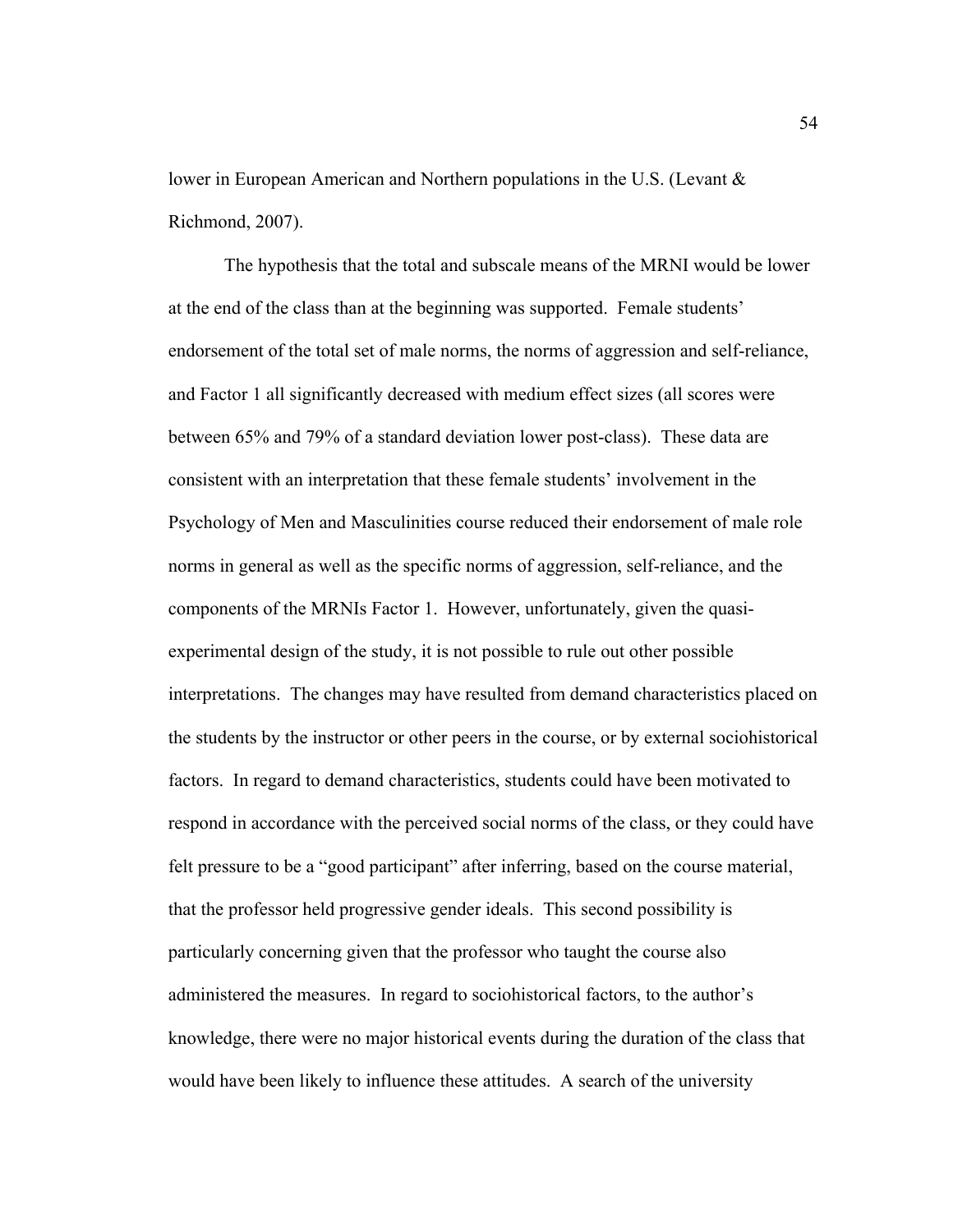lower in European American and Northern populations in the U.S. (Levant & Richmond, 2007).

The hypothesis that the total and subscale means of the MRNI would be lower at the end of the class than at the beginning was supported. Female students' endorsement of the total set of male norms, the norms of aggression and self-reliance, and Factor 1 all significantly decreased with medium effect sizes (all scores were between 65% and 79% of a standard deviation lower post-class). These data are consistent with an interpretation that these female students' involvement in the Psychology of Men and Masculinities course reduced their endorsement of male role norms in general as well as the specific norms of aggression, self-reliance, and the components of the MRNIs Factor 1. However, unfortunately, given the quasi-experimental design of the study, it is not possible to rule out other possible interpretations. The changes may have resulted from demand characteristics placed on the students by the instructor or other peers in the course, or by external sociohistorical factors. In regard to demand characteristics, students could have been motivated to respond in accordance with the perceived social norms of the class, or they could have felt pressure to be a "good participant" after inferring, based on the course material, that the professor held progressive gender ideals. This second possibility is particularly concerning given that the professor who taught the course also administered the measures. In regard to sociohistorical factors, to the author's knowledge, there were no major historical events during the duration of the class that would have been likely to influence these attitudes. A search of the university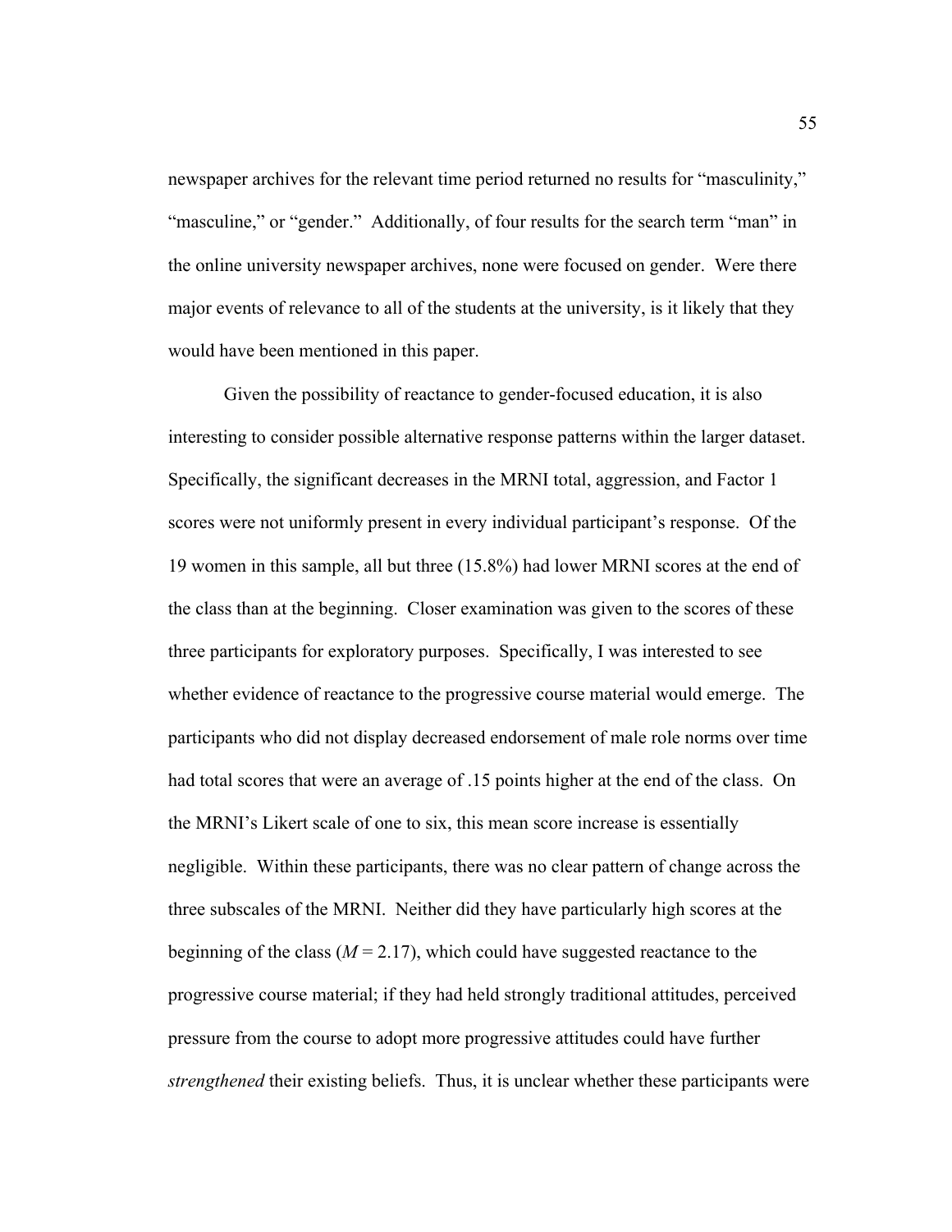newspaper archives for the relevant time period returned no results for "masculinity," "masculine," or "gender." Additionally, of four results for the search term "man" in the online university newspaper archives, none were focused on gender. Were there major events of relevance to all of the students at the university, is it likely that they would have been mentioned in this paper.

Given the possibility of reactance to gender-focused education, it is also interesting to consider possible alternative response patterns within the larger dataset. Specifically, the significant decreases in the MRNI total, aggression, and Factor 1 scores were not uniformly present in every individual participant's response. Of the 19 women in this sample, all but three (15.8%) had lower MRNI scores at the end of the class than at the beginning. Closer examination was given to the scores of these three participants for exploratory purposes. Specifically, I was interested to see whether evidence of reactance to the progressive course material would emerge. The participants who did not display decreased endorsement of male role norms over time had total scores that were an average of .15 points higher at the end of the class. On the MRNI's Likert scale of one to six, this mean score increase is essentially negligible. Within these participants, there was no clear pattern of change across the three subscales of the MRNI. Neither did they have particularly high scores at the beginning of the class ($M = 2.17$), which could have suggested reactance to the progressive course material; if they had held strongly traditional attitudes, perceived pressure from the course to adopt more progressive attitudes could have further *strengthened* their existing beliefs. Thus, it is unclear whether these participants were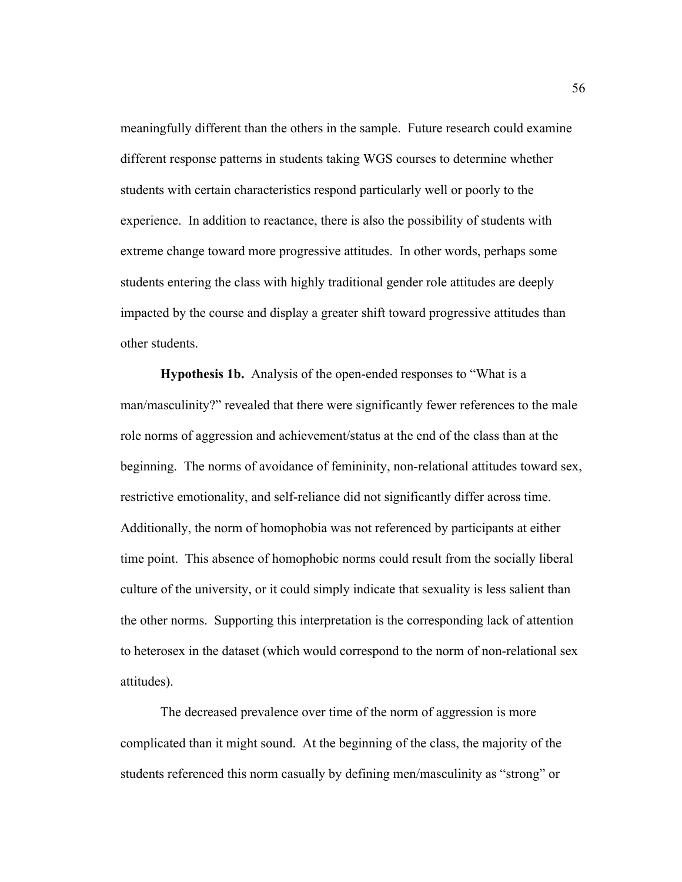meaningfully different than the others in the sample. Future research could examine different response patterns in students taking WGS courses to determine whether students with certain characteristics respond particularly well or poorly to the experience. In addition to reactance, there is also the possibility of students with extreme change toward more progressive attitudes. In other words, perhaps some students entering the class with highly traditional gender role attitudes are deeply impacted by the course and display a greater shift toward progressive attitudes than other students.

**Hypothesis 1b.** Analysis of the open-ended responses to "What is a man/masculinity?" revealed that there were significantly fewer references to the male role norms of aggression and achievement/status at the end of the class than at the beginning. The norms of avoidance of femininity, non-relational attitudes toward sex, restrictive emotionality, and self-reliance did not significantly differ across time. Additionally, the norm of homophobia was not referenced by participants at either time point. This absence of homophobic norms could result from the socially liberal culture of the university, or it could simply indicate that sexuality is less salient than the other norms. Supporting this interpretation is the corresponding lack of attention to heterosex in the dataset (which would correspond to the norm of non-relational sex attitudes).

The decreased prevalence over time of the norm of aggression is more complicated than it might sound. At the beginning of the class, the majority of the students referenced this norm casually by defining men/masculinity as "strong" or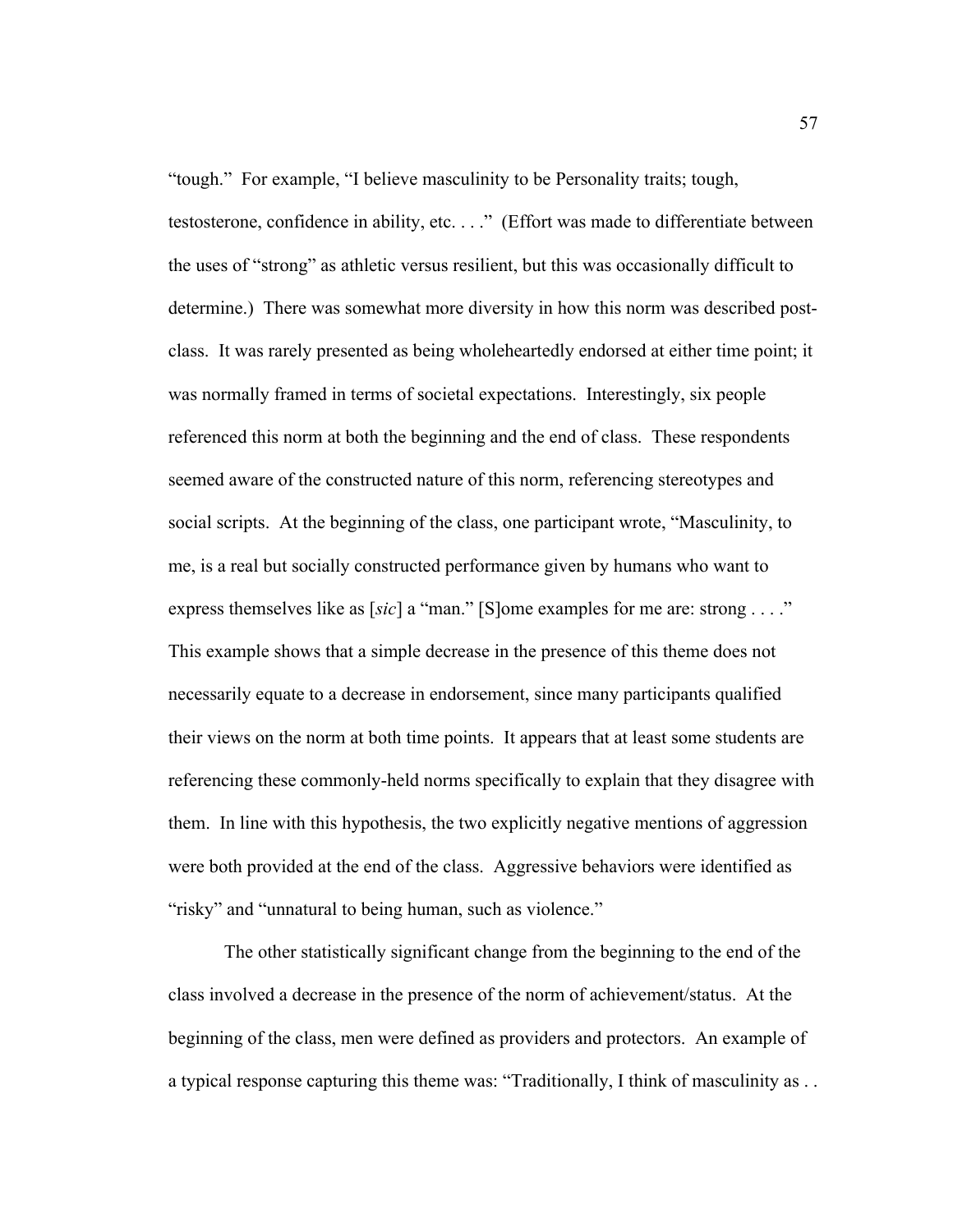"tough." For example, "I believe masculinity to be Personality traits; tough, testosterone, confidence in ability, etc. . . ." (Effort was made to differentiate between the uses of "strong" as athletic versus resilient, but this was occasionally difficult to determine.) There was somewhat more diversity in how this norm was described post-class. It was rarely presented as being wholeheartedly endorsed at either time point; it was normally framed in terms of societal expectations. Interestingly, six people referenced this norm at both the beginning and the end of class. These respondents seemed aware of the constructed nature of this norm, referencing stereotypes and social scripts. At the beginning of the class, one participant wrote, "Masculinity, to me, is a real but socially constructed performance given by humans who want to express themselves like as [*sic*] a "man." [S]ome examples for me are: strong . . . ." This example shows that a simple decrease in the presence of this theme does not necessarily equate to a decrease in endorsement, since many participants qualified their views on the norm at both time points. It appears that at least some students are referencing these commonly-held norms specifically to explain that they disagree with them. In line with this hypothesis, the two explicitly negative mentions of aggression were both provided at the end of the class. Aggressive behaviors were identified as "risky" and "unnatural to being human, such as violence."

The other statistically significant change from the beginning to the end of the class involved a decrease in the presence of the norm of achievement/status. At the beginning of the class, men were defined as providers and protectors. An example of a typical response capturing this theme was: "Traditionally, I think of masculinity as . .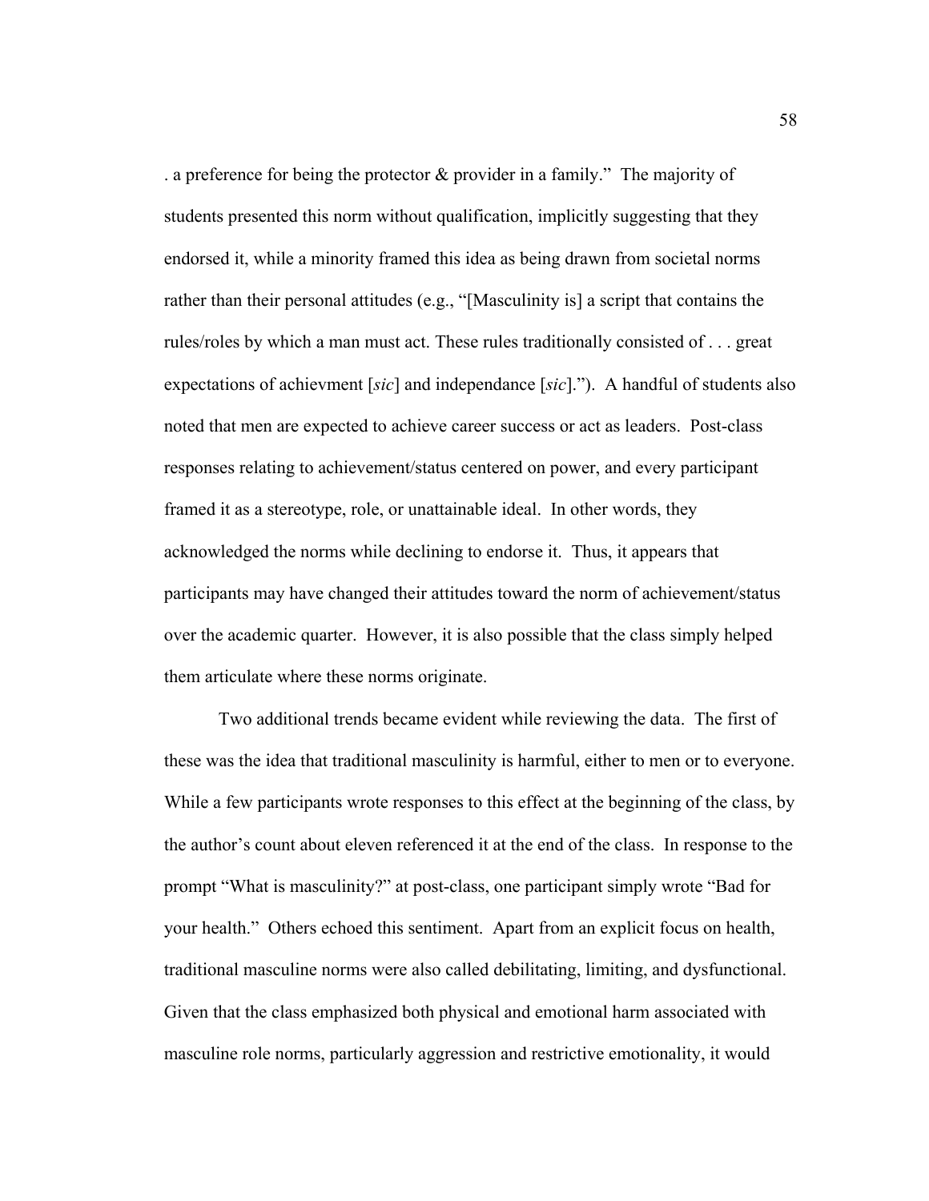. a preference for being the protector & provider in a family." The majority of students presented this norm without qualification, implicitly suggesting that they endorsed it, while a minority framed this idea as being drawn from societal norms rather than their personal attitudes (e.g., "[Masculinity is] a script that contains the rules/roles by which a man must act. These rules traditionally consisted of . . . great expectations of achievment [*sic*] and independance [*sic*]."). A handful of students also noted that men are expected to achieve career success or act as leaders. Post-class responses relating to achievement/status centered on power, and every participant framed it as a stereotype, role, or unattainable ideal. In other words, they acknowledged the norms while declining to endorse it. Thus, it appears that participants may have changed their attitudes toward the norm of achievement/status over the academic quarter. However, it is also possible that the class simply helped them articulate where these norms originate.

Two additional trends became evident while reviewing the data. The first of these was the idea that traditional masculinity is harmful, either to men or to everyone. While a few participants wrote responses to this effect at the beginning of the class, by the author's count about eleven referenced it at the end of the class. In response to the prompt "What is masculinity?" at post-class, one participant simply wrote "Bad for your health." Others echoed this sentiment. Apart from an explicit focus on health, traditional masculine norms were also called debilitating, limiting, and dysfunctional. Given that the class emphasized both physical and emotional harm associated with masculine role norms, particularly aggression and restrictive emotionality, it would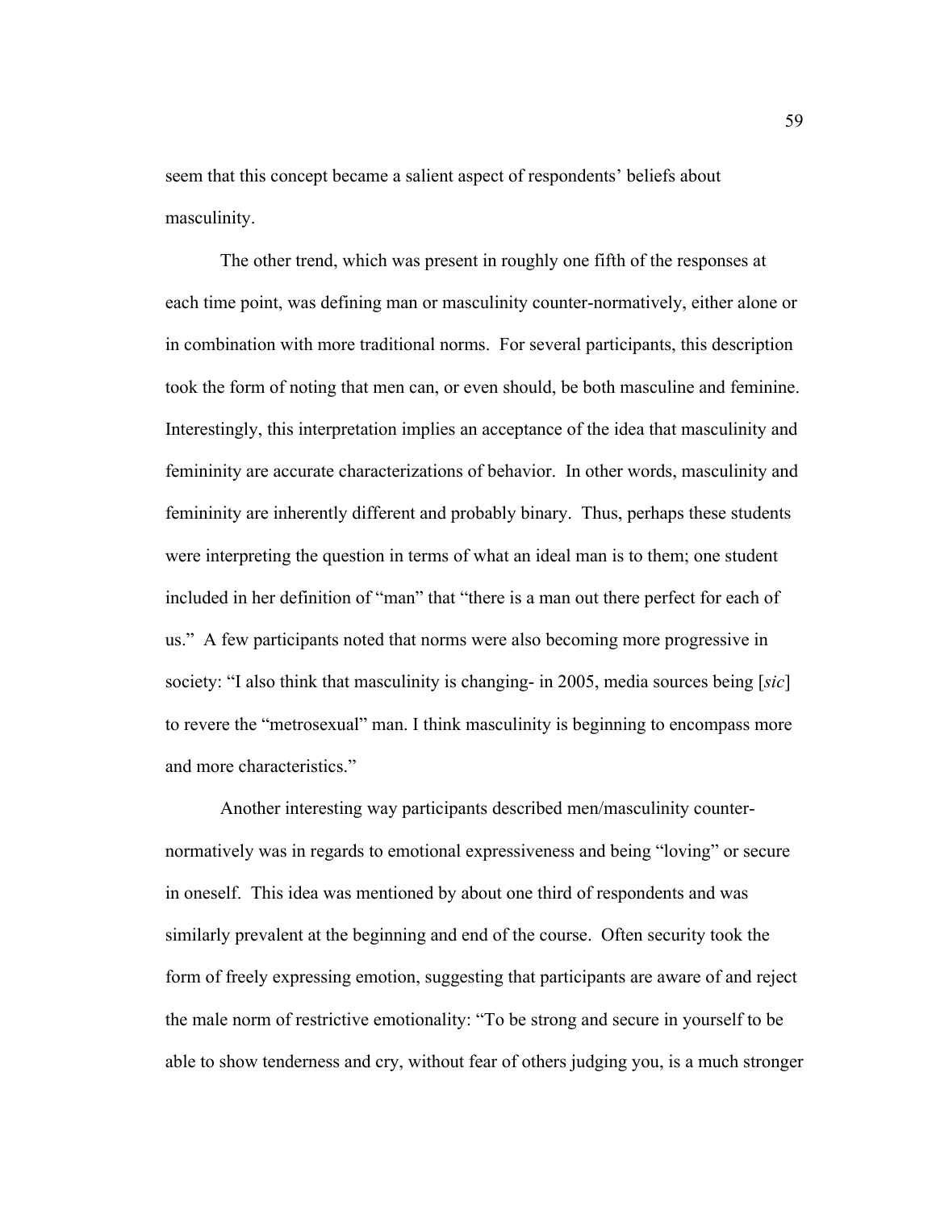seem that this concept became a salient aspect of respondents' beliefs about masculinity.

The other trend, which was present in roughly one fifth of the responses at each time point, was defining man or masculinity counter-normatively, either alone or in combination with more traditional norms. For several participants, this description took the form of noting that men can, or even should, be both masculine and feminine. Interestingly, this interpretation implies an acceptance of the idea that masculinity and femininity are accurate characterizations of behavior. In other words, masculinity and femininity are inherently different and probably binary. Thus, perhaps these students were interpreting the question in terms of what an ideal man is to them; one student included in her definition of "man" that "there is a man out there perfect for each of us." A few participants noted that norms were also becoming more progressive in society: "I also think that masculinity is changing- in 2005, media sources being [*sic*] to revere the "metrosexual" man. I think masculinity is beginning to encompass more and more characteristics."

Another interesting way participants described men/masculinity counter-normatively was in regards to emotional expressiveness and being "loving" or secure in oneself. This idea was mentioned by about one third of respondents and was similarly prevalent at the beginning and end of the course. Often security took the form of freely expressing emotion, suggesting that participants are aware of and reject the male norm of restrictive emotionality: "To be strong and secure in yourself to be able to show tenderness and cry, without fear of others judging you, is a much stronger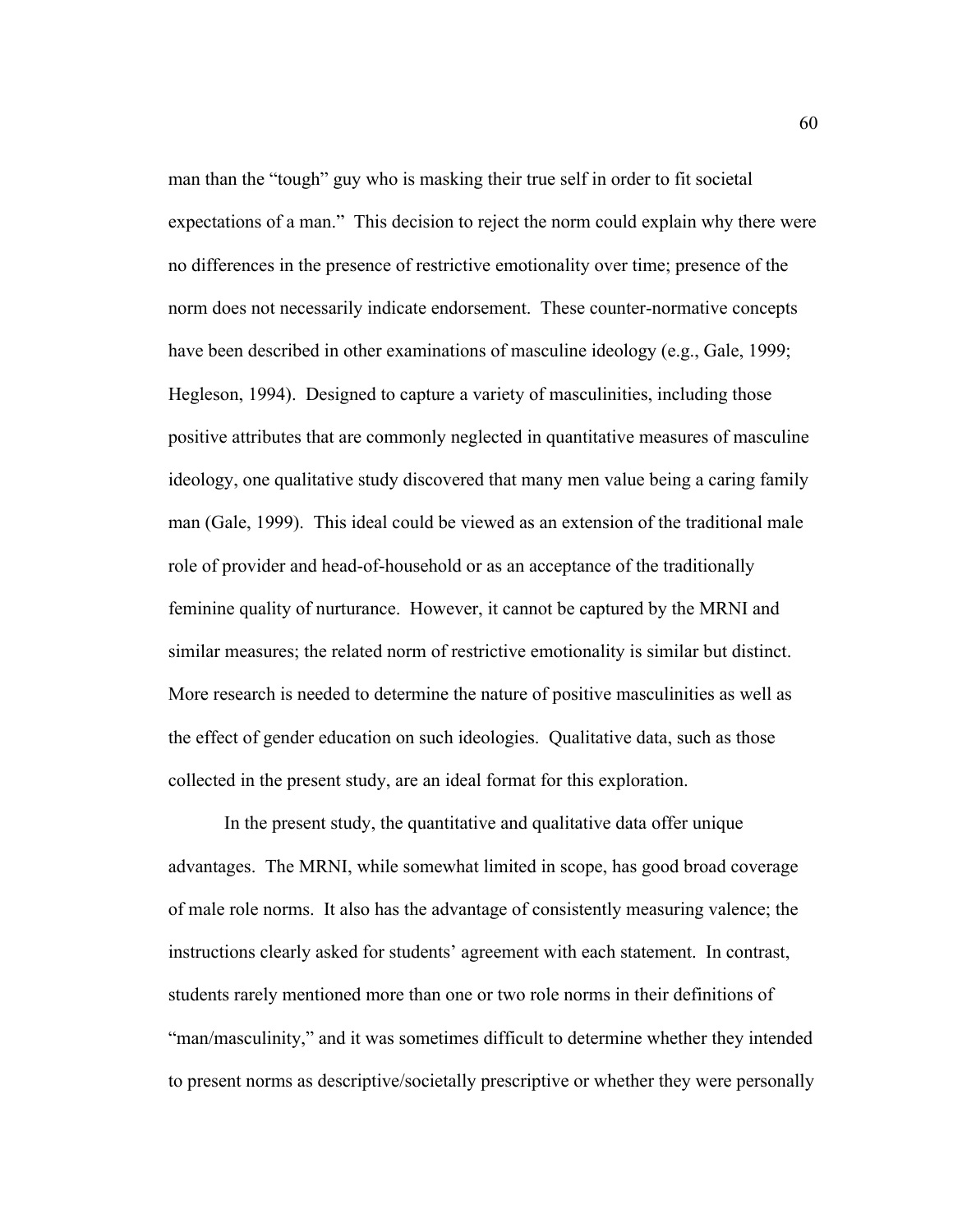man than the "tough" guy who is masking their true self in order to fit societal expectations of a man." This decision to reject the norm could explain why there were no differences in the presence of restrictive emotionality over time; presence of the norm does not necessarily indicate endorsement. These counter-normative concepts have been described in other examinations of masculine ideology (e.g., Gale, 1999; Hegleson, 1994). Designed to capture a variety of masculinities, including those positive attributes that are commonly neglected in quantitative measures of masculine ideology, one qualitative study discovered that many men value being a caring family man (Gale, 1999). This ideal could be viewed as an extension of the traditional male role of provider and head-of-household or as an acceptance of the traditionally feminine quality of nurturance. However, it cannot be captured by the MRNI and similar measures; the related norm of restrictive emotionality is similar but distinct. More research is needed to determine the nature of positive masculinities as well as the effect of gender education on such ideologies. Qualitative data, such as those collected in the present study, are an ideal format for this exploration.

In the present study, the quantitative and qualitative data offer unique advantages. The MRNI, while somewhat limited in scope, has good broad coverage of male role norms. It also has the advantage of consistently measuring valence; the instructions clearly asked for students' agreement with each statement. In contrast, students rarely mentioned more than one or two role norms in their definitions of "man/masculinity," and it was sometimes difficult to determine whether they intended to present norms as descriptive/societally prescriptive or whether they were personally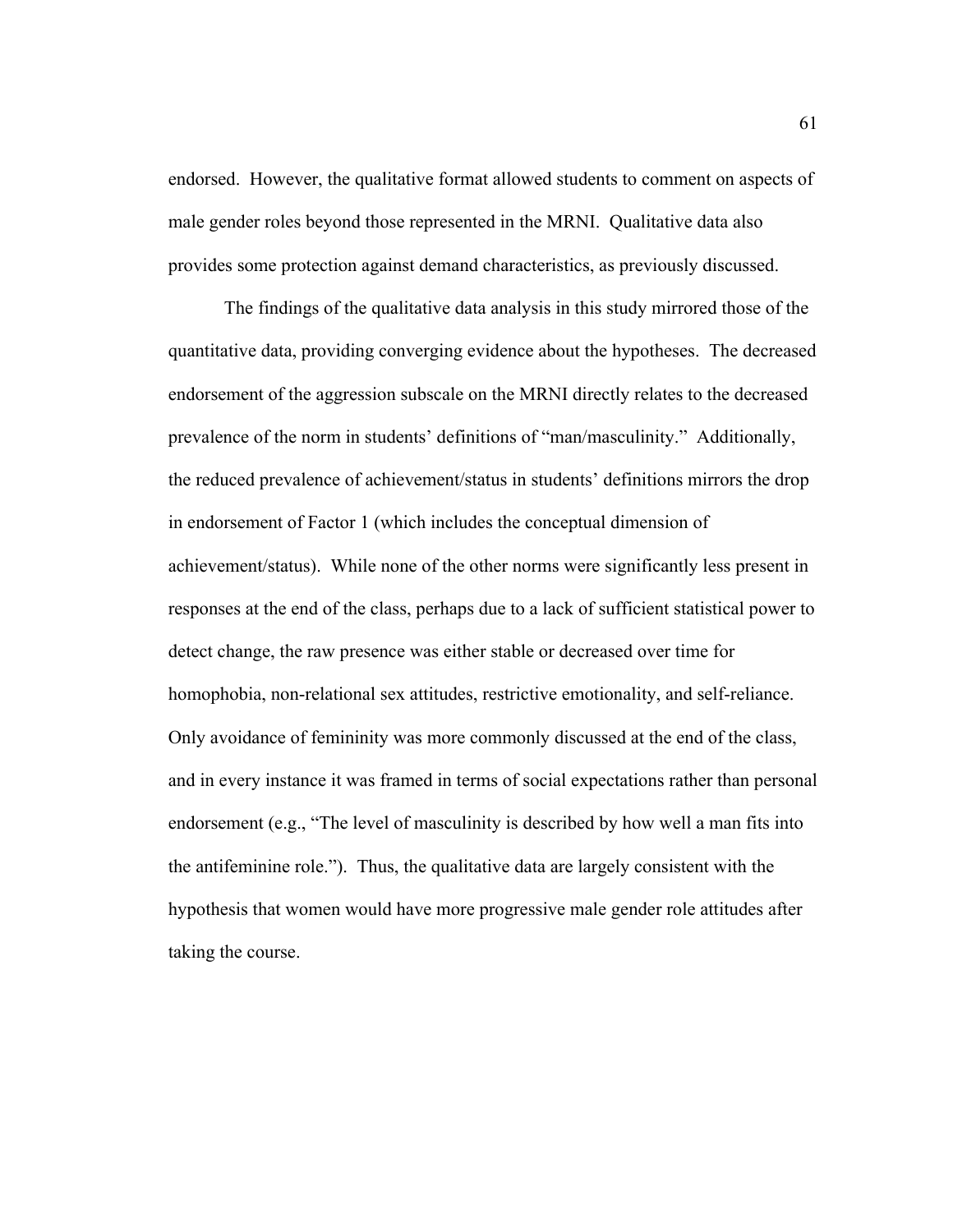endorsed. However, the qualitative format allowed students to comment on aspects of male gender roles beyond those represented in the MRNI. Qualitative data also provides some protection against demand characteristics, as previously discussed.

The findings of the qualitative data analysis in this study mirrored those of the quantitative data, providing converging evidence about the hypotheses. The decreased endorsement of the aggression subscale on the MRNI directly relates to the decreased prevalence of the norm in students' definitions of "man/masculinity." Additionally, the reduced prevalence of achievement/status in students' definitions mirrors the drop in endorsement of Factor 1 (which includes the conceptual dimension of achievement/status). While none of the other norms were significantly less present in responses at the end of the class, perhaps due to a lack of sufficient statistical power to detect change, the raw presence was either stable or decreased over time for homophobia, non-relational sex attitudes, restrictive emotionality, and self-reliance. Only avoidance of femininity was more commonly discussed at the end of the class, and in every instance it was framed in terms of social expectations rather than personal endorsement (e.g., "The level of masculinity is described by how well a man fits into the antifeminine role."). Thus, the qualitative data are largely consistent with the hypothesis that women would have more progressive male gender role attitudes after taking the course.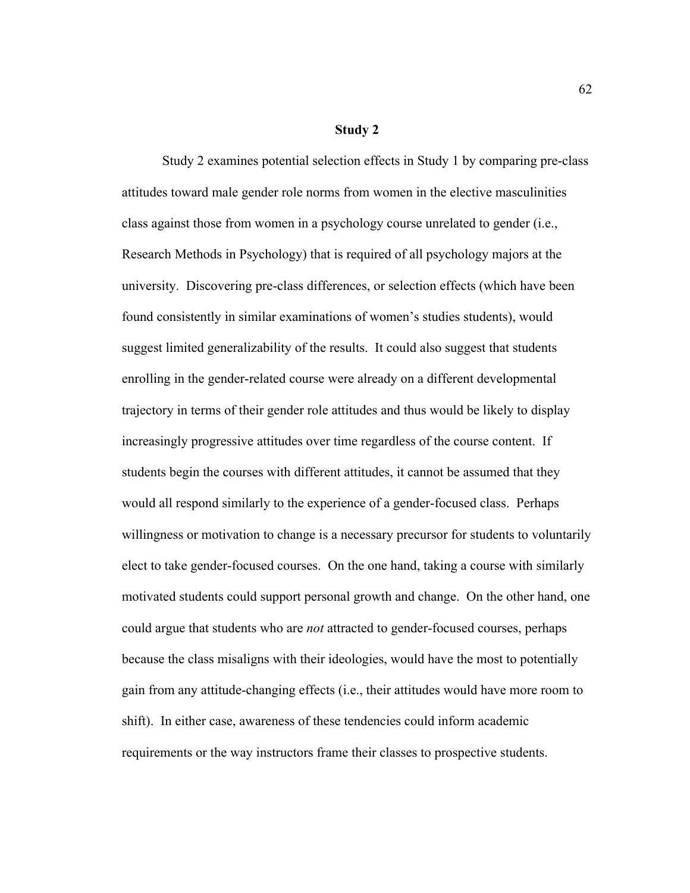## Study 2

Study 2 examines potential selection effects in Study 1 by comparing pre-class attitudes toward male gender role norms from women in the elective masculinities class against those from women in a psychology course unrelated to gender (i.e., Research Methods in Psychology) that is required of all psychology majors at the university. Discovering pre-class differences, or selection effects (which have been found consistently in similar examinations of women's studies students), would suggest limited generalizability of the results. It could also suggest that students enrolling in the gender-related course were already on a different developmental trajectory in terms of their gender role attitudes and thus would be likely to display increasingly progressive attitudes over time regardless of the course content. If students begin the courses with different attitudes, it cannot be assumed that they would all respond similarly to the experience of a gender-focused class. Perhaps willingness or motivation to change is a necessary precursor for students to voluntarily elect to take gender-focused courses. On the one hand, taking a course with similarly motivated students could support personal growth and change. On the other hand, one could argue that students who are *not* attracted to gender-focused courses, perhaps because the class misaligns with their ideologies, would have the most to potentially gain from any attitude-changing effects (i.e., their attitudes would have more room to shift). In either case, awareness of these tendencies could inform academic requirements or the way instructors frame their classes to prospective students.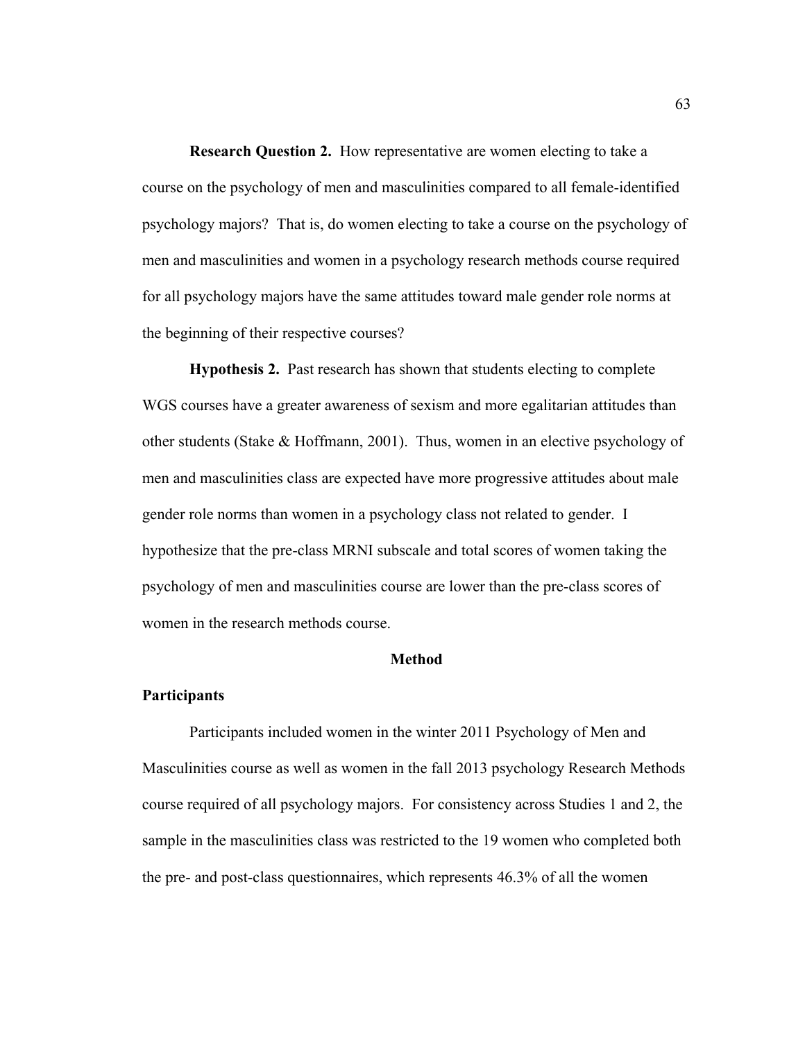**Research Question 2.** How representative are women electing to take a course on the psychology of men and masculinities compared to all female-identified psychology majors? That is, do women electing to take a course on the psychology of men and masculinities and women in a psychology research methods course required for all psychology majors have the same attitudes toward male gender role norms at the beginning of their respective courses?

**Hypothesis 2.** Past research has shown that students electing to complete WGS courses have a greater awareness of sexism and more egalitarian attitudes than other students (Stake & Hoffmann, 2001). Thus, women in an elective psychology of men and masculinities class are expected have more progressive attitudes about male gender role norms than women in a psychology class not related to gender. I hypothesize that the pre-class MRNI subscale and total scores of women taking the psychology of men and masculinities course are lower than the pre-class scores of women in the research methods course.

## Method

### Participants

Participants included women in the winter 2011 Psychology of Men and Masculinities course as well as women in the fall 2013 psychology Research Methods course required of all psychology majors. For consistency across Studies 1 and 2, the sample in the masculinities class was restricted to the 19 women who completed both the pre- and post-class questionnaires, which represents 46.3% of all the women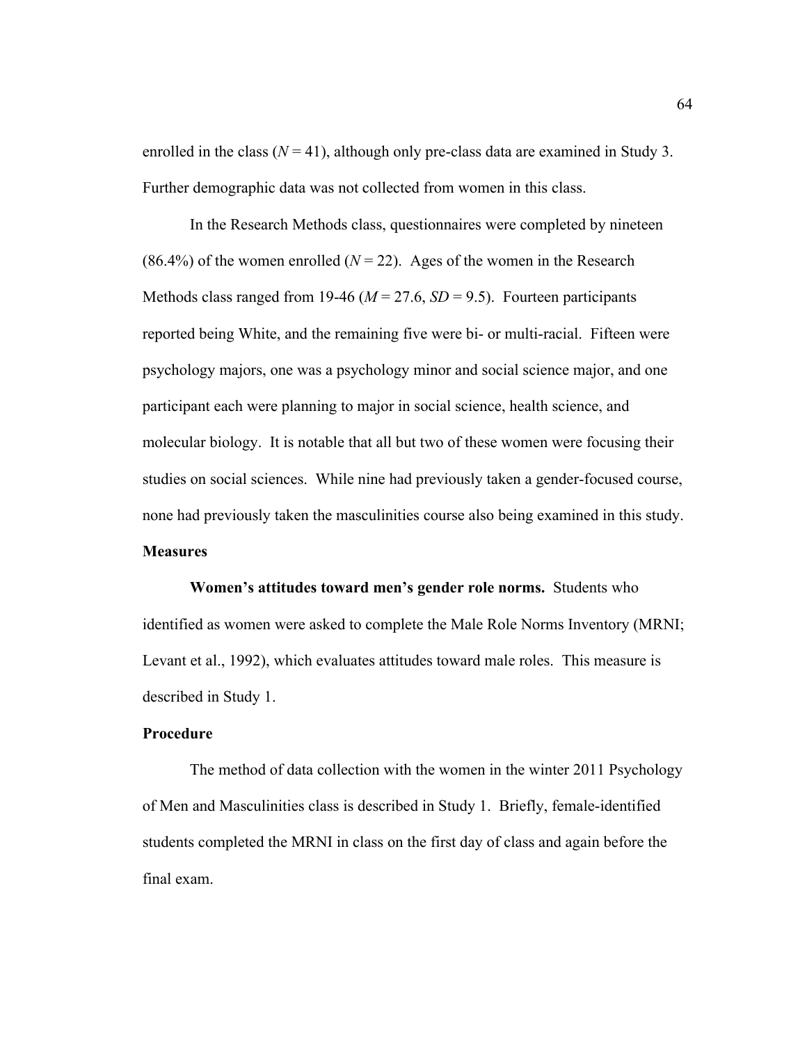enrolled in the class (*N* = 41), although only pre-class data are examined in Study 3. Further demographic data was not collected from women in this class.

In the Research Methods class, questionnaires were completed by nineteen (86.4%) of the women enrolled (*N* = 22). Ages of the women in the Research Methods class ranged from 19-46 (*M* = 27.6, *SD* = 9.5). Fourteen participants reported being White, and the remaining five were bi- or multi-racial. Fifteen were psychology majors, one was a psychology minor and social science major, and one participant each were planning to major in social science, health science, and molecular biology. It is notable that all but two of these women were focusing their studies on social sciences. While nine had previously taken a gender-focused course, none had previously taken the masculinities course also being examined in this study.

## Measures

**Women's attitudes toward men's gender role norms.** Students who identified as women were asked to complete the Male Role Norms Inventory (MRNI; Levant et al., 1992), which evaluates attitudes toward male roles. This measure is described in Study 1.

## Procedure

The method of data collection with the women in the winter 2011 Psychology of Men and Masculinities class is described in Study 1. Briefly, female-identified students completed the MRNI in class on the first day of class and again before the final exam.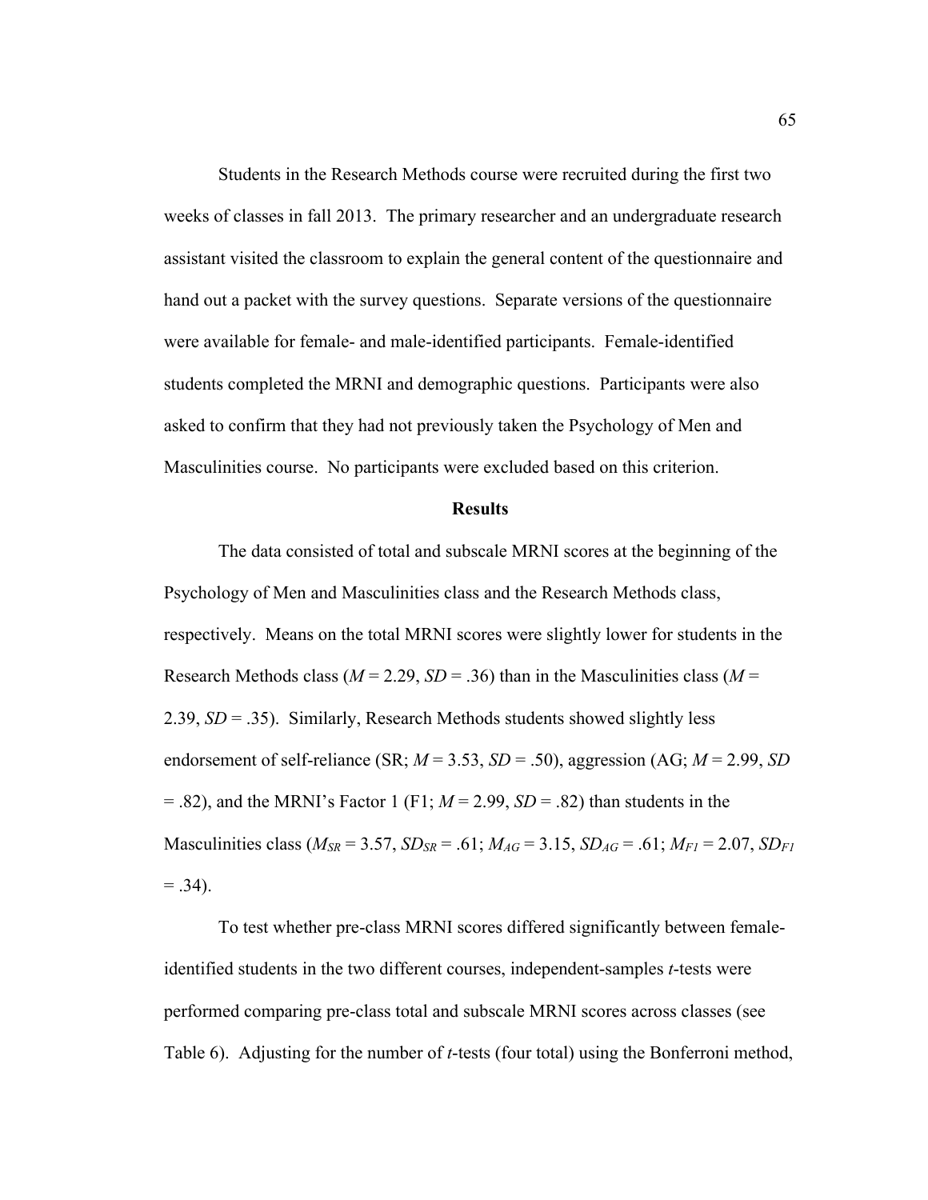Students in the Research Methods course were recruited during the first two weeks of classes in fall 2013. The primary researcher and an undergraduate research assistant visited the classroom to explain the general content of the questionnaire and hand out a packet with the survey questions. Separate versions of the questionnaire were available for female- and male-identified participants. Female-identified students completed the MRNI and demographic questions. Participants were also asked to confirm that they had not previously taken the Psychology of Men and Masculinities course. No participants were excluded based on this criterion.

## Results

The data consisted of total and subscale MRNI scores at the beginning of the Psychology of Men and Masculinities class and the Research Methods class, respectively. Means on the total MRNI scores were slightly lower for students in the Research Methods class ($M$ = 2.29, $SD$ = .36) than in the Masculinities class ($M$ = 2.39, $SD$ = .35). Similarly, Research Methods students showed slightly less endorsement of self-reliance (SR; $M$ = 3.53, $SD$ = .50), aggression (AG; $M$ = 2.99, $SD$ = .82), and the MRNI's Factor 1 (F1; $M$ = 2.99, $SD$ = .82) than students in the Masculinities class ($M_{SR}$ = 3.57, $SD_{SR}$ = .61; $M_{AG}$ = 3.15, $SD_{AG}$ = .61; $M_{F1}$ = 2.07, $SD_{F1}$ = .34).

To test whether pre-class MRNI scores differed significantly between female-identified students in the two different courses, independent-samples $t$-tests were performed comparing pre-class total and subscale MRNI scores across classes (see Table 6). Adjusting for the number of $t$-tests (four total) using the Bonferroni method,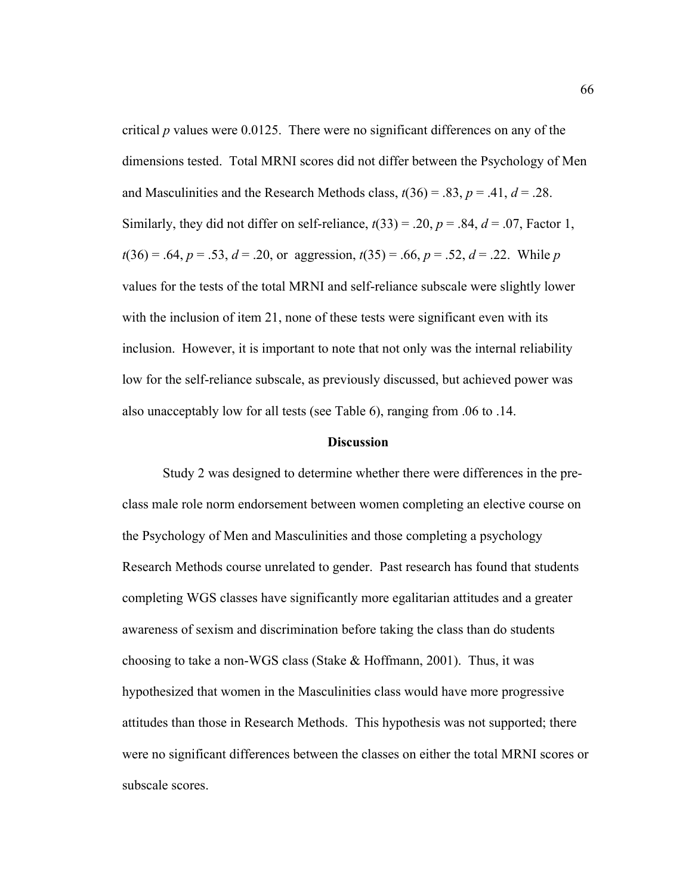critical $p$ values were 0.0125. There were no significant differences on any of the dimensions tested. Total MRNI scores did not differ between the Psychology of Men and Masculinities and the Research Methods class, $t(36) = .83$, $p = .41$, $d = .28$. Similarly, they did not differ on self-reliance, $t(33) = .20$, $p = .84$, $d = .07$, Factor 1, $t(36) = .64$, $p = .53$, $d = .20$, or aggression, $t(35) = .66$, $p = .52$, $d = .22$. While $p$ values for the tests of the total MRNI and self-reliance subscale were slightly lower with the inclusion of item 21, none of these tests were significant even with its inclusion. However, it is important to note that not only was the internal reliability low for the self-reliance subscale, as previously discussed, but achieved power was also unacceptably low for all tests (see Table 6), ranging from .06 to .14.

## Discussion

Study 2 was designed to determine whether there were differences in the pre-class male role norm endorsement between women completing an elective course on the Psychology of Men and Masculinities and those completing a psychology Research Methods course unrelated to gender. Past research has found that students completing WGS classes have significantly more egalitarian attitudes and a greater awareness of sexism and discrimination before taking the class than do students choosing to take a non-WGS class (Stake & Hoffmann, 2001). Thus, it was hypothesized that women in the Masculinities class would have more progressive attitudes than those in Research Methods. This hypothesis was not supported; there were no significant differences between the classes on either the total MRNI scores or subscale scores.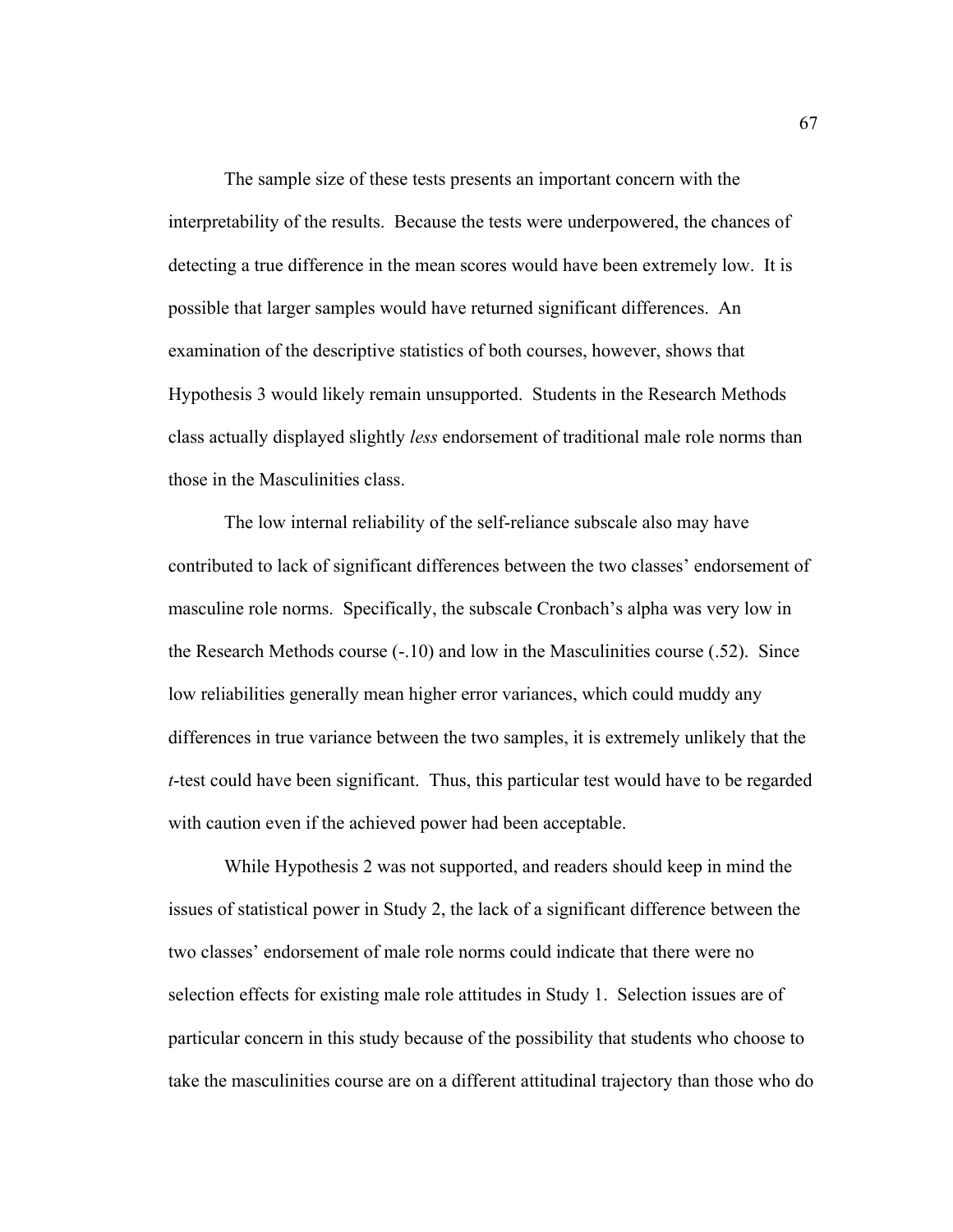The sample size of these tests presents an important concern with the interpretability of the results. Because the tests were underpowered, the chances of detecting a true difference in the mean scores would have been extremely low. It is possible that larger samples would have returned significant differences. An examination of the descriptive statistics of both courses, however, shows that Hypothesis 3 would likely remain unsupported. Students in the Research Methods class actually displayed slightly *less* endorsement of traditional male role norms than those in the Masculinities class.

The low internal reliability of the self-reliance subscale also may have contributed to lack of significant differences between the two classes' endorsement of masculine role norms. Specifically, the subscale Cronbach's alpha was very low in the Research Methods course (-.10) and low in the Masculinities course (.52). Since low reliabilities generally mean higher error variances, which could muddy any differences in true variance between the two samples, it is extremely unlikely that the *t*-test could have been significant. Thus, this particular test would have to be regarded with caution even if the achieved power had been acceptable.

While Hypothesis 2 was not supported, and readers should keep in mind the issues of statistical power in Study 2, the lack of a significant difference between the two classes' endorsement of male role norms could indicate that there were no selection effects for existing male role attitudes in Study 1. Selection issues are of particular concern in this study because of the possibility that students who choose to take the masculinities course are on a different attitudinal trajectory than those who do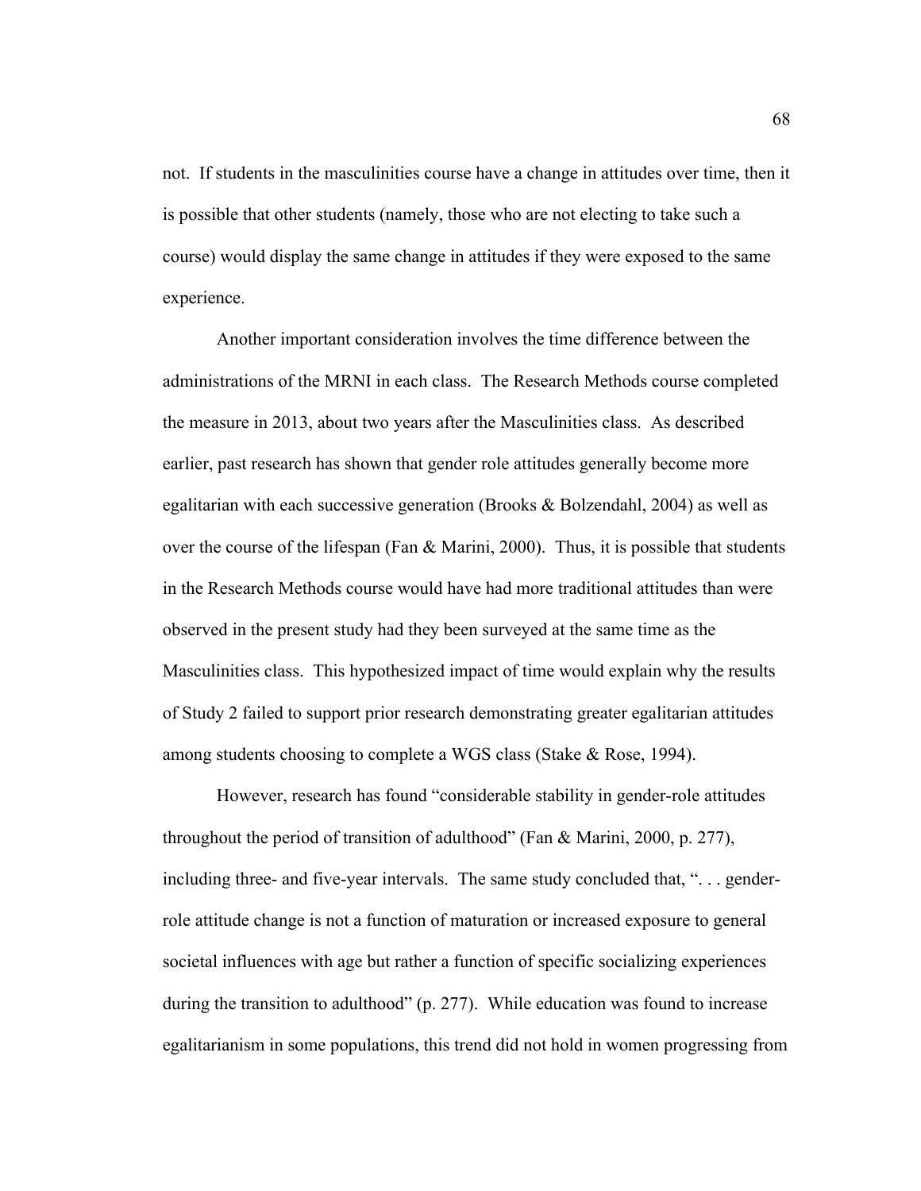not. If students in the masculinities course have a change in attitudes over time, then it is possible that other students (namely, those who are not electing to take such a course) would display the same change in attitudes if they were exposed to the same experience.

Another important consideration involves the time difference between the administrations of the MRNI in each class. The Research Methods course completed the measure in 2013, about two years after the Masculinities class. As described earlier, past research has shown that gender role attitudes generally become more egalitarian with each successive generation (Brooks & Bolzendahl, 2004) as well as over the course of the lifespan (Fan & Marini, 2000). Thus, it is possible that students in the Research Methods course would have had more traditional attitudes than were observed in the present study had they been surveyed at the same time as the Masculinities class. This hypothesized impact of time would explain why the results of Study 2 failed to support prior research demonstrating greater egalitarian attitudes among students choosing to complete a WGS class (Stake & Rose, 1994).

However, research has found "considerable stability in gender-role attitudes throughout the period of transition of adulthood" (Fan & Marini, 2000, p. 277), including three- and five-year intervals. The same study concluded that, ". . . gender-role attitude change is not a function of maturation or increased exposure to general societal influences with age but rather a function of specific socializing experiences during the transition to adulthood" (p. 277). While education was found to increase egalitarianism in some populations, this trend did not hold in women progressing from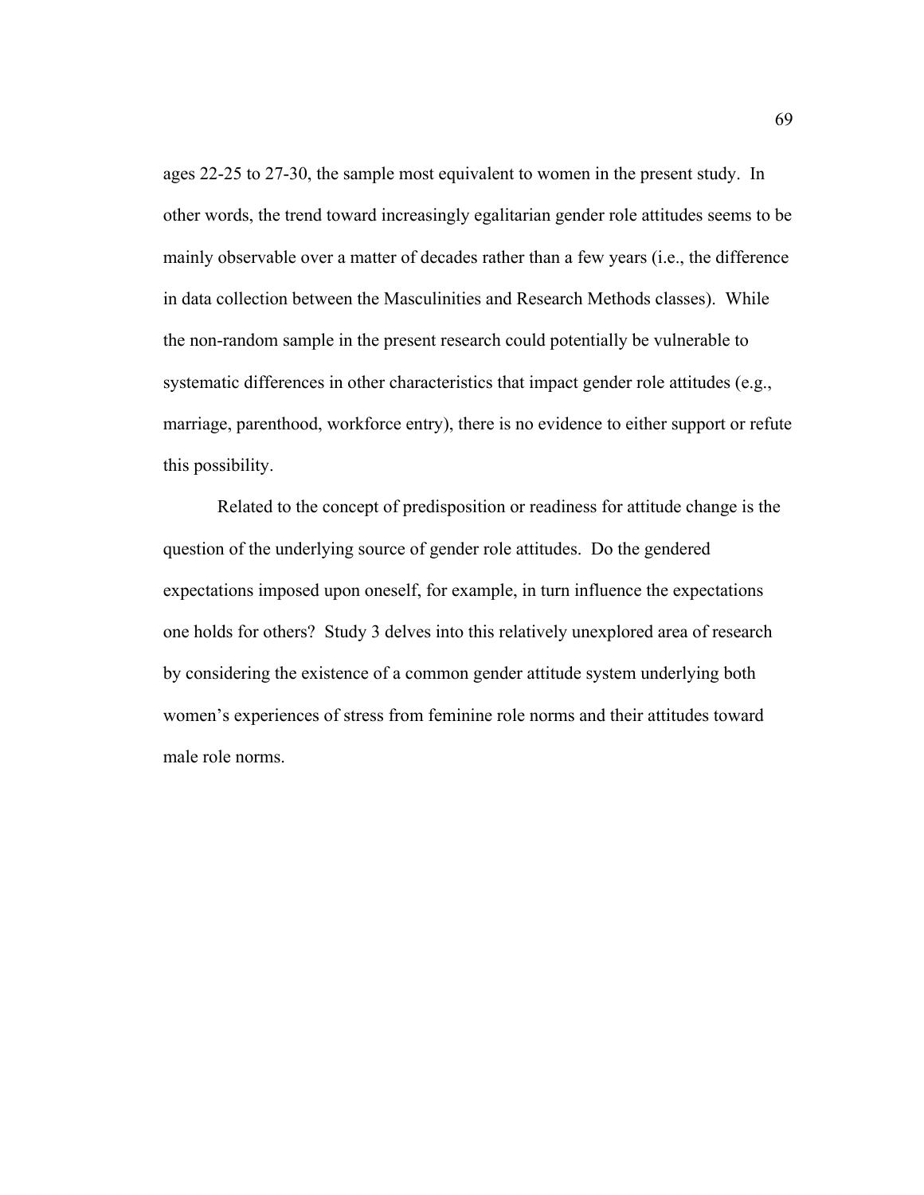ages 22-25 to 27-30, the sample most equivalent to women in the present study. In other words, the trend toward increasingly egalitarian gender role attitudes seems to be mainly observable over a matter of decades rather than a few years (i.e., the difference in data collection between the Masculinities and Research Methods classes). While the non-random sample in the present research could potentially be vulnerable to systematic differences in other characteristics that impact gender role attitudes (e.g., marriage, parenthood, workforce entry), there is no evidence to either support or refute this possibility.

Related to the concept of predisposition or readiness for attitude change is the question of the underlying source of gender role attitudes. Do the gendered expectations imposed upon oneself, for example, in turn influence the expectations one holds for others? Study 3 delves into this relatively unexplored area of research by considering the existence of a common gender attitude system underlying both women's experiences of stress from feminine role norms and their attitudes toward male role norms.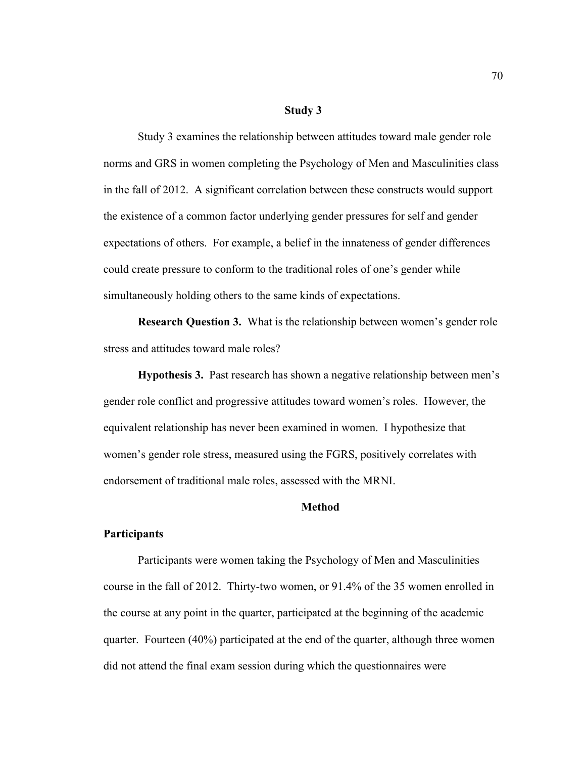## Study 3

Study 3 examines the relationship between attitudes toward male gender role norms and GRS in women completing the Psychology of Men and Masculinities class in the fall of 2012. A significant correlation between these constructs would support the existence of a common factor underlying gender pressures for self and gender expectations of others. For example, a belief in the innateness of gender differences could create pressure to conform to the traditional roles of one's gender while simultaneously holding others to the same kinds of expectations.

**Research Question 3.** What is the relationship between women's gender role stress and attitudes toward male roles?

**Hypothesis 3.** Past research has shown a negative relationship between men's gender role conflict and progressive attitudes toward women's roles. However, the equivalent relationship has never been examined in women. I hypothesize that women's gender role stress, measured using the FGRS, positively correlates with endorsement of traditional male roles, assessed with the MRNI.

## Method

### Participants

Participants were women taking the Psychology of Men and Masculinities course in the fall of 2012. Thirty-two women, or 91.4% of the 35 women enrolled in the course at any point in the quarter, participated at the beginning of the academic quarter. Fourteen (40%) participated at the end of the quarter, although three women did not attend the final exam session during which the questionnaires were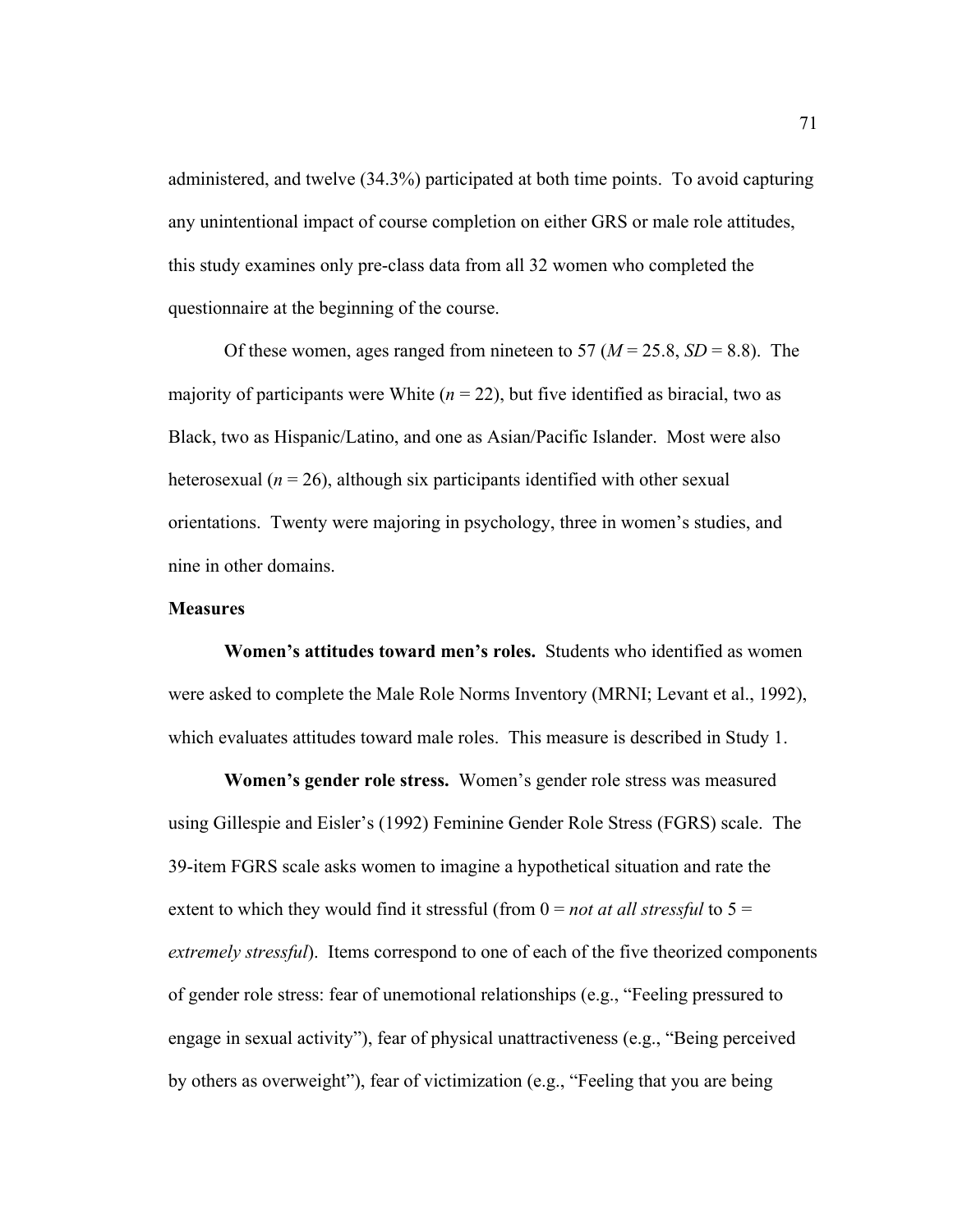administered, and twelve (34.3%) participated at both time points. To avoid capturing any unintentional impact of course completion on either GRS or male role attitudes, this study examines only pre-class data from all 32 women who completed the questionnaire at the beginning of the course.

Of these women, ages ranged from nineteen to 57 ($M$ = 25.8, $SD$ = 8.8). The majority of participants were White ($n$ = 22), but five identified as biracial, two as Black, two as Hispanic/Latino, and one as Asian/Pacific Islander. Most were also heterosexual ($n$ = 26), although six participants identified with other sexual orientations. Twenty were majoring in psychology, three in women's studies, and nine in other domains.

### Measures

**Women's attitudes toward men's roles.** Students who identified as women were asked to complete the Male Role Norms Inventory (MRNI; Levant et al., 1992), which evaluates attitudes toward male roles. This measure is described in Study 1.

**Women's gender role stress.** Women's gender role stress was measured using Gillespie and Eisler's (1992) Feminine Gender Role Stress (FGRS) scale. The 39-item FGRS scale asks women to imagine a hypothetical situation and rate the extent to which they would find it stressful (from 0 = *not at all stressful* to 5 = *extremely stressful*). Items correspond to one of each of the five theorized components of gender role stress: fear of unemotional relationships (e.g., "Feeling pressured to engage in sexual activity"), fear of physical unattractiveness (e.g., "Being perceived by others as overweight"), fear of victimization (e.g., "Feeling that you are being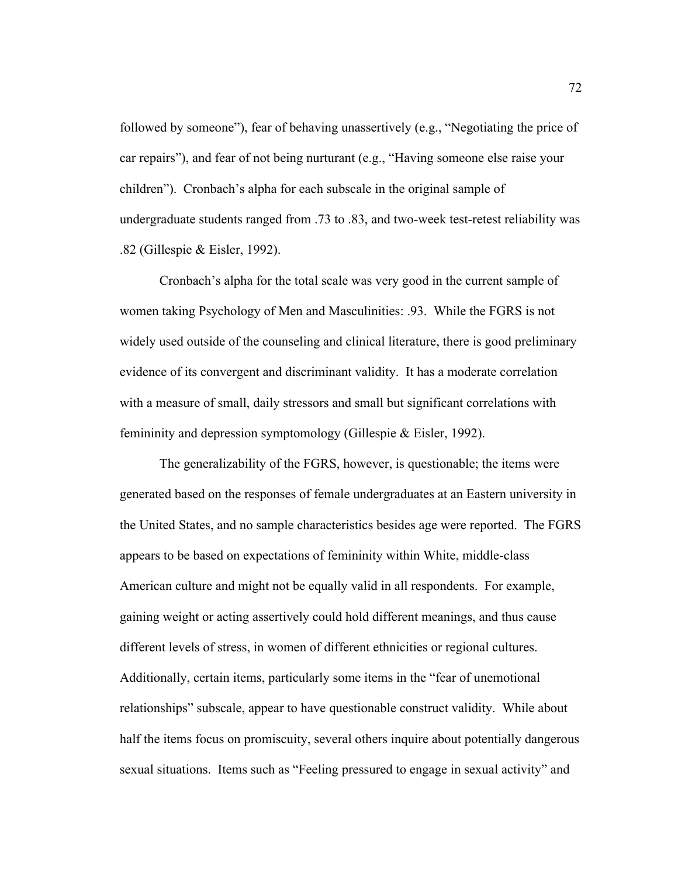followed by someone"), fear of behaving unassertively (e.g., "Negotiating the price of car repairs"), and fear of not being nurturant (e.g., "Having someone else raise your children"). Cronbach's alpha for each subscale in the original sample of undergraduate students ranged from .73 to .83, and two-week test-retest reliability was .82 (Gillespie & Eisler, 1992).

Cronbach's alpha for the total scale was very good in the current sample of women taking Psychology of Men and Masculinities: .93. While the FGRS is not widely used outside of the counseling and clinical literature, there is good preliminary evidence of its convergent and discriminant validity. It has a moderate correlation with a measure of small, daily stressors and small but significant correlations with femininity and depression symptomology (Gillespie & Eisler, 1992).

The generalizability of the FGRS, however, is questionable; the items were generated based on the responses of female undergraduates at an Eastern university in the United States, and no sample characteristics besides age were reported. The FGRS appears to be based on expectations of femininity within White, middle-class American culture and might not be equally valid in all respondents. For example, gaining weight or acting assertively could hold different meanings, and thus cause different levels of stress, in women of different ethnicities or regional cultures. Additionally, certain items, particularly some items in the "fear of unemotional relationships" subscale, appear to have questionable construct validity. While about half the items focus on promiscuity, several others inquire about potentially dangerous sexual situations. Items such as "Feeling pressured to engage in sexual activity" and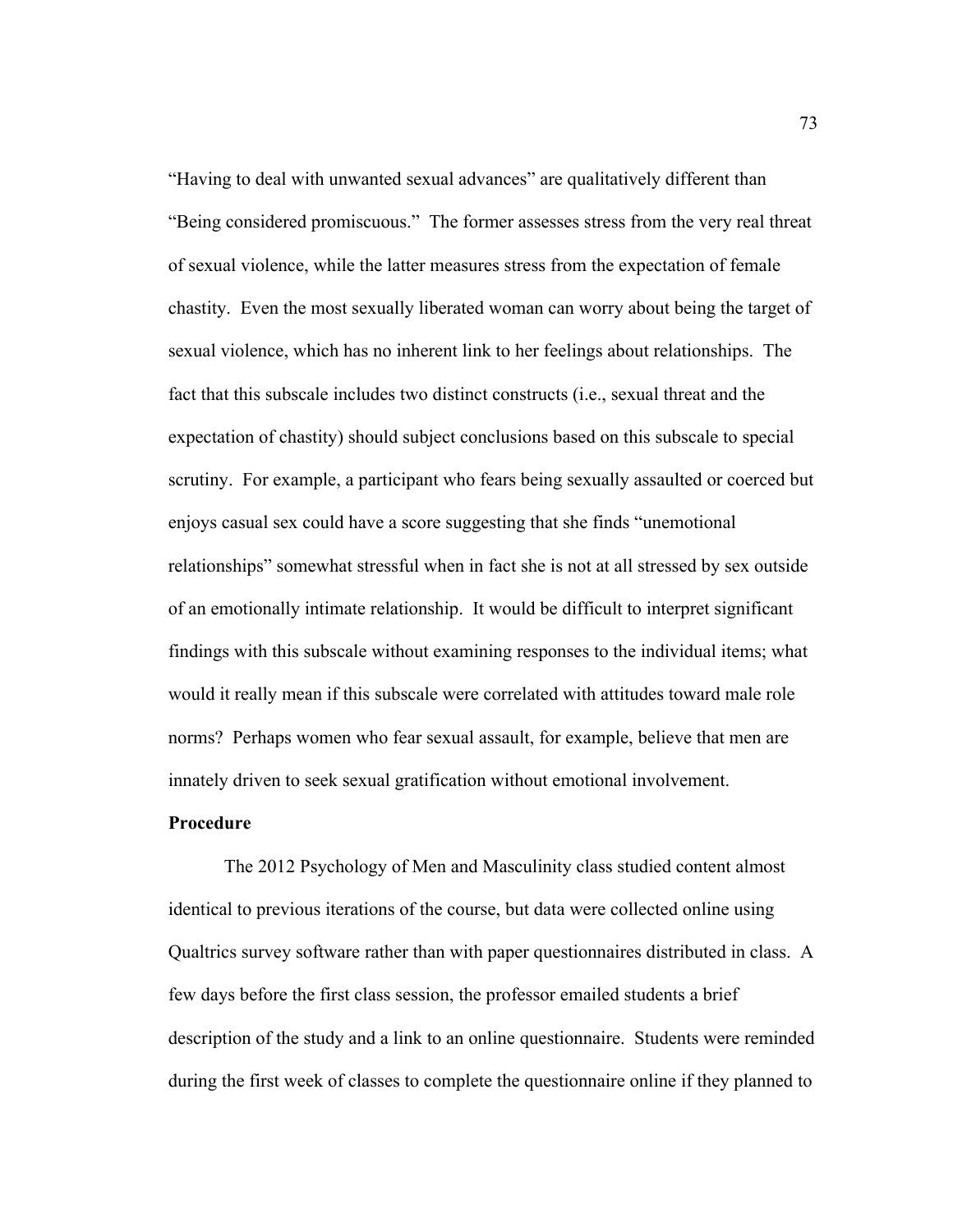"Having to deal with unwanted sexual advances" are qualitatively different than "Being considered promiscuous." The former assesses stress from the very real threat of sexual violence, while the latter measures stress from the expectation of female chastity. Even the most sexually liberated woman can worry about being the target of sexual violence, which has no inherent link to her feelings about relationships. The fact that this subscale includes two distinct constructs (i.e., sexual threat and the expectation of chastity) should subject conclusions based on this subscale to special scrutiny. For example, a participant who fears being sexually assaulted or coerced but enjoys casual sex could have a score suggesting that she finds "unemotional relationships" somewhat stressful when in fact she is not at all stressed by sex outside of an emotionally intimate relationship. It would be difficult to interpret significant findings with this subscale without examining responses to the individual items; what would it really mean if this subscale were correlated with attitudes toward male role norms? Perhaps women who fear sexual assault, for example, believe that men are innately driven to seek sexual gratification without emotional involvement.

**Procedure**

The 2012 Psychology of Men and Masculinity class studied content almost identical to previous iterations of the course, but data were collected online using Qualtrics survey software rather than with paper questionnaires distributed in class. A few days before the first class session, the professor emailed students a brief description of the study and a link to an online questionnaire. Students were reminded during the first week of classes to complete the questionnaire online if they planned to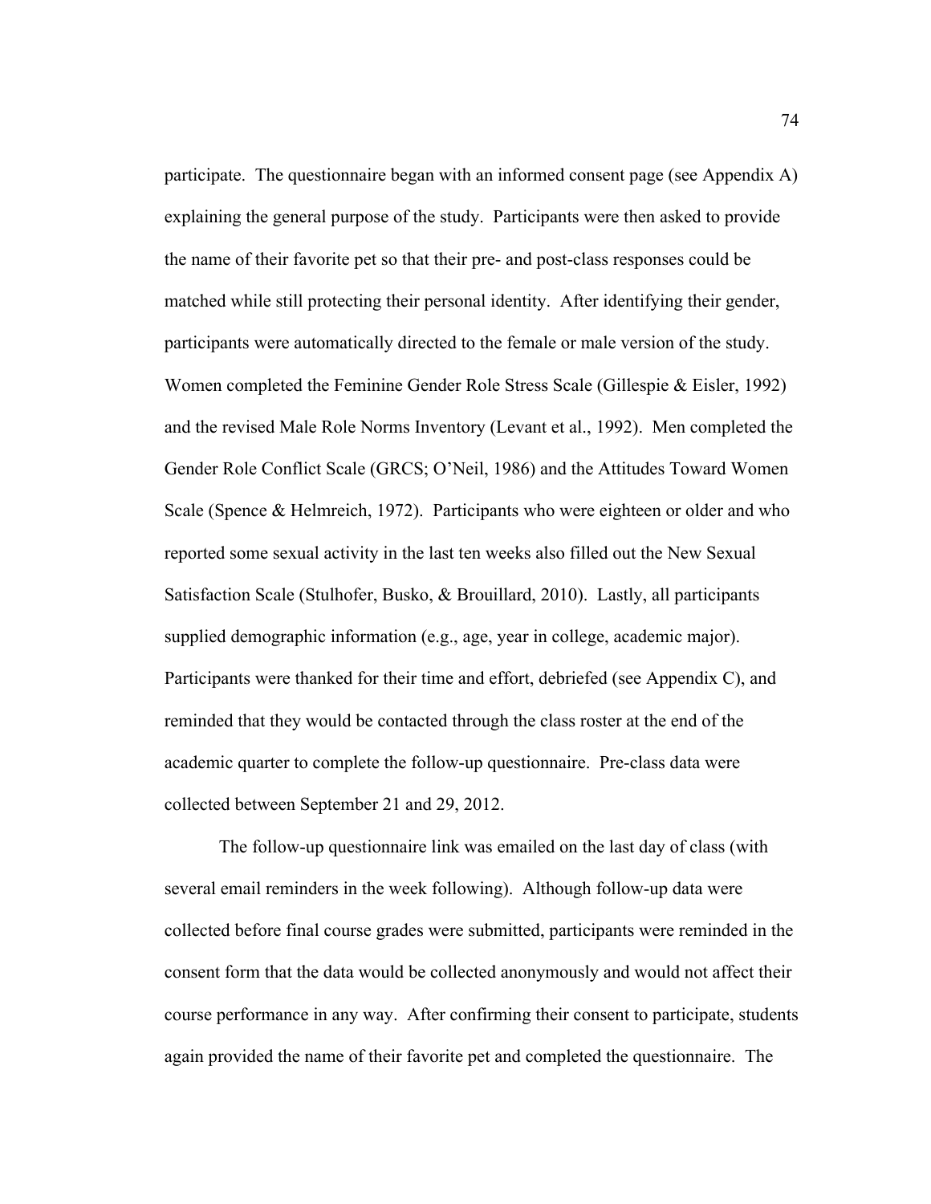participate. The questionnaire began with an informed consent page (see Appendix A) explaining the general purpose of the study. Participants were then asked to provide the name of their favorite pet so that their pre- and post-class responses could be matched while still protecting their personal identity. After identifying their gender, participants were automatically directed to the female or male version of the study. Women completed the Feminine Gender Role Stress Scale (Gillespie & Eisler, 1992) and the revised Male Role Norms Inventory (Levant et al., 1992). Men completed the Gender Role Conflict Scale (GRCS; O'Neil, 1986) and the Attitudes Toward Women Scale (Spence & Helmreich, 1972). Participants who were eighteen or older and who reported some sexual activity in the last ten weeks also filled out the New Sexual Satisfaction Scale (Stulhofer, Busko, & Brouillard, 2010). Lastly, all participants supplied demographic information (e.g., age, year in college, academic major). Participants were thanked for their time and effort, debriefed (see Appendix C), and reminded that they would be contacted through the class roster at the end of the academic quarter to complete the follow-up questionnaire. Pre-class data were collected between September 21 and 29, 2012.

The follow-up questionnaire link was emailed on the last day of class (with several email reminders in the week following). Although follow-up data were collected before final course grades were submitted, participants were reminded in the consent form that the data would be collected anonymously and would not affect their course performance in any way. After confirming their consent to participate, students again provided the name of their favorite pet and completed the questionnaire. The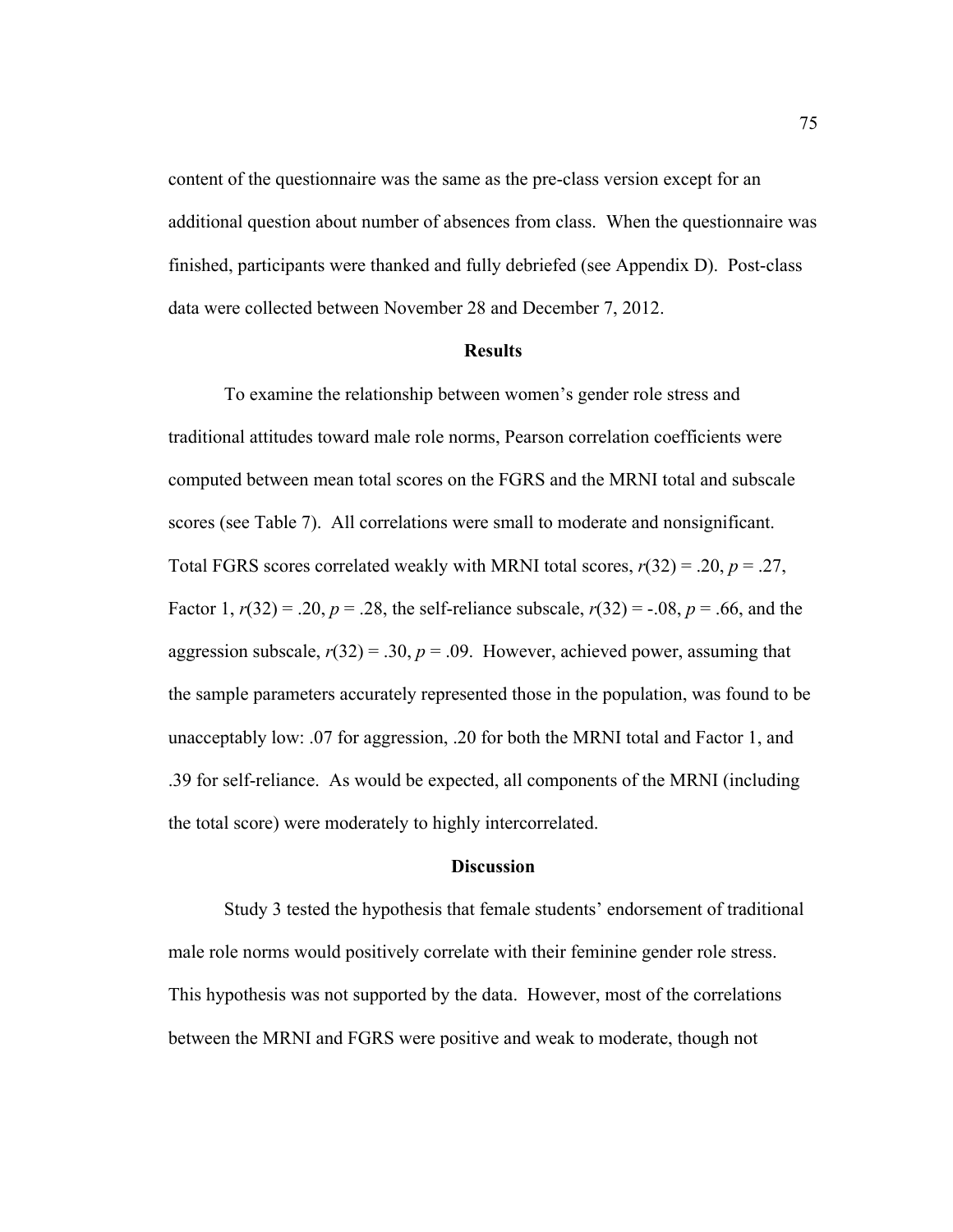content of the questionnaire was the same as the pre-class version except for an additional question about number of absences from class. When the questionnaire was finished, participants were thanked and fully debriefed (see Appendix D). Post-class data were collected between November 28 and December 7, 2012.

## Results

To examine the relationship between women's gender role stress and traditional attitudes toward male role norms, Pearson correlation coefficients were computed between mean total scores on the FGRS and the MRNI total and subscale scores (see Table 7). All correlations were small to moderate and nonsignificant. Total FGRS scores correlated weakly with MRNI total scores, $r(32) = .20$, $p = .27$, Factor 1, $r(32) = .20$, $p = .28$, the self-reliance subscale, $r(32) = -.08$, $p = .66$, and the aggression subscale, $r(32) = .30$, $p = .09$. However, achieved power, assuming that the sample parameters accurately represented those in the population, was found to be unacceptably low: .07 for aggression, .20 for both the MRNI total and Factor 1, and .39 for self-reliance. As would be expected, all components of the MRNI (including the total score) were moderately to highly intercorrelated.

## Discussion

Study 3 tested the hypothesis that female students' endorsement of traditional male role norms would positively correlate with their feminine gender role stress. This hypothesis was not supported by the data. However, most of the correlations between the MRNI and FGRS were positive and weak to moderate, though not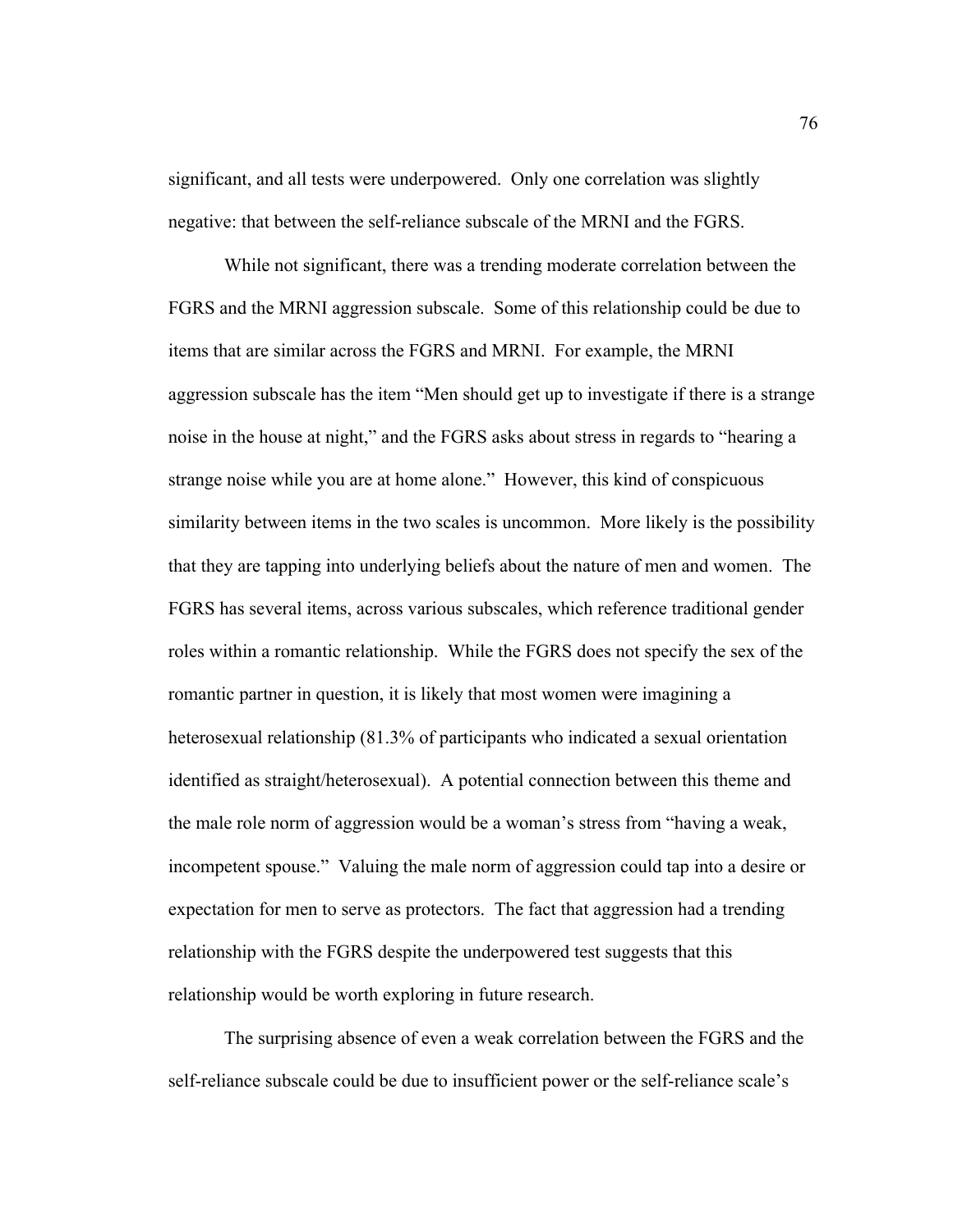significant, and all tests were underpowered. Only one correlation was slightly negative: that between the self-reliance subscale of the MRNI and the FGRS.

While not significant, there was a trending moderate correlation between the FGRS and the MRNI aggression subscale. Some of this relationship could be due to items that are similar across the FGRS and MRNI. For example, the MRNI aggression subscale has the item "Men should get up to investigate if there is a strange noise in the house at night," and the FGRS asks about stress in regards to "hearing a strange noise while you are at home alone." However, this kind of conspicuous similarity between items in the two scales is uncommon. More likely is the possibility that they are tapping into underlying beliefs about the nature of men and women. The FGRS has several items, across various subscales, which reference traditional gender roles within a romantic relationship. While the FGRS does not specify the sex of the romantic partner in question, it is likely that most women were imagining a heterosexual relationship (81.3% of participants who indicated a sexual orientation identified as straight/heterosexual). A potential connection between this theme and the male role norm of aggression would be a woman's stress from "having a weak, incompetent spouse." Valuing the male norm of aggression could tap into a desire or expectation for men to serve as protectors. The fact that aggression had a trending relationship with the FGRS despite the underpowered test suggests that this relationship would be worth exploring in future research.

The surprising absence of even a weak correlation between the FGRS and the self-reliance subscale could be due to insufficient power or the self-reliance scale's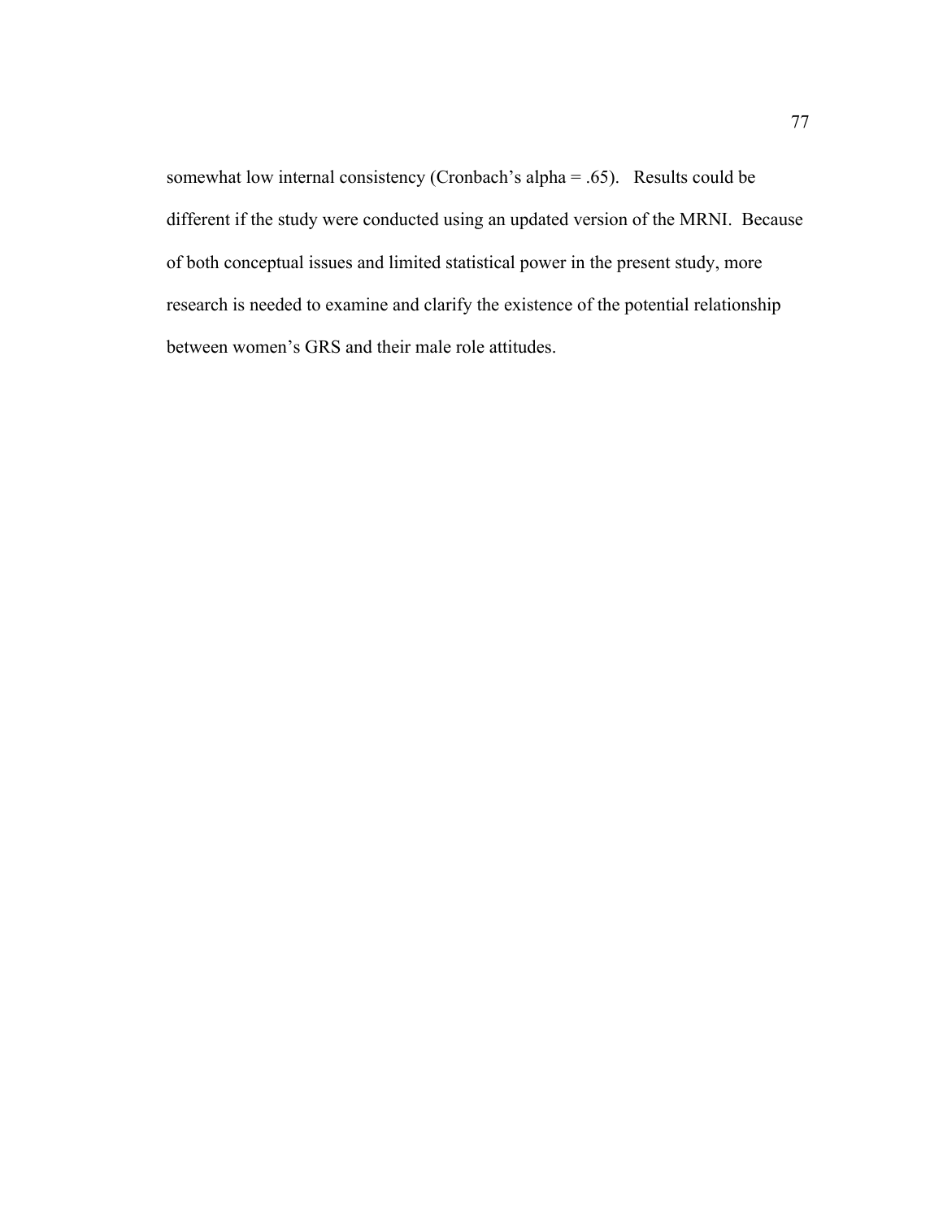somewhat low internal consistency (Cronbach's alpha = .65). Results could be different if the study were conducted using an updated version of the MRNI. Because of both conceptual issues and limited statistical power in the present study, more research is needed to examine and clarify the existence of the potential relationship between women's GRS and their male role attitudes.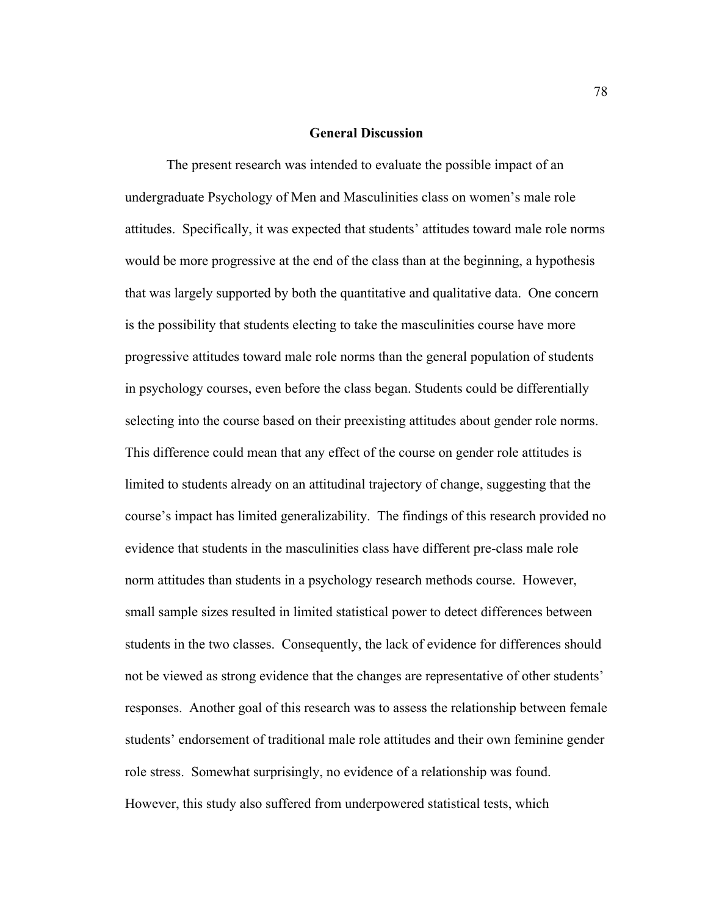## General Discussion

The present research was intended to evaluate the possible impact of an undergraduate Psychology of Men and Masculinities class on women's male role attitudes. Specifically, it was expected that students' attitudes toward male role norms would be more progressive at the end of the class than at the beginning, a hypothesis that was largely supported by both the quantitative and qualitative data. One concern is the possibility that students electing to take the masculinities course have more progressive attitudes toward male role norms than the general population of students in psychology courses, even before the class began. Students could be differentially selecting into the course based on their preexisting attitudes about gender role norms. This difference could mean that any effect of the course on gender role attitudes is limited to students already on an attitudinal trajectory of change, suggesting that the course's impact has limited generalizability. The findings of this research provided no evidence that students in the masculinities class have different pre-class male role norm attitudes than students in a psychology research methods course. However, small sample sizes resulted in limited statistical power to detect differences between students in the two classes. Consequently, the lack of evidence for differences should not be viewed as strong evidence that the changes are representative of other students' responses. Another goal of this research was to assess the relationship between female students' endorsement of traditional male role attitudes and their own feminine gender role stress. Somewhat surprisingly, no evidence of a relationship was found. However, this study also suffered from underpowered statistical tests, which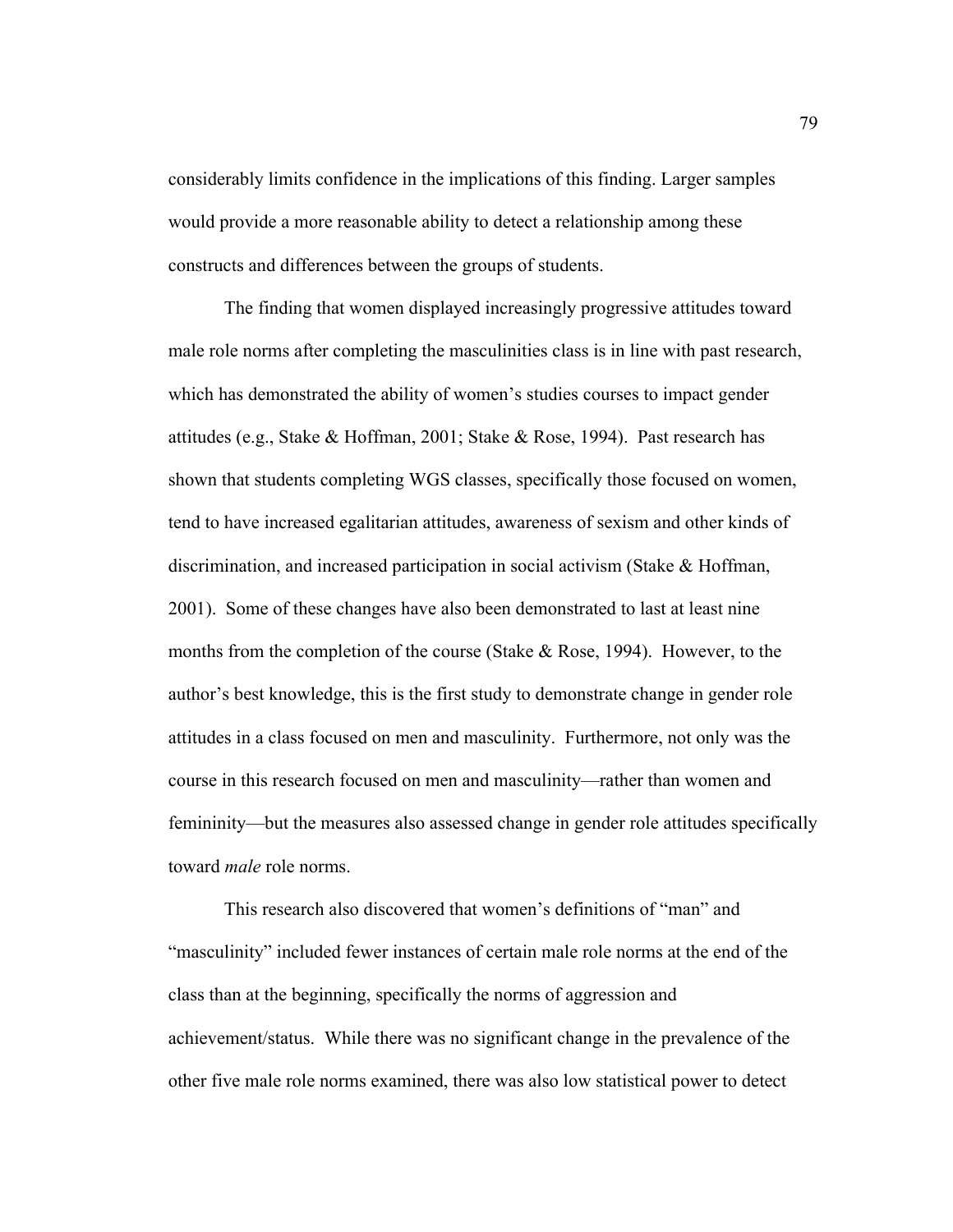considerably limits confidence in the implications of this finding. Larger samples would provide a more reasonable ability to detect a relationship among these constructs and differences between the groups of students.

The finding that women displayed increasingly progressive attitudes toward male role norms after completing the masculinities class is in line with past research, which has demonstrated the ability of women's studies courses to impact gender attitudes (e.g., Stake & Hoffman, 2001; Stake & Rose, 1994). Past research has shown that students completing WGS classes, specifically those focused on women, tend to have increased egalitarian attitudes, awareness of sexism and other kinds of discrimination, and increased participation in social activism (Stake & Hoffman, 2001). Some of these changes have also been demonstrated to last at least nine months from the completion of the course (Stake & Rose, 1994). However, to the author's best knowledge, this is the first study to demonstrate change in gender role attitudes in a class focused on men and masculinity. Furthermore, not only was the course in this research focused on men and masculinity—rather than women and femininity—but the measures also assessed change in gender role attitudes specifically toward *male* role norms.

This research also discovered that women's definitions of "man" and "masculinity" included fewer instances of certain male role norms at the end of the class than at the beginning, specifically the norms of aggression and achievement/status. While there was no significant change in the prevalence of the other five male role norms examined, there was also low statistical power to detect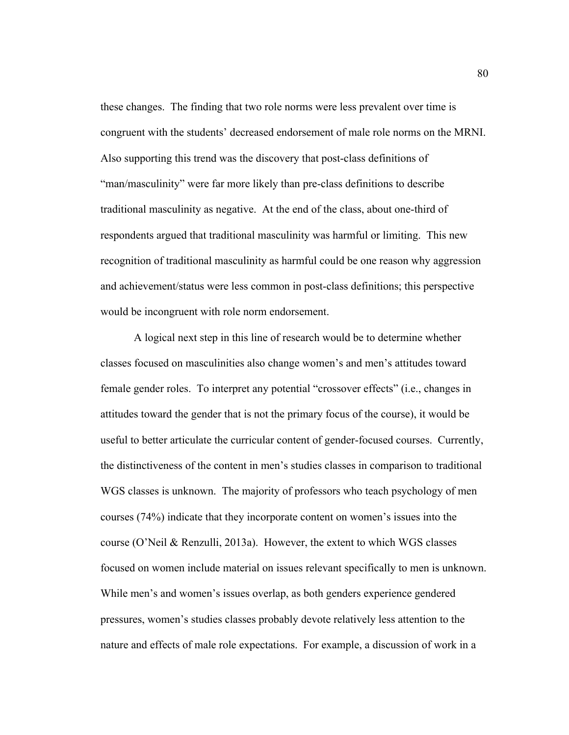these changes. The finding that two role norms were less prevalent over time is congruent with the students' decreased endorsement of male role norms on the MRNI. Also supporting this trend was the discovery that post-class definitions of "man/masculinity" were far more likely than pre-class definitions to describe traditional masculinity as negative. At the end of the class, about one-third of respondents argued that traditional masculinity was harmful or limiting. This new recognition of traditional masculinity as harmful could be one reason why aggression and achievement/status were less common in post-class definitions; this perspective would be incongruent with role norm endorsement.

A logical next step in this line of research would be to determine whether classes focused on masculinities also change women's and men's attitudes toward female gender roles. To interpret any potential "crossover effects" (i.e., changes in attitudes toward the gender that is not the primary focus of the course), it would be useful to better articulate the curricular content of gender-focused courses. Currently, the distinctiveness of the content in men's studies classes in comparison to traditional WGS classes is unknown. The majority of professors who teach psychology of men courses (74%) indicate that they incorporate content on women's issues into the course (O'Neil & Renzulli, 2013a). However, the extent to which WGS classes focused on women include material on issues relevant specifically to men is unknown. While men's and women's issues overlap, as both genders experience gendered pressures, women's studies classes probably devote relatively less attention to the nature and effects of male role expectations. For example, a discussion of work in a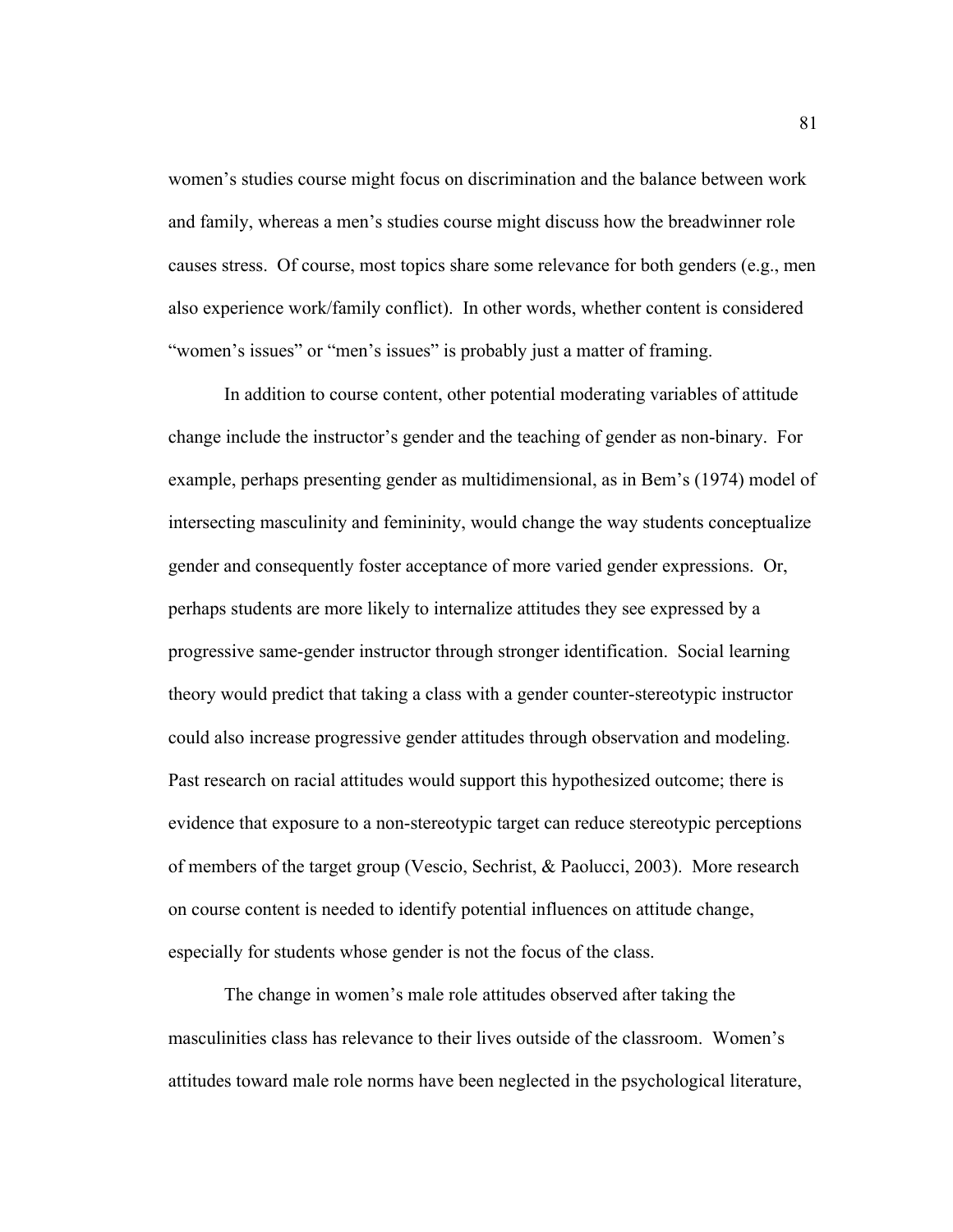women's studies course might focus on discrimination and the balance between work and family, whereas a men's studies course might discuss how the breadwinner role causes stress. Of course, most topics share some relevance for both genders (e.g., men also experience work/family conflict). In other words, whether content is considered "women's issues" or "men's issues" is probably just a matter of framing.

In addition to course content, other potential moderating variables of attitude change include the instructor's gender and the teaching of gender as non-binary. For example, perhaps presenting gender as multidimensional, as in Bem's (1974) model of intersecting masculinity and femininity, would change the way students conceptualize gender and consequently foster acceptance of more varied gender expressions. Or, perhaps students are more likely to internalize attitudes they see expressed by a progressive same-gender instructor through stronger identification. Social learning theory would predict that taking a class with a gender counter-stereotypic instructor could also increase progressive gender attitudes through observation and modeling. Past research on racial attitudes would support this hypothesized outcome; there is evidence that exposure to a non-stereotypic target can reduce stereotypic perceptions of members of the target group (Vescio, Sechrist, & Paolucci, 2003). More research on course content is needed to identify potential influences on attitude change, especially for students whose gender is not the focus of the class.

The change in women's male role attitudes observed after taking the masculinities class has relevance to their lives outside of the classroom. Women's attitudes toward male role norms have been neglected in the psychological literature,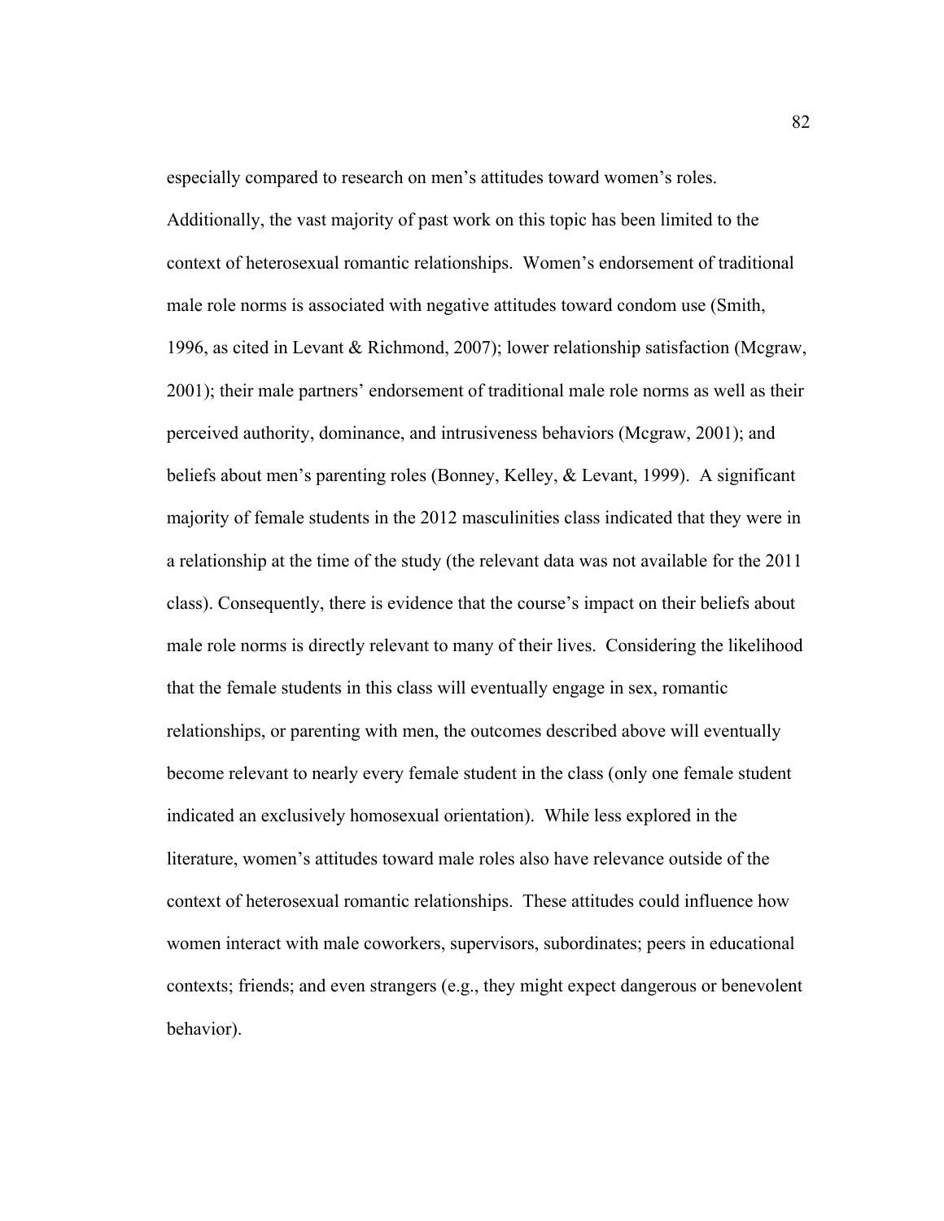especially compared to research on men's attitudes toward women's roles. Additionally, the vast majority of past work on this topic has been limited to the context of heterosexual romantic relationships. Women's endorsement of traditional male role norms is associated with negative attitudes toward condom use (Smith, 1996, as cited in Levant & Richmond, 2007); lower relationship satisfaction (Mcgraw, 2001); their male partners' endorsement of traditional male role norms as well as their perceived authority, dominance, and intrusiveness behaviors (Mcgraw, 2001); and beliefs about men's parenting roles (Bonney, Kelley, & Levant, 1999). A significant majority of female students in the 2012 masculinities class indicated that they were in a relationship at the time of the study (the relevant data was not available for the 2011 class). Consequently, there is evidence that the course's impact on their beliefs about male role norms is directly relevant to many of their lives. Considering the likelihood that the female students in this class will eventually engage in sex, romantic relationships, or parenting with men, the outcomes described above will eventually become relevant to nearly every female student in the class (only one female student indicated an exclusively homosexual orientation). While less explored in the literature, women's attitudes toward male roles also have relevance outside of the context of heterosexual romantic relationships. These attitudes could influence how women interact with male coworkers, supervisors, subordinates; peers in educational contexts; friends; and even strangers (e.g., they might expect dangerous or benevolent behavior).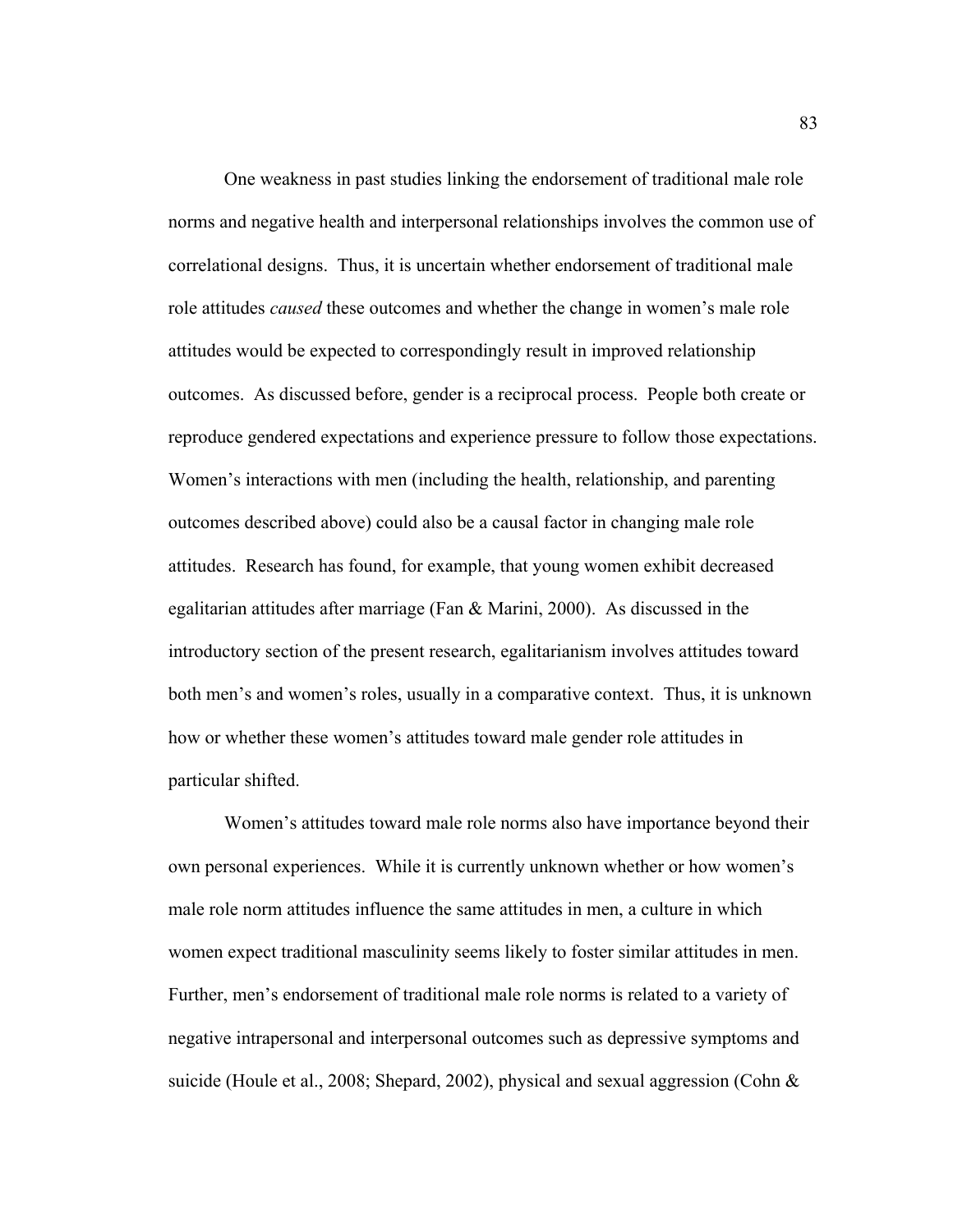One weakness in past studies linking the endorsement of traditional male role norms and negative health and interpersonal relationships involves the common use of correlational designs. Thus, it is uncertain whether endorsement of traditional male role attitudes *caused* these outcomes and whether the change in women's male role attitudes would be expected to correspondingly result in improved relationship outcomes. As discussed before, gender is a reciprocal process. People both create or reproduce gendered expectations and experience pressure to follow those expectations. Women's interactions with men (including the health, relationship, and parenting outcomes described above) could also be a causal factor in changing male role attitudes. Research has found, for example, that young women exhibit decreased egalitarian attitudes after marriage (Fan & Marini, 2000). As discussed in the introductory section of the present research, egalitarianism involves attitudes toward both men's and women's roles, usually in a comparative context. Thus, it is unknown how or whether these women's attitudes toward male gender role attitudes in particular shifted.

Women's attitudes toward male role norms also have importance beyond their own personal experiences. While it is currently unknown whether or how women's male role norm attitudes influence the same attitudes in men, a culture in which women expect traditional masculinity seems likely to foster similar attitudes in men. Further, men's endorsement of traditional male role norms is related to a variety of negative intrapersonal and interpersonal outcomes such as depressive symptoms and suicide (Houle et al., 2008; Shepard, 2002), physical and sexual aggression (Cohn &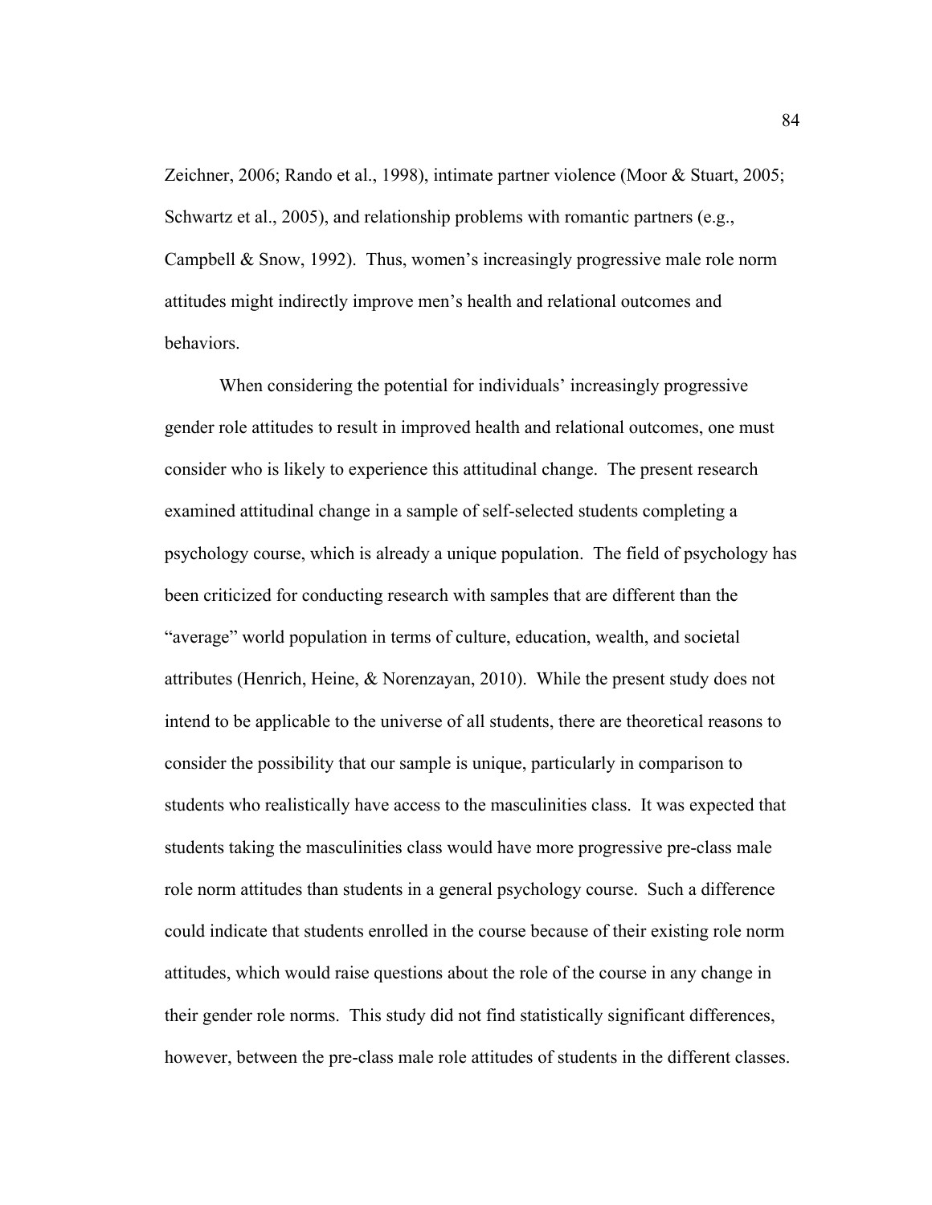Zeichner, 2006; Rando et al., 1998), intimate partner violence (Moor & Stuart, 2005; Schwartz et al., 2005), and relationship problems with romantic partners (e.g., Campbell & Snow, 1992). Thus, women's increasingly progressive male role norm attitudes might indirectly improve men's health and relational outcomes and behaviors.

When considering the potential for individuals' increasingly progressive gender role attitudes to result in improved health and relational outcomes, one must consider who is likely to experience this attitudinal change. The present research examined attitudinal change in a sample of self-selected students completing a psychology course, which is already a unique population. The field of psychology has been criticized for conducting research with samples that are different than the "average" world population in terms of culture, education, wealth, and societal attributes (Henrich, Heine, & Norenzayan, 2010). While the present study does not intend to be applicable to the universe of all students, there are theoretical reasons to consider the possibility that our sample is unique, particularly in comparison to students who realistically have access to the masculinities class. It was expected that students taking the masculinities class would have more progressive pre-class male role norm attitudes than students in a general psychology course. Such a difference could indicate that students enrolled in the course because of their existing role norm attitudes, which would raise questions about the role of the course in any change in their gender role norms. This study did not find statistically significant differences, however, between the pre-class male role attitudes of students in the different classes.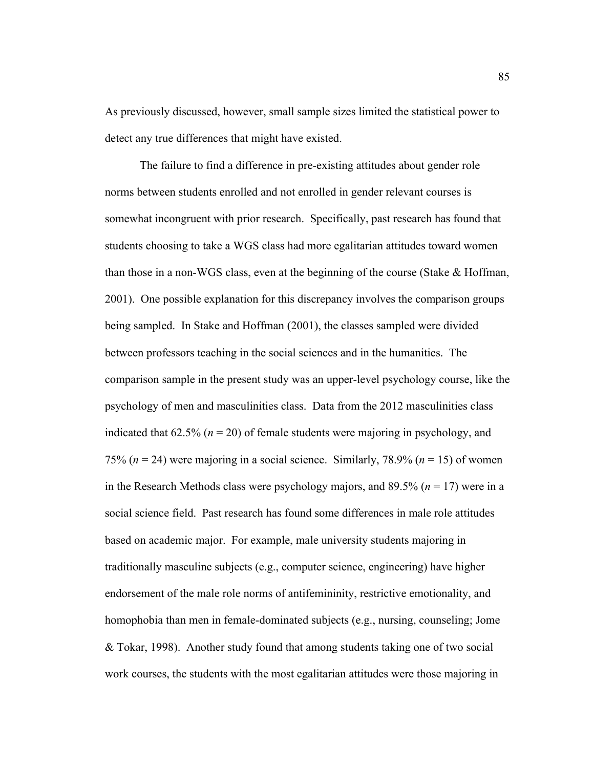As previously discussed, however, small sample sizes limited the statistical power to detect any true differences that might have existed.

The failure to find a difference in pre-existing attitudes about gender role norms between students enrolled and not enrolled in gender relevant courses is somewhat incongruent with prior research. Specifically, past research has found that students choosing to take a WGS class had more egalitarian attitudes toward women than those in a non-WGS class, even at the beginning of the course (Stake & Hoffman, 2001). One possible explanation for this discrepancy involves the comparison groups being sampled. In Stake and Hoffman (2001), the classes sampled were divided between professors teaching in the social sciences and in the humanities. The comparison sample in the present study was an upper-level psychology course, like the psychology of men and masculinities class. Data from the 2012 masculinities class indicated that 62.5% ($n = 20$) of female students were majoring in psychology, and 75% ($n = 24$) were majoring in a social science. Similarly, 78.9% ($n = 15$) of women in the Research Methods class were psychology majors, and 89.5% ($n = 17$) were in a social science field. Past research has found some differences in male role attitudes based on academic major. For example, male university students majoring in traditionally masculine subjects (e.g., computer science, engineering) have higher endorsement of the male role norms of antifemininity, restrictive emotionality, and homophobia than men in female-dominated subjects (e.g., nursing, counseling; Jome & Tokar, 1998). Another study found that among students taking one of two social work courses, the students with the most egalitarian attitudes were those majoring in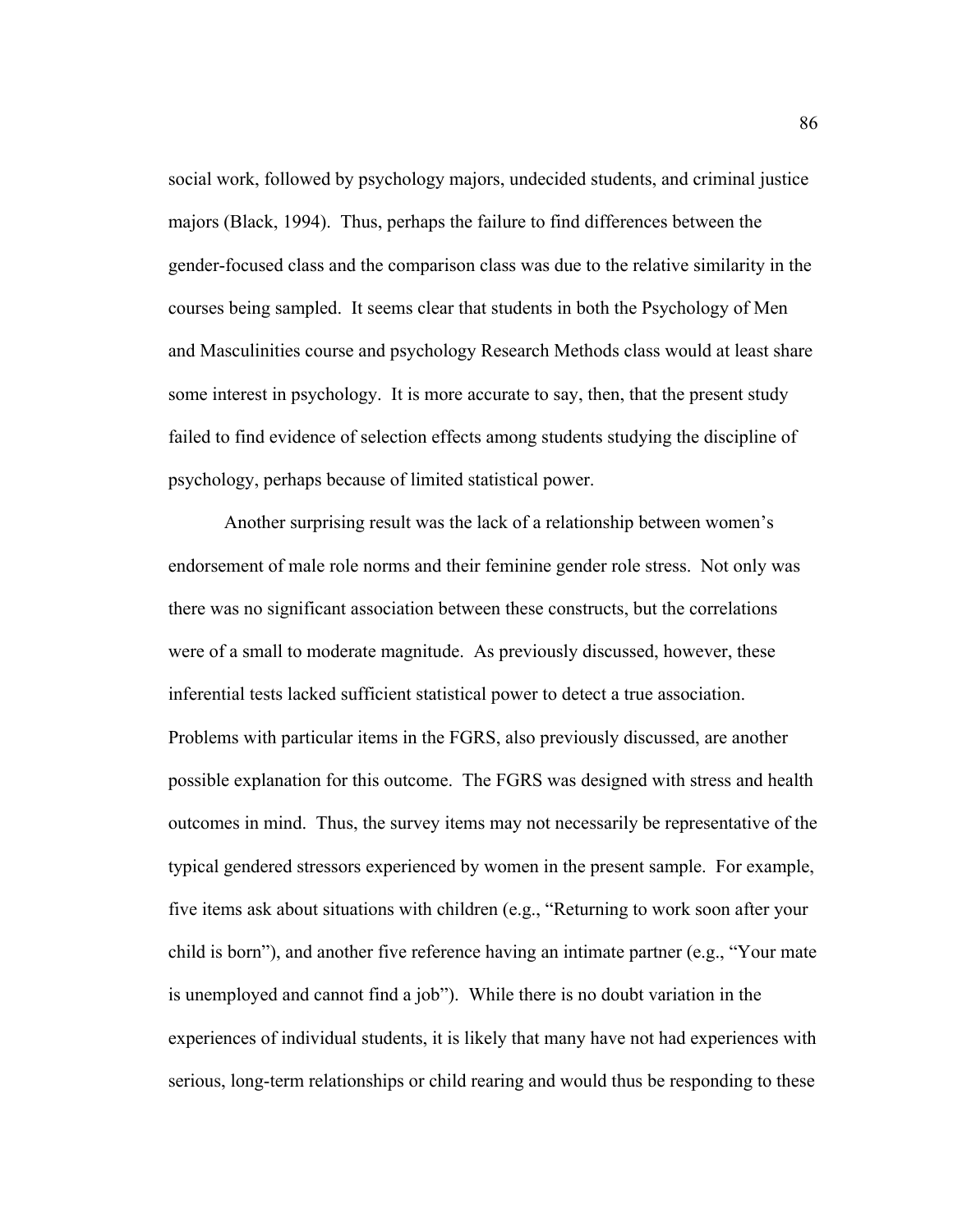social work, followed by psychology majors, undecided students, and criminal justice majors (Black, 1994). Thus, perhaps the failure to find differences between the gender-focused class and the comparison class was due to the relative similarity in the courses being sampled. It seems clear that students in both the Psychology of Men and Masculinities course and psychology Research Methods class would at least share some interest in psychology. It is more accurate to say, then, that the present study failed to find evidence of selection effects among students studying the discipline of psychology, perhaps because of limited statistical power.

Another surprising result was the lack of a relationship between women's endorsement of male role norms and their feminine gender role stress. Not only was there was no significant association between these constructs, but the correlations were of a small to moderate magnitude. As previously discussed, however, these inferential tests lacked sufficient statistical power to detect a true association. Problems with particular items in the FGRS, also previously discussed, are another possible explanation for this outcome. The FGRS was designed with stress and health outcomes in mind. Thus, the survey items may not necessarily be representative of the typical gendered stressors experienced by women in the present sample. For example, five items ask about situations with children (e.g., "Returning to work soon after your child is born"), and another five reference having an intimate partner (e.g., "Your mate is unemployed and cannot find a job"). While there is no doubt variation in the experiences of individual students, it is likely that many have not had experiences with serious, long-term relationships or child rearing and would thus be responding to these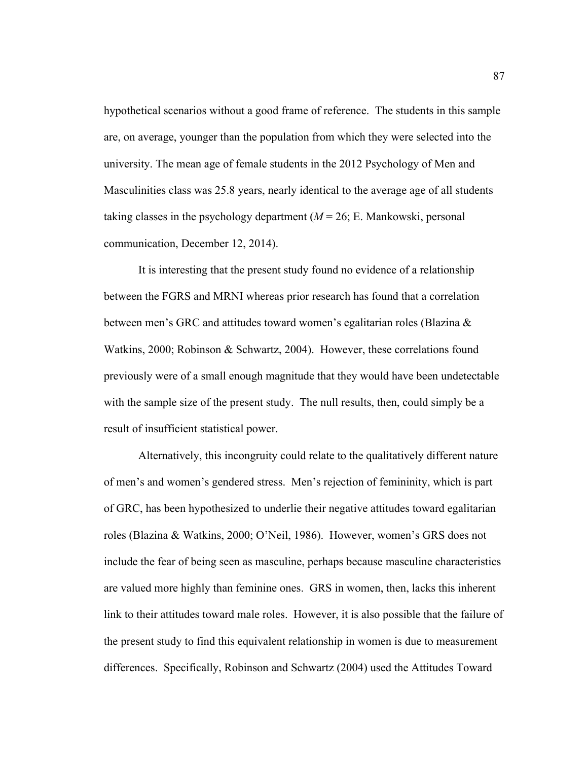hypothetical scenarios without a good frame of reference. The students in this sample are, on average, younger than the population from which they were selected into the university. The mean age of female students in the 2012 Psychology of Men and Masculinities class was 25.8 years, nearly identical to the average age of all students taking classes in the psychology department (*M* = 26; E. Mankowski, personal communication, December 12, 2014).

It is interesting that the present study found no evidence of a relationship between the FGRS and MRNI whereas prior research has found that a correlation between men's GRC and attitudes toward women's egalitarian roles (Blazina & Watkins, 2000; Robinson & Schwartz, 2004). However, these correlations found previously were of a small enough magnitude that they would have been undetectable with the sample size of the present study. The null results, then, could simply be a result of insufficient statistical power.

Alternatively, this incongruity could relate to the qualitatively different nature of men's and women's gendered stress. Men's rejection of femininity, which is part of GRC, has been hypothesized to underlie their negative attitudes toward egalitarian roles (Blazina & Watkins, 2000; O'Neil, 1986). However, women's GRS does not include the fear of being seen as masculine, perhaps because masculine characteristics are valued more highly than feminine ones. GRS in women, then, lacks this inherent link to their attitudes toward male roles. However, it is also possible that the failure of the present study to find this equivalent relationship in women is due to measurement differences. Specifically, Robinson and Schwartz (2004) used the Attitudes Toward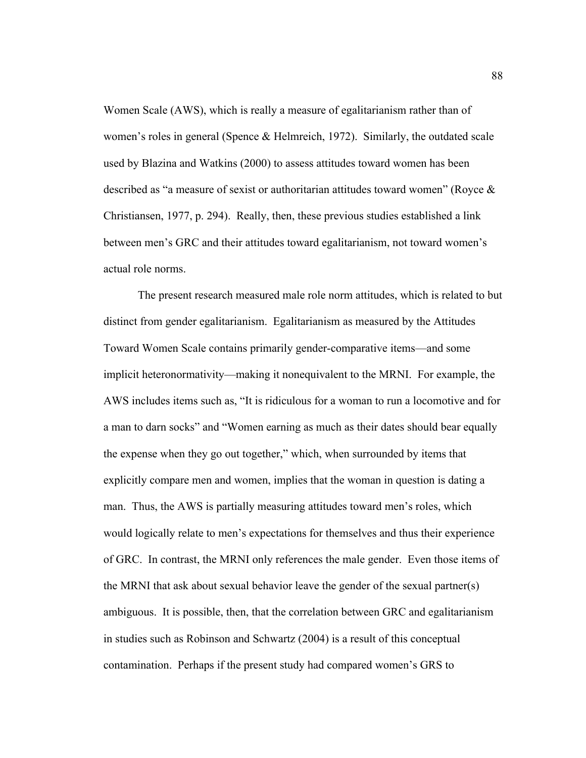Women Scale (AWS), which is really a measure of egalitarianism rather than of women's roles in general (Spence & Helmreich, 1972). Similarly, the outdated scale used by Blazina and Watkins (2000) to assess attitudes toward women has been described as "a measure of sexist or authoritarian attitudes toward women" (Royce & Christiansen, 1977, p. 294). Really, then, these previous studies established a link between men's GRC and their attitudes toward egalitarianism, not toward women's actual role norms.

The present research measured male role norm attitudes, which is related to but distinct from gender egalitarianism. Egalitarianism as measured by the Attitudes Toward Women Scale contains primarily gender-comparative items—and some implicit heteronormativity—making it nonequivalent to the MRNI. For example, the AWS includes items such as, "It is ridiculous for a woman to run a locomotive and for a man to darn socks" and "Women earning as much as their dates should bear equally the expense when they go out together," which, when surrounded by items that explicitly compare men and women, implies that the woman in question is dating a man. Thus, the AWS is partially measuring attitudes toward men's roles, which would logically relate to men's expectations for themselves and thus their experience of GRC. In contrast, the MRNI only references the male gender. Even those items of the MRNI that ask about sexual behavior leave the gender of the sexual partner(s) ambiguous. It is possible, then, that the correlation between GRC and egalitarianism in studies such as Robinson and Schwartz (2004) is a result of this conceptual contamination. Perhaps if the present study had compared women's GRS to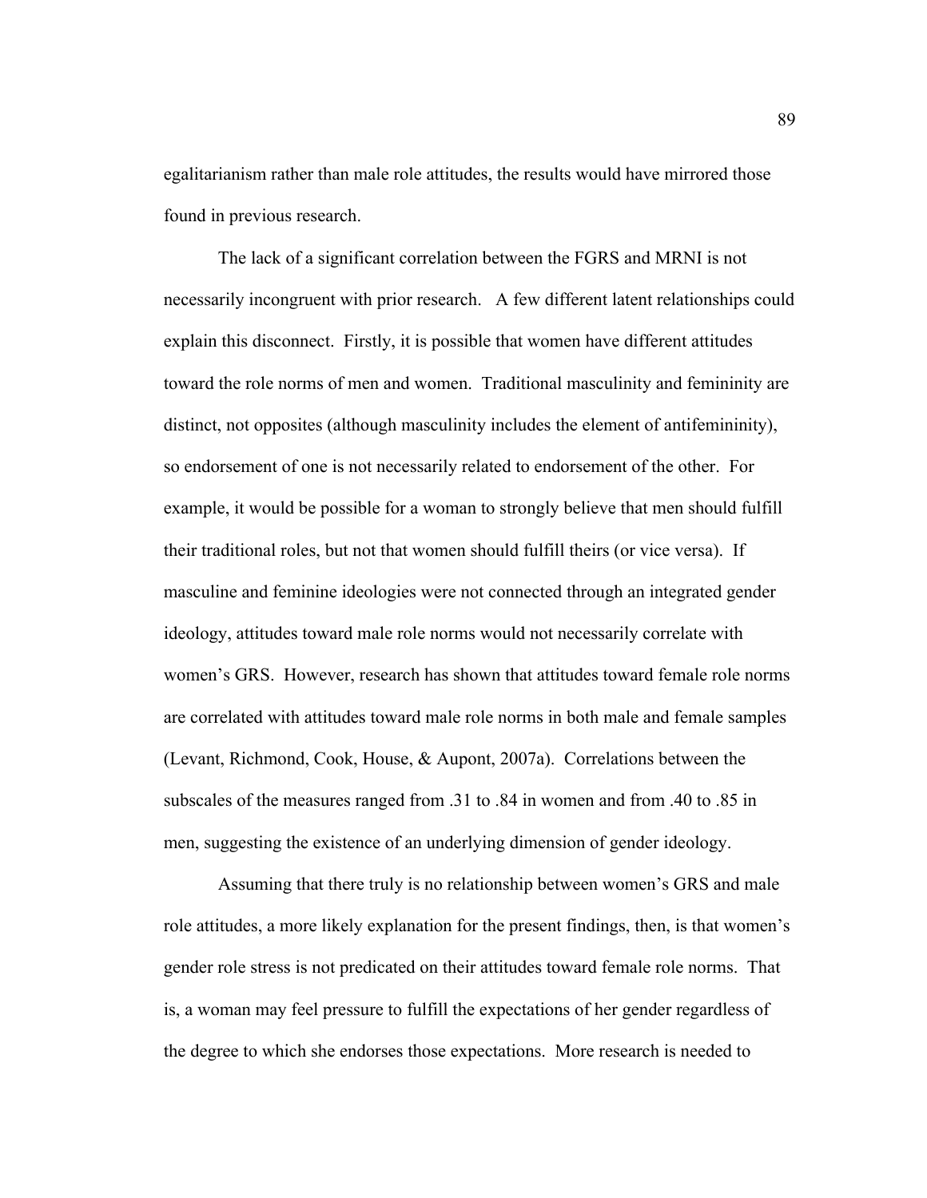egalitarianism rather than male role attitudes, the results would have mirrored those found in previous research.

The lack of a significant correlation between the FGRS and MRNI is not necessarily incongruent with prior research. A few different latent relationships could explain this disconnect. Firstly, it is possible that women have different attitudes toward the role norms of men and women. Traditional masculinity and femininity are distinct, not opposites (although masculinity includes the element of antifemininity), so endorsement of one is not necessarily related to endorsement of the other. For example, it would be possible for a woman to strongly believe that men should fulfill their traditional roles, but not that women should fulfill theirs (or vice versa). If masculine and feminine ideologies were not connected through an integrated gender ideology, attitudes toward male role norms would not necessarily correlate with women's GRS. However, research has shown that attitudes toward female role norms are correlated with attitudes toward male role norms in both male and female samples (Levant, Richmond, Cook, House, & Aupont, 2007a). Correlations between the subscales of the measures ranged from .31 to .84 in women and from .40 to .85 in men, suggesting the existence of an underlying dimension of gender ideology.

Assuming that there truly is no relationship between women's GRS and male role attitudes, a more likely explanation for the present findings, then, is that women's gender role stress is not predicated on their attitudes toward female role norms. That is, a woman may feel pressure to fulfill the expectations of her gender regardless of the degree to which she endorses those expectations. More research is needed to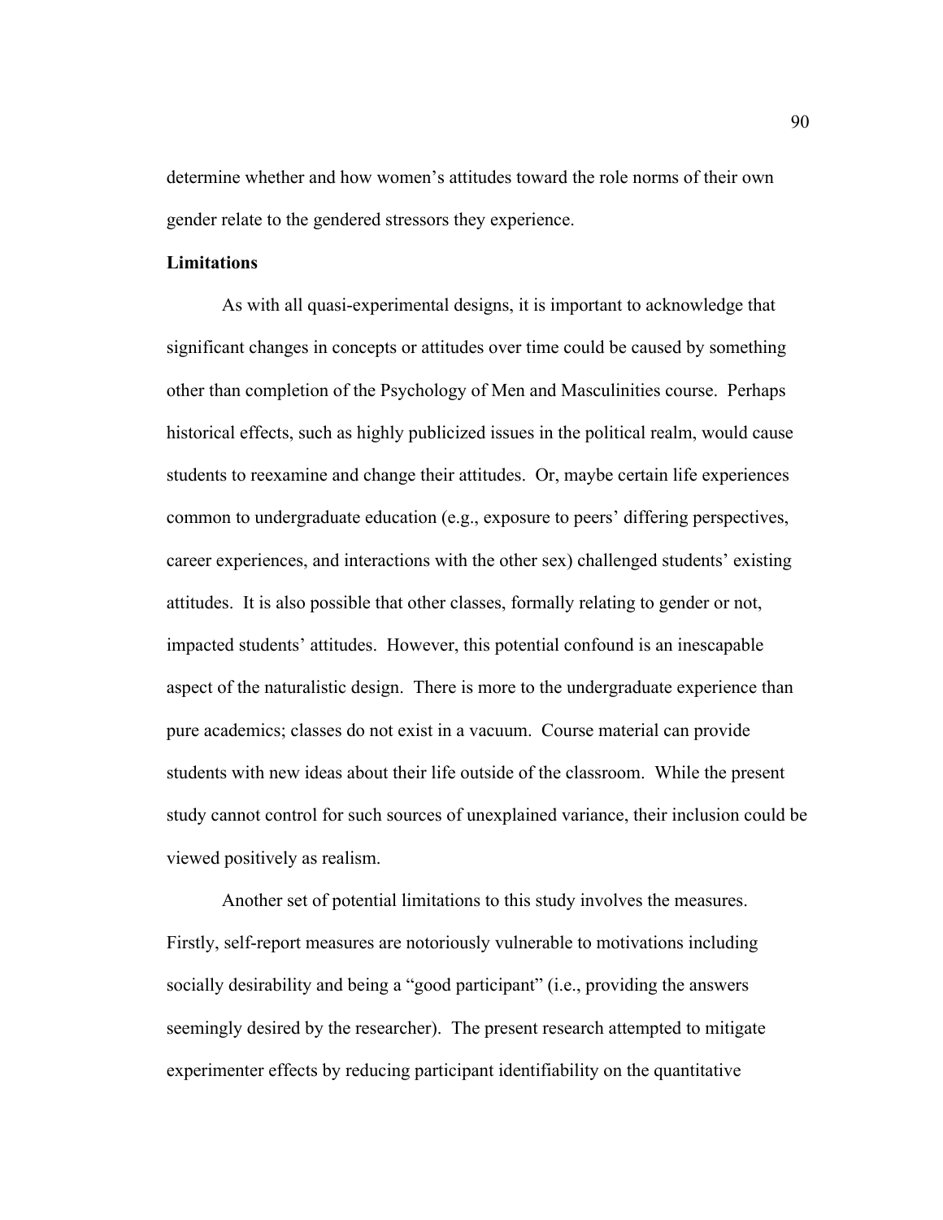determine whether and how women's attitudes toward the role norms of their own gender relate to the gendered stressors they experience.

**Limitations**

As with all quasi-experimental designs, it is important to acknowledge that significant changes in concepts or attitudes over time could be caused by something other than completion of the Psychology of Men and Masculinities course. Perhaps historical effects, such as highly publicized issues in the political realm, would cause students to reexamine and change their attitudes. Or, maybe certain life experiences common to undergraduate education (e.g., exposure to peers' differing perspectives, career experiences, and interactions with the other sex) challenged students' existing attitudes. It is also possible that other classes, formally relating to gender or not, impacted students' attitudes. However, this potential confound is an inescapable aspect of the naturalistic design. There is more to the undergraduate experience than pure academics; classes do not exist in a vacuum. Course material can provide students with new ideas about their life outside of the classroom. While the present study cannot control for such sources of unexplained variance, their inclusion could be viewed positively as realism.

Another set of potential limitations to this study involves the measures. Firstly, self-report measures are notoriously vulnerable to motivations including socially desirability and being a "good participant" (i.e., providing the answers seemingly desired by the researcher). The present research attempted to mitigate experimenter effects by reducing participant identifiability on the quantitative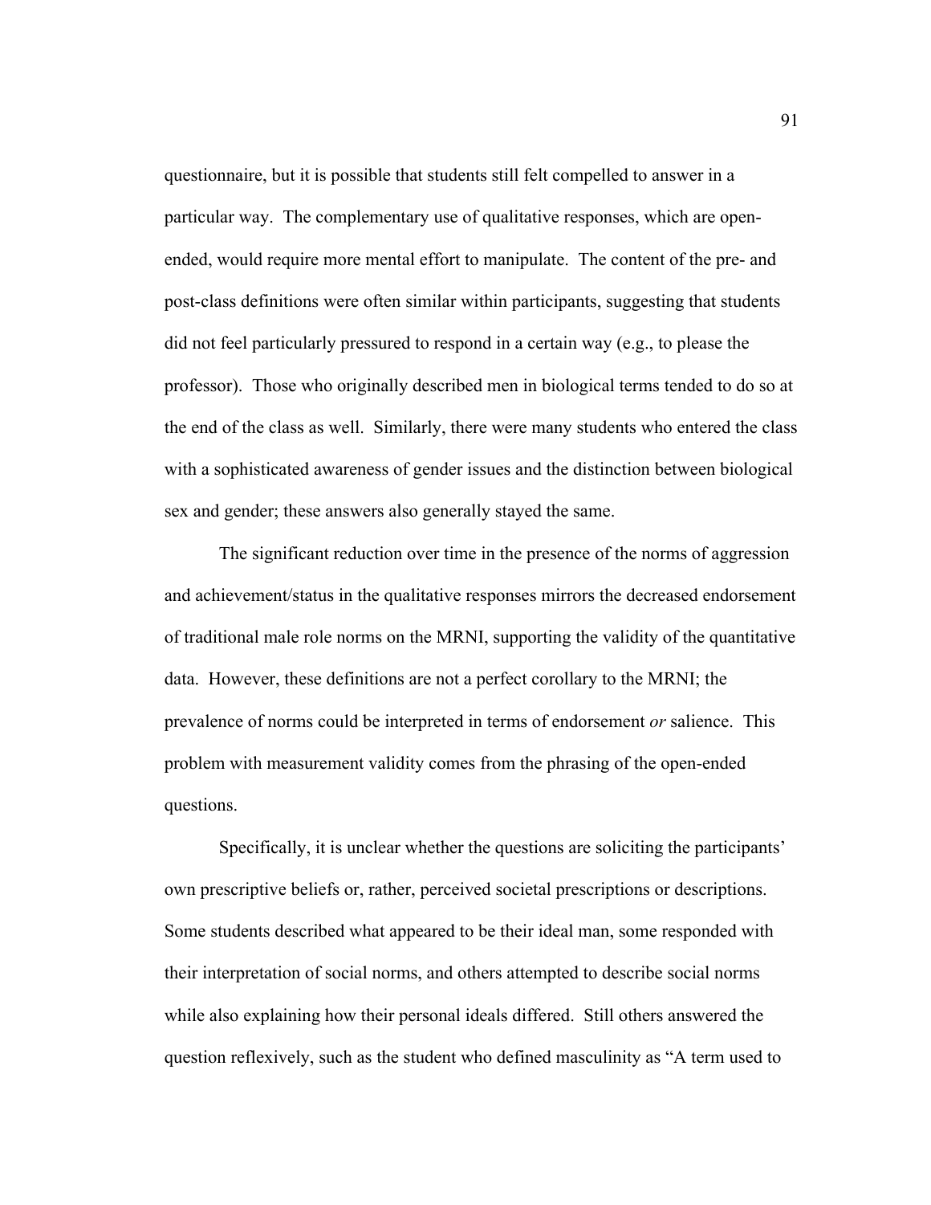questionnaire, but it is possible that students still felt compelled to answer in a particular way. The complementary use of qualitative responses, which are open-ended, would require more mental effort to manipulate. The content of the pre- and post-class definitions were often similar within participants, suggesting that students did not feel particularly pressured to respond in a certain way (e.g., to please the professor). Those who originally described men in biological terms tended to do so at the end of the class as well. Similarly, there were many students who entered the class with a sophisticated awareness of gender issues and the distinction between biological sex and gender; these answers also generally stayed the same.

The significant reduction over time in the presence of the norms of aggression and achievement/status in the qualitative responses mirrors the decreased endorsement of traditional male role norms on the MRNI, supporting the validity of the quantitative data. However, these definitions are not a perfect corollary to the MRNI; the prevalence of norms could be interpreted in terms of endorsement *or* salience. This problem with measurement validity comes from the phrasing of the open-ended questions.

Specifically, it is unclear whether the questions are soliciting the participants' own prescriptive beliefs or, rather, perceived societal prescriptions or descriptions. Some students described what appeared to be their ideal man, some responded with their interpretation of social norms, and others attempted to describe social norms while also explaining how their personal ideals differed. Still others answered the question reflexively, such as the student who defined masculinity as "A term used to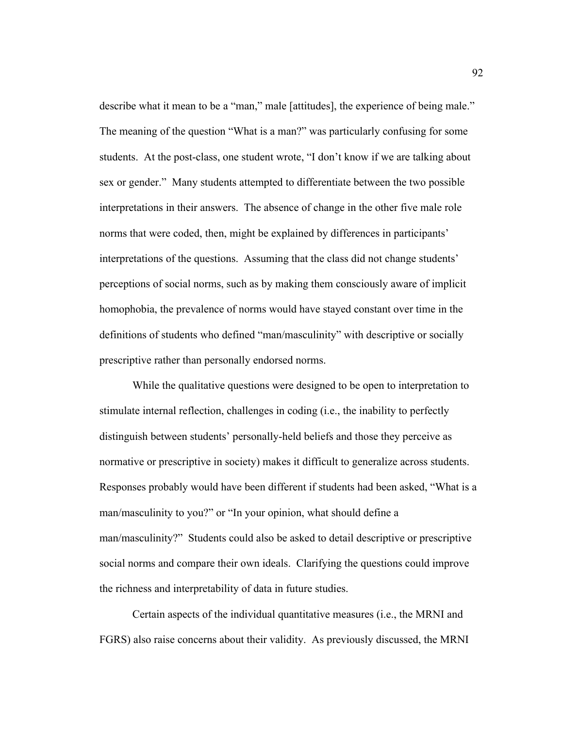describe what it mean to be a "man," male [attitudes], the experience of being male." The meaning of the question "What is a man?" was particularly confusing for some students. At the post-class, one student wrote, "I don't know if we are talking about sex or gender." Many students attempted to differentiate between the two possible interpretations in their answers. The absence of change in the other five male role norms that were coded, then, might be explained by differences in participants' interpretations of the questions. Assuming that the class did not change students' perceptions of social norms, such as by making them consciously aware of implicit homophobia, the prevalence of norms would have stayed constant over time in the definitions of students who defined "man/masculinity" with descriptive or socially prescriptive rather than personally endorsed norms.

While the qualitative questions were designed to be open to interpretation to stimulate internal reflection, challenges in coding (i.e., the inability to perfectly distinguish between students' personally-held beliefs and those they perceive as normative or prescriptive in society) makes it difficult to generalize across students. Responses probably would have been different if students had been asked, "What is a man/masculinity to you?" or "In your opinion, what should define a man/masculinity?" Students could also be asked to detail descriptive or prescriptive social norms and compare their own ideals. Clarifying the questions could improve the richness and interpretability of data in future studies.

Certain aspects of the individual quantitative measures (i.e., the MRNI and FGRS) also raise concerns about their validity. As previously discussed, the MRNI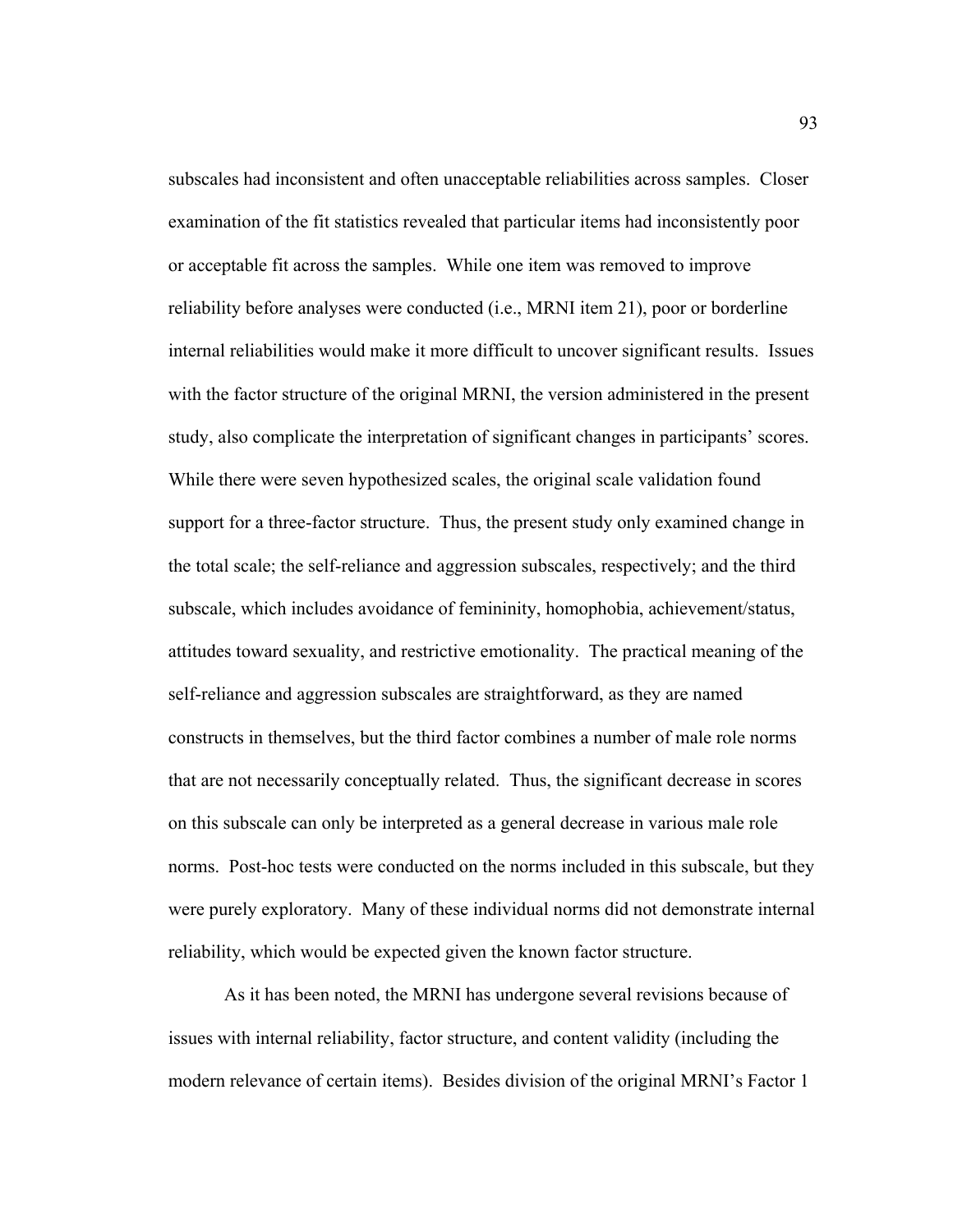subscales had inconsistent and often unacceptable reliabilities across samples. Closer examination of the fit statistics revealed that particular items had inconsistently poor or acceptable fit across the samples. While one item was removed to improve reliability before analyses were conducted (i.e., MRNI item 21), poor or borderline internal reliabilities would make it more difficult to uncover significant results. Issues with the factor structure of the original MRNI, the version administered in the present study, also complicate the interpretation of significant changes in participants' scores. While there were seven hypothesized scales, the original scale validation found support for a three-factor structure. Thus, the present study only examined change in the total scale; the self-reliance and aggression subscales, respectively; and the third subscale, which includes avoidance of femininity, homophobia, achievement/status, attitudes toward sexuality, and restrictive emotionality. The practical meaning of the self-reliance and aggression subscales are straightforward, as they are named constructs in themselves, but the third factor combines a number of male role norms that are not necessarily conceptually related. Thus, the significant decrease in scores on this subscale can only be interpreted as a general decrease in various male role norms. Post-hoc tests were conducted on the norms included in this subscale, but they were purely exploratory. Many of these individual norms did not demonstrate internal reliability, which would be expected given the known factor structure.

As it has been noted, the MRNI has undergone several revisions because of issues with internal reliability, factor structure, and content validity (including the modern relevance of certain items). Besides division of the original MRNI's Factor 1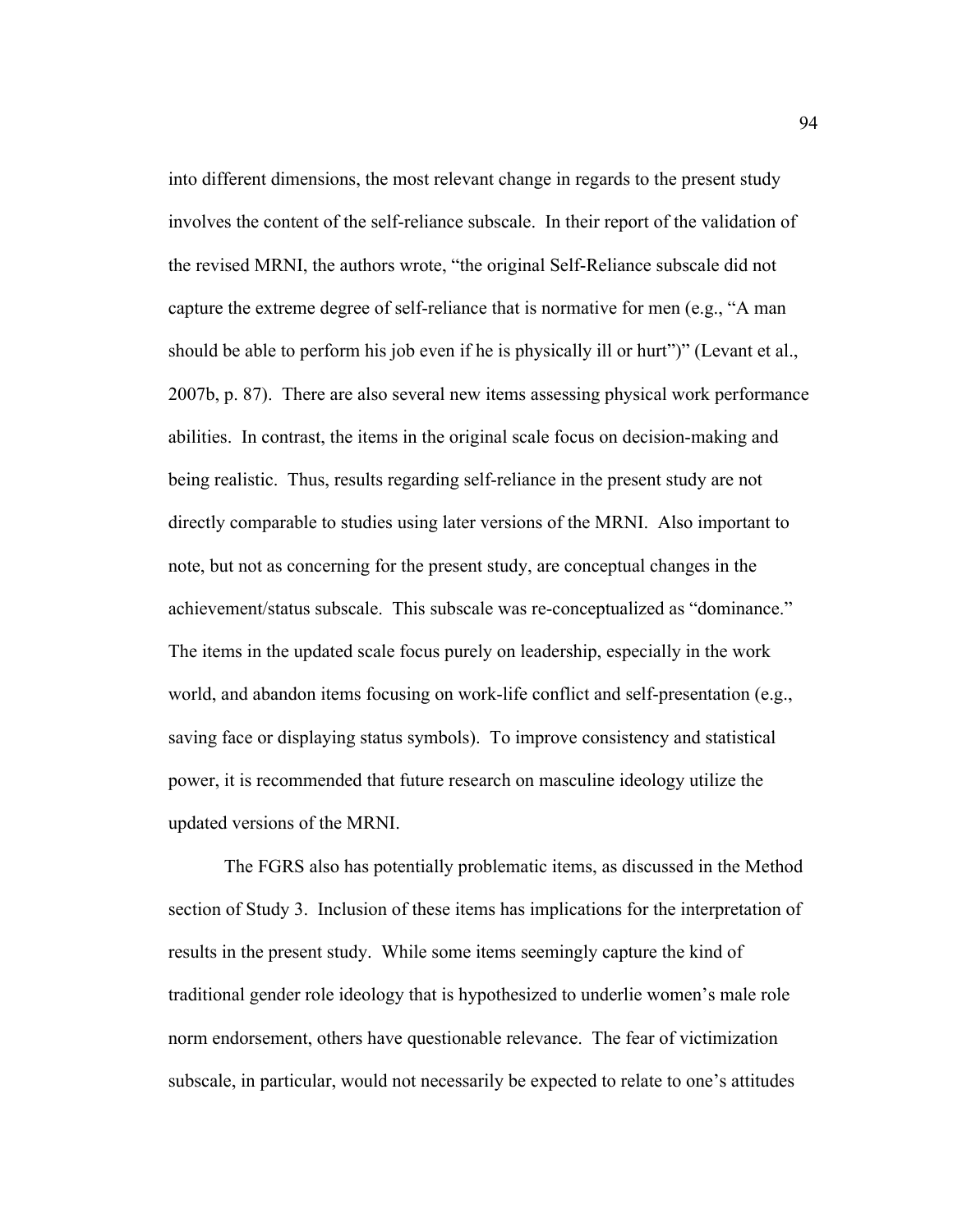into different dimensions, the most relevant change in regards to the present study involves the content of the self-reliance subscale. In their report of the validation of the revised MRNI, the authors wrote, "the original Self-Reliance subscale did not capture the extreme degree of self-reliance that is normative for men (e.g., "A man should be able to perform his job even if he is physically ill or hurt")" (Levant et al., 2007b, p. 87). There are also several new items assessing physical work performance abilities. In contrast, the items in the original scale focus on decision-making and being realistic. Thus, results regarding self-reliance in the present study are not directly comparable to studies using later versions of the MRNI. Also important to note, but not as concerning for the present study, are conceptual changes in the achievement/status subscale. This subscale was re-conceptualized as "dominance." The items in the updated scale focus purely on leadership, especially in the work world, and abandon items focusing on work-life conflict and self-presentation (e.g., saving face or displaying status symbols). To improve consistency and statistical power, it is recommended that future research on masculine ideology utilize the updated versions of the MRNI.

The FGRS also has potentially problematic items, as discussed in the Method section of Study 3. Inclusion of these items has implications for the interpretation of results in the present study. While some items seemingly capture the kind of traditional gender role ideology that is hypothesized to underlie women's male role norm endorsement, others have questionable relevance. The fear of victimization subscale, in particular, would not necessarily be expected to relate to one's attitudes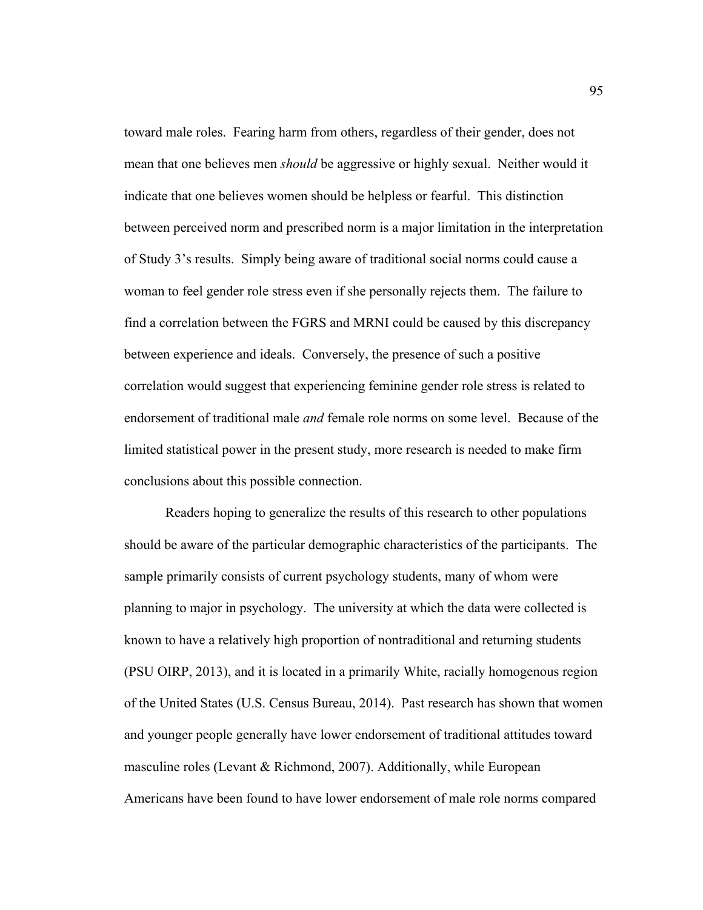toward male roles. Fearing harm from others, regardless of their gender, does not mean that one believes men *should* be aggressive or highly sexual. Neither would it indicate that one believes women should be helpless or fearful. This distinction between perceived norm and prescribed norm is a major limitation in the interpretation of Study 3's results. Simply being aware of traditional social norms could cause a woman to feel gender role stress even if she personally rejects them. The failure to find a correlation between the FGRS and MRNI could be caused by this discrepancy between experience and ideals. Conversely, the presence of such a positive correlation would suggest that experiencing feminine gender role stress is related to endorsement of traditional male *and* female role norms on some level. Because of the limited statistical power in the present study, more research is needed to make firm conclusions about this possible connection.

Readers hoping to generalize the results of this research to other populations should be aware of the particular demographic characteristics of the participants. The sample primarily consists of current psychology students, many of whom were planning to major in psychology. The university at which the data were collected is known to have a relatively high proportion of nontraditional and returning students (PSU OIRP, 2013), and it is located in a primarily White, racially homogenous region of the United States (U.S. Census Bureau, 2014). Past research has shown that women and younger people generally have lower endorsement of traditional attitudes toward masculine roles (Levant & Richmond, 2007). Additionally, while European Americans have been found to have lower endorsement of male role norms compared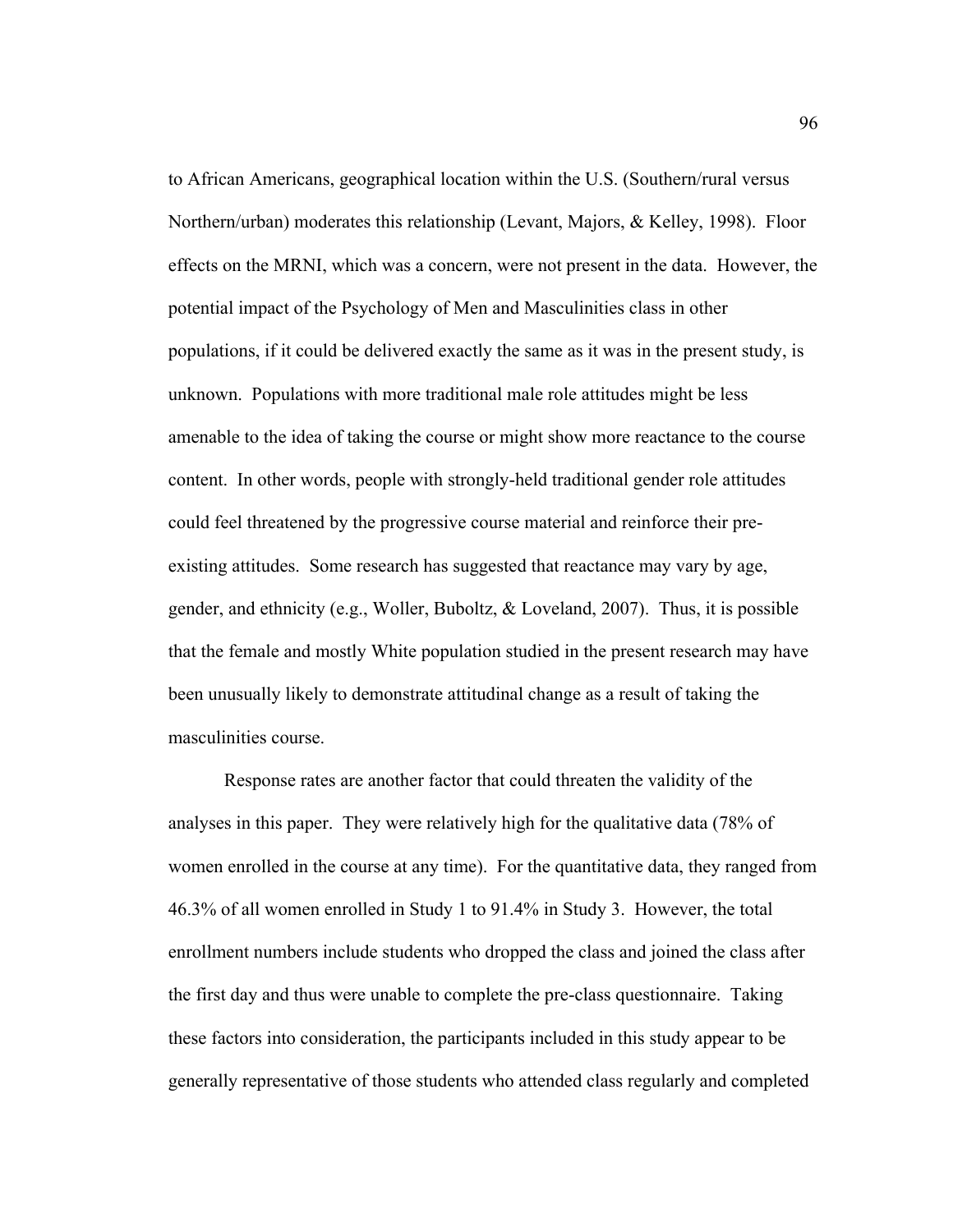to African Americans, geographical location within the U.S. (Southern/rural versus Northern/urban) moderates this relationship (Levant, Majors, & Kelley, 1998). Floor effects on the MRNI, which was a concern, were not present in the data. However, the potential impact of the Psychology of Men and Masculinities class in other populations, if it could be delivered exactly the same as it was in the present study, is unknown. Populations with more traditional male role attitudes might be less amenable to the idea of taking the course or might show more reactance to the course content. In other words, people with strongly-held traditional gender role attitudes could feel threatened by the progressive course material and reinforce their pre-existing attitudes. Some research has suggested that reactance may vary by age, gender, and ethnicity (e.g., Woller, Buboltz, & Loveland, 2007). Thus, it is possible that the female and mostly White population studied in the present research may have been unusually likely to demonstrate attitudinal change as a result of taking the masculinities course.

Response rates are another factor that could threaten the validity of the analyses in this paper. They were relatively high for the qualitative data (78% of women enrolled in the course at any time). For the quantitative data, they ranged from 46.3% of all women enrolled in Study 1 to 91.4% in Study 3. However, the total enrollment numbers include students who dropped the class and joined the class after the first day and thus were unable to complete the pre-class questionnaire. Taking these factors into consideration, the participants included in this study appear to be generally representative of those students who attended class regularly and completed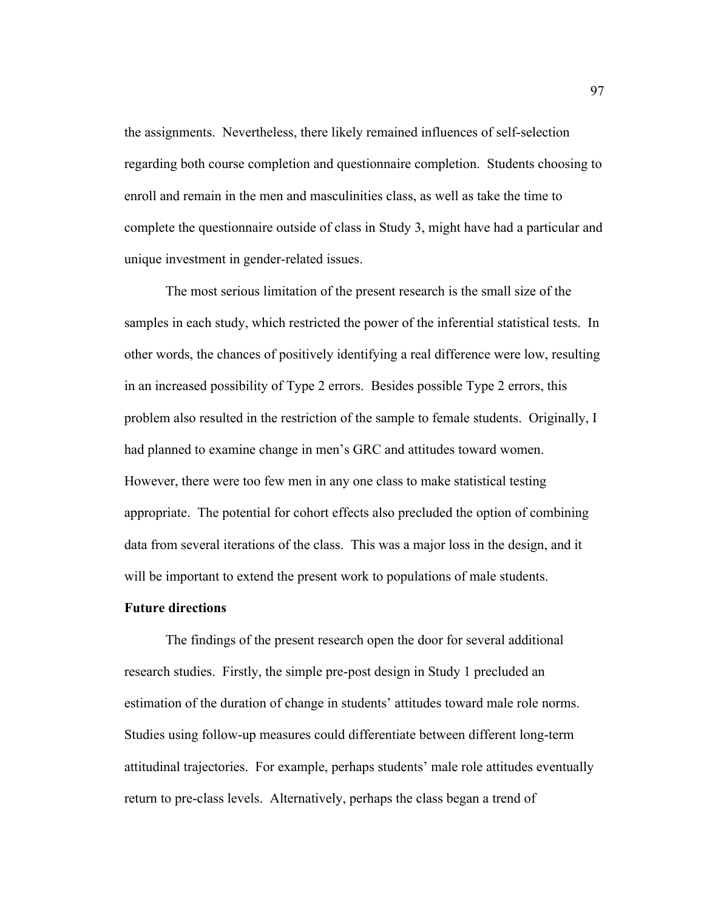the assignments. Nevertheless, there likely remained influences of self-selection regarding both course completion and questionnaire completion. Students choosing to enroll and remain in the men and masculinities class, as well as take the time to complete the questionnaire outside of class in Study 3, might have had a particular and unique investment in gender-related issues.

The most serious limitation of the present research is the small size of the samples in each study, which restricted the power of the inferential statistical tests. In other words, the chances of positively identifying a real difference were low, resulting in an increased possibility of Type 2 errors. Besides possible Type 2 errors, this problem also resulted in the restriction of the sample to female students. Originally, I had planned to examine change in men's GRC and attitudes toward women. However, there were too few men in any one class to make statistical testing appropriate. The potential for cohort effects also precluded the option of combining data from several iterations of the class. This was a major loss in the design, and it will be important to extend the present work to populations of male students.

**Future directions**

The findings of the present research open the door for several additional research studies. Firstly, the simple pre-post design in Study 1 precluded an estimation of the duration of change in students' attitudes toward male role norms. Studies using follow-up measures could differentiate between different long-term attitudinal trajectories. For example, perhaps students' male role attitudes eventually return to pre-class levels. Alternatively, perhaps the class began a trend of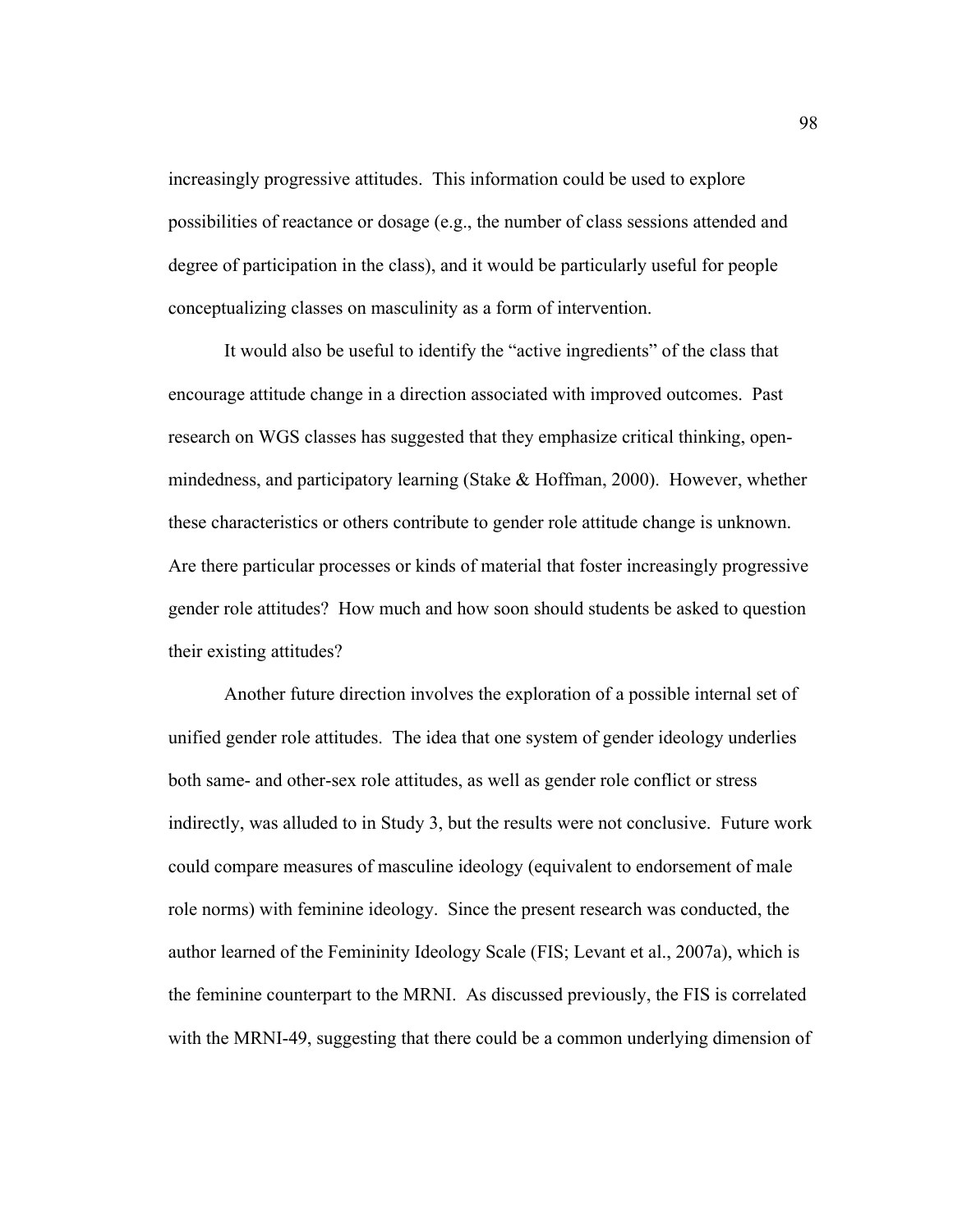increasingly progressive attitudes. This information could be used to explore possibilities of reactance or dosage (e.g., the number of class sessions attended and degree of participation in the class), and it would be particularly useful for people conceptualizing classes on masculinity as a form of intervention.

It would also be useful to identify the "active ingredients" of the class that encourage attitude change in a direction associated with improved outcomes. Past research on WGS classes has suggested that they emphasize critical thinking, open-mindedness, and participatory learning (Stake & Hoffman, 2000). However, whether these characteristics or others contribute to gender role attitude change is unknown. Are there particular processes or kinds of material that foster increasingly progressive gender role attitudes? How much and how soon should students be asked to question their existing attitudes?

Another future direction involves the exploration of a possible internal set of unified gender role attitudes. The idea that one system of gender ideology underlies both same- and other-sex role attitudes, as well as gender role conflict or stress indirectly, was alluded to in Study 3, but the results were not conclusive. Future work could compare measures of masculine ideology (equivalent to endorsement of male role norms) with feminine ideology. Since the present research was conducted, the author learned of the Femininity Ideology Scale (FIS; Levant et al., 2007a), which is the feminine counterpart to the MRNI. As discussed previously, the FIS is correlated with the MRNI-49, suggesting that there could be a common underlying dimension of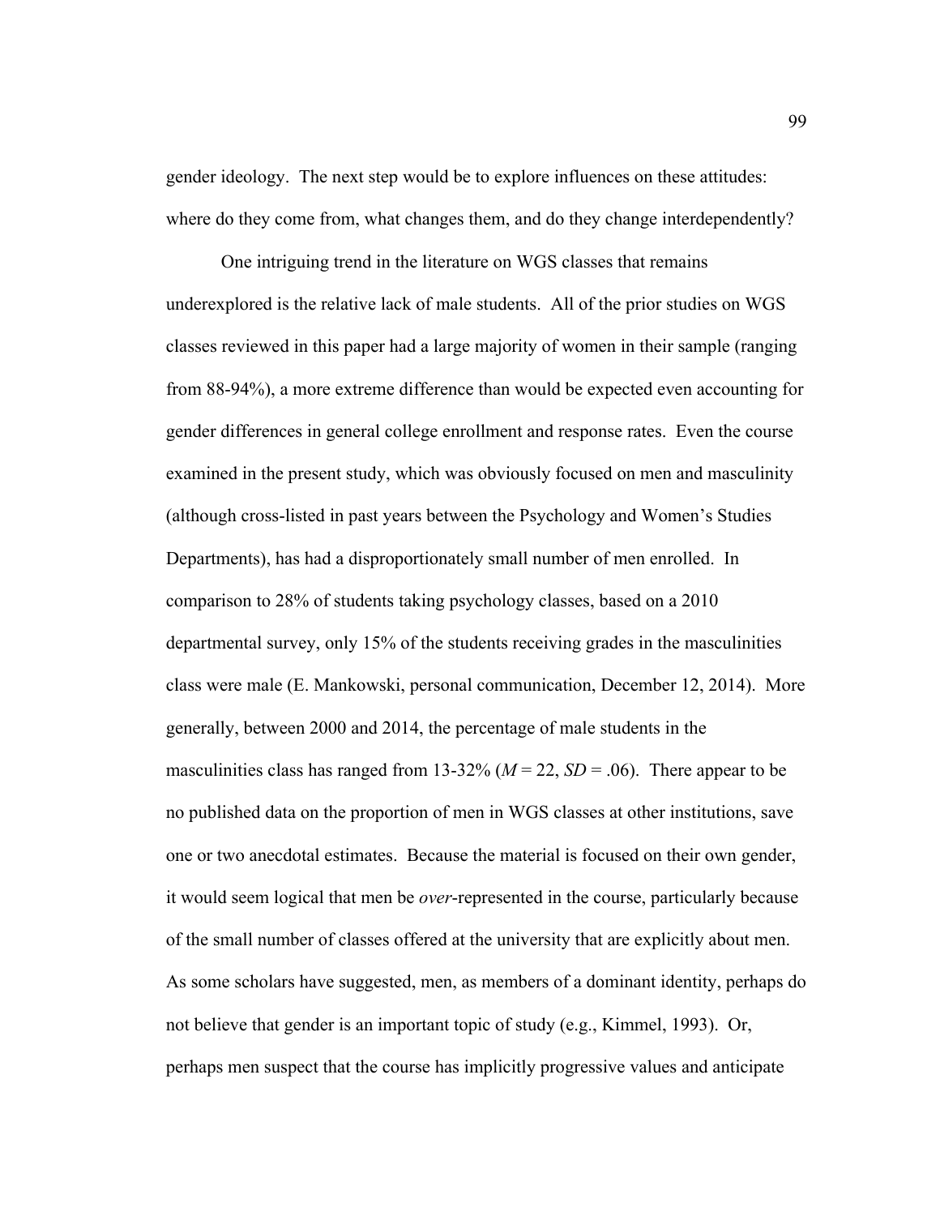gender ideology. The next step would be to explore influences on these attitudes: where do they come from, what changes them, and do they change interdependently?

One intriguing trend in the literature on WGS classes that remains underexplored is the relative lack of male students. All of the prior studies on WGS classes reviewed in this paper had a large majority of women in their sample (ranging from 88-94%), a more extreme difference than would be expected even accounting for gender differences in general college enrollment and response rates. Even the course examined in the present study, which was obviously focused on men and masculinity (although cross-listed in past years between the Psychology and Women's Studies Departments), has had a disproportionately small number of men enrolled. In comparison to 28% of students taking psychology classes, based on a 2010 departmental survey, only 15% of the students receiving grades in the masculinities class were male (E. Mankowski, personal communication, December 12, 2014). More generally, between 2000 and 2014, the percentage of male students in the masculinities class has ranged from 13-32% ($M = 22$, $SD = .06$). There appear to be no published data on the proportion of men in WGS classes at other institutions, save one or two anecdotal estimates. Because the material is focused on their own gender, it would seem logical that men be *over*-represented in the course, particularly because of the small number of classes offered at the university that are explicitly about men. As some scholars have suggested, men, as members of a dominant identity, perhaps do not believe that gender is an important topic of study (e.g., Kimmel, 1993). Or, perhaps men suspect that the course has implicitly progressive values and anticipate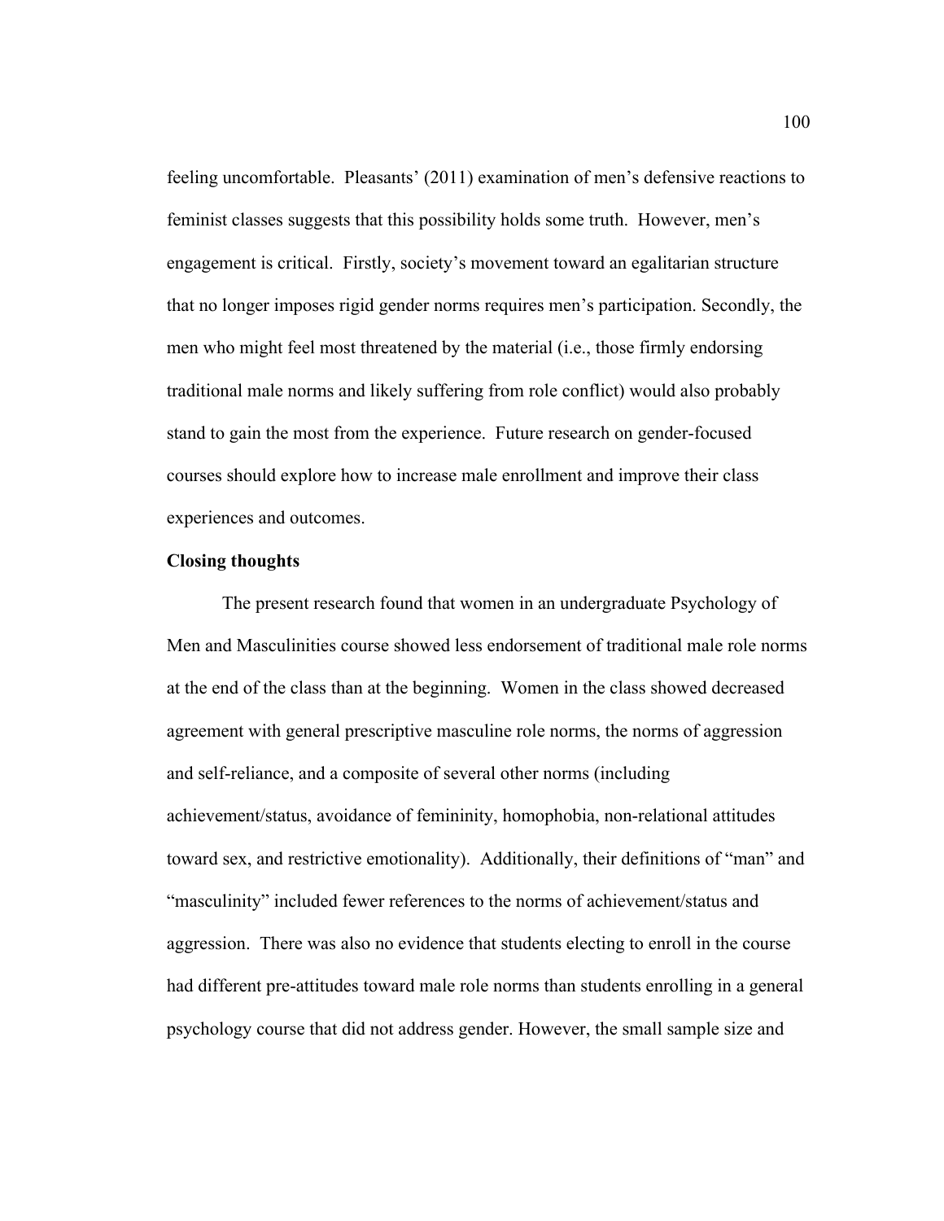feeling uncomfortable. Pleasants' (2011) examination of men's defensive reactions to feminist classes suggests that this possibility holds some truth. However, men's engagement is critical. Firstly, society's movement toward an egalitarian structure that no longer imposes rigid gender norms requires men's participation. Secondly, the men who might feel most threatened by the material (i.e., those firmly endorsing traditional male norms and likely suffering from role conflict) would also probably stand to gain the most from the experience. Future research on gender-focused courses should explore how to increase male enrollment and improve their class experiences and outcomes.

**Closing thoughts**

The present research found that women in an undergraduate Psychology of Men and Masculinities course showed less endorsement of traditional male role norms at the end of the class than at the beginning. Women in the class showed decreased agreement with general prescriptive masculine role norms, the norms of aggression and self-reliance, and a composite of several other norms (including achievement/status, avoidance of femininity, homophobia, non-relational attitudes toward sex, and restrictive emotionality). Additionally, their definitions of "man" and "masculinity" included fewer references to the norms of achievement/status and aggression. There was also no evidence that students electing to enroll in the course had different pre-attitudes toward male role norms than students enrolling in a general psychology course that did not address gender. However, the small sample size and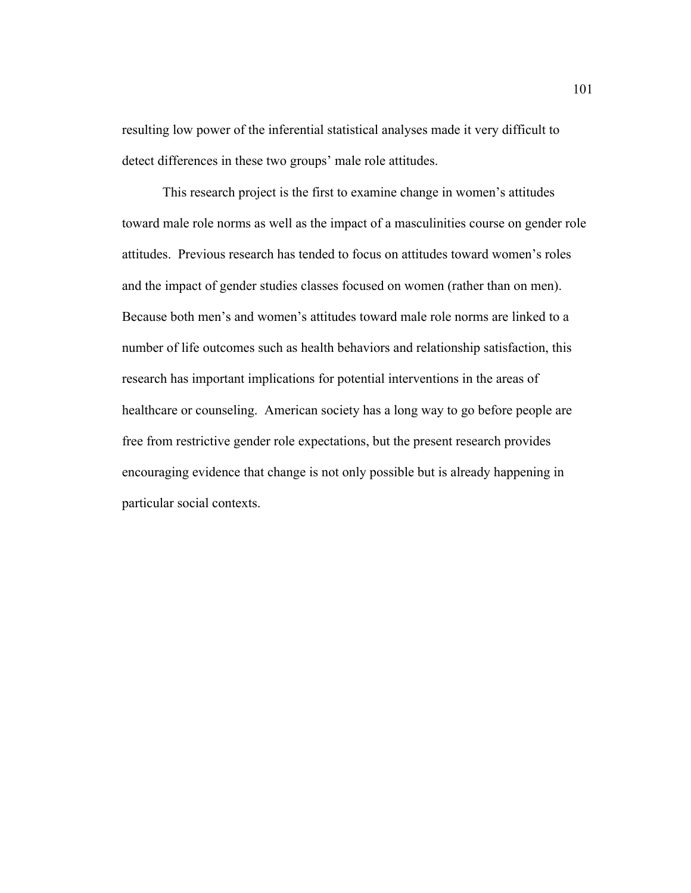resulting low power of the inferential statistical analyses made it very difficult to detect differences in these two groups' male role attitudes.

This research project is the first to examine change in women's attitudes toward male role norms as well as the impact of a masculinities course on gender role attitudes. Previous research has tended to focus on attitudes toward women's roles and the impact of gender studies classes focused on women (rather than on men). Because both men's and women's attitudes toward male role norms are linked to a number of life outcomes such as health behaviors and relationship satisfaction, this research has important implications for potential interventions in the areas of healthcare or counseling. American society has a long way to go before people are free from restrictive gender role expectations, but the present research provides encouraging evidence that change is not only possible but is already happening in particular social contexts.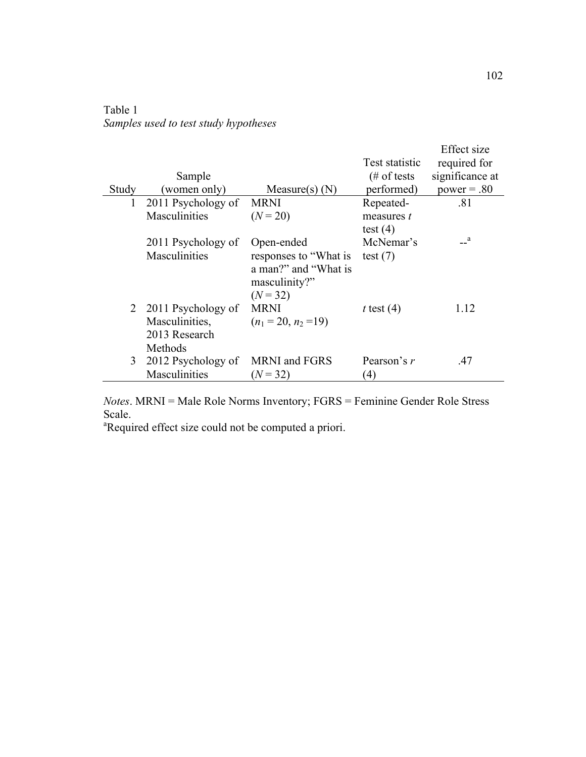Table 1

*Samples used to test study hypotheses*

| Study | Sample (women only) | Measure(s) (N) | Test statistic (# of tests performed) | Effect size required for significance at power = .80 |
|---|---|---|---|---|
| 1 | 2011 Psychology of Masculinities | MRNI ($N = 20$) | Repeated-measures $t$ test (4) | .81 |
| | 2011 Psychology of Masculinities | Open-ended responses to "What is a man?" and "What is masculinity?" ($N = 32$) | McNemar's test (7) | --[a] |
| 2 | 2011 Psychology of Masculinities, 2013 Research Methods | MRNI ($n_1 = 20$, $n_2 = 19$) | $t$ test (4) | 1.12 |
| 3 | 2012 Psychology of Masculinities | MRNI and FGRS ($N = 32$) | Pearson's $r$ (4) | .47 |

*Notes*. MRNI = Male Role Norms Inventory; FGRS = Feminine Gender Role Stress Scale.

[a]Required effect size could not be computed a priori.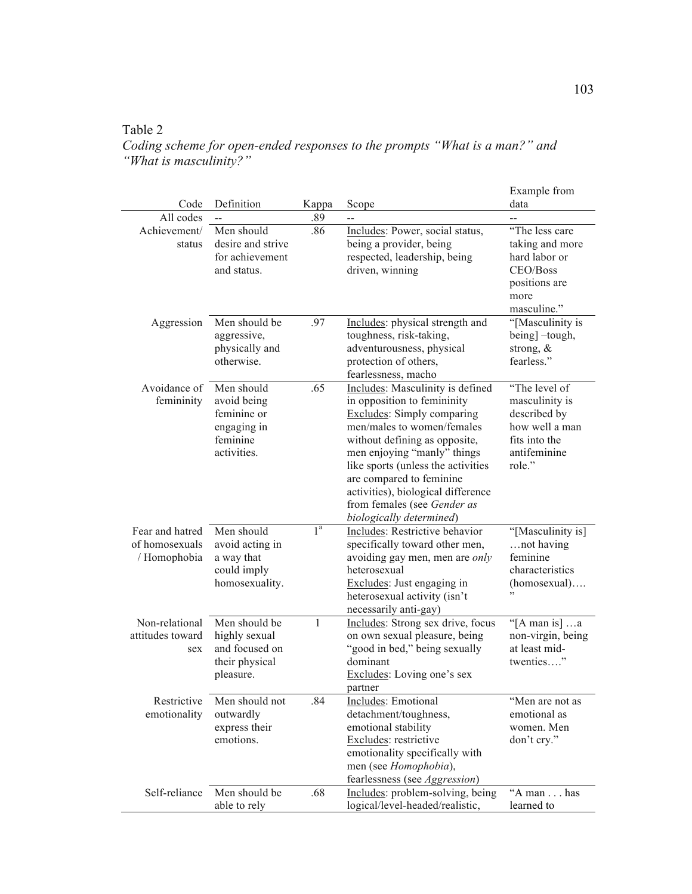Table 2

*Coding scheme for open-ended responses to the prompts "What is a man?" and "What is masculinity?"*

| Code | Definition | Kappa | Scope | Example from data |
|---|---|---|---|---|
| All codes | -- | .89 | -- | -- |
| Achievement/ status | Men should desire and strive for achievement and status. | .86 | Includes: Power, social status, being a provider, being respected, leadership, being driven, winning | "The less care taking and more hard labor or CEO/Boss positions are more masculine." |
| Aggression | Men should be aggressive, physically and otherwise. | .97 | Includes: physical strength and toughness, risk-taking, adventurousness, physical protection of others, fearlessness, macho | "[Masculinity is being] –tough, strong, & fearless." |
| Avoidance of femininity | Men should avoid being feminine or engaging in feminine activities. | .65 | Includes: Masculinity is defined in opposition to femininity Excludes: Simply comparing men/males to women/females without defining as opposite, men enjoying "manly" things like sports (unless the activities are compared to feminine activities), biological difference from females (see *Gender as biologically determined*) | "The level of masculinity is described by how well a man fits into the antifeminine role." |
| Fear and hatred of homosexuals / Homophobia | Men should avoid acting in a way that could imply homosexuality. | 1[a] | Includes: Restrictive behavior specifically toward other men, avoiding gay men, men are *only* heterosexual Excludes: Just engaging in heterosexual activity (isn't necessarily anti-gay) | "[Masculinity is] …not having feminine characteristics (homosexual)…." |
| Non-relational attitudes toward sex | Men should be highly sexual and focused on their physical pleasure. | 1 | Includes: Strong sex drive, focus on own sexual pleasure, being "good in bed," being sexually dominant Excludes: Loving one's sex partner | "[A man is] …a non-virgin, being at least mid-twenties…." |
| Restrictive emotionality | Men should not outwardly express their emotions. | .84 | Includes: Emotional detachment/toughness, emotional stability Excludes: restrictive emotionality specifically with men (see *Homophobia*), fearlessness (see *Aggression*) | "Men are not as emotional as women. Men don't cry." |
| Self-reliance | Men should be able to rely | .68 | Includes: problem-solving, being logical/level-headed/realistic, | "A man . . . has learned to |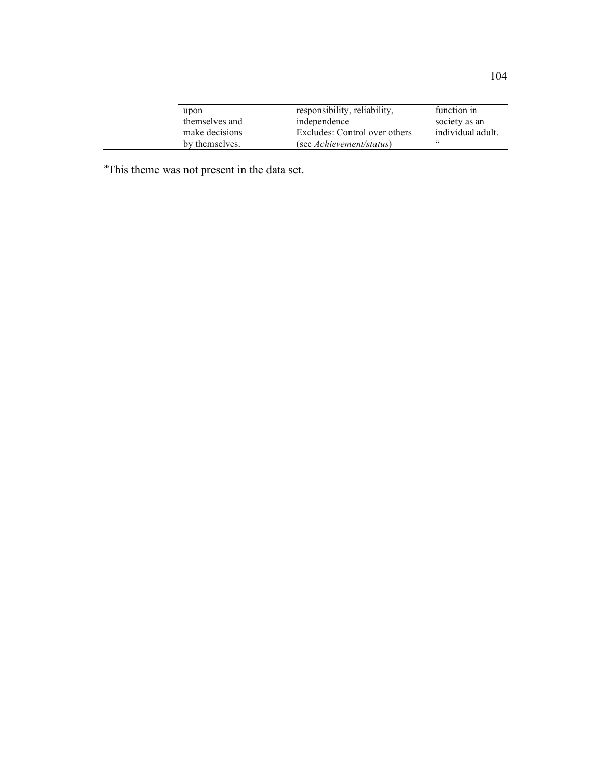| | | | |
|---|---|---|---|
| | upon themselves and make decisions by themselves. | responsibility, reliability, independence<br>Excludes: Control over others (see *Achievement/status*) | function in society as an individual adult. " |

[a]This theme was not present in the data set.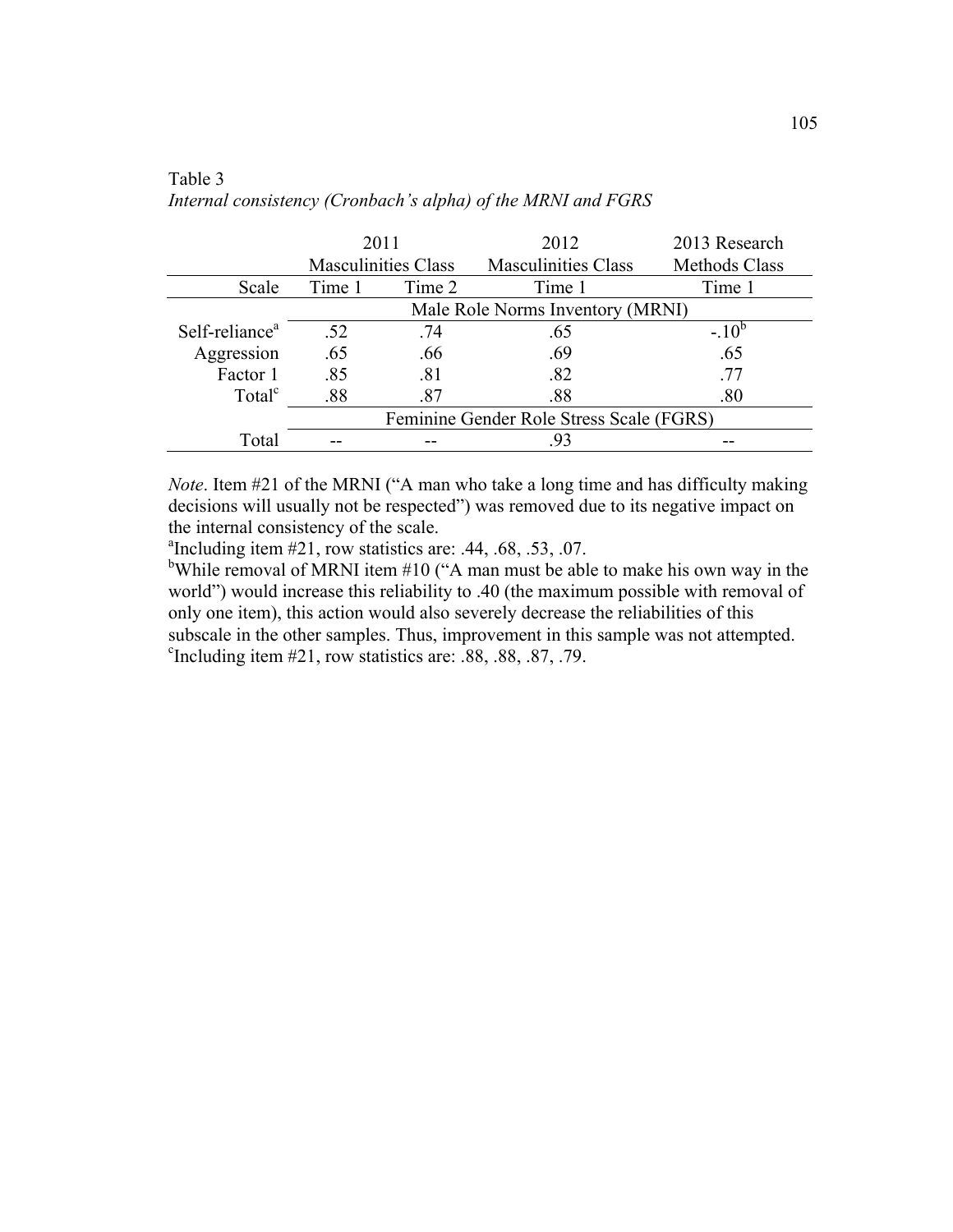Table 3

*Internal consistency (Cronbach's alpha) of the MRNI and FGRS*

| | 2011 Masculinities Class | | 2012 Masculinities Class | 2013 Research Methods Class |
|---|---|---|---|---|
| Scale | Time 1 | Time 2 | Time 1 | Time 1 |
| | Male Role Norms Inventory (MRNI) | | | |
| Self-reliance[a] | .52 | .74 | .65 | -.10[b] |
| Aggression | .65 | .66 | .69 | .65 |
| Factor 1 | .85 | .81 | .82 | .77 |
| Total[c] | .88 | .87 | .88 | .80 |
| | Feminine Gender Role Stress Scale (FGRS) | | | |
| Total | -- | -- | .93 | -- |

*Note*. Item #21 of the MRNI ("A man who take a long time and has difficulty making decisions will usually not be respected") was removed due to its negative impact on the internal consistency of the scale.

[a]Including item #21, row statistics are: .44, .68, .53, .07.

[b]While removal of MRNI item #10 ("A man must be able to make his own way in the world") would increase this reliability to .40 (the maximum possible with removal of only one item), this action would also severely decrease the reliabilities of this subscale in the other samples. Thus, improvement in this sample was not attempted.

[c]Including item #21, row statistics are: .88, .88, .87, .79.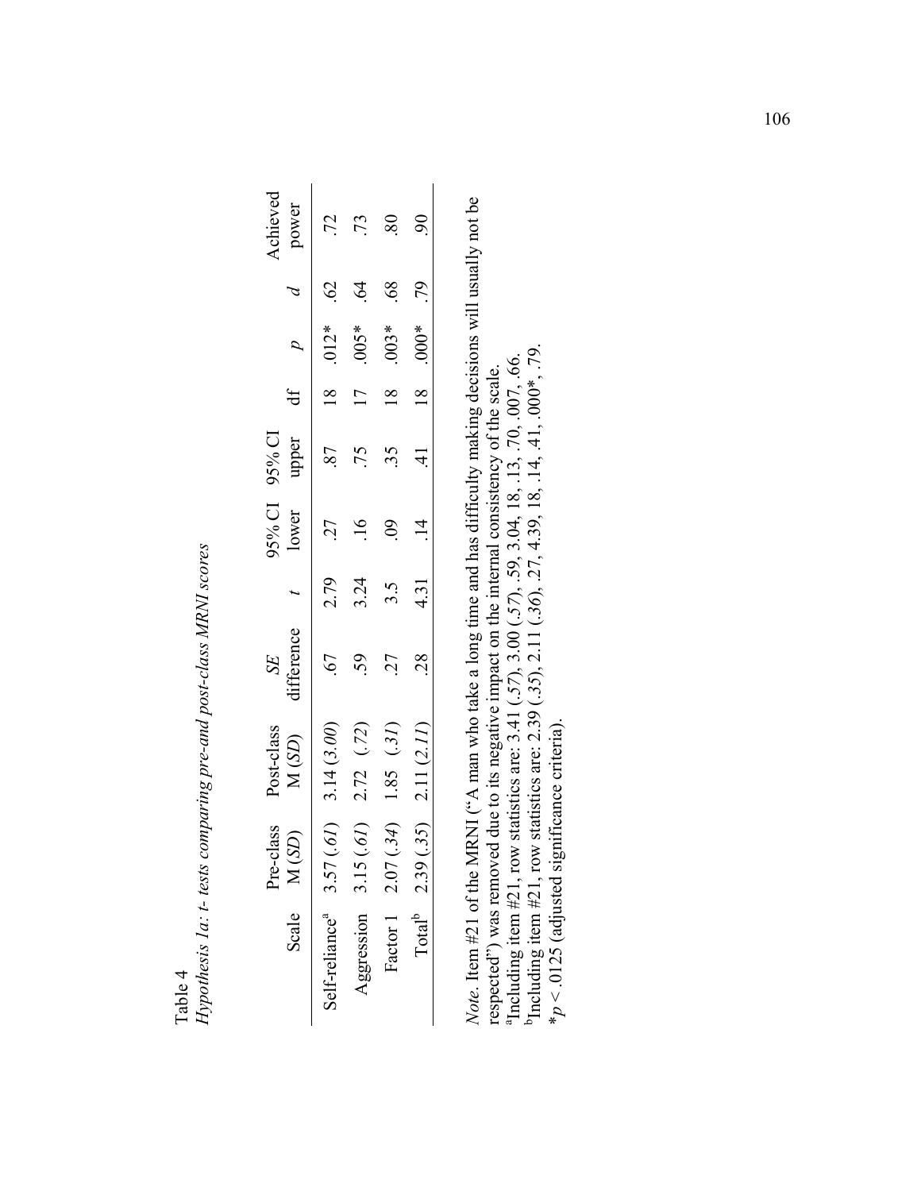Table 4

*Hypothesis 1a: t- tests comparing pre-and post-class MRNI scores*

| Scale | Pre-class M (*SD*) | Post-class M (*SD*) | *SE* difference | *t* | 95% CI lower | 95% CI upper | df | *p* | *d* | Achieved power |
|---|---|---|---|---|---|---|---|---|---|---|
| Self-reliance[a] | 3.57 (*.61*) | 3.14 (*3.00*) | .67 | 2.79 | .27 | .87 | 18 | .012* | .62 | .72 |
| Aggression | 3.15 (*.61*) | 2.72 (*.72*) | .59 | 3.24 | .16 | .75 | 17 | .005* | .64 | .73 |
| Factor 1 | 2.07 (*.34*) | 1.85 (*.31*) | .27 | 3.5 | .09 | .35 | 18 | .003* | .68 | .80 |
| Total[b] | 2.39 (*.35*) | 2.11 (*2.11*) | .28 | 4.31 | .14 | .41 | 18 | .000* | .79 | .90 |

*Note*. Item #21 of the MRNI ("A man who take a long time and has difficulty making decisions will usually not be respected") was removed due to its negative impact on the internal consistency of the scale.

[a]Including item #21, row statistics are: 3.41 (*.57*), 3.00 (*.57*), .59, 3.04, 18, .13, .70, .007, .66.

[b]Including item #21, row statistics are: 2.39 (*.35*), 2.11 (*.36*), .27, 4.39, 18, .14, .41, .000*, .79.

*$p < .0125$ (adjusted significance criteria).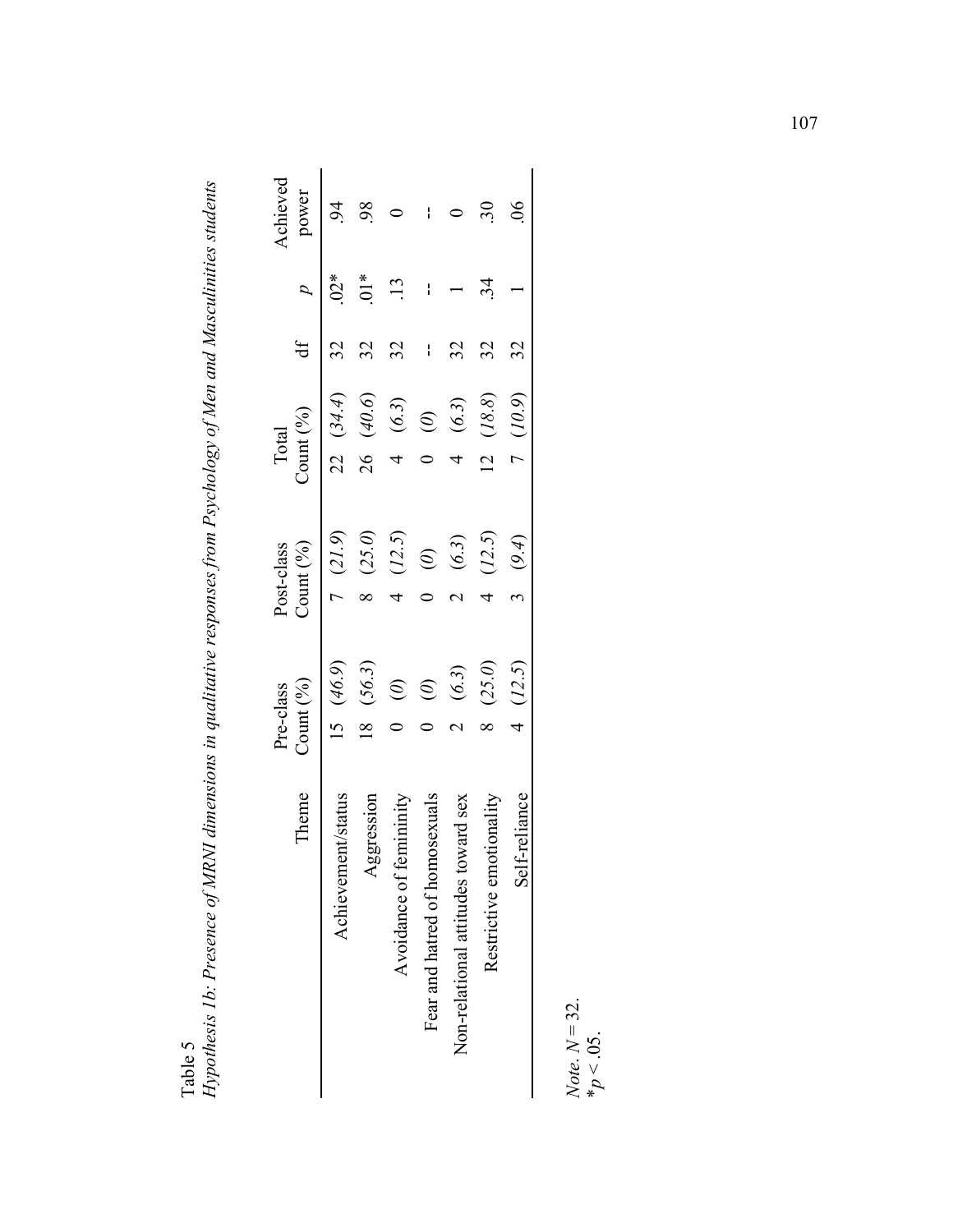Table 5

*Hypothesis 1b: Presence of MRNI dimensions in qualitative responses from Psychology of Men and Masculinities students*

| Theme | Pre-class Count (%) | Post-class Count (%) | Total Count (%) | df | *p* | Achieved power |
|---|---|---|---|---|---|---|
| Achievement/status | 15 *(46.9)* | 7 *(21.9)* | 22 *(34.4)* | 32 | .02* | .94 |
| Aggression | 18 *(56.3)* | 8 *(25.0)* | 26 *(40.6)* | 32 | .01* | .98 |
| Avoidance of femininity | 0 *(0)* | 4 *(12.5)* | 4 *(6.3)* | 32 | .13 | 0 |
| Fear and hatred of homosexuals | 0 *(0)* | 0 *(0)* | 0 *(0)* | -- | -- | -- |
| Non-relational attitudes toward sex | 2 *(6.3)* | 2 *(6.3)* | 4 *(6.3)* | 32 | 1 | 0 |
| Restrictive emotionality | 8 *(25.0)* | 4 *(12.5)* | 12 *(18.8)* | 32 | .34 | .30 |
| Self-reliance | 4 *(12.5)* | 3 *(9.4)* | 7 *(10.9)* | 32 | 1 | .06 |

*Note*. $N = 32$.
*$p < .05$.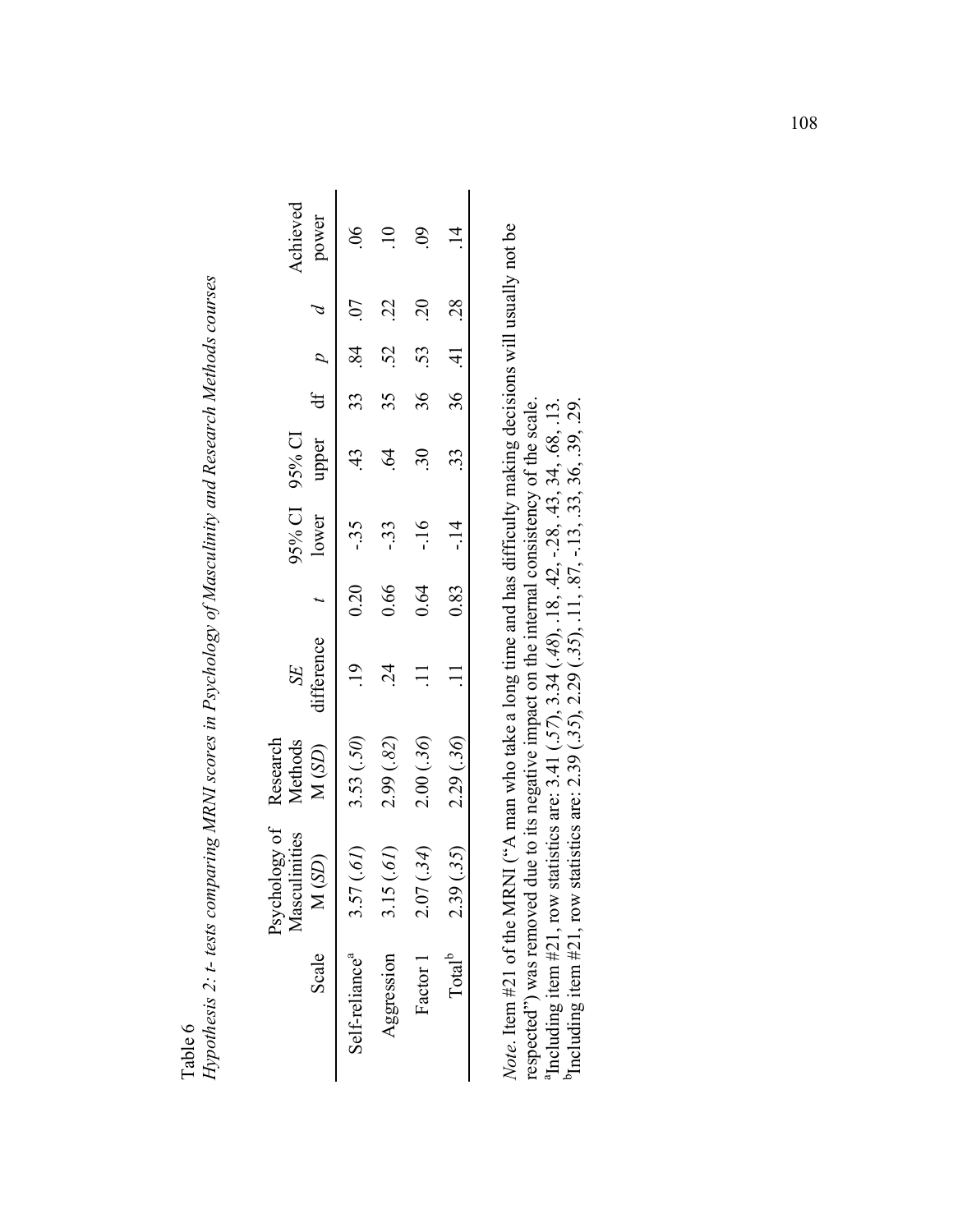Table 6

*Hypothesis 2: t- tests comparing MRNI scores in Psychology of Masculinity and Research Methods courses*

| Scale | Psychology of Masculinities M (*SD*) | Research Methods M (*SD*) | *SE* difference | *t* | 95% CI lower | 95% CI upper | df | *p* | *d* | Achieved power |
|---|---|---|---|---|---|---|---|---|---|---|
| Self-reliance[a] | 3.57 (*.61*) | 3.53 (*.50*) | .19 | 0.20 | -.35 | .43 | 33 | .84 | .07 | .06 |
| Aggression | 3.15 (*.61*) | 2.99 (*.82*) | .24 | 0.66 | -.33 | .64 | 35 | .52 | .22 | .10 |
| Factor 1 | 2.07 (*.34*) | 2.00 (*.36*) | .11 | 0.64 | -.16 | .30 | 36 | .53 | .20 | .09 |
| Total[b] | 2.39 (*.35*) | 2.29 (*.36*) | .11 | 0.83 | -.14 | .33 | 36 | .41 | .28 | .14 |

*Note*. Item #21 of the MRNI ("A man who take a long time and has difficulty making decisions will usually not be respected") was removed due to its negative impact on the internal consistency of the scale.
[a]Including item #21, row statistics are: 3.41 (*.57*), 3.34 (*.48*), .18, .42, -.28, .43, 34, .68, .13.
[b]Including item #21, row statistics are: 2.39 (*.35*), 2.29 (*.35*), .11, .87, -.13, .33, 36, .39, .29.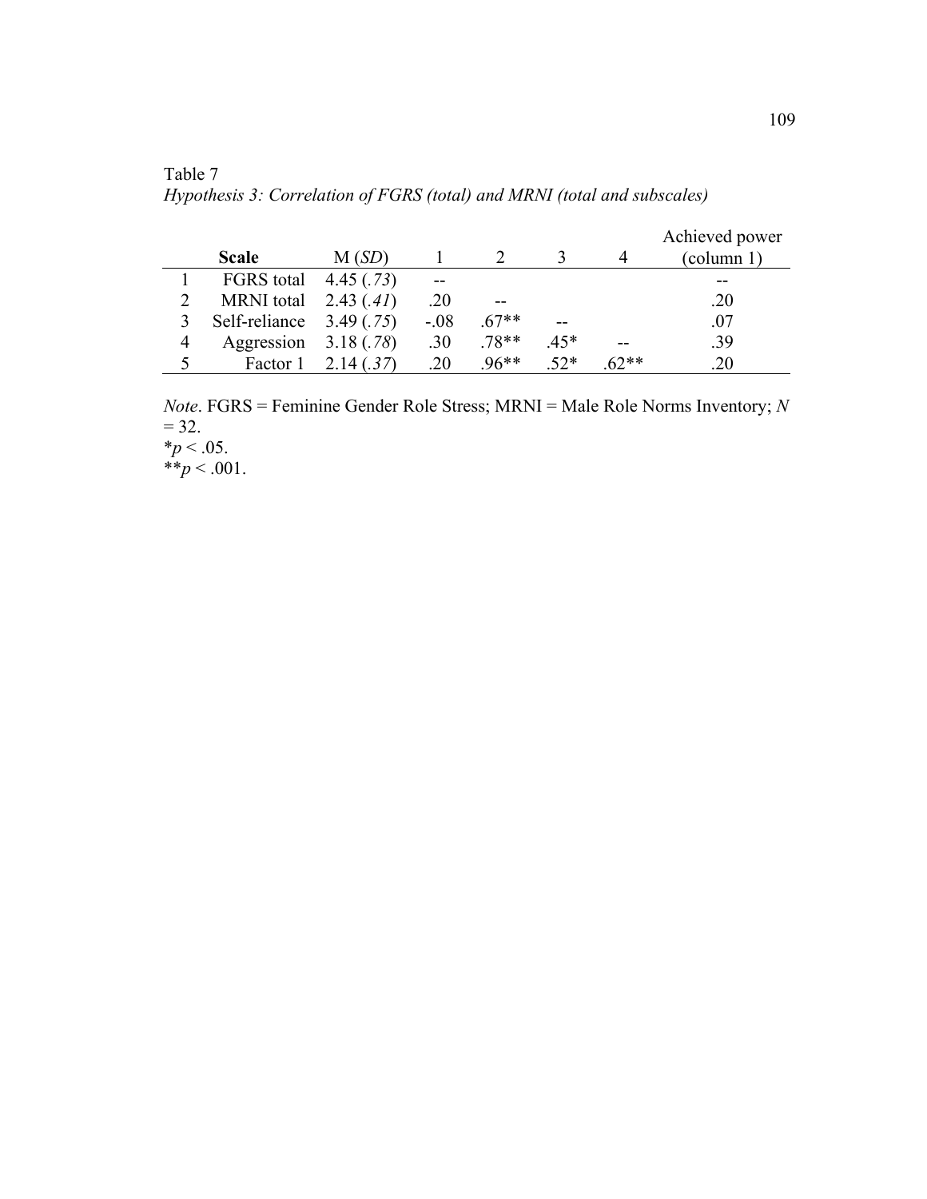Table 7

*Hypothesis 3: Correlation of FGRS (total) and MRNI (total and subscales)*

| | **Scale** | M (*SD*) | 1 | 2 | 3 | 4 | Achieved power (column 1) |
|---|---|---|---|---|---|---|---|
| 1 | FGRS total | 4.45 (*.73*) | -- | | | | -- |
| 2 | MRNI total | 2.43 (*.41*) | .20 | -- | | | .20 |
| 3 | Self-reliance | 3.49 (*.75*) | -.08 | .67** | -- | | .07 |
| 4 | Aggression | 3.18 (*.78*) | .30 | .78** | .45* | -- | .39 |
| 5 | Factor 1 | 2.14 (*.37*) | .20 | .96** | .52* | .62** | .20 |

*Note*. FGRS = Feminine Gender Role Stress; MRNI = Male Role Norms Inventory; $N = 32$.

*$p < .05$.

**$p < .001$.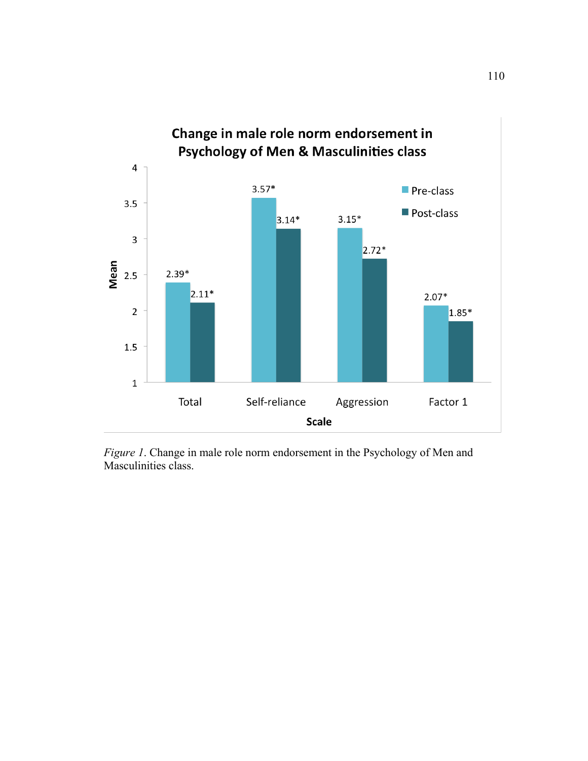**Change in male role norm endorsement in Psychology of Men & Masculinities class**

| Scale | Pre-class | Post-class |
|---|---|---|
| Total | 2.39* | 2.11* |
| Self-reliance | 3.57* | 3.14* |
| Aggression | 3.15* | 2.72* |
| Factor 1 | 2.07* | 1.85* |

*Figure 1*. Change in male role norm endorsement in the Psychology of Men and Masculinities class.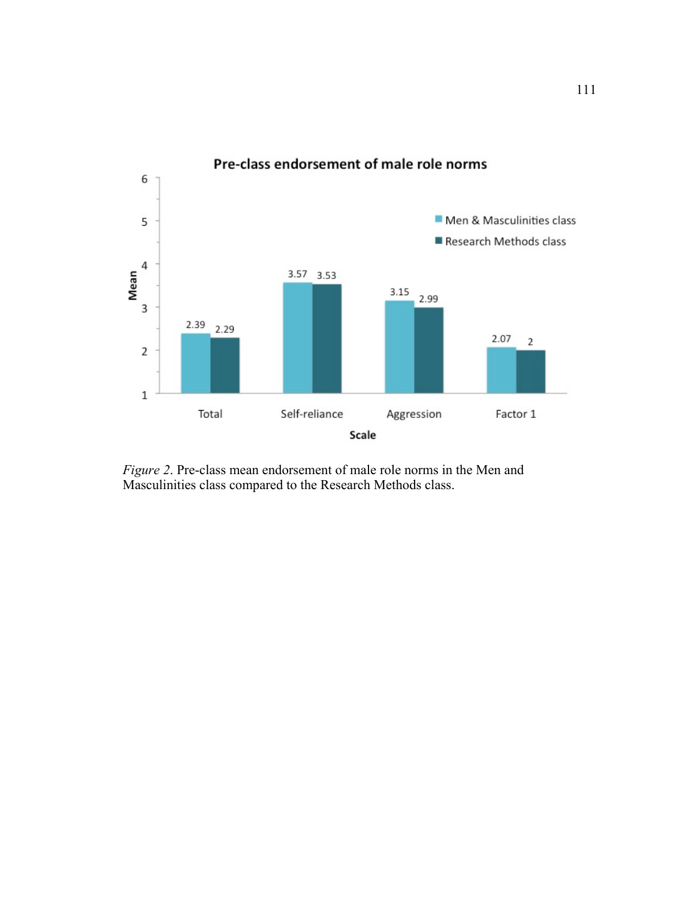*Figure 2*. Pre-class mean endorsement of male role norms in the Men and Masculinities class compared to the Research Methods class.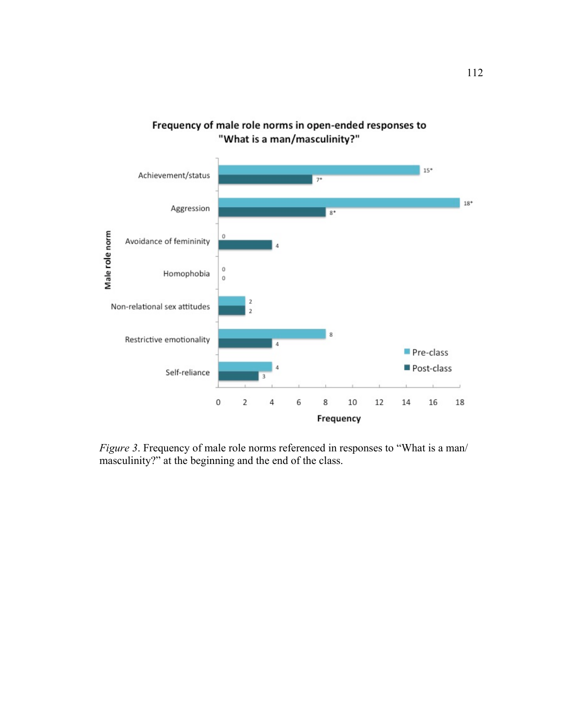**Frequency of male role norms in open-ended responses to "What is a man/masculinity?"**

| Male role norm | Pre-class | Post-class |
|---|---|---|
| Achievement/status | 15* | 7* |
| Aggression | 18* | 8* |
| Avoidance of femininity | 0 | 4 |
| Homophobia | 0 | 0 |
| Non-relational sex attitudes | 2 | 2 |
| Restrictive emotionality | 8 | 4 |
| Self-reliance | 4 | 3 |

*Figure 3*. Frequency of male role norms referenced in responses to "What is a man/ masculinity?" at the beginning and the end of the class.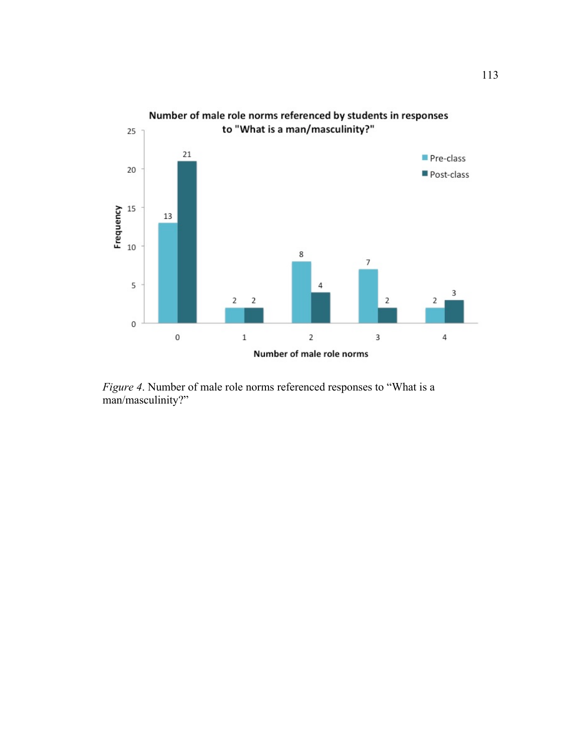**Number of male role norms referenced by students in responses to "What is a man/masculinity?"**

| Number of male role norms | Pre-class | Post-class |
|---|---|---|
| 0 | 13 | 21 |
| 1 | 2 | 2 |
| 2 | 8 | 4 |
| 3 | 7 | 2 |
| 4 | 2 | 3 |

*Figure 4*. Number of male role norms referenced responses to "What is a man/masculinity?"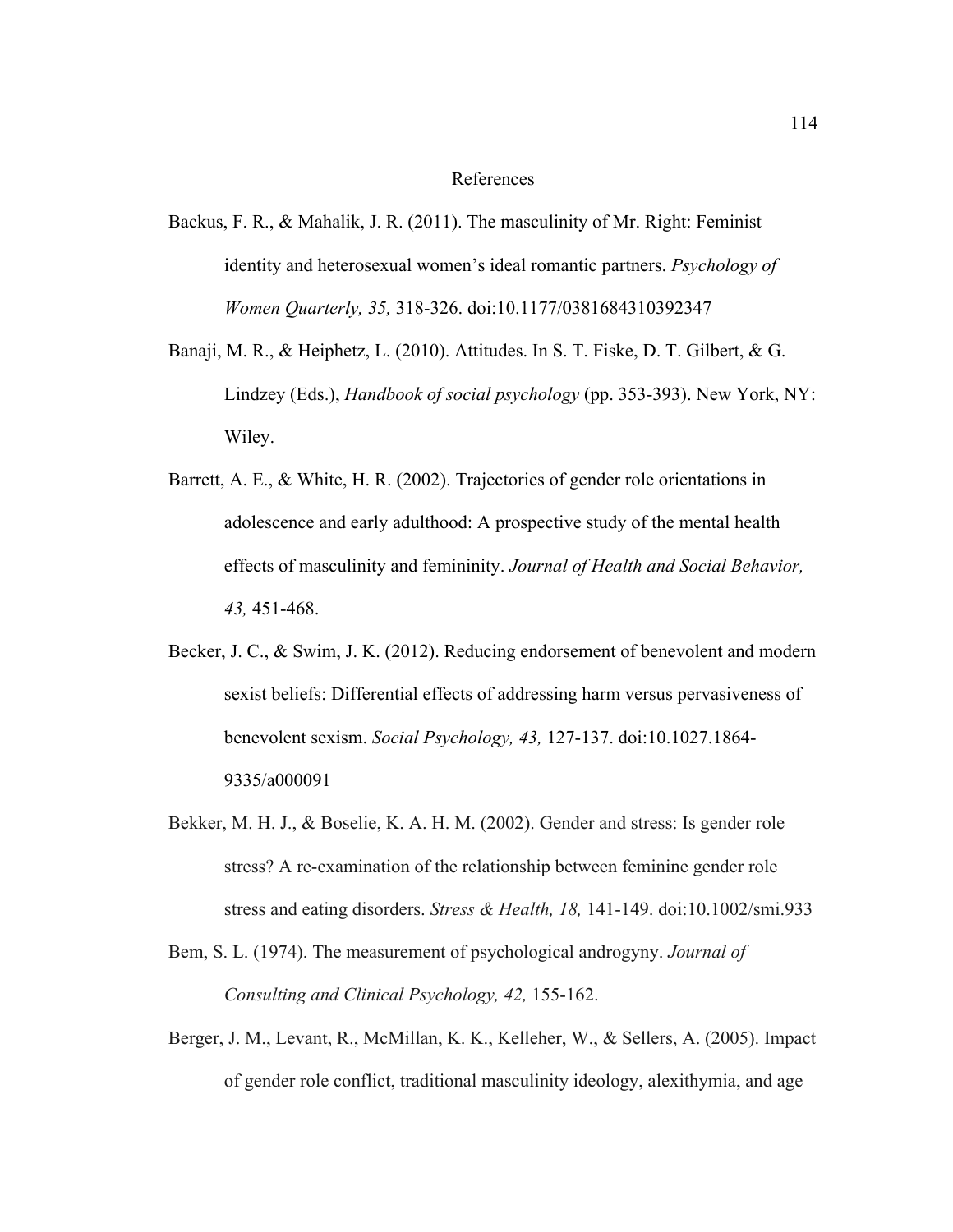# References

Backus, F. R., & Mahalik, J. R. (2011). The masculinity of Mr. Right: Feminist identity and heterosexual women's ideal romantic partners. *Psychology of Women Quarterly, 35,* 318-326. doi:10.1177/0381684310392347

Banaji, M. R., & Heiphetz, L. (2010). Attitudes. In S. T. Fiske, D. T. Gilbert, & G. Lindzey (Eds.), *Handbook of social psychology* (pp. 353-393). New York, NY: Wiley.

Barrett, A. E., & White, H. R. (2002). Trajectories of gender role orientations in adolescence and early adulthood: A prospective study of the mental health effects of masculinity and femininity. *Journal of Health and Social Behavior, 43,* 451-468.

Becker, J. C., & Swim, J. K. (2012). Reducing endorsement of benevolent and modern sexist beliefs: Differential effects of addressing harm versus pervasiveness of benevolent sexism. *Social Psychology, 43,* 127-137. doi:10.1027.1864-9335/a000091

Bekker, M. H. J., & Boselie, K. A. H. M. (2002). Gender and stress: Is gender role stress? A re-examination of the relationship between feminine gender role stress and eating disorders. *Stress & Health, 18,* 141-149. doi:10.1002/smi.933

Bem, S. L. (1974). The measurement of psychological androgyny. *Journal of Consulting and Clinical Psychology, 42,* 155-162.

Berger, J. M., Levant, R., McMillan, K. K., Kelleher, W., & Sellers, A. (2005). Impact of gender role conflict, traditional masculinity ideology, alexithymia, and age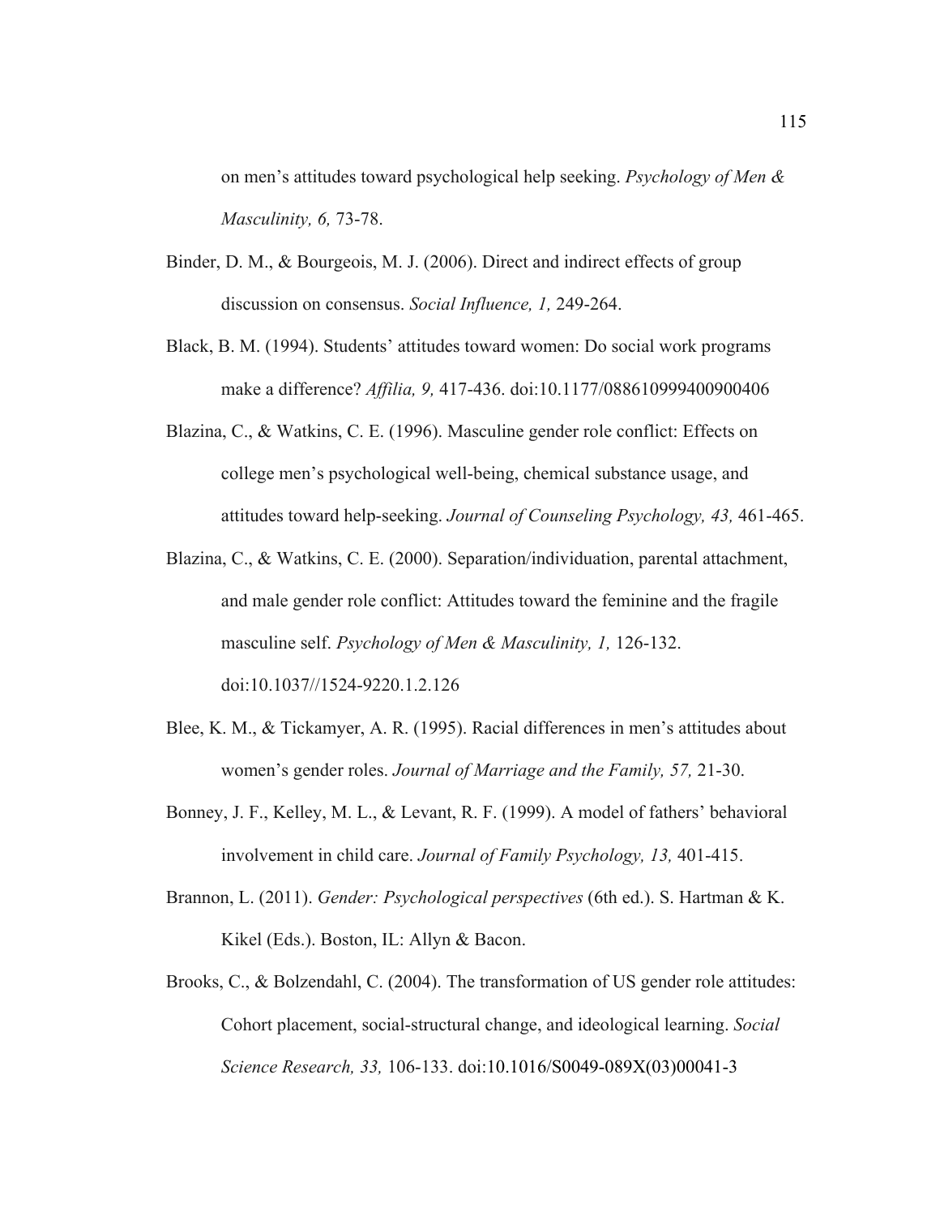on men's attitudes toward psychological help seeking. *Psychology of Men & Masculinity, 6,* 73-78.

Binder, D. M., & Bourgeois, M. J. (2006). Direct and indirect effects of group discussion on consensus. *Social Influence, 1,* 249-264.

Black, B. M. (1994). Students' attitudes toward women: Do social work programs make a difference? *Affilia, 9,* 417-436. doi:10.1177/088610999400900406

Blazina, C., & Watkins, C. E. (1996). Masculine gender role conflict: Effects on college men's psychological well-being, chemical substance usage, and attitudes toward help-seeking. *Journal of Counseling Psychology, 43,* 461-465.

Blazina, C., & Watkins, C. E. (2000). Separation/individuation, parental attachment, and male gender role conflict: Attitudes toward the feminine and the fragile masculine self. *Psychology of Men & Masculinity, 1,* 126-132. doi:10.1037//1524-9220.1.2.126

Blee, K. M., & Tickamyer, A. R. (1995). Racial differences in men's attitudes about women's gender roles. *Journal of Marriage and the Family, 57,* 21-30.

Bonney, J. F., Kelley, M. L., & Levant, R. F. (1999). A model of fathers' behavioral involvement in child care. *Journal of Family Psychology, 13,* 401-415.

Brannon, L. (2011). *Gender: Psychological perspectives* (6th ed.). S. Hartman & K. Kikel (Eds.). Boston, IL: Allyn & Bacon.

Brooks, C., & Bolzendahl, C. (2004). The transformation of US gender role attitudes: Cohort placement, social-structural change, and ideological learning. *Social Science Research, 33,* 106-133. doi:10.1016/S0049-089X(03)00041-3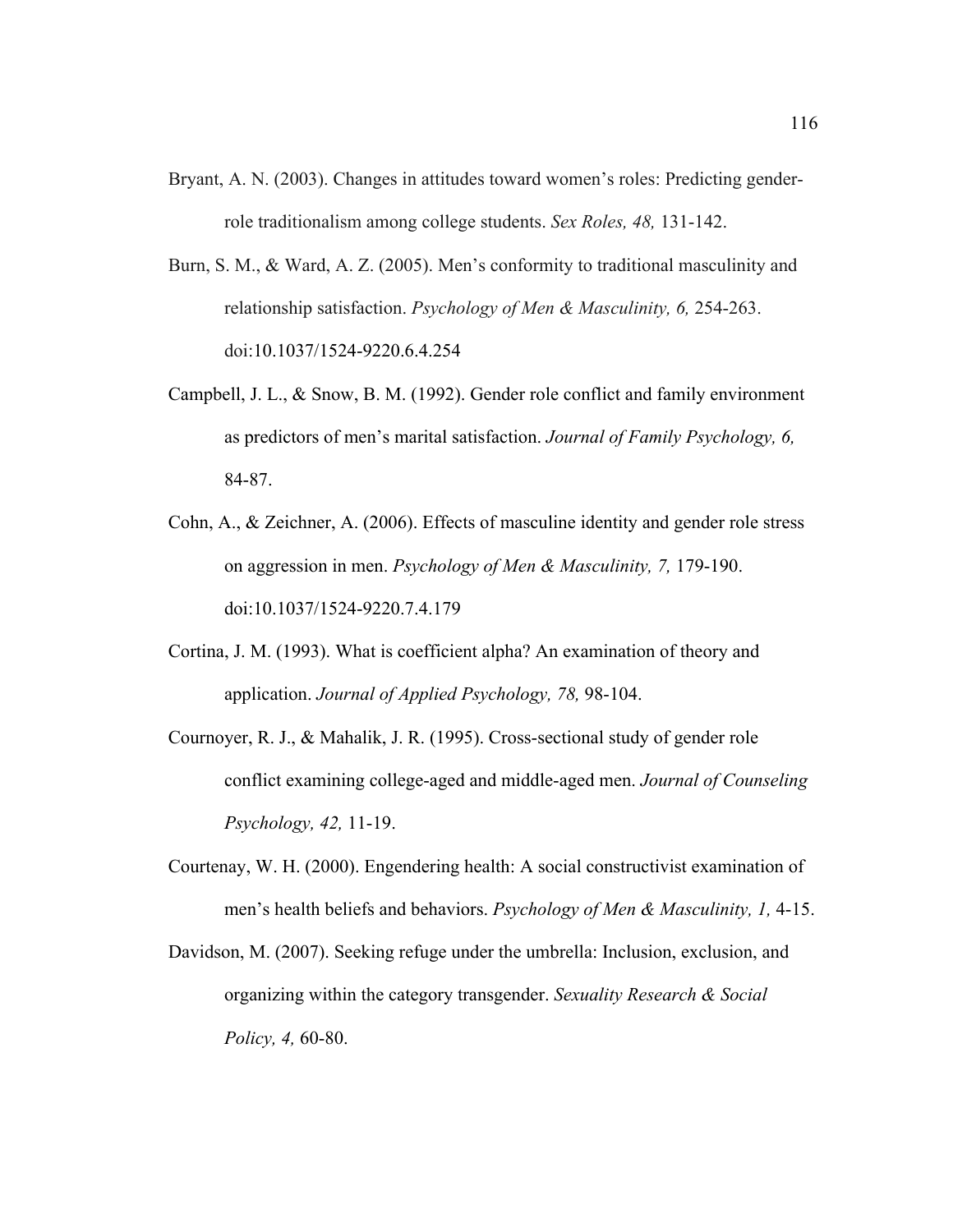Bryant, A. N. (2003). Changes in attitudes toward women's roles: Predicting gender-role traditionalism among college students. *Sex Roles, 48,* 131-142.

Burn, S. M., & Ward, A. Z. (2005). Men's conformity to traditional masculinity and relationship satisfaction. *Psychology of Men & Masculinity, 6,* 254-263. doi:10.1037/1524-9220.6.4.254

Campbell, J. L., & Snow, B. M. (1992). Gender role conflict and family environment as predictors of men's marital satisfaction. *Journal of Family Psychology, 6,* 84-87.

Cohn, A., & Zeichner, A. (2006). Effects of masculine identity and gender role stress on aggression in men. *Psychology of Men & Masculinity, 7,* 179-190. doi:10.1037/1524-9220.7.4.179

Cortina, J. M. (1993). What is coefficient alpha? An examination of theory and application. *Journal of Applied Psychology, 78,* 98-104.

Cournoyer, R. J., & Mahalik, J. R. (1995). Cross-sectional study of gender role conflict examining college-aged and middle-aged men. *Journal of Counseling Psychology, 42,* 11-19.

Courtenay, W. H. (2000). Engendering health: A social constructivist examination of men's health beliefs and behaviors. *Psychology of Men & Masculinity, 1,* 4-15.

Davidson, M. (2007). Seeking refuge under the umbrella: Inclusion, exclusion, and organizing within the category transgender. *Sexuality Research & Social Policy, 4,* 60-80.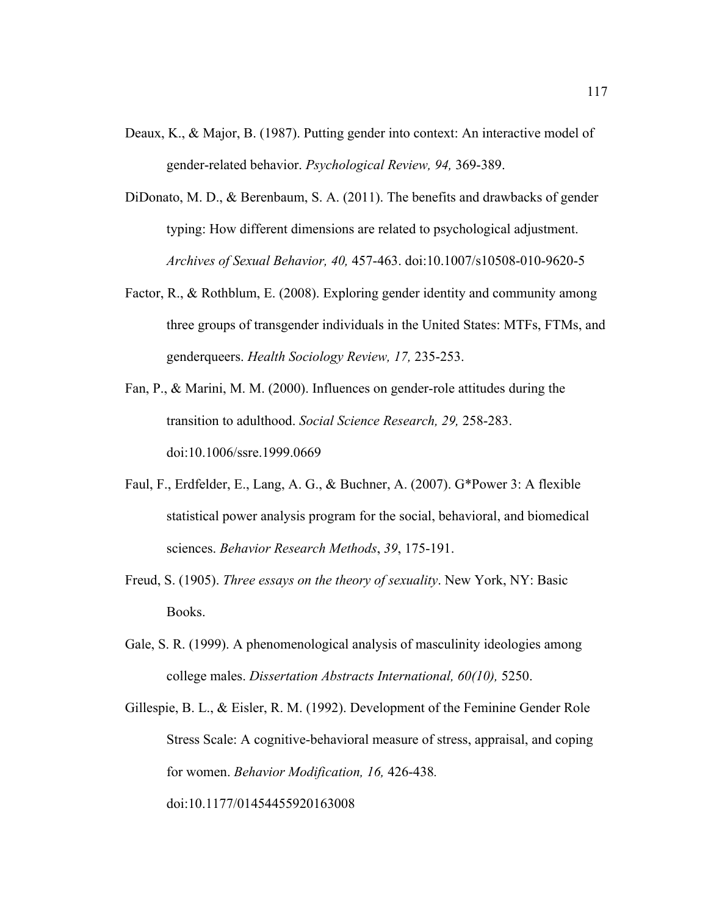Deaux, K., & Major, B. (1987). Putting gender into context: An interactive model of gender-related behavior. *Psychological Review, 94,* 369-389.

DiDonato, M. D., & Berenbaum, S. A. (2011). The benefits and drawbacks of gender typing: How different dimensions are related to psychological adjustment. *Archives of Sexual Behavior, 40,* 457-463. doi:10.1007/s10508-010-9620-5

Factor, R., & Rothblum, E. (2008). Exploring gender identity and community among three groups of transgender individuals in the United States: MTFs, FTMs, and genderqueers. *Health Sociology Review, 17,* 235-253.

Fan, P., & Marini, M. M. (2000). Influences on gender-role attitudes during the transition to adulthood. *Social Science Research, 29,* 258-283. doi:10.1006/ssre.1999.0669

Faul, F., Erdfelder, E., Lang, A. G., & Buchner, A. (2007). G*Power 3: A flexible statistical power analysis program for the social, behavioral, and biomedical sciences. *Behavior Research Methods*, *39*, 175-191.

Freud, S. (1905). *Three essays on the theory of sexuality*. New York, NY: Basic Books.

Gale, S. R. (1999). A phenomenological analysis of masculinity ideologies among college males. *Dissertation Abstracts International, 60(10),* 5250.

Gillespie, B. L., & Eisler, R. M. (1992). Development of the Feminine Gender Role Stress Scale: A cognitive-behavioral measure of stress, appraisal, and coping for women. *Behavior Modification, 16,* 426-438. doi:10.1177/01454455920163008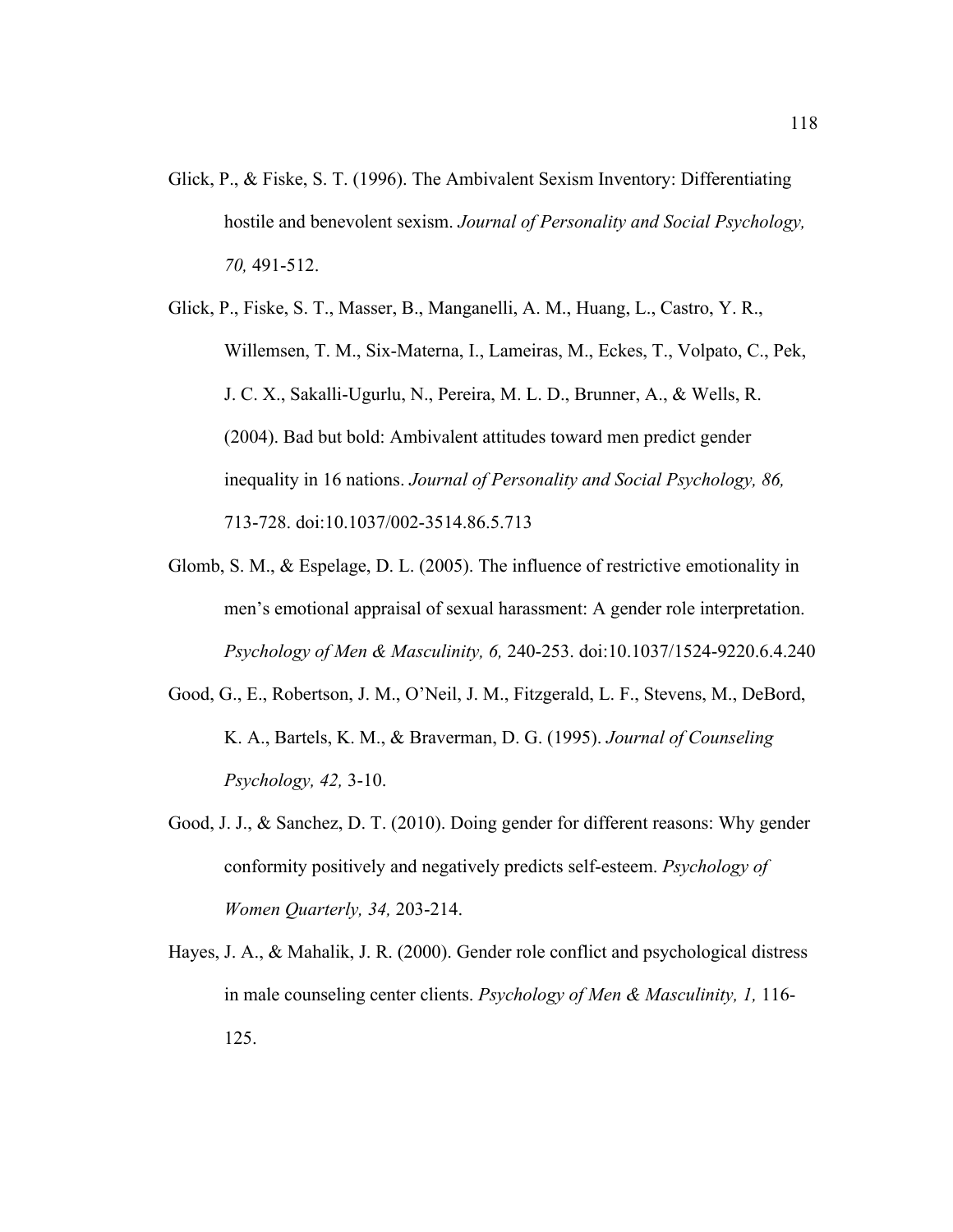Glick, P., & Fiske, S. T. (1996). The Ambivalent Sexism Inventory: Differentiating hostile and benevolent sexism. *Journal of Personality and Social Psychology, 70,* 491-512.

Glick, P., Fiske, S. T., Masser, B., Manganelli, A. M., Huang, L., Castro, Y. R., Willemsen, T. M., Six-Materna, I., Lameiras, M., Eckes, T., Volpato, C., Pek, J. C. X., Sakalli-Ugurlu, N., Pereira, M. L. D., Brunner, A., & Wells, R. (2004). Bad but bold: Ambivalent attitudes toward men predict gender inequality in 16 nations. *Journal of Personality and Social Psychology, 86,* 713-728. doi:10.1037/002-3514.86.5.713

Glomb, S. M., & Espelage, D. L. (2005). The influence of restrictive emotionality in men's emotional appraisal of sexual harassment: A gender role interpretation. *Psychology of Men & Masculinity, 6,* 240-253. doi:10.1037/1524-9220.6.4.240

Good, G., E., Robertson, J. M., O'Neil, J. M., Fitzgerald, L. F., Stevens, M., DeBord, K. A., Bartels, K. M., & Braverman, D. G. (1995). *Journal of Counseling Psychology, 42,* 3-10.

Good, J. J., & Sanchez, D. T. (2010). Doing gender for different reasons: Why gender conformity positively and negatively predicts self-esteem. *Psychology of Women Quarterly, 34,* 203-214.

Hayes, J. A., & Mahalik, J. R. (2000). Gender role conflict and psychological distress in male counseling center clients. *Psychology of Men & Masculinity, 1,* 116-125.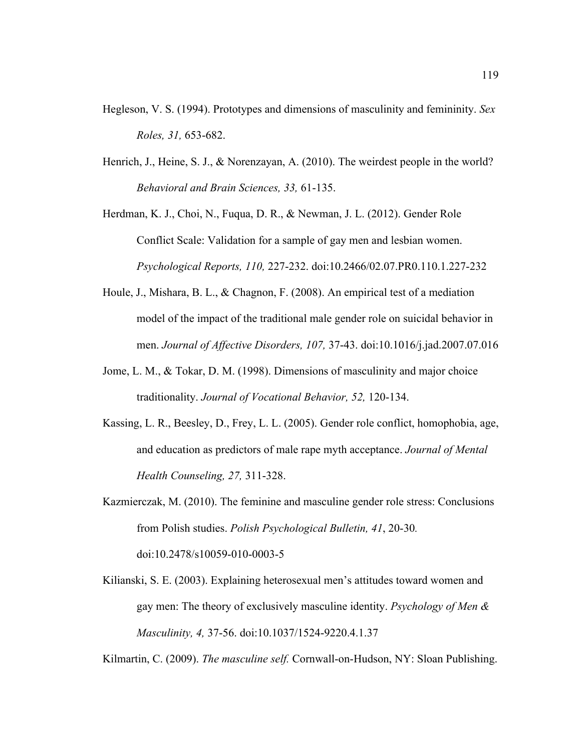Hegleson, V. S. (1994). Prototypes and dimensions of masculinity and femininity. *Sex Roles, 31,* 653-682.

Henrich, J., Heine, S. J., & Norenzayan, A. (2010). The weirdest people in the world? *Behavioral and Brain Sciences, 33,* 61-135.

Herdman, K. J., Choi, N., Fuqua, D. R., & Newman, J. L. (2012). Gender Role Conflict Scale: Validation for a sample of gay men and lesbian women. *Psychological Reports, 110,* 227-232. doi:10.2466/02.07.PR0.110.1.227-232

Houle, J., Mishara, B. L., & Chagnon, F. (2008). An empirical test of a mediation model of the impact of the traditional male gender role on suicidal behavior in men. *Journal of Affective Disorders, 107,* 37-43. doi:10.1016/j.jad.2007.07.016

Jome, L. M., & Tokar, D. M. (1998). Dimensions of masculinity and major choice traditionality. *Journal of Vocational Behavior, 52,* 120-134.

Kassing, L. R., Beesley, D., Frey, L. L. (2005). Gender role conflict, homophobia, age, and education as predictors of male rape myth acceptance. *Journal of Mental Health Counseling, 27,* 311-328.

Kazmierczak, M. (2010). The feminine and masculine gender role stress: Conclusions from Polish studies. *Polish Psychological Bulletin, 41*, 20-30*.* doi:10.2478/s10059-010-0003-5

Kilianski, S. E. (2003). Explaining heterosexual men's attitudes toward women and gay men: The theory of exclusively masculine identity. *Psychology of Men & Masculinity, 4,* 37-56. doi:10.1037/1524-9220.4.1.37

Kilmartin, C. (2009). *The masculine self.* Cornwall-on-Hudson, NY: Sloan Publishing.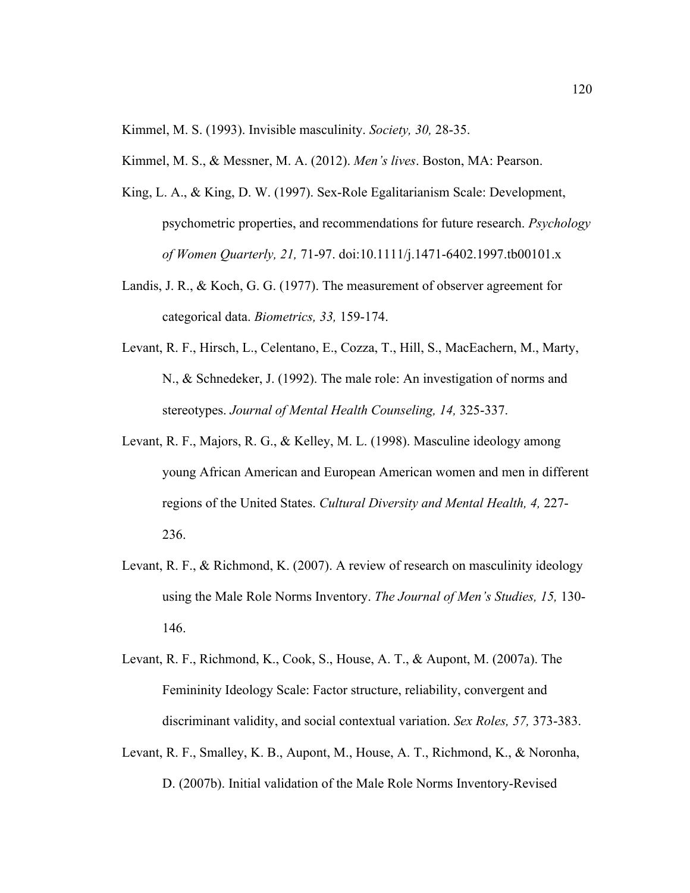Kimmel, M. S. (1993). Invisible masculinity. *Society, 30,* 28-35.

Kimmel, M. S., & Messner, M. A. (2012). *Men's lives*. Boston, MA: Pearson.

King, L. A., & King, D. W. (1997). Sex-Role Egalitarianism Scale: Development, psychometric properties, and recommendations for future research. *Psychology of Women Quarterly, 21,* 71-97. doi:10.1111/j.1471-6402.1997.tb00101.x

Landis, J. R., & Koch, G. G. (1977). The measurement of observer agreement for categorical data. *Biometrics, 33,* 159-174.

Levant, R. F., Hirsch, L., Celentano, E., Cozza, T., Hill, S., MacEachern, M., Marty, N., & Schnedeker, J. (1992). The male role: An investigation of norms and stereotypes. *Journal of Mental Health Counseling, 14,* 325-337.

Levant, R. F., Majors, R. G., & Kelley, M. L. (1998). Masculine ideology among young African American and European American women and men in different regions of the United States. *Cultural Diversity and Mental Health, 4,* 227-236.

Levant, R. F., & Richmond, K. (2007). A review of research on masculinity ideology using the Male Role Norms Inventory. *The Journal of Men's Studies, 15,* 130-146.

Levant, R. F., Richmond, K., Cook, S., House, A. T., & Aupont, M. (2007a). The Femininity Ideology Scale: Factor structure, reliability, convergent and discriminant validity, and social contextual variation. *Sex Roles, 57,* 373-383.

Levant, R. F., Smalley, K. B., Aupont, M., House, A. T., Richmond, K., & Noronha, D. (2007b). Initial validation of the Male Role Norms Inventory-Revised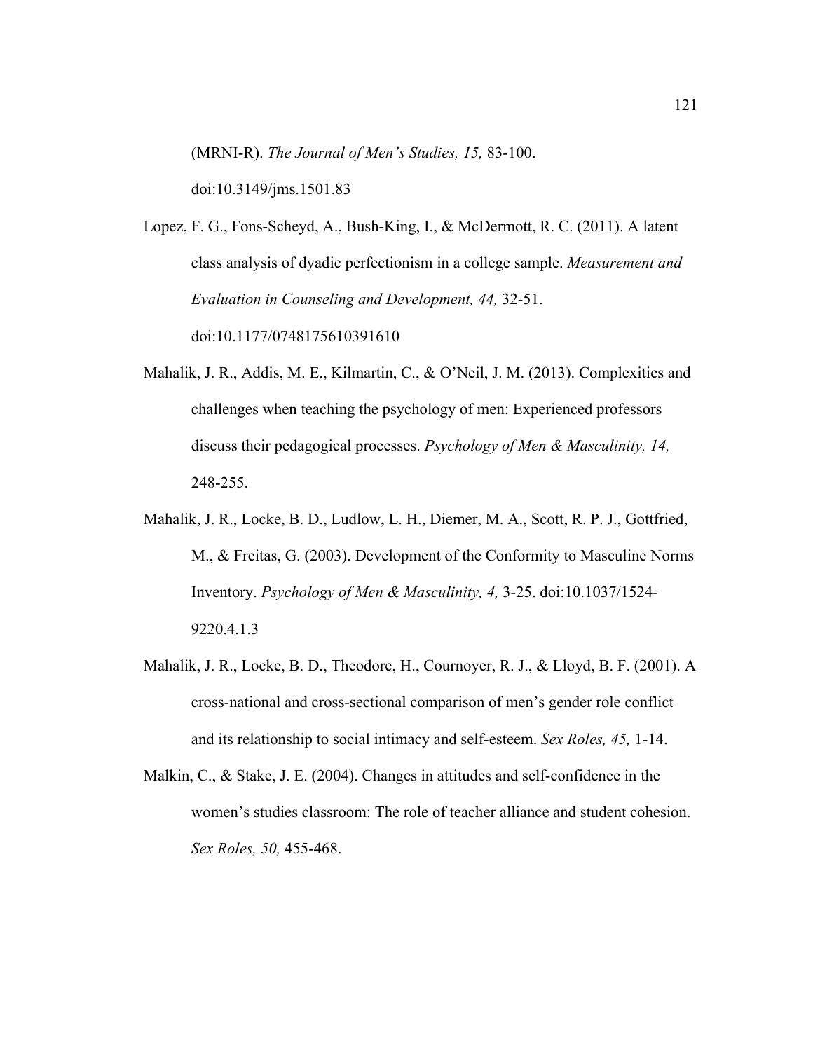(MRNI-R). *The Journal of Men's Studies, 15,* 83-100. doi:10.3149/jms.1501.83

Lopez, F. G., Fons-Scheyd, A., Bush-King, I., & McDermott, R. C. (2011). A latent class analysis of dyadic perfectionism in a college sample. *Measurement and Evaluation in Counseling and Development, 44,* 32-51. doi:10.1177/0748175610391610

Mahalik, J. R., Addis, M. E., Kilmartin, C., & O'Neil, J. M. (2013). Complexities and challenges when teaching the psychology of men: Experienced professors discuss their pedagogical processes. *Psychology of Men & Masculinity, 14,* 248-255.

Mahalik, J. R., Locke, B. D., Ludlow, L. H., Diemer, M. A., Scott, R. P. J., Gottfried, M., & Freitas, G. (2003). Development of the Conformity to Masculine Norms Inventory. *Psychology of Men & Masculinity, 4,* 3-25. doi:10.1037/1524-9220.4.1.3

Mahalik, J. R., Locke, B. D., Theodore, H., Cournoyer, R. J., & Lloyd, B. F. (2001). A cross-national and cross-sectional comparison of men's gender role conflict and its relationship to social intimacy and self-esteem. *Sex Roles, 45,* 1-14.

Malkin, C., & Stake, J. E. (2004). Changes in attitudes and self-confidence in the women's studies classroom: The role of teacher alliance and student cohesion. *Sex Roles, 50,* 455-468.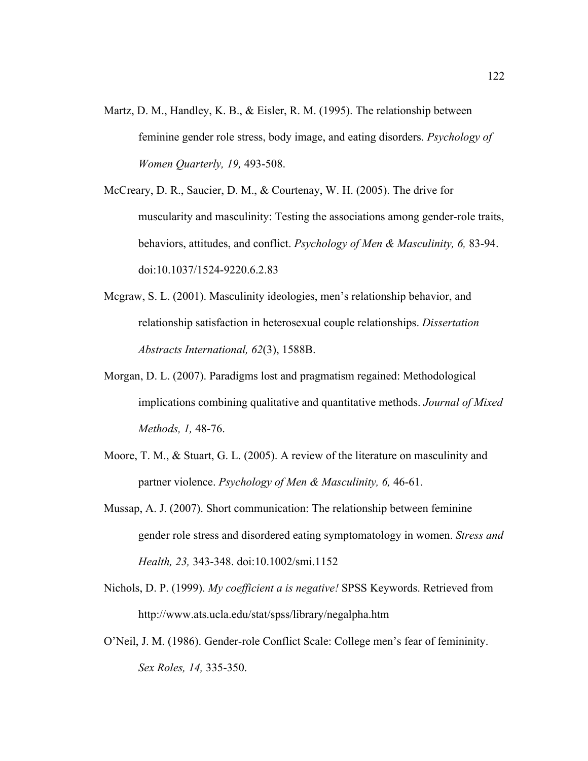Martz, D. M., Handley, K. B., & Eisler, R. M. (1995). The relationship between feminine gender role stress, body image, and eating disorders. *Psychology of Women Quarterly, 19,* 493-508.

McCreary, D. R., Saucier, D. M., & Courtenay, W. H. (2005). The drive for muscularity and masculinity: Testing the associations among gender-role traits, behaviors, attitudes, and conflict. *Psychology of Men & Masculinity, 6,* 83-94. doi:10.1037/1524-9220.6.2.83

Mcgraw, S. L. (2001). Masculinity ideologies, men's relationship behavior, and relationship satisfaction in heterosexual couple relationships. *Dissertation Abstracts International, 62*(3), 1588B.

Morgan, D. L. (2007). Paradigms lost and pragmatism regained: Methodological implications combining qualitative and quantitative methods. *Journal of Mixed Methods, 1,* 48-76.

Moore, T. M., & Stuart, G. L. (2005). A review of the literature on masculinity and partner violence. *Psychology of Men & Masculinity, 6,* 46-61.

Mussap, A. J. (2007). Short communication: The relationship between feminine gender role stress and disordered eating symptomatology in women. *Stress and Health, 23,* 343-348. doi:10.1002/smi.1152

Nichols, D. P. (1999). *My coefficient a is negative!* SPSS Keywords. Retrieved from http://www.ats.ucla.edu/stat/spss/library/negalpha.htm

O'Neil, J. M. (1986). Gender-role Conflict Scale: College men's fear of femininity. *Sex Roles, 14,* 335-350.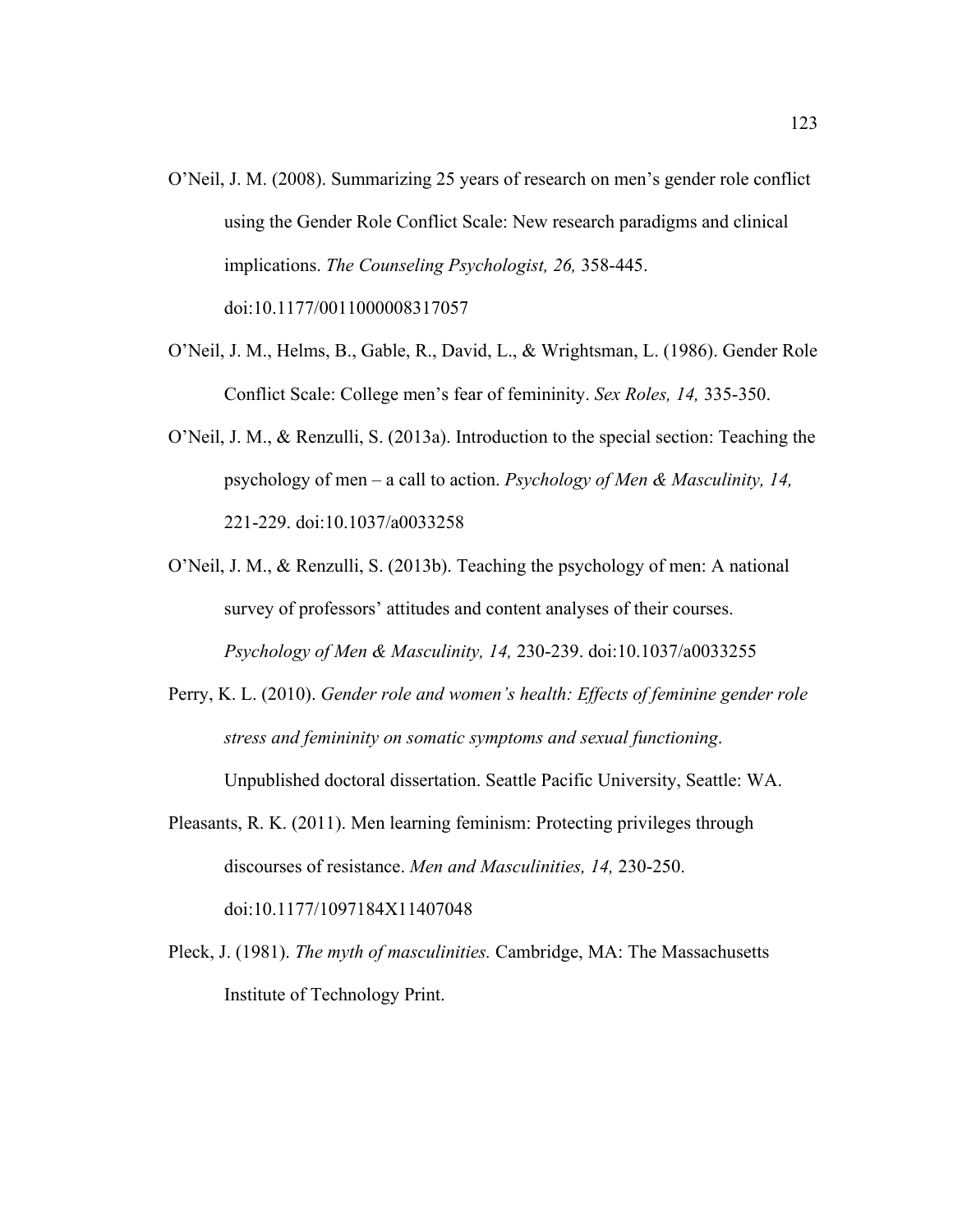O'Neil, J. M. (2008). Summarizing 25 years of research on men's gender role conflict using the Gender Role Conflict Scale: New research paradigms and clinical implications. *The Counseling Psychologist, 26,* 358-445. doi:10.1177/0011000008317057

O'Neil, J. M., Helms, B., Gable, R., David, L., & Wrightsman, L. (1986). Gender Role Conflict Scale: College men's fear of femininity. *Sex Roles, 14,* 335-350.

O'Neil, J. M., & Renzulli, S. (2013a). Introduction to the special section: Teaching the psychology of men – a call to action. *Psychology of Men & Masculinity, 14,* 221-229. doi:10.1037/a0033258

O'Neil, J. M., & Renzulli, S. (2013b). Teaching the psychology of men: A national survey of professors' attitudes and content analyses of their courses. *Psychology of Men & Masculinity, 14,* 230-239. doi:10.1037/a0033255

Perry, K. L. (2010). *Gender role and women's health: Effects of feminine gender role stress and femininity on somatic symptoms and sexual functioning*. Unpublished doctoral dissertation. Seattle Pacific University, Seattle: WA.

Pleasants, R. K. (2011). Men learning feminism: Protecting privileges through discourses of resistance. *Men and Masculinities, 14,* 230-250. doi:10.1177/1097184X11407048

Pleck, J. (1981). *The myth of masculinities.* Cambridge, MA: The Massachusetts Institute of Technology Print.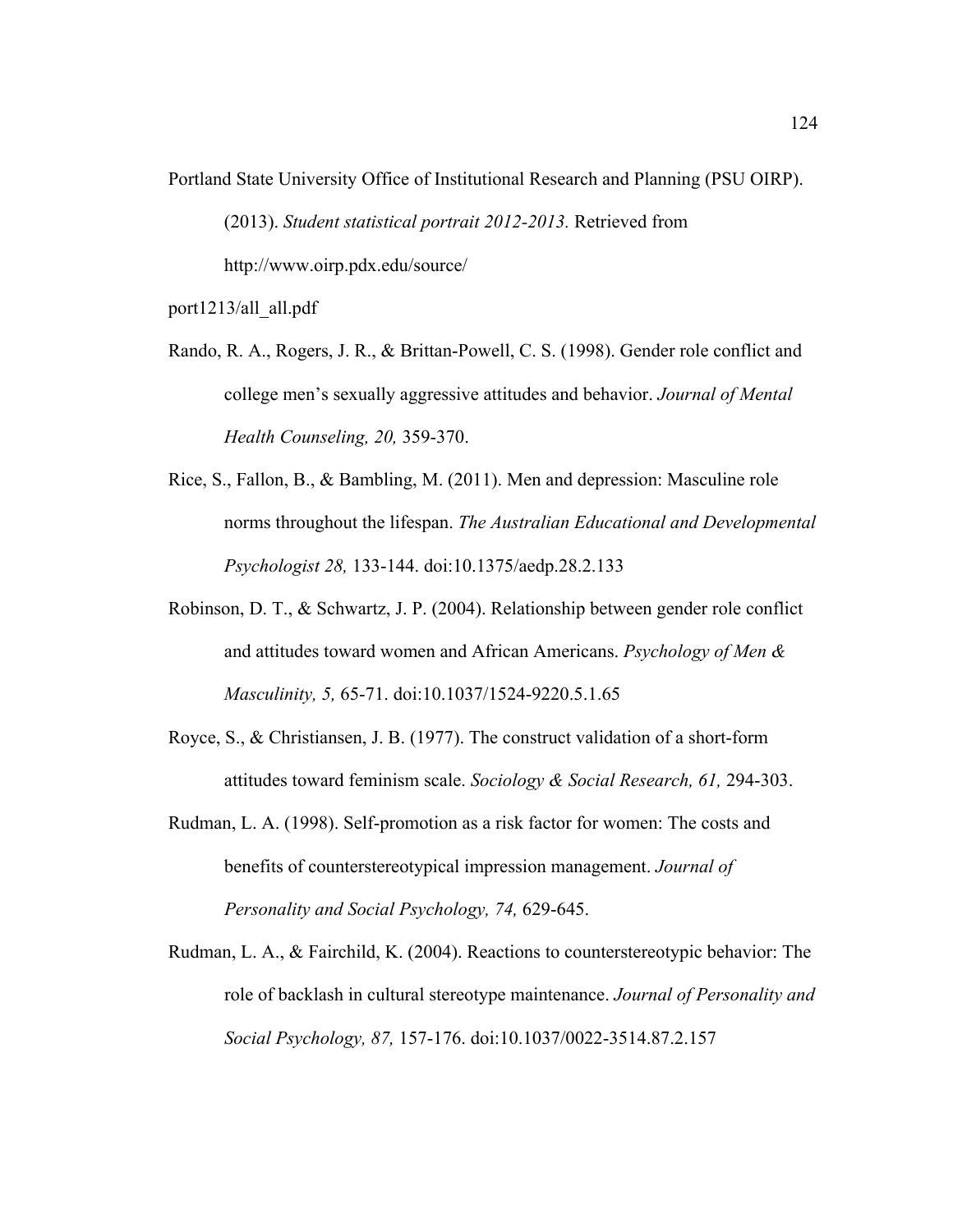Portland State University Office of Institutional Research and Planning (PSU OIRP). (2013). *Student statistical portrait 2012-2013.* Retrieved from http://www.oirp.pdx.edu/source/ port1213/all_all.pdf

Rando, R. A., Rogers, J. R., & Brittan-Powell, C. S. (1998). Gender role conflict and college men's sexually aggressive attitudes and behavior. *Journal of Mental Health Counseling, 20,* 359-370.

Rice, S., Fallon, B., & Bambling, M. (2011). Men and depression: Masculine role norms throughout the lifespan. *The Australian Educational and Developmental Psychologist 28,* 133-144. doi:10.1375/aedp.28.2.133

Robinson, D. T., & Schwartz, J. P. (2004). Relationship between gender role conflict and attitudes toward women and African Americans. *Psychology of Men & Masculinity, 5,* 65-71. doi:10.1037/1524-9220.5.1.65

Royce, S., & Christiansen, J. B. (1977). The construct validation of a short-form attitudes toward feminism scale. *Sociology & Social Research, 61,* 294-303.

Rudman, L. A. (1998). Self-promotion as a risk factor for women: The costs and benefits of counterstereotypical impression management. *Journal of Personality and Social Psychology, 74,* 629-645.

Rudman, L. A., & Fairchild, K. (2004). Reactions to counterstereotypic behavior: The role of backlash in cultural stereotype maintenance. *Journal of Personality and Social Psychology, 87,* 157-176. doi:10.1037/0022-3514.87.2.157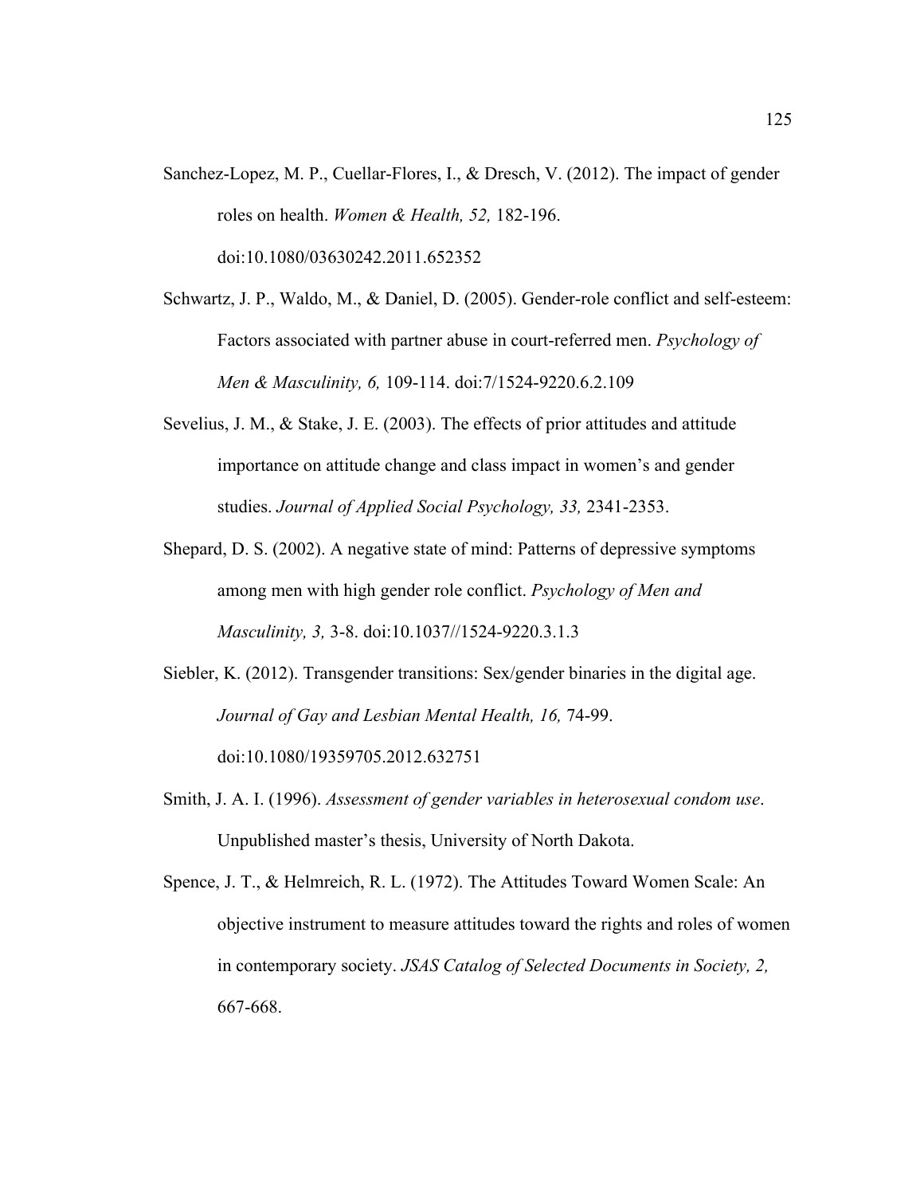Sanchez-Lopez, M. P., Cuellar-Flores, I., & Dresch, V. (2012). The impact of gender roles on health. *Women & Health, 52,* 182-196. doi:10.1080/03630242.2011.652352

Schwartz, J. P., Waldo, M., & Daniel, D. (2005). Gender-role conflict and self-esteem: Factors associated with partner abuse in court-referred men. *Psychology of Men & Masculinity, 6,* 109-114. doi:7/1524-9220.6.2.109

Sevelius, J. M., & Stake, J. E. (2003). The effects of prior attitudes and attitude importance on attitude change and class impact in women's and gender studies. *Journal of Applied Social Psychology, 33,* 2341-2353.

Shepard, D. S. (2002). A negative state of mind: Patterns of depressive symptoms among men with high gender role conflict. *Psychology of Men and Masculinity, 3,* 3-8. doi:10.1037//1524-9220.3.1.3

Siebler, K. (2012). Transgender transitions: Sex/gender binaries in the digital age. *Journal of Gay and Lesbian Mental Health, 16,* 74-99. doi:10.1080/19359705.2012.632751

Smith, J. A. I. (1996). *Assessment of gender variables in heterosexual condom use*. Unpublished master's thesis, University of North Dakota.

Spence, J. T., & Helmreich, R. L. (1972). The Attitudes Toward Women Scale: An objective instrument to measure attitudes toward the rights and roles of women in contemporary society. *JSAS Catalog of Selected Documents in Society, 2,* 667-668.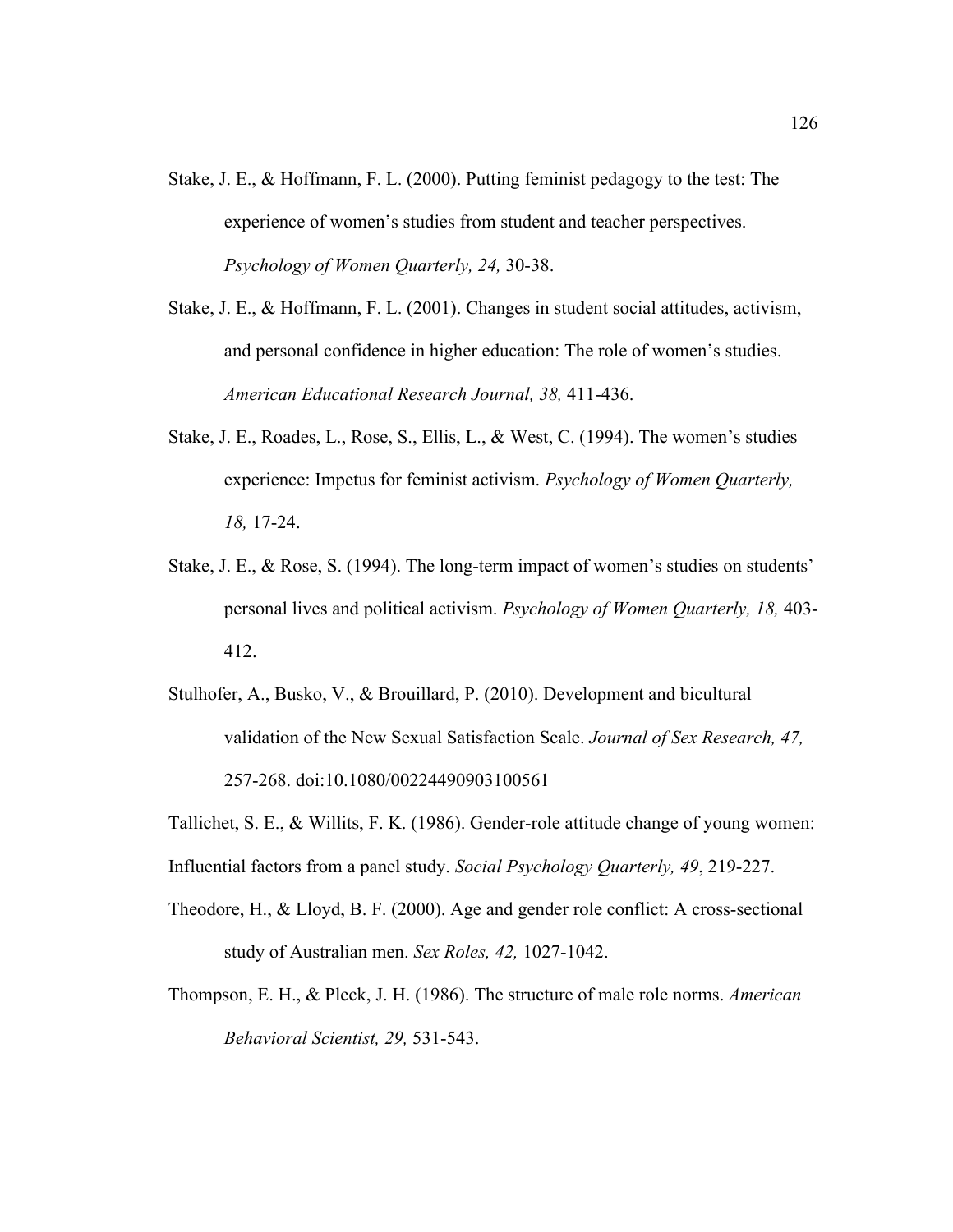Stake, J. E., & Hoffmann, F. L. (2000). Putting feminist pedagogy to the test: The experience of women's studies from student and teacher perspectives. *Psychology of Women Quarterly, 24,* 30-38.

Stake, J. E., & Hoffmann, F. L. (2001). Changes in student social attitudes, activism, and personal confidence in higher education: The role of women's studies. *American Educational Research Journal, 38,* 411-436.

Stake, J. E., Roades, L., Rose, S., Ellis, L., & West, C. (1994). The women's studies experience: Impetus for feminist activism. *Psychology of Women Quarterly, 18,* 17-24.

Stake, J. E., & Rose, S. (1994). The long-term impact of women's studies on students' personal lives and political activism. *Psychology of Women Quarterly, 18,* 403-412.

Stulhofer, A., Busko, V., & Brouillard, P. (2010). Development and bicultural validation of the New Sexual Satisfaction Scale. *Journal of Sex Research, 47,* 257-268. doi:10.1080/00224490903100561

Tallichet, S. E., & Willits, F. K. (1986). Gender-role attitude change of young women: Influential factors from a panel study. *Social Psychology Quarterly, 49*, 219-227.

Theodore, H., & Lloyd, B. F. (2000). Age and gender role conflict: A cross-sectional study of Australian men. *Sex Roles, 42,* 1027-1042.

Thompson, E. H., & Pleck, J. H. (1986). The structure of male role norms. *American Behavioral Scientist, 29,* 531-543.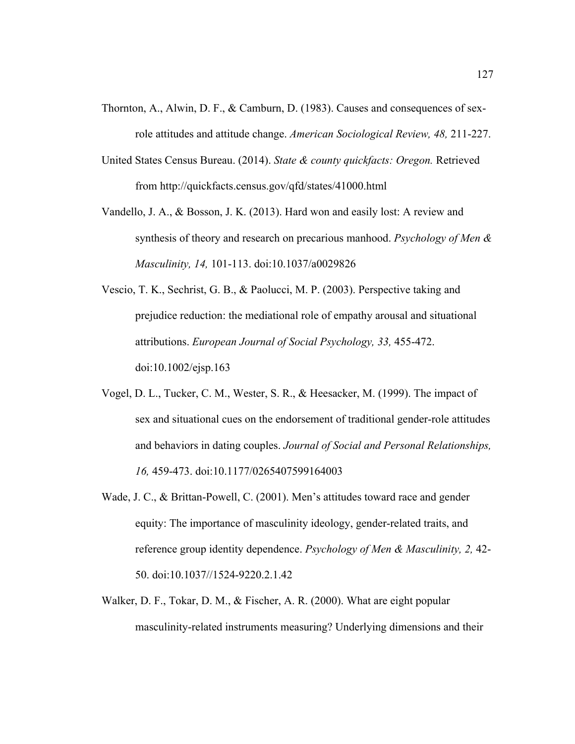Thornton, A., Alwin, D. F., & Camburn, D. (1983). Causes and consequences of sex-role attitudes and attitude change. *American Sociological Review, 48,* 211-227.

United States Census Bureau. (2014). *State & county quickfacts: Oregon.* Retrieved from http://quickfacts.census.gov/qfd/states/41000.html

Vandello, J. A., & Bosson, J. K. (2013). Hard won and easily lost: A review and synthesis of theory and research on precarious manhood. *Psychology of Men & Masculinity, 14,* 101-113. doi:10.1037/a0029826

Vescio, T. K., Sechrist, G. B., & Paolucci, M. P. (2003). Perspective taking and prejudice reduction: the mediational role of empathy arousal and situational attributions. *European Journal of Social Psychology, 33,* 455-472. doi:10.1002/ejsp.163

Vogel, D. L., Tucker, C. M., Wester, S. R., & Heesacker, M. (1999). The impact of sex and situational cues on the endorsement of traditional gender-role attitudes and behaviors in dating couples. *Journal of Social and Personal Relationships, 16,* 459-473. doi:10.1177/0265407599164003

Wade, J. C., & Brittan-Powell, C. (2001). Men's attitudes toward race and gender equity: The importance of masculinity ideology, gender-related traits, and reference group identity dependence. *Psychology of Men & Masculinity, 2,* 42-50. doi:10.1037//1524-9220.2.1.42

Walker, D. F., Tokar, D. M., & Fischer, A. R. (2000). What are eight popular masculinity-related instruments measuring? Underlying dimensions and their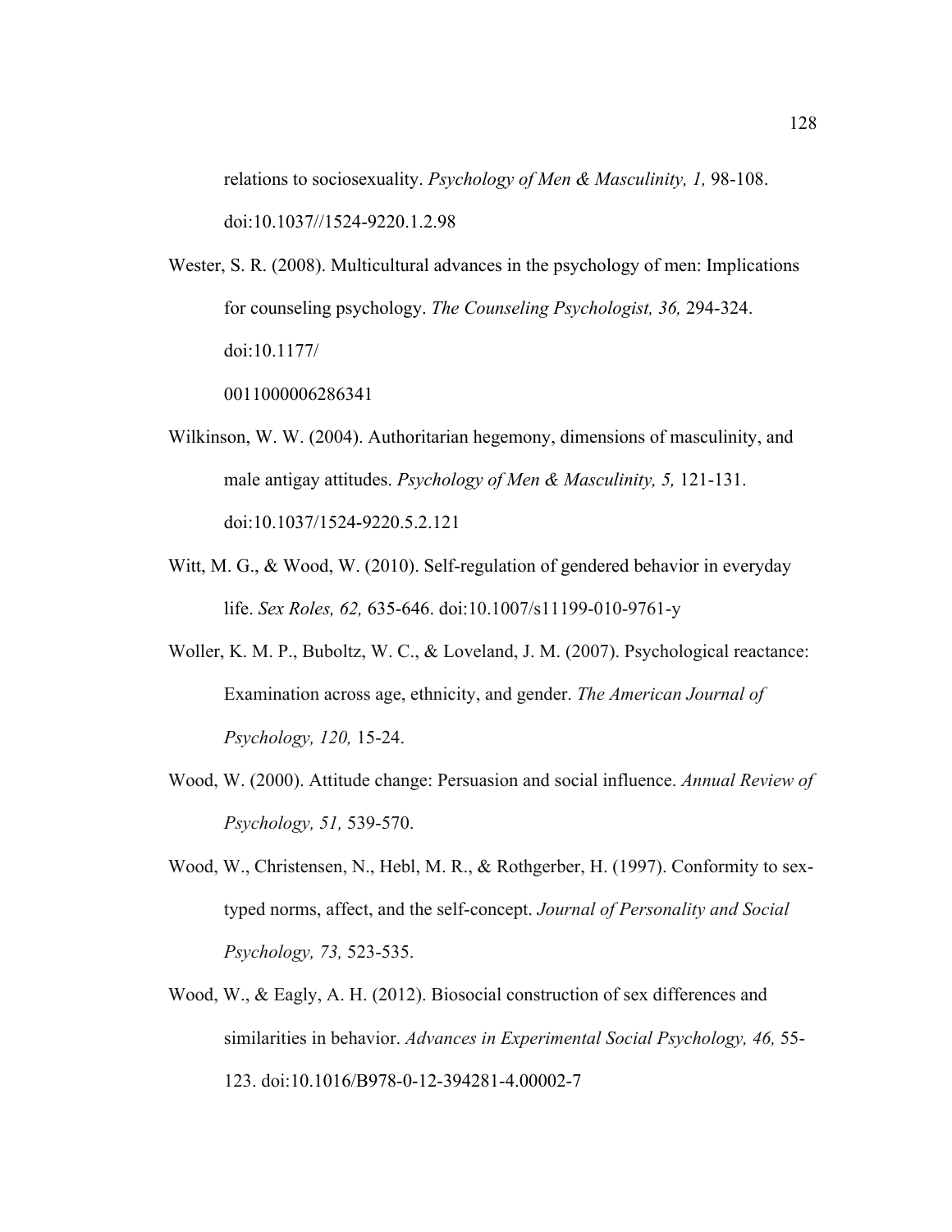relations to sociosexuality. *Psychology of Men & Masculinity, 1,* 98-108. doi:10.1037//1524-9220.1.2.98

Wester, S. R. (2008). Multicultural advances in the psychology of men: Implications for counseling psychology. *The Counseling Psychologist, 36,* 294-324. doi:10.1177/
0011000006286341

Wilkinson, W. W. (2004). Authoritarian hegemony, dimensions of masculinity, and male antigay attitudes. *Psychology of Men & Masculinity, 5,* 121-131. doi:10.1037/1524-9220.5.2.121

Witt, M. G., & Wood, W. (2010). Self-regulation of gendered behavior in everyday life. *Sex Roles, 62,* 635-646. doi:10.1007/s11199-010-9761-y

Woller, K. M. P., Buboltz, W. C., & Loveland, J. M. (2007). Psychological reactance: Examination across age, ethnicity, and gender. *The American Journal of Psychology, 120,* 15-24.

Wood, W. (2000). Attitude change: Persuasion and social influence. *Annual Review of Psychology, 51,* 539-570.

Wood, W., Christensen, N., Hebl, M. R., & Rothgerber, H. (1997). Conformity to sex-typed norms, affect, and the self-concept. *Journal of Personality and Social Psychology, 73,* 523-535.

Wood, W., & Eagly, A. H. (2012). Biosocial construction of sex differences and similarities in behavior. *Advances in Experimental Social Psychology, 46,* 55-123. doi:10.1016/B978-0-12-394281-4.00002-7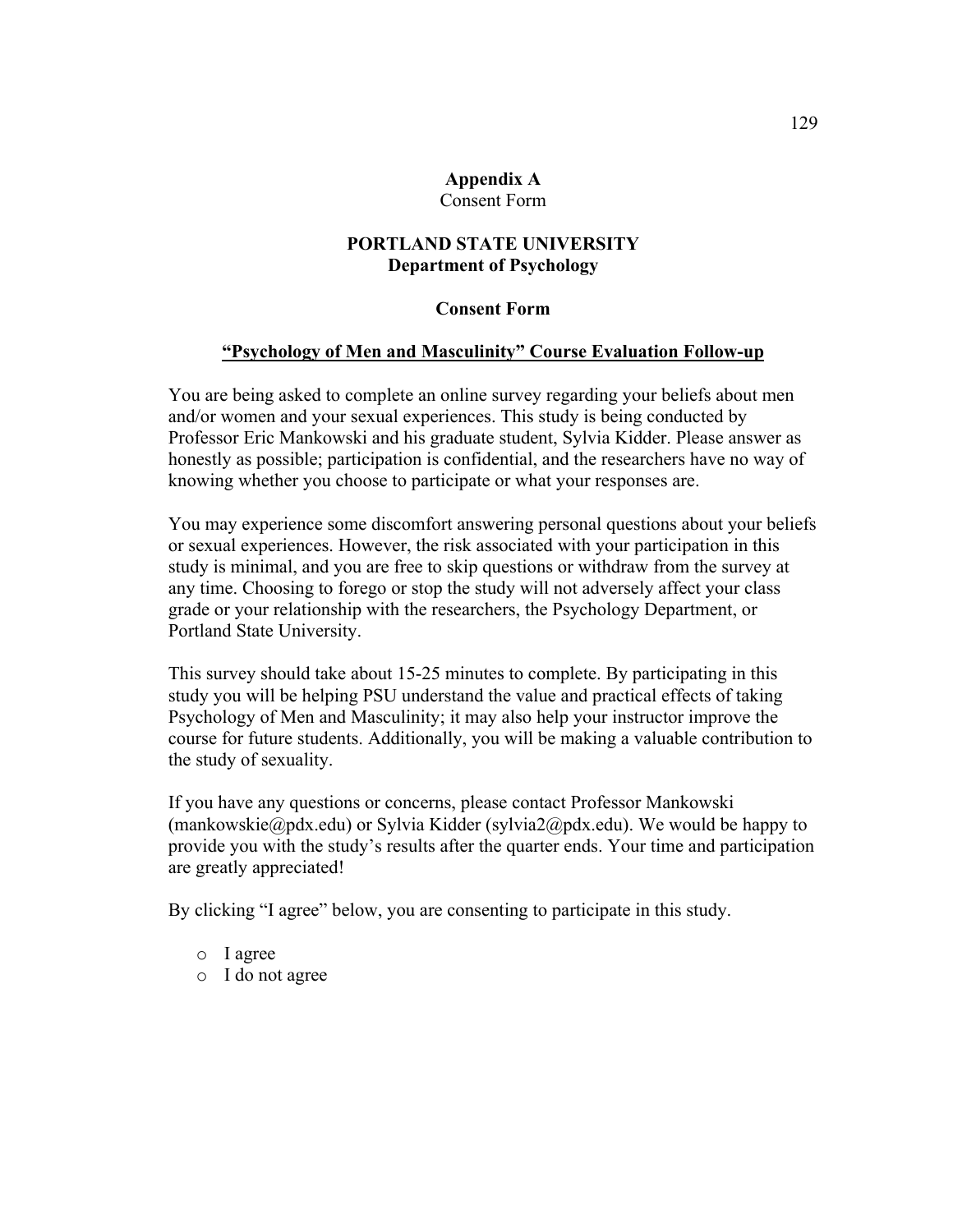# Appendix A
Consent Form

## PORTLAND STATE UNIVERSITY
### Department of Psychology

### Consent Form

**<u>"Psychology of Men and Masculinity" Course Evaluation Follow-up</u>**

You are being asked to complete an online survey regarding your beliefs about men and/or women and your sexual experiences. This study is being conducted by Professor Eric Mankowski and his graduate student, Sylvia Kidder. Please answer as honestly as possible; participation is confidential, and the researchers have no way of knowing whether you choose to participate or what your responses are.

You may experience some discomfort answering personal questions about your beliefs or sexual experiences. However, the risk associated with your participation in this study is minimal, and you are free to skip questions or withdraw from the survey at any time. Choosing to forego or stop the study will not adversely affect your class grade or your relationship with the researchers, the Psychology Department, or Portland State University.

This survey should take about 15-25 minutes to complete. By participating in this study you will be helping PSU understand the value and practical effects of taking Psychology of Men and Masculinity; it may also help your instructor improve the course for future students. Additionally, you will be making a valuable contribution to the study of sexuality.

If you have any questions or concerns, please contact Professor Mankowski (mankowskie@pdx.edu) or Sylvia Kidder (sylvia2@pdx.edu). We would be happy to provide you with the study's results after the quarter ends. Your time and participation are greatly appreciated!

By clicking "I agree" below, you are consenting to participate in this study.

- I agree
- I do not agree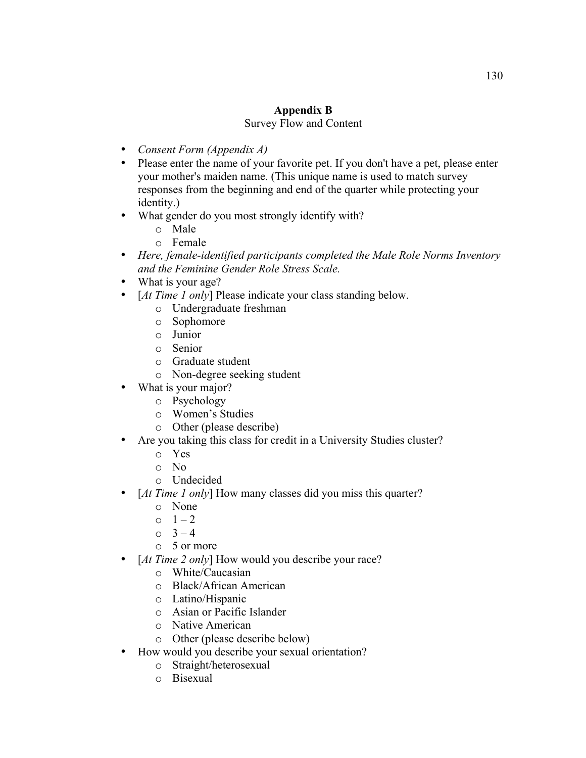## Appendix B

Survey Flow and Content

- *Consent Form (Appendix A)*
- Please enter the name of your favorite pet. If you don't have a pet, please enter your mother's maiden name. (This unique name is used to match survey responses from the beginning and end of the quarter while protecting your identity.)
- What gender do you most strongly identify with?
    - Male
    - Female
- *Here, female-identified participants completed the Male Role Norms Inventory and the Feminine Gender Role Stress Scale.*
- What is your age?
- [*At Time 1 only*] Please indicate your class standing below.
    - Undergraduate freshman
    - Sophomore
    - Junior
    - Senior
    - Graduate student
    - Non-degree seeking student
- What is your major?
    - Psychology
    - Women's Studies
    - Other (please describe)
- Are you taking this class for credit in a University Studies cluster?
    - Yes
    - No
    - Undecided
- [*At Time 1 only*] How many classes did you miss this quarter?
    - None
    - 1 – 2
    - 3 – 4
    - 5 or more
- [*At Time 2 only*] How would you describe your race?
    - White/Caucasian
    - Black/African American
    - Latino/Hispanic
    - Asian or Pacific Islander
    - Native American
    - Other (please describe below)
- How would you describe your sexual orientation?
    - Straight/heterosexual
    - Bisexual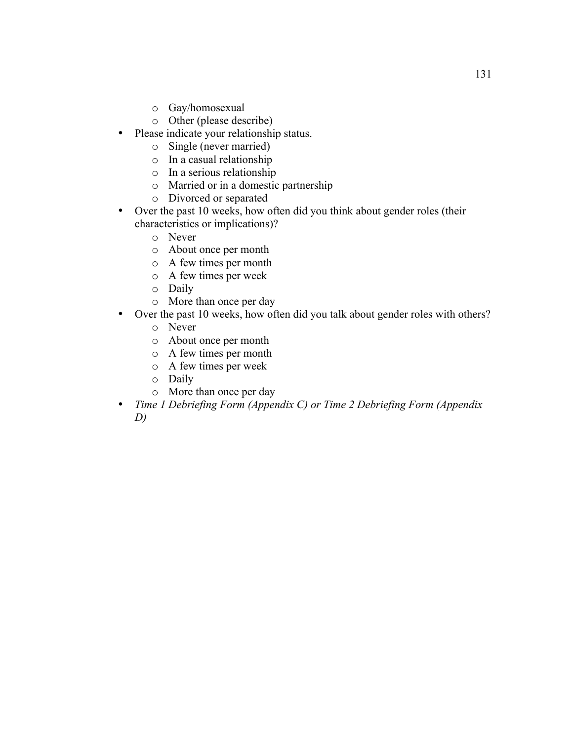- Gay/homosexual
  - Other (please describe)
- Please indicate your relationship status.
  - Single (never married)
  - In a casual relationship
  - In a serious relationship
  - Married or in a domestic partnership
  - Divorced or separated
- Over the past 10 weeks, how often did you think about gender roles (their characteristics or implications)?
  - Never
  - About once per month
  - A few times per month
  - A few times per week
  - Daily
  - More than once per day
- Over the past 10 weeks, how often did you talk about gender roles with others?
  - Never
  - About once per month
  - A few times per month
  - A few times per week
  - Daily
  - More than once per day
- *Time 1 Debriefing Form (Appendix C) or Time 2 Debriefing Form (Appendix D)*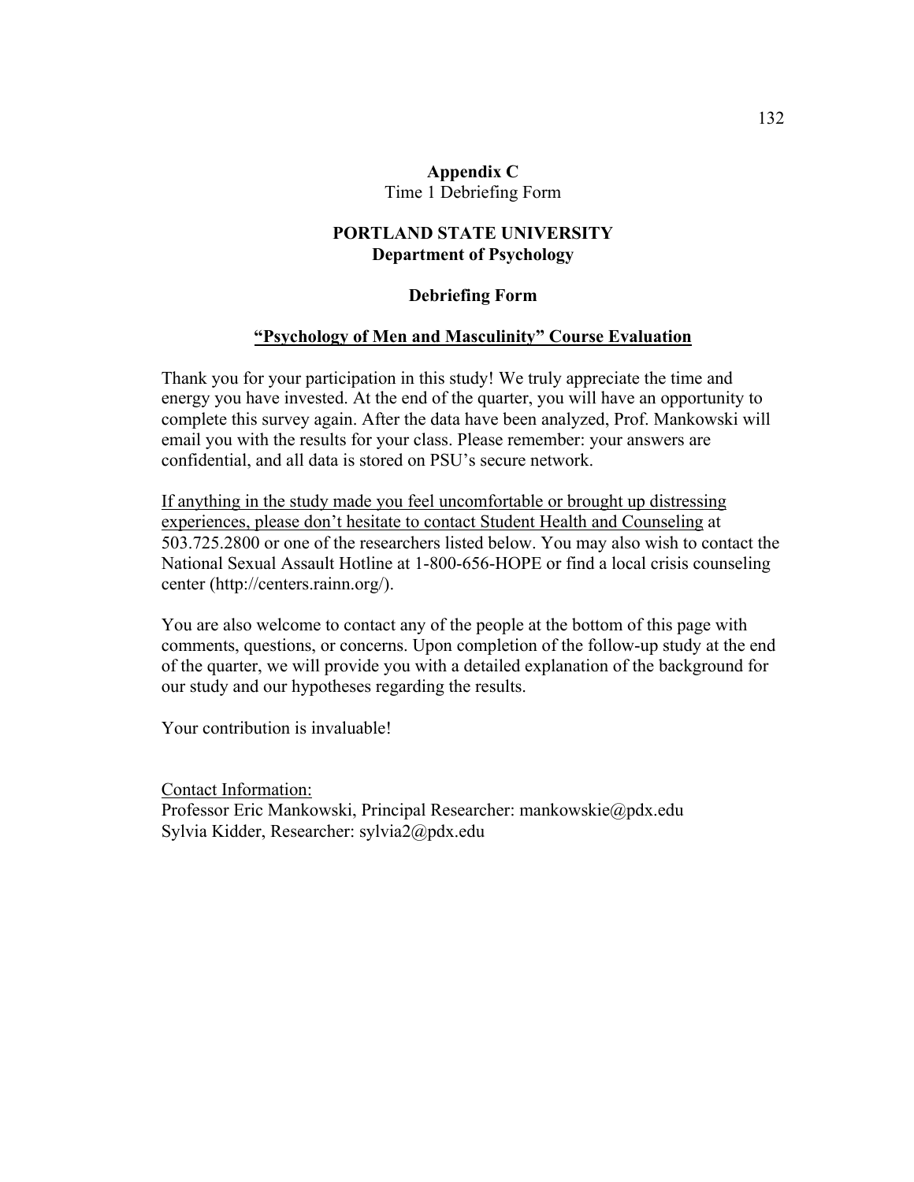# Appendix C

Time 1 Debriefing Form

## PORTLAND STATE UNIVERSITY
## Department of Psychology

### Debriefing Form

### "Psychology of Men and Masculinity" Course Evaluation

Thank you for your participation in this study! We truly appreciate the time and energy you have invested. At the end of the quarter, you will have an opportunity to complete this survey again. After the data have been analyzed, Prof. Mankowski will email you with the results for your class. Please remember: your answers are confidential, and all data is stored on PSU's secure network.

If anything in the study made you feel uncomfortable or brought up distressing experiences, please don't hesitate to contact Student Health and Counseling at 503.725.2800 or one of the researchers listed below. You may also wish to contact the National Sexual Assault Hotline at 1-800-656-HOPE or find a local crisis counseling center (http://centers.rainn.org/).

You are also welcome to contact any of the people at the bottom of this page with comments, questions, or concerns. Upon completion of the follow-up study at the end of the quarter, we will provide you with a detailed explanation of the background for our study and our hypotheses regarding the results.

Your contribution is invaluable!

Contact Information:
Professor Eric Mankowski, Principal Researcher: mankowskie@pdx.edu
Sylvia Kidder, Researcher: sylvia2@pdx.edu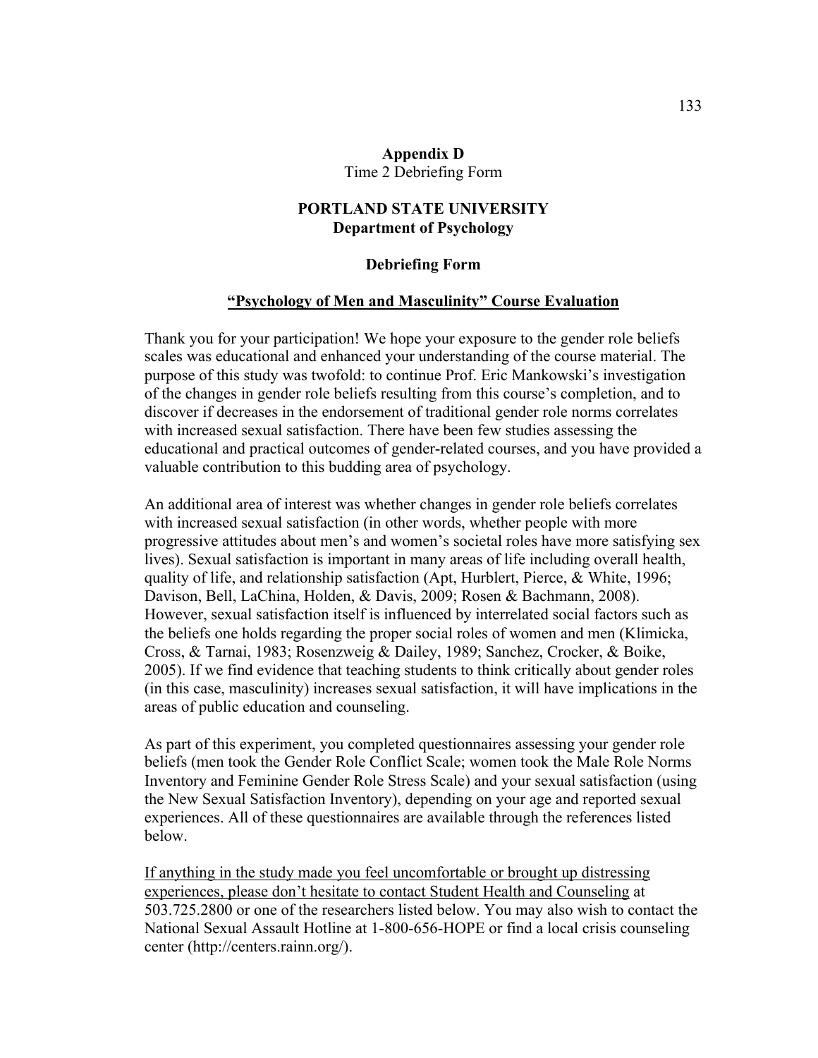## Appendix D

Time 2 Debriefing Form

### PORTLAND STATE UNIVERSITY
### Department of Psychology

### Debriefing Form

### "Psychology of Men and Masculinity" Course Evaluation

Thank you for your participation! We hope your exposure to the gender role beliefs scales was educational and enhanced your understanding of the course material. The purpose of this study was twofold: to continue Prof. Eric Mankowski's investigation of the changes in gender role beliefs resulting from this course's completion, and to discover if decreases in the endorsement of traditional gender role norms correlates with increased sexual satisfaction. There have been few studies assessing the educational and practical outcomes of gender-related courses, and you have provided a valuable contribution to this budding area of psychology.

An additional area of interest was whether changes in gender role beliefs correlates with increased sexual satisfaction (in other words, whether people with more progressive attitudes about men's and women's societal roles have more satisfying sex lives). Sexual satisfaction is important in many areas of life including overall health, quality of life, and relationship satisfaction (Apt, Hurblert, Pierce, & White, 1996; Davison, Bell, LaChina, Holden, & Davis, 2009; Rosen & Bachmann, 2008). However, sexual satisfaction itself is influenced by interrelated social factors such as the beliefs one holds regarding the proper social roles of women and men (Klimicka, Cross, & Tarnai, 1983; Rosenzweig & Dailey, 1989; Sanchez, Crocker, & Boike, 2005). If we find evidence that teaching students to think critically about gender roles (in this case, masculinity) increases sexual satisfaction, it will have implications in the areas of public education and counseling.

As part of this experiment, you completed questionnaires assessing your gender role beliefs (men took the Gender Role Conflict Scale; women took the Male Role Norms Inventory and Feminine Gender Role Stress Scale) and your sexual satisfaction (using the New Sexual Satisfaction Inventory), depending on your age and reported sexual experiences. All of these questionnaires are available through the references listed below.

<u>If anything in the study made you feel uncomfortable or brought up distressing experiences, please don't hesitate to contact Student Health and Counseling</u> at 503.725.2800 or one of the researchers listed below. You may also wish to contact the National Sexual Assault Hotline at 1-800-656-HOPE or find a local crisis counseling center (http://centers.rainn.org/).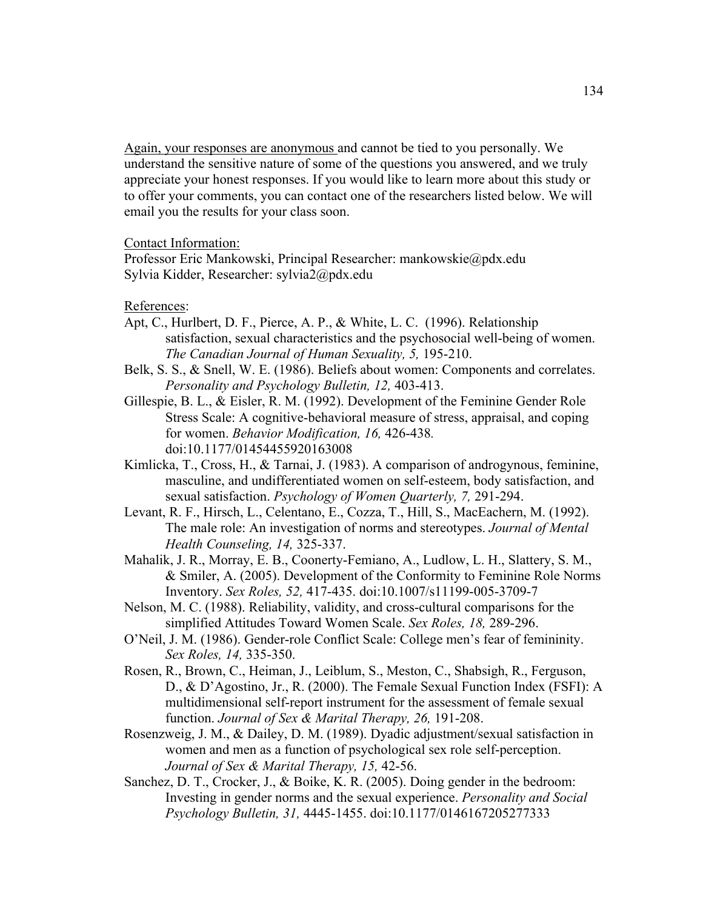Again, your responses are anonymous and cannot be tied to you personally. We understand the sensitive nature of some of the questions you answered, and we truly appreciate your honest responses. If you would like to learn more about this study or to offer your comments, you can contact one of the researchers listed below. We will email you the results for your class soon.

Contact Information:
Professor Eric Mankowski, Principal Researcher: mankowskie@pdx.edu
Sylvia Kidder, Researcher: sylvia2@pdx.edu

References:

Apt, C., Hurlbert, D. F., Pierce, A. P., & White, L. C. (1996). Relationship satisfaction, sexual characteristics and the psychosocial well-being of women. *The Canadian Journal of Human Sexuality, 5,* 195-210.

Belk, S. S., & Snell, W. E. (1986). Beliefs about women: Components and correlates. *Personality and Psychology Bulletin, 12,* 403-413.

Gillespie, B. L., & Eisler, R. M. (1992). Development of the Feminine Gender Role Stress Scale: A cognitive-behavioral measure of stress, appraisal, and coping for women. *Behavior Modification, 16,* 426-438. doi:10.1177/01454455920163008

Kimlicka, T., Cross, H., & Tarnai, J. (1983). A comparison of androgynous, feminine, masculine, and undifferentiated women on self-esteem, body satisfaction, and sexual satisfaction. *Psychology of Women Quarterly, 7,* 291-294.

Levant, R. F., Hirsch, L., Celentano, E., Cozza, T., Hill, S., MacEachern, M. (1992). The male role: An investigation of norms and stereotypes. *Journal of Mental Health Counseling, 14,* 325-337.

Mahalik, J. R., Morray, E. B., Coonerty-Femiano, A., Ludlow, L. H., Slattery, S. M., & Smiler, A. (2005). Development of the Conformity to Feminine Role Norms Inventory. *Sex Roles, 52,* 417-435. doi:10.1007/s11199-005-3709-7

Nelson, M. C. (1988). Reliability, validity, and cross-cultural comparisons for the simplified Attitudes Toward Women Scale. *Sex Roles, 18,* 289-296.

O'Neil, J. M. (1986). Gender-role Conflict Scale: College men's fear of femininity. *Sex Roles, 14,* 335-350.

Rosen, R., Brown, C., Heiman, J., Leiblum, S., Meston, C., Shabsigh, R., Ferguson, D., & D'Agostino, Jr., R. (2000). The Female Sexual Function Index (FSFI): A multidimensional self-report instrument for the assessment of female sexual function. *Journal of Sex & Marital Therapy, 26,* 191-208.

Rosenzweig, J. M., & Dailey, D. M. (1989). Dyadic adjustment/sexual satisfaction in women and men as a function of psychological sex role self-perception. *Journal of Sex & Marital Therapy, 15,* 42-56.

Sanchez, D. T., Crocker, J., & Boike, K. R. (2005). Doing gender in the bedroom: Investing in gender norms and the sexual experience. *Personality and Social Psychology Bulletin, 31,* 4445-1455. doi:10.1177/0146167205277333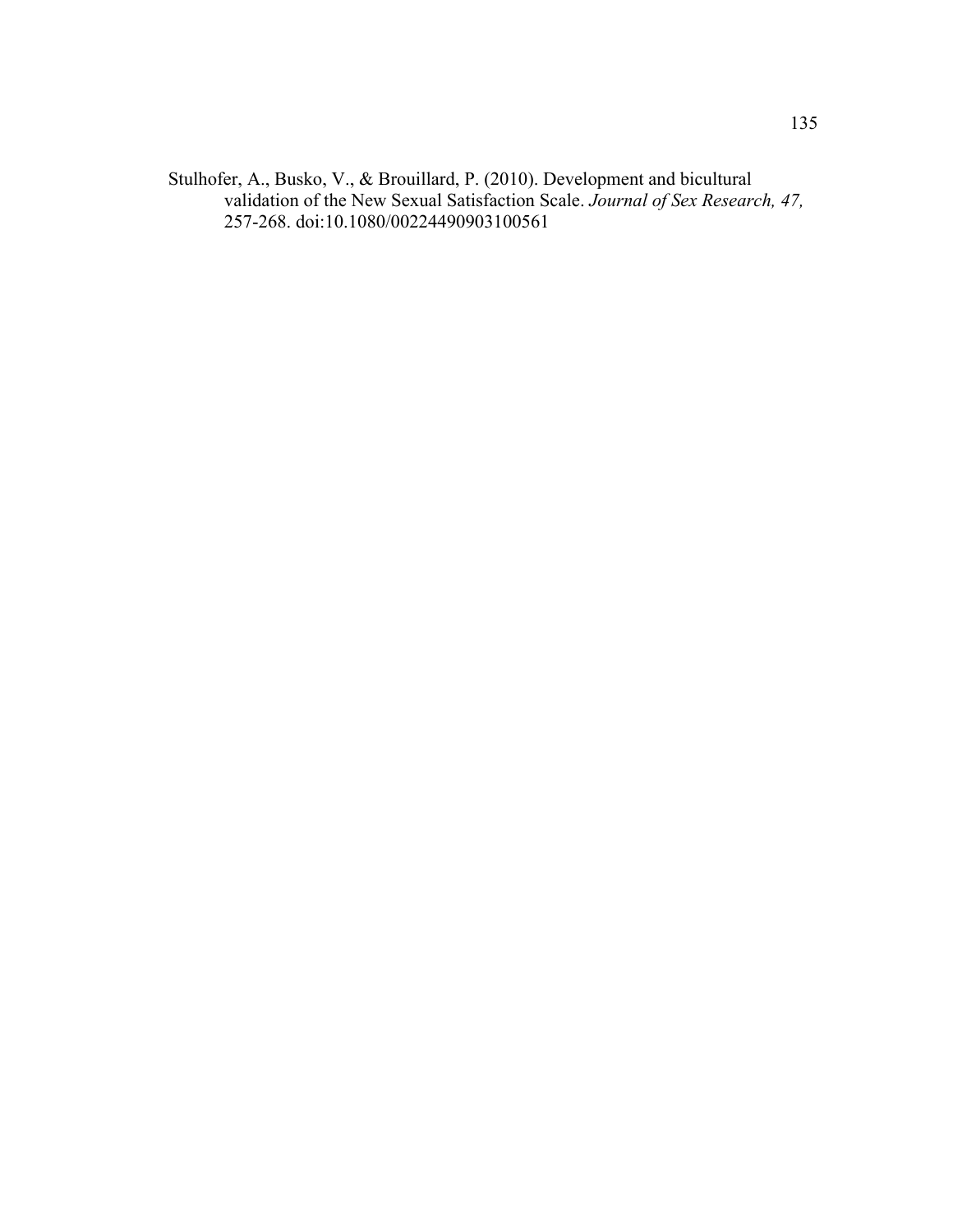Stulhofer, A., Busko, V., & Brouillard, P. (2010). Development and bicultural validation of the New Sexual Satisfaction Scale. *Journal of Sex Research, 47,* 257-268. doi:10.1080/00224490903100561